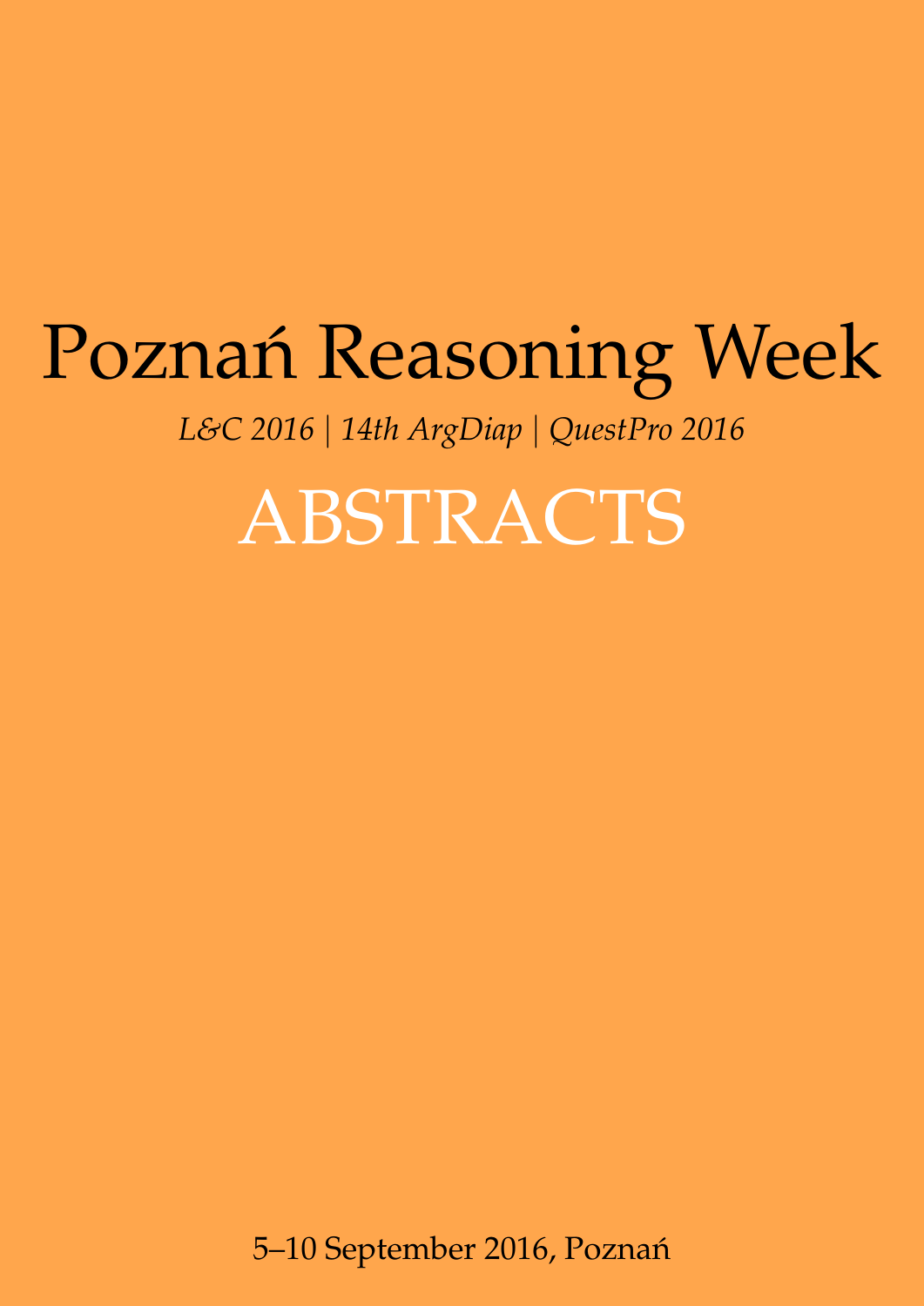# Poznań Reasoning Week

*L&C 2016 | 14th ArgDiap | QuestPro 2016*

# ABSTRACTS

5–10 September 2016, Poznań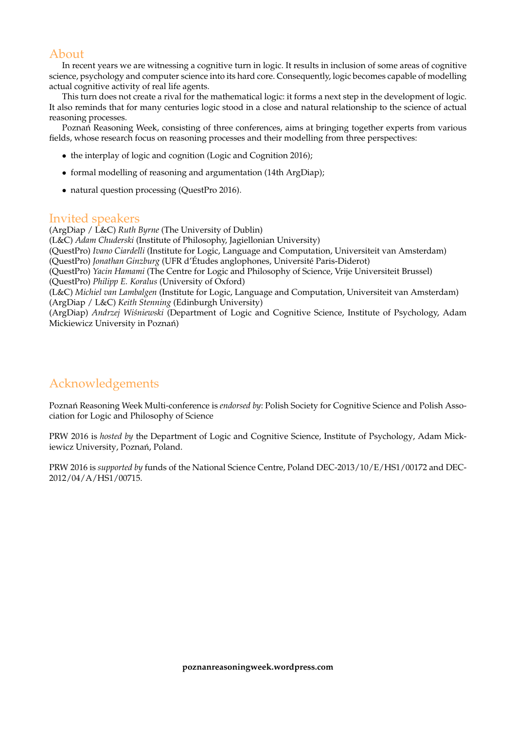## About

In recent years we are witnessing a cognitive turn in logic. It results in inclusion of some areas of cognitive science, psychology and computer science into its hard core. Consequently, logic becomes capable of modelling actual cognitive activity of real life agents.

This turn does not create a rival for the mathematical logic: it forms a next step in the development of logic. It also reminds that for many centuries logic stood in a close and natural relationship to the science of actual reasoning processes.

Poznań Reasoning Week, consisting of three conferences, aims at bringing together experts from various fields, whose research focus on reasoning processes and their modelling from three perspectives:

- the interplay of logic and cognition (Logic and Cognition 2016);
- formal modelling of reasoning and argumentation (14th ArgDiap);
- natural question processing (QuestPro 2016).

## Invited speakers

(ArgDiap / L&C) *Ruth Byrne* (The University of Dublin)
(L&C) *Adam Chuderski* (Institute of Philosophy, Jagiellonian University)
(QuestPro) *Ivano Ciardelli* (Institute for Logic, Language and Computation, Universiteit van Amsterdam)
(QuestPro) *Jonathan Ginzburg* (UFR d'Études anglophones, Université Paris-Diderot)
(QuestPro) *Yacin Hamami* (The Centre for Logic and Philosophy of Science, Vrije Universiteit Brussel)
(QuestPro) *Philipp E. Koralus* (University of Oxford)
(L&C) *Michiel van Lambalgen* (Institute for Logic, Language and Computation, Universiteit van Amsterdam)
(ArgDiap / L&C) *Keith Stenning* (Edinburgh University)
(ArgDiap) *Andrzej Wiśniewski* (Department of Logic and Cognitive Science, Institute of Psychology, Adam Mickiewicz University in Poznań)

## Acknowledgements

Poznań Reasoning Week Multi-conference is *endorsed by*: Polish Society for Cognitive Science and Polish Association for Logic and Philosophy of Science

PRW 2016 is *hosted by* the Department of Logic and Cognitive Science, Institute of Psychology, Adam Mickiewicz University, Poznań, Poland.

PRW 2016 is *supported by* funds of the National Science Centre, Poland DEC-2013/10/E/HS1/00172 and DEC-2012/04/A/HS1/00715.

**poznanreasoningweek.wordpress.com**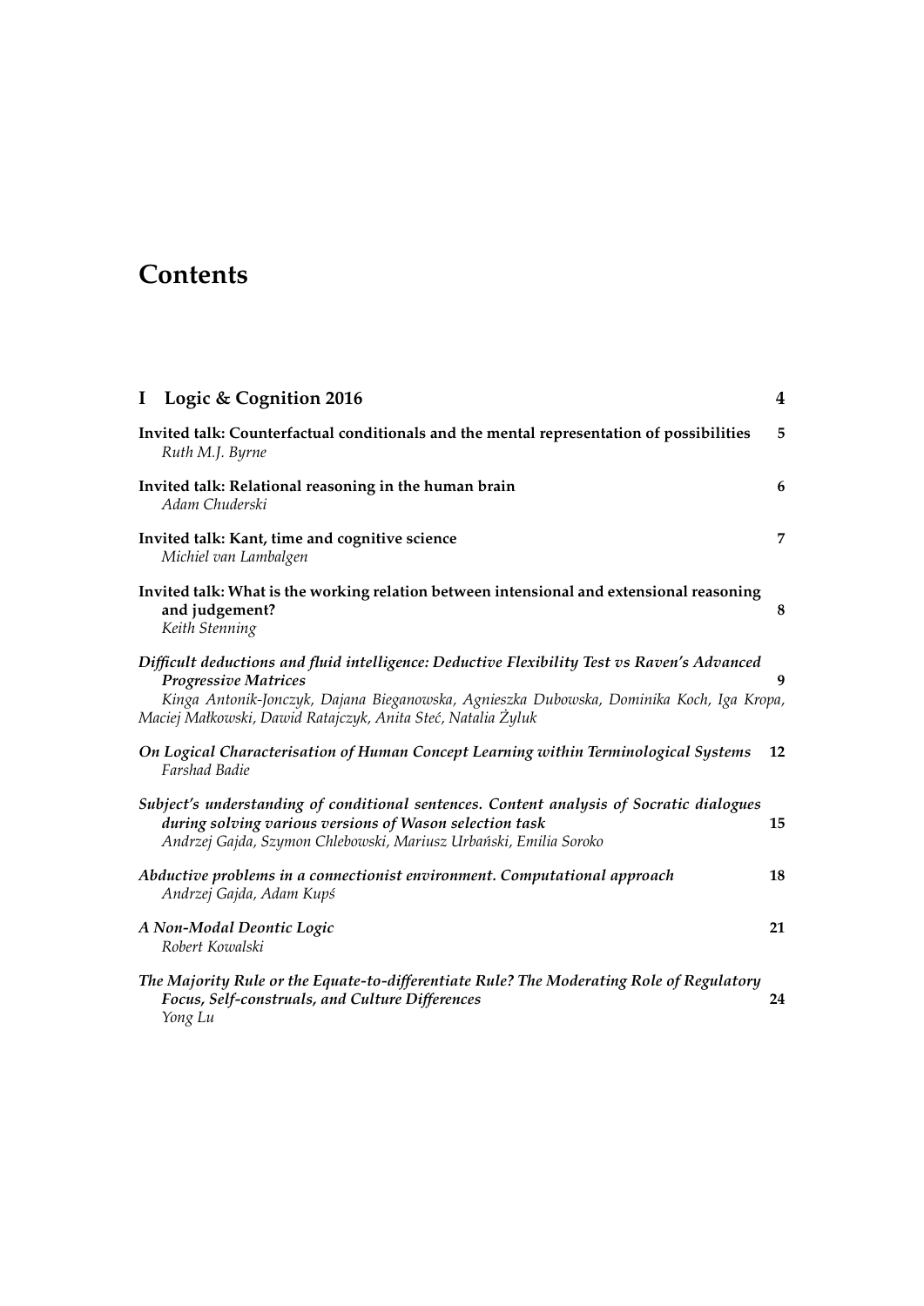# Contents

**I Logic & Cognition 2016** **4**

**Invited talk: Counterfactual conditionals and the mental representation of possibilities** **5**
*Ruth M.J. Byrne*

**Invited talk: Relational reasoning in the human brain** **6**
*Adam Chuderski*

**Invited talk: Kant, time and cognitive science** **7**
*Michiel van Lambalgen*

**Invited talk: What is the working relation between intensional and extensional reasoning and judgement?** **8**
*Keith Stenning*

***Difficult deductions and fluid intelligence: Deductive Flexibility Test vs Raven's Advanced Progressive Matrices*** **9**
*Kinga Antonik-Jonczyk, Dajana Bieganowska, Agnieszka Dubowska, Dominika Koch, Iga Kropa, Maciej Małkowski, Dawid Ratajczyk, Anita Steć, Natalia Żyluk*

***On Logical Characterisation of Human Concept Learning within Terminological Systems*** **12**
*Farshad Badie*

***Subject's understanding of conditional sentences. Content analysis of Socratic dialogues during solving various versions of Wason selection task*** **15**
*Andrzej Gajda, Szymon Chlebowski, Mariusz Urbański, Emilia Soroko*

***Abductive problems in a connectionist environment. Computational approach*** **18**
*Andrzej Gajda, Adam Kupś*

***A Non-Modal Deontic Logic*** **21**
*Robert Kowalski*

***The Majority Rule or the Equate-to-differentiate Rule? The Moderating Role of Regulatory Focus, Self-construals, and Culture Differences*** **24**
*Yong Lu*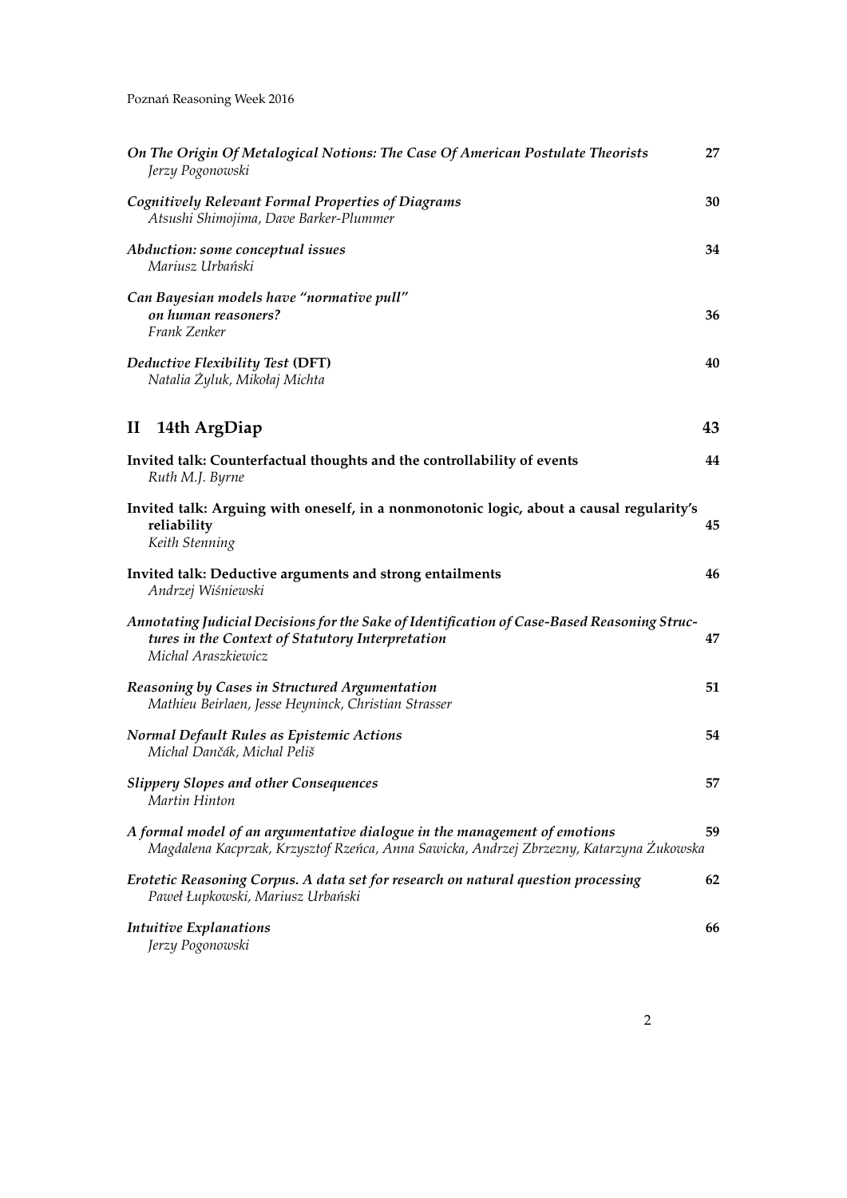*On The Origin Of Metalogical Notions: The Case Of American Postulate Theorists* **27**
*Jerzy Pogonowski*

*Cognitively Relevant Formal Properties of Diagrams* **30**
*Atsushi Shimojima, Dave Barker-Plummer*

*Abduction: some conceptual issues* **34**
*Mariusz Urbański*

*Can Bayesian models have "normative pull" on human reasoners?* **36**
*Frank Zenker*

*Deductive Flexibility Test* **(DFT)** **40**
*Natalia Żyluk, Mikołaj Michta*

## II 14th ArgDiap **43**

**Invited talk: Counterfactual thoughts and the controllability of events** **44**
*Ruth M.J. Byrne*

**Invited talk: Arguing with oneself, in a nonmonotonic logic, about a causal regularity's reliability** **45**
*Keith Stenning*

**Invited talk: Deductive arguments and strong entailments** **46**
*Andrzej Wiśniewski*

*Annotating Judicial Decisions for the Sake of Identification of Case-Based Reasoning Structures in the Context of Statutory Interpretation* **47**
*Michal Araszkiewicz*

*Reasoning by Cases in Structured Argumentation* **51**
*Mathieu Beirlaen, Jesse Heyninck, Christian Strasser*

*Normal Default Rules as Epistemic Actions* **54**
*Michal Dančák, Michal Peliš*

*Slippery Slopes and other Consequences* **57**
*Martin Hinton*

*A formal model of an argumentative dialogue in the management of emotions* **59**
*Magdalena Kacprzak, Krzysztof Rzeńca, Anna Sawicka, Andrzej Zbrzezny, Katarzyna Żukowska*

*Erotetic Reasoning Corpus. A data set for research on natural question processing* **62**
*Paweł Łupkowski, Mariusz Urbański*

*Intuitive Explanations* **66**
*Jerzy Pogonowski*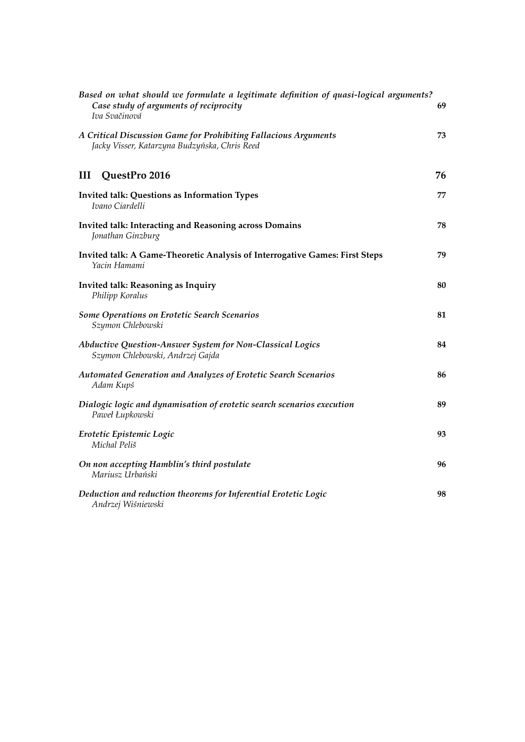*Based on what should we formulate a legitimate definition of quasi-logical arguments? Case study of arguments of reciprocity* — 69
*Iva Svačinová*

*A Critical Discussion Game for Prohibiting Fallacious Arguments* — 73
*Jacky Visser, Katarzyna Budzyńska, Chris Reed*

## III QuestPro 2016 — 76

**Invited talk: Questions as Information Types** — 77
*Ivano Ciardelli*

**Invited talk: Interacting and Reasoning across Domains** — 78
*Jonathan Ginzburg*

**Invited talk: A Game-Theoretic Analysis of Interrogative Games: First Steps** — 79
*Yacin Hamami*

**Invited talk: Reasoning as Inquiry** — 80
*Philipp Koralus*

*Some Operations on Erotetic Search Scenarios* — 81
*Szymon Chlebowski*

*Abductive Question-Answer System for Non-Classical Logics* — 84
*Szymon Chlebowski, Andrzej Gajda*

*Automated Generation and Analyzes of Erotetic Search Scenarios* — 86
*Adam Kupś*

*Dialogic logic and dynamisation of erotetic search scenarios execution* — 89
*Paweł Łupkowski*

*Erotetic Epistemic Logic* — 93
*Michal Peliš*

*On non accepting Hamblin's third postulate* — 96
*Mariusz Urbański*

*Deduction and reduction theorems for Inferential Erotetic Logic* — 98
*Andrzej Wiśniewski*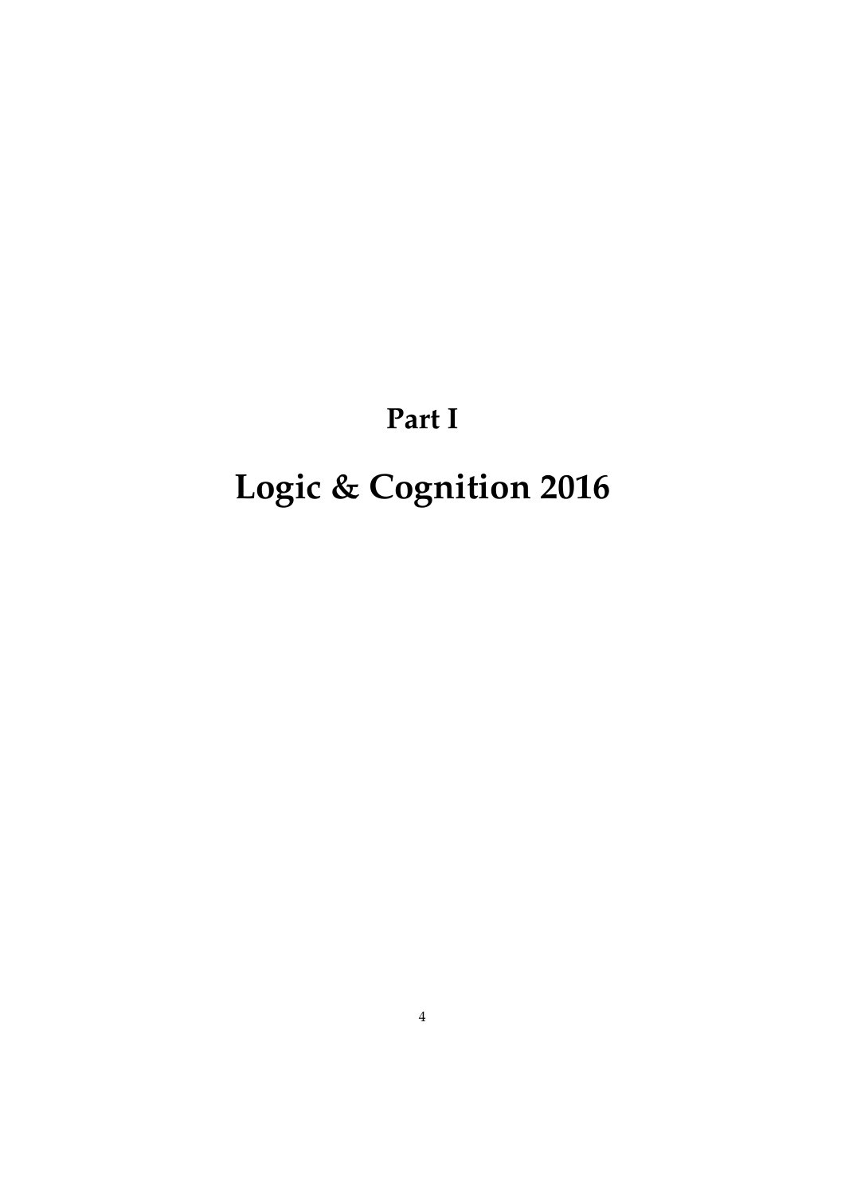# Part I

# Logic & Cognition 2016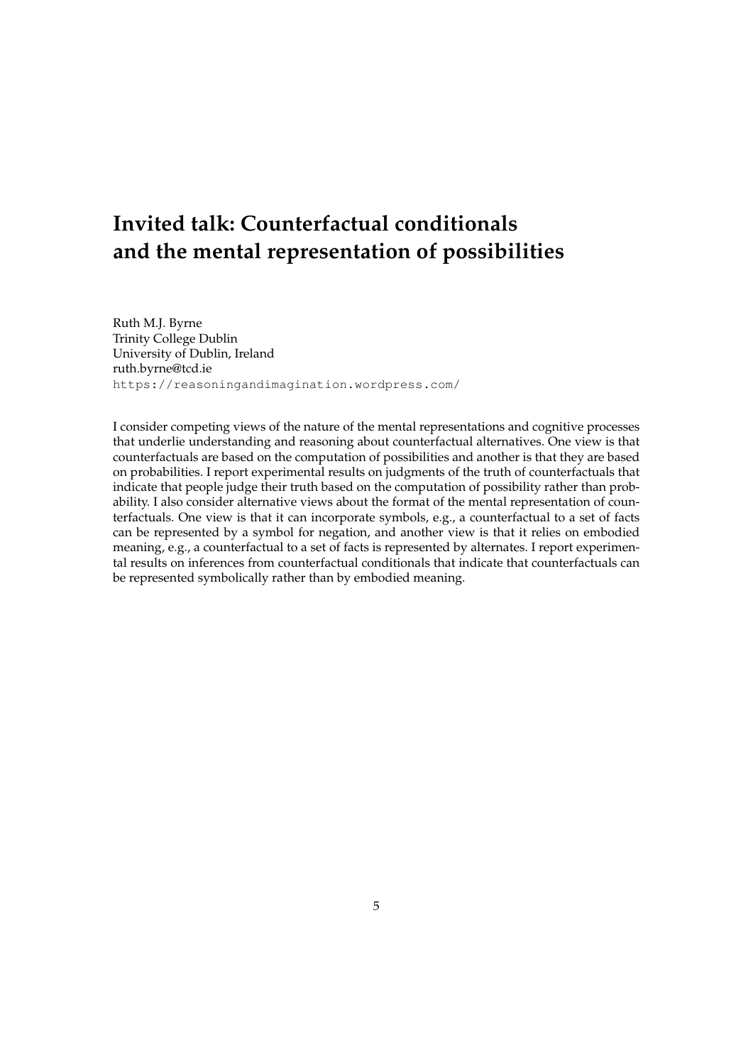# Invited talk: Counterfactual conditionals and the mental representation of possibilities

Ruth M.J. Byrne
Trinity College Dublin
University of Dublin, Ireland
ruth.byrne@tcd.ie
https://reasoningandimagination.wordpress.com/

I consider competing views of the nature of the mental representations and cognitive processes that underlie understanding and reasoning about counterfactual alternatives. One view is that counterfactuals are based on the computation of possibilities and another is that they are based on probabilities. I report experimental results on judgments of the truth of counterfactuals that indicate that people judge their truth based on the computation of possibility rather than probability. I also consider alternative views about the format of the mental representation of counterfactuals. One view is that it can incorporate symbols, e.g., a counterfactual to a set of facts can be represented by a symbol for negation, and another view is that it relies on embodied meaning, e.g., a counterfactual to a set of facts is represented by alternates. I report experimental results on inferences from counterfactual conditionals that indicate that counterfactuals can be represented symbolically rather than by embodied meaning.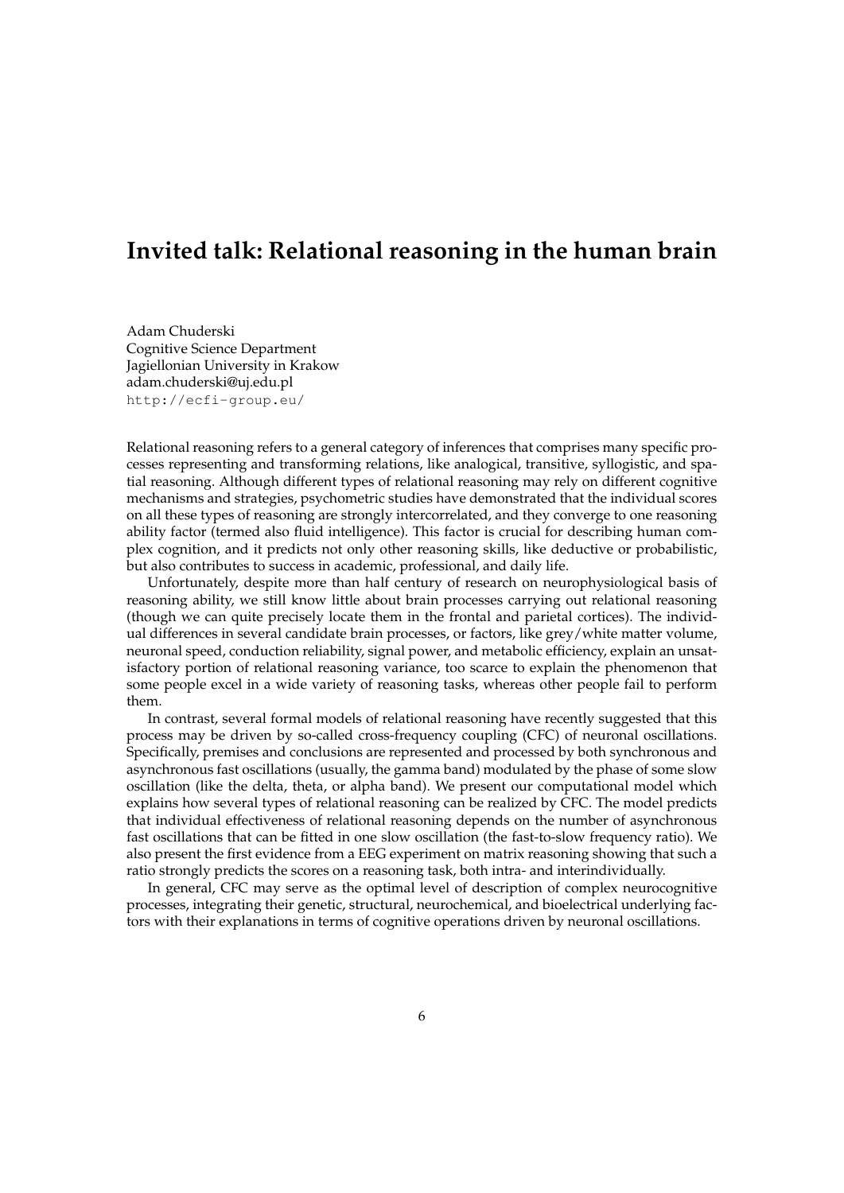# Invited talk: Relational reasoning in the human brain

Adam Chuderski
Cognitive Science Department
Jagiellonian University in Krakow
adam.chuderski@uj.edu.pl
http://ecfi-group.eu/

Relational reasoning refers to a general category of inferences that comprises many specific processes representing and transforming relations, like analogical, transitive, syllogistic, and spatial reasoning. Although different types of relational reasoning may rely on different cognitive mechanisms and strategies, psychometric studies have demonstrated that the individual scores on all these types of reasoning are strongly intercorrelated, and they converge to one reasoning ability factor (termed also fluid intelligence). This factor is crucial for describing human complex cognition, and it predicts not only other reasoning skills, like deductive or probabilistic, but also contributes to success in academic, professional, and daily life.

Unfortunately, despite more than half century of research on neurophysiological basis of reasoning ability, we still know little about brain processes carrying out relational reasoning (though we can quite precisely locate them in the frontal and parietal cortices). The individual differences in several candidate brain processes, or factors, like grey/white matter volume, neuronal speed, conduction reliability, signal power, and metabolic efficiency, explain an unsatisfactory portion of relational reasoning variance, too scarce to explain the phenomenon that some people excel in a wide variety of reasoning tasks, whereas other people fail to perform them.

In contrast, several formal models of relational reasoning have recently suggested that this process may be driven by so-called cross-frequency coupling (CFC) of neuronal oscillations. Specifically, premises and conclusions are represented and processed by both synchronous and asynchronous fast oscillations (usually, the gamma band) modulated by the phase of some slow oscillation (like the delta, theta, or alpha band). We present our computational model which explains how several types of relational reasoning can be realized by CFC. The model predicts that individual effectiveness of relational reasoning depends on the number of asynchronous fast oscillations that can be fitted in one slow oscillation (the fast-to-slow frequency ratio). We also present the first evidence from a EEG experiment on matrix reasoning showing that such a ratio strongly predicts the scores on a reasoning task, both intra- and interindividually.

In general, CFC may serve as the optimal level of description of complex neurocognitive processes, integrating their genetic, structural, neurochemical, and bioelectrical underlying factors with their explanations in terms of cognitive operations driven by neuronal oscillations.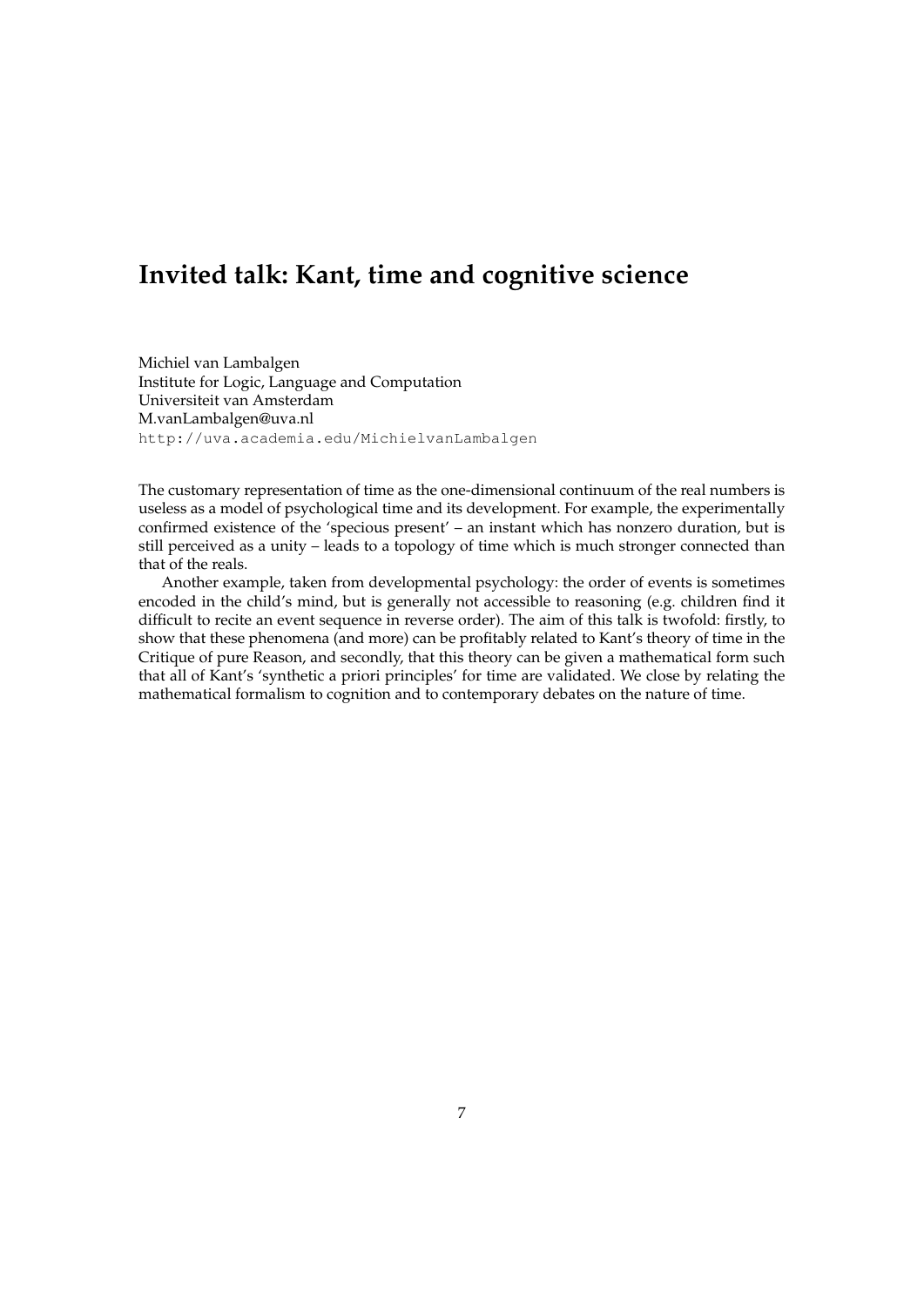# Invited talk: Kant, time and cognitive science

Michiel van Lambalgen
Institute for Logic, Language and Computation
Universiteit van Amsterdam
M.vanLambalgen@uva.nl
http://uva.academia.edu/MichielvanLambalgen

The customary representation of time as the one-dimensional continuum of the real numbers is useless as a model of psychological time and its development. For example, the experimentally confirmed existence of the 'specious present' – an instant which has nonzero duration, but is still perceived as a unity – leads to a topology of time which is much stronger connected than that of the reals.

Another example, taken from developmental psychology: the order of events is sometimes encoded in the child's mind, but is generally not accessible to reasoning (e.g. children find it difficult to recite an event sequence in reverse order). The aim of this talk is twofold: firstly, to show that these phenomena (and more) can be profitably related to Kant's theory of time in the Critique of pure Reason, and secondly, that this theory can be given a mathematical form such that all of Kant's 'synthetic a priori principles' for time are validated. We close by relating the mathematical formalism to cognition and to contemporary debates on the nature of time.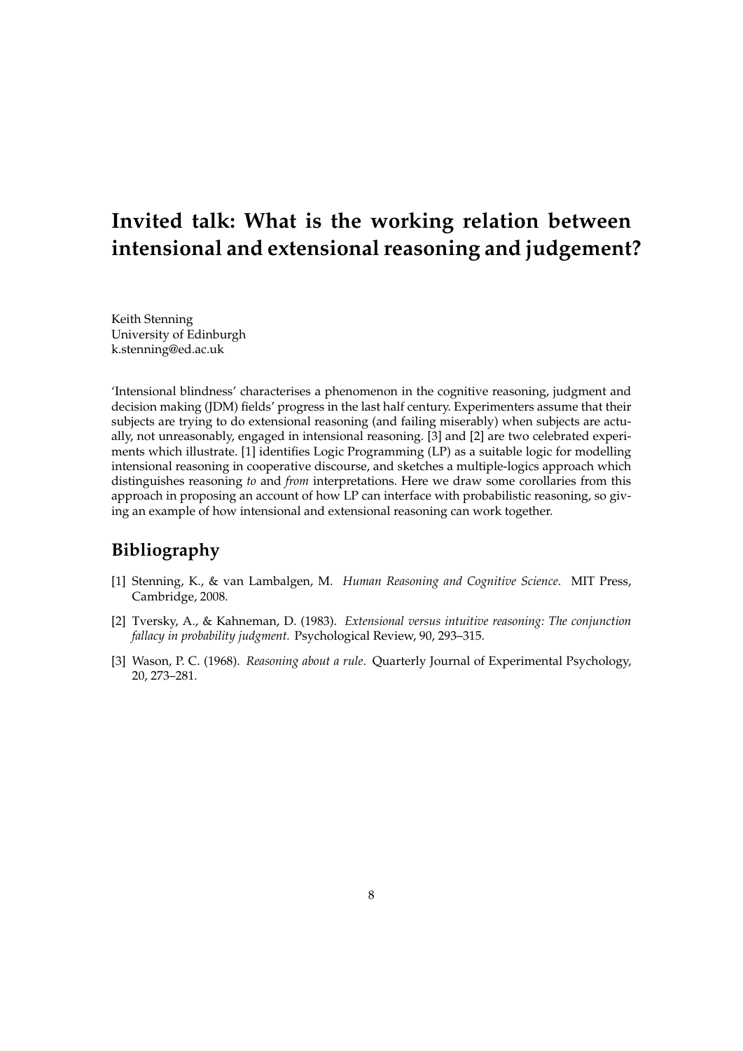# Invited talk: What is the working relation between intensional and extensional reasoning and judgement?

Keith Stenning
University of Edinburgh
k.stenning@ed.ac.uk

'Intensional blindness' characterises a phenomenon in the cognitive reasoning, judgment and decision making (JDM) fields' progress in the last half century. Experimenters assume that their subjects are trying to do extensional reasoning (and failing miserably) when subjects are actually, not unreasonably, engaged in intensional reasoning. [3] and [2] are two celebrated experiments which illustrate. [1] identifies Logic Programming (LP) as a suitable logic for modelling intensional reasoning in cooperative discourse, and sketches a multiple-logics approach which distinguishes reasoning *to* and *from* interpretations. Here we draw some corollaries from this approach in proposing an account of how LP can interface with probabilistic reasoning, so giving an example of how intensional and extensional reasoning can work together.

## Bibliography

[1] Stenning, K., & van Lambalgen, M. *Human Reasoning and Cognitive Science*. MIT Press, Cambridge, 2008.

[2] Tversky, A., & Kahneman, D. (1983). *Extensional versus intuitive reasoning: The conjunction fallacy in probability judgment.* Psychological Review, 90, 293–315.

[3] Wason, P. C. (1968). *Reasoning about a rule*. Quarterly Journal of Experimental Psychology, 20, 273–281.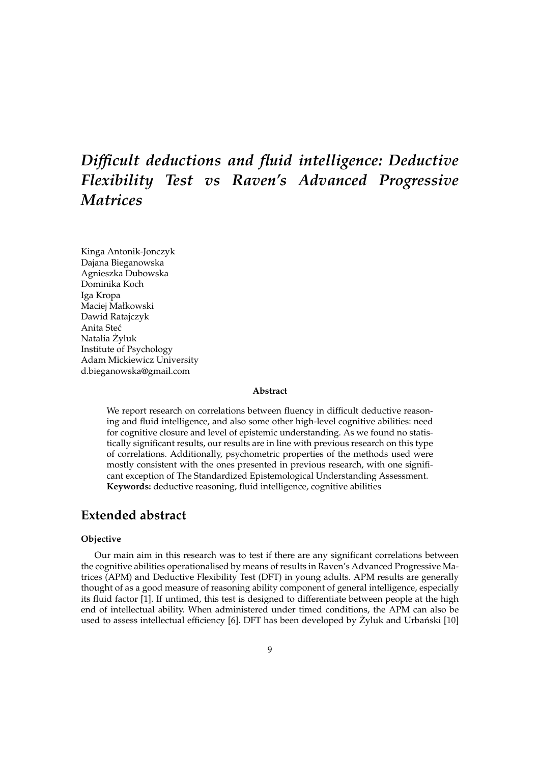# *Difficult deductions and fluid intelligence: Deductive Flexibility Test vs Raven's Advanced Progressive Matrices*

Kinga Antonik-Jonczyk
Dajana Bieganowska
Agnieszka Dubowska
Dominika Koch
Iga Kropa
Maciej Małkowski
Dawid Ratajczyk
Anita Steć
Natalia Żyluk
Institute of Psychology
Adam Mickiewicz University
d.bieganowska@gmail.com

**Abstract**

We report research on correlations between fluency in difficult deductive reasoning and fluid intelligence, and also some other high-level cognitive abilities: need for cognitive closure and level of epistemic understanding. As we found no statistically significant results, our results are in line with previous research on this type of correlations. Additionally, psychometric properties of the methods used were mostly consistent with the ones presented in previous research, with one significant exception of The Standardized Epistemological Understanding Assessment.
**Keywords:** deductive reasoning, fluid intelligence, cognitive abilities

## Extended abstract

### Objective

Our main aim in this research was to test if there are any significant correlations between the cognitive abilities operationalised by means of results in Raven's Advanced Progressive Matrices (APM) and Deductive Flexibility Test (DFT) in young adults. APM results are generally thought of as a good measure of reasoning ability component of general intelligence, especially its fluid factor [1]. If untimed, this test is designed to differentiate between people at the high end of intellectual ability. When administered under timed conditions, the APM can also be used to assess intellectual efficiency [6]. DFT has been developed by Żyluk and Urbański [10]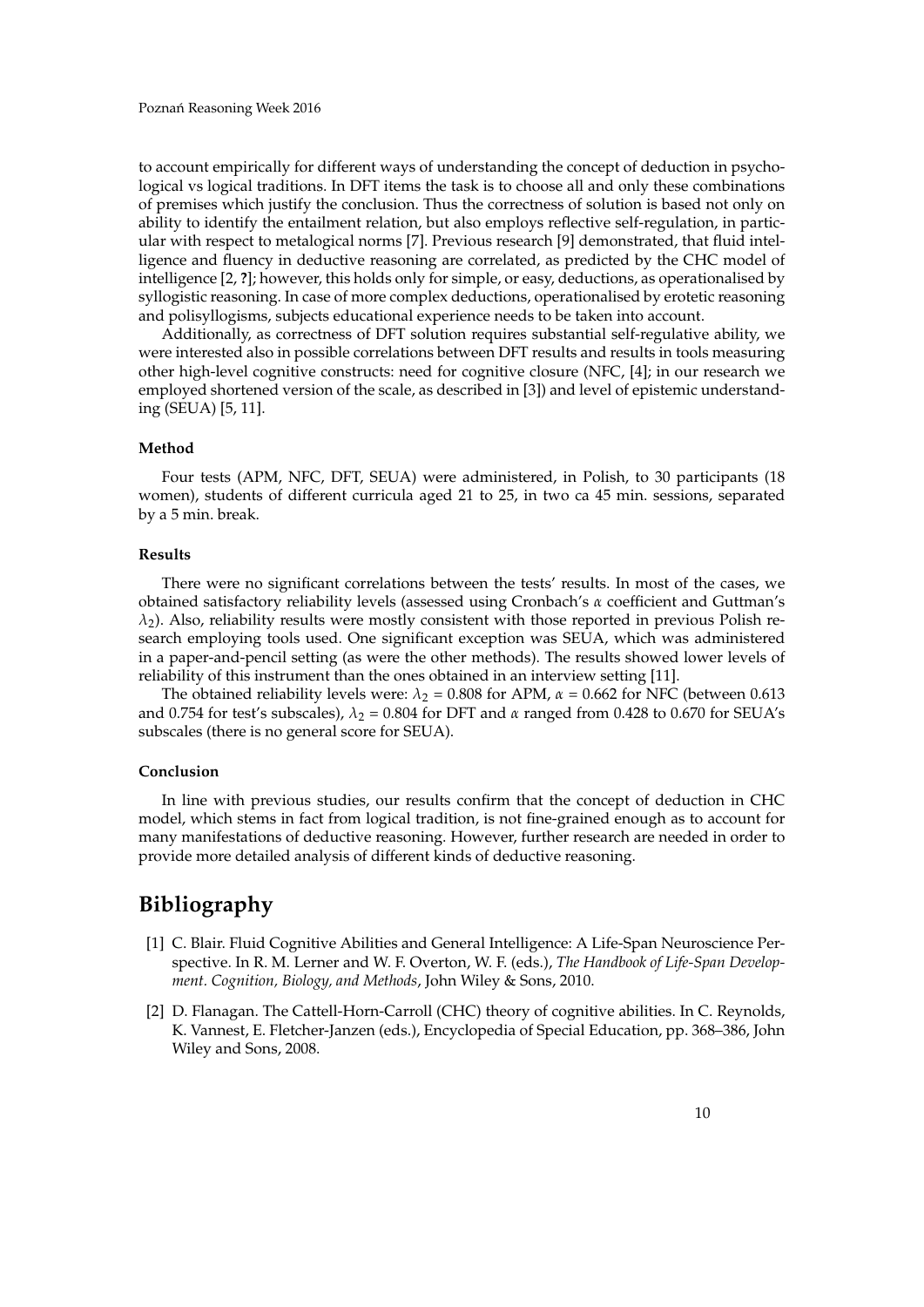to account empirically for different ways of understanding the concept of deduction in psychological vs logical traditions. In DFT items the task is to choose all and only these combinations of premises which justify the conclusion. Thus the correctness of solution is based not only on ability to identify the entailment relation, but also employs reflective self-regulation, in particular with respect to metalogical norms [7]. Previous research [9] demonstrated, that fluid intelligence and fluency in deductive reasoning are correlated, as predicted by the CHC model of intelligence [2, **?**]; however, this holds only for simple, or easy, deductions, as operationalised by syllogistic reasoning. In case of more complex deductions, operationalised by erotetic reasoning and polisyllogisms, subjects educational experience needs to be taken into account.

Additionally, as correctness of DFT solution requires substantial self-regulative ability, we were interested also in possible correlations between DFT results and results in tools measuring other high-level cognitive constructs: need for cognitive closure (NFC, [4]; in our research we employed shortened version of the scale, as described in [3]) and level of epistemic understanding (SEUA) [5, 11].

#### Method

Four tests (APM, NFC, DFT, SEUA) were administered, in Polish, to 30 participants (18 women), students of different curricula aged 21 to 25, in two ca 45 min. sessions, separated by a 5 min. break.

#### Results

There were no significant correlations between the tests' results. In most of the cases, we obtained satisfactory reliability levels (assessed using Cronbach's $\alpha$ coefficient and Guttman's $\lambda_2$). Also, reliability results were mostly consistent with those reported in previous Polish research employing tools used. One significant exception was SEUA, which was administered in a paper-and-pencil setting (as were the other methods). The results showed lower levels of reliability of this instrument than the ones obtained in an interview setting [11].

The obtained reliability levels were: $\lambda_2$ = 0.808 for APM, $\alpha$ = 0.662 for NFC (between 0.613 and 0.754 for test's subscales), $\lambda_2$ = 0.804 for DFT and $\alpha$ ranged from 0.428 to 0.670 for SEUA's subscales (there is no general score for SEUA).

#### Conclusion

In line with previous studies, our results confirm that the concept of deduction in CHC model, which stems in fact from logical tradition, is not fine-grained enough as to account for many manifestations of deductive reasoning. However, further research are needed in order to provide more detailed analysis of different kinds of deductive reasoning.

## Bibliography

[1] C. Blair. Fluid Cognitive Abilities and General Intelligence: A Life-Span Neuroscience Perspective. In R. M. Lerner and W. F. Overton, W. F. (eds.), *The Handbook of Life-Span Development. Cognition, Biology, and Methods*, John Wiley & Sons, 2010.

[2] D. Flanagan. The Cattell-Horn-Carroll (CHC) theory of cognitive abilities. In C. Reynolds, K. Vannest, E. Fletcher-Janzen (eds.), Encyclopedia of Special Education, pp. 368–386, John Wiley and Sons, 2008.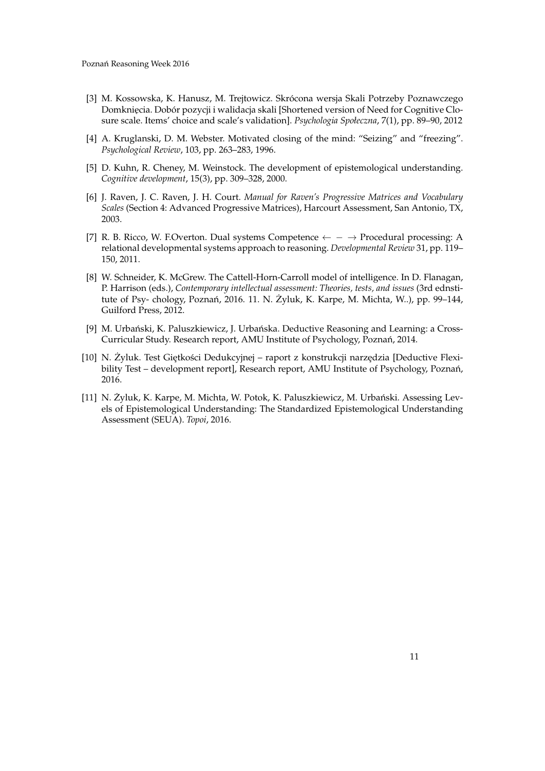[3] M. Kossowska, K. Hanusz, M. Trejtowicz. Skrócona wersja Skali Potrzeby Poznawczego Domknięcia. Dobór pozycji i walidacja skali [Shortened version of Need for Cognitive Closure scale. Items' choice and scale's validation]. *Psychologia Społeczna*, 7(1), pp. 89–90, 2012

[4] A. Kruglanski, D. M. Webster. Motivated closing of the mind: "Seizing" and "freezing". *Psychological Review*, 103, pp. 263–283, 1996.

[5] D. Kuhn, R. Cheney, M. Weinstock. The development of epistemological understanding. *Cognitive development*, 15(3), pp. 309–328, 2000.

[6] J. Raven, J. C. Raven, J. H. Court. *Manual for Raven's Progressive Matrices and Vocabulary Scales* (Section 4: Advanced Progressive Matrices), Harcourt Assessment, San Antonio, TX, 2003.

[7] R. B. Ricco, W. F.Overton. Dual systems Competence $\leftarrow - \rightarrow$ Procedural processing: A relational developmental systems approach to reasoning. *Developmental Review* 31, pp. 119–150, 2011.

[8] W. Schneider, K. McGrew. The Cattell-Horn-Carroll model of intelligence. In D. Flanagan, P. Harrison (eds.), *Contemporary intellectual assessment: Theories, tests, and issues* (3rd ednstitute of Psy- chology, Poznań, 2016. 11. N. Żyluk, K. Karpe, M. Michta, W..), pp. 99–144, Guilford Press, 2012.

[9] M. Urbański, K. Paluszkiewicz, J. Urbańska. Deductive Reasoning and Learning: a Cross-Curricular Study. Research report, AMU Institute of Psychology, Poznań, 2014.

[10] N. Żyluk. Test Giętkości Dedukcyjnej – raport z konstrukcji narzędzia [Deductive Flexibility Test – development report], Research report, AMU Institute of Psychology, Poznań, 2016.

[11] N. Żyluk, K. Karpe, M. Michta, W. Potok, K. Paluszkiewicz, M. Urbański. Assessing Levels of Epistemological Understanding: The Standardized Epistemological Understanding Assessment (SEUA). *Topoi*, 2016.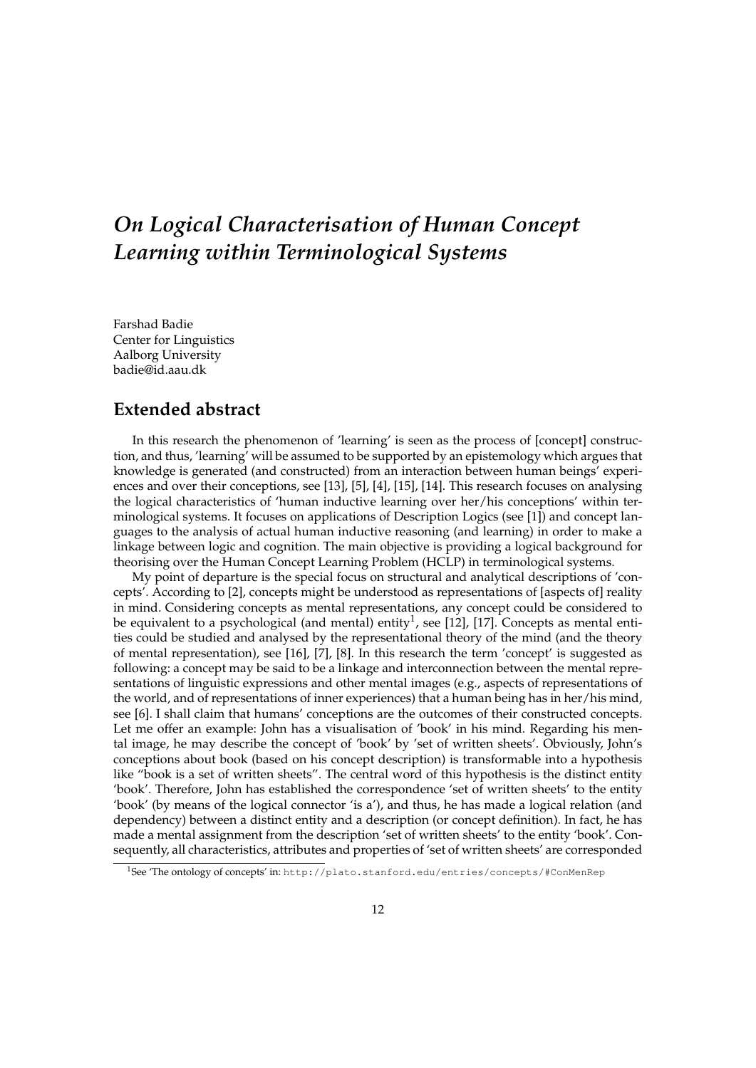# *On Logical Characterisation of Human Concept Learning within Terminological Systems*

Farshad Badie
Center for Linguistics
Aalborg University
badie@id.aau.dk

## Extended abstract

In this research the phenomenon of 'learning' is seen as the process of [concept] construction, and thus, 'learning' will be assumed to be supported by an epistemology which argues that knowledge is generated (and constructed) from an interaction between human beings' experiences and over their conceptions, see [13], [5], [4], [15], [14]. This research focuses on analysing the logical characteristics of 'human inductive learning over her/his conceptions' within terminological systems. It focuses on applications of Description Logics (see [1]) and concept languages to the analysis of actual human inductive reasoning (and learning) in order to make a linkage between logic and cognition. The main objective is providing a logical background for theorising over the Human Concept Learning Problem (HCLP) in terminological systems.

My point of departure is the special focus on structural and analytical descriptions of 'concepts'. According to [2], concepts might be understood as representations of [aspects of] reality in mind. Considering concepts as mental representations, any concept could be considered to be equivalent to a psychological (and mental) entity[1], see [12], [17]. Concepts as mental entities could be studied and analysed by the representational theory of the mind (and the theory of mental representation), see [16], [7], [8]. In this research the term 'concept' is suggested as following: a concept may be said to be a linkage and interconnection between the mental representations of linguistic expressions and other mental images (e.g., aspects of representations of the world, and of representations of inner experiences) that a human being has in her/his mind, see [6]. I shall claim that humans' conceptions are the outcomes of their constructed concepts. Let me offer an example: John has a visualisation of 'book' in his mind. Regarding his mental image, he may describe the concept of 'book' by 'set of written sheets'. Obviously, John's conceptions about book (based on his concept description) is transformable into a hypothesis like "book is a set of written sheets". The central word of this hypothesis is the distinct entity 'book'. Therefore, John has established the correspondence 'set of written sheets' to the entity 'book' (by means of the logical connector 'is a'), and thus, he has made a logical relation (and dependency) between a distinct entity and a description (or concept definition). In fact, he has made a mental assignment from the description 'set of written sheets' to the entity 'book'. Consequently, all characteristics, attributes and properties of 'set of written sheets' are corresponded

[1] See 'The ontology of concepts' in: `http://plato.stanford.edu/entries/concepts/#ConMenRep`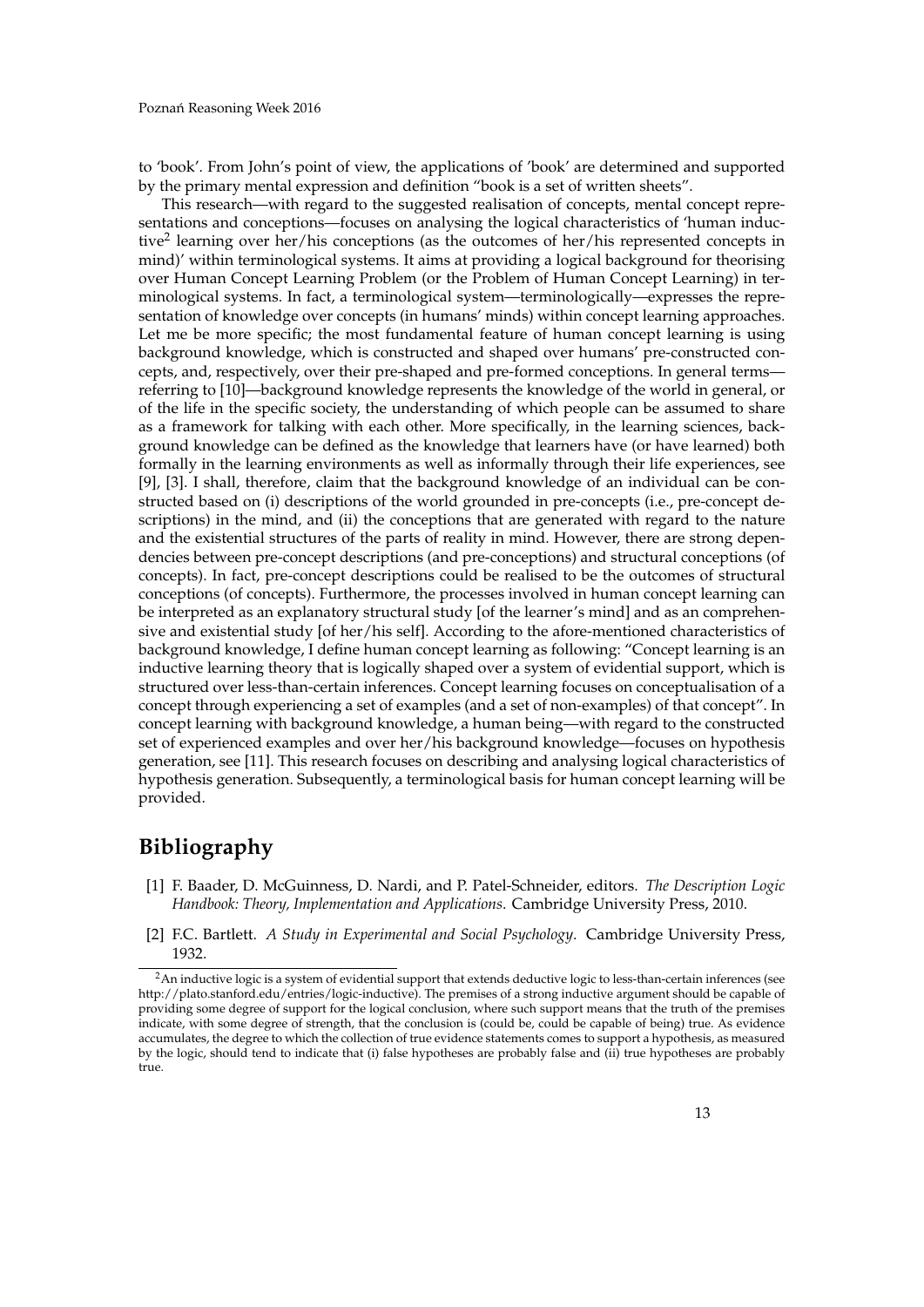to 'book'. From John's point of view, the applications of 'book' are determined and supported by the primary mental expression and definition "book is a set of written sheets".

This research—with regard to the suggested realisation of concepts, mental concept representations and conceptions—focuses on analysing the logical characteristics of 'human inductive[2] learning over her/his conceptions (as the outcomes of her/his represented concepts in mind)' within terminological systems. It aims at providing a logical background for theorising over Human Concept Learning Problem (or the Problem of Human Concept Learning) in terminological systems. In fact, a terminological system—terminologically—expresses the representation of knowledge over concepts (in humans' minds) within concept learning approaches. Let me be more specific; the most fundamental feature of human concept learning is using background knowledge, which is constructed and shaped over humans' pre-constructed concepts, and, respectively, over their pre-shaped and pre-formed conceptions. In general terms—referring to [10]—background knowledge represents the knowledge of the world in general, or of the life in the specific society, the understanding of which people can be assumed to share as a framework for talking with each other. More specifically, in the learning sciences, background knowledge can be defined as the knowledge that learners have (or have learned) both formally in the learning environments as well as informally through their life experiences, see [9], [3]. I shall, therefore, claim that the background knowledge of an individual can be constructed based on (i) descriptions of the world grounded in pre-concepts (i.e., pre-concept descriptions) in the mind, and (ii) the conceptions that are generated with regard to the nature and the existential structures of the parts of reality in mind. However, there are strong dependencies between pre-concept descriptions (and pre-conceptions) and structural conceptions (of concepts). In fact, pre-concept descriptions could be realised to be the outcomes of structural conceptions (of concepts). Furthermore, the processes involved in human concept learning can be interpreted as an explanatory structural study [of the learner's mind] and as an comprehensive and existential study [of her/his self]. According to the afore-mentioned characteristics of background knowledge, I define human concept learning as following: "Concept learning is an inductive learning theory that is logically shaped over a system of evidential support, which is structured over less-than-certain inferences. Concept learning focuses on conceptualisation of a concept through experiencing a set of examples (and a set of non-examples) of that concept". In concept learning with background knowledge, a human being—with regard to the constructed set of experienced examples and over her/his background knowledge—focuses on hypothesis generation, see [11]. This research focuses on describing and analysing logical characteristics of hypothesis generation. Subsequently, a terminological basis for human concept learning will be provided.

## Bibliography

[1] F. Baader, D. McGuinness, D. Nardi, and P. Patel-Schneider, editors. *The Description Logic Handbook: Theory, Implementation and Applications*. Cambridge University Press, 2010.

[2] F.C. Bartlett. *A Study in Experimental and Social Psychology*. Cambridge University Press, 1932.

[2] An inductive logic is a system of evidential support that extends deductive logic to less-than-certain inferences (see http://plato.stanford.edu/entries/logic-inductive). The premises of a strong inductive argument should be capable of providing some degree of support for the logical conclusion, where such support means that the truth of the premises indicate, with some degree of strength, that the conclusion is (could be, could be capable of being) true. As evidence accumulates, the degree to which the collection of true evidence statements comes to support a hypothesis, as measured by the logic, should tend to indicate that (i) false hypotheses are probably false and (ii) true hypotheses are probably true.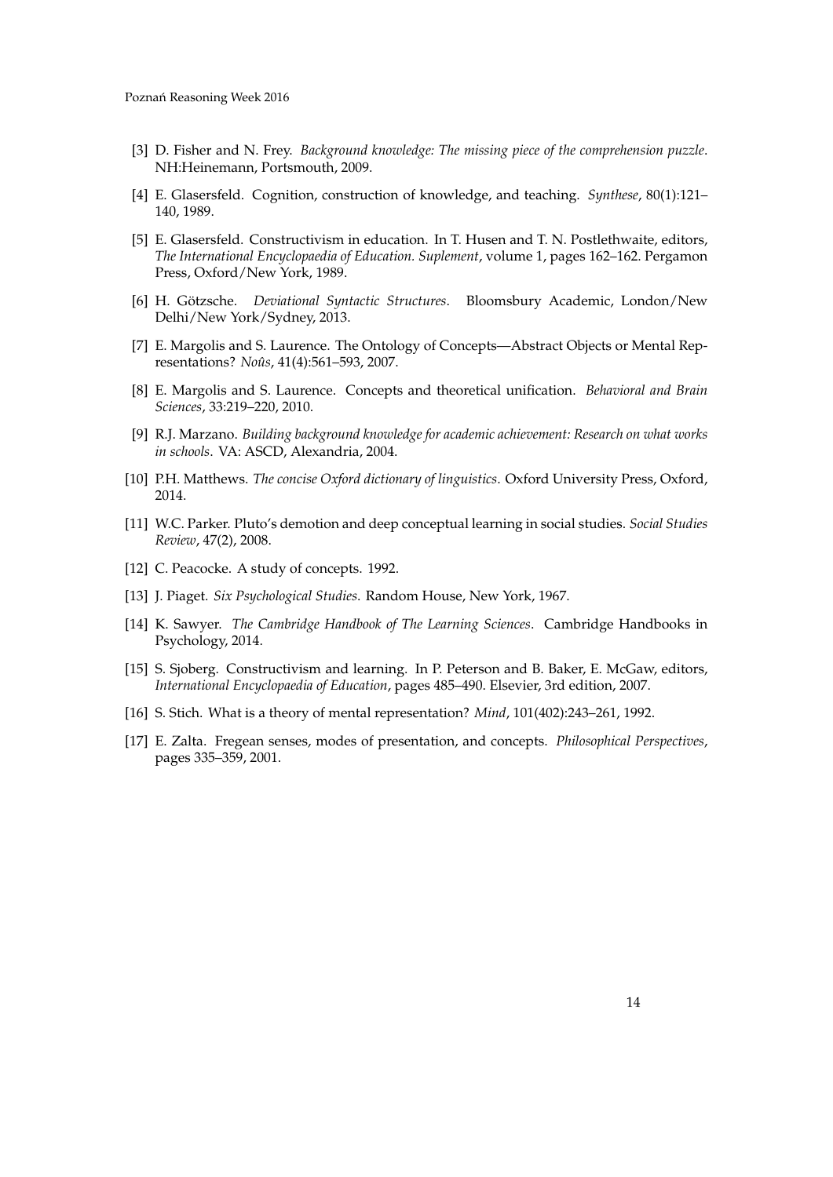[3] D. Fisher and N. Frey. *Background knowledge: The missing piece of the comprehension puzzle*. NH:Heinemann, Portsmouth, 2009.

[4] E. Glasersfeld. Cognition, construction of knowledge, and teaching. *Synthese*, 80(1):121–140, 1989.

[5] E. Glasersfeld. Constructivism in education. In T. Husen and T. N. Postlethwaite, editors, *The International Encyclopaedia of Education. Suplement*, volume 1, pages 162–162. Pergamon Press, Oxford/New York, 1989.

[6] H. Götzsche. *Deviational Syntactic Structures*. Bloomsbury Academic, London/New Delhi/New York/Sydney, 2013.

[7] E. Margolis and S. Laurence. The Ontology of Concepts—Abstract Objects or Mental Representations? *Noûs*, 41(4):561–593, 2007.

[8] E. Margolis and S. Laurence. Concepts and theoretical unification. *Behavioral and Brain Sciences*, 33:219–220, 2010.

[9] R.J. Marzano. *Building background knowledge for academic achievement: Research on what works in schools*. VA: ASCD, Alexandria, 2004.

[10] P.H. Matthews. *The concise Oxford dictionary of linguistics*. Oxford University Press, Oxford, 2014.

[11] W.C. Parker. Pluto's demotion and deep conceptual learning in social studies. *Social Studies Review*, 47(2), 2008.

[12] C. Peacocke. A study of concepts. 1992.

[13] J. Piaget. *Six Psychological Studies*. Random House, New York, 1967.

[14] K. Sawyer. *The Cambridge Handbook of The Learning Sciences*. Cambridge Handbooks in Psychology, 2014.

[15] S. Sjoberg. Constructivism and learning. In P. Peterson and B. Baker, E. McGaw, editors, *International Encyclopaedia of Education*, pages 485–490. Elsevier, 3rd edition, 2007.

[16] S. Stich. What is a theory of mental representation? *Mind*, 101(402):243–261, 1992.

[17] E. Zalta. Fregean senses, modes of presentation, and concepts. *Philosophical Perspectives*, pages 335–359, 2001.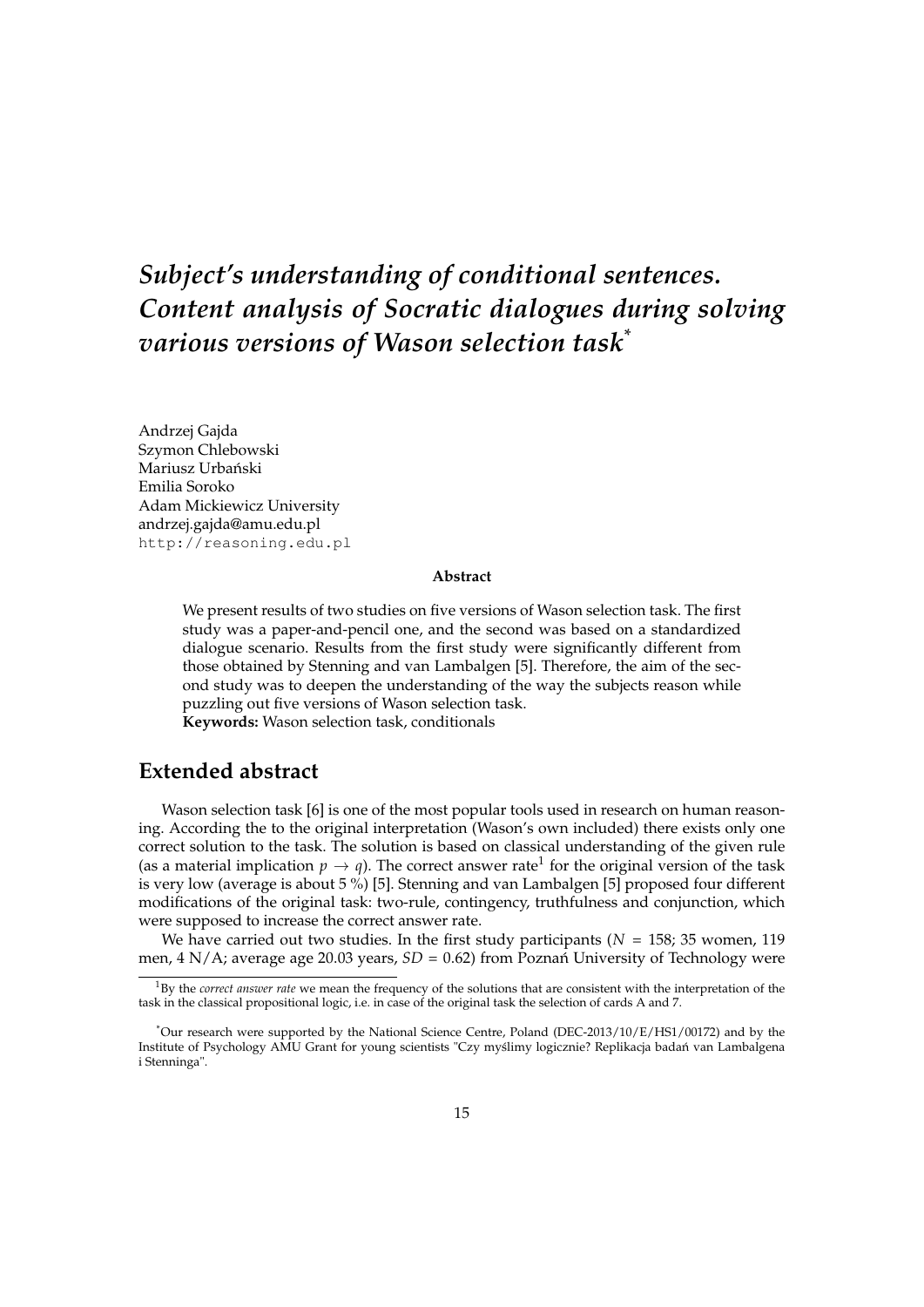# *Subject's understanding of conditional sentences. Content analysis of Socratic dialogues during solving various versions of Wason selection task*[*]

Andrzej Gajda
Szymon Chlebowski
Mariusz Urbański
Emilia Soroko
Adam Mickiewicz University
andrzej.gajda@amu.edu.pl
http://reasoning.edu.pl

**Abstract**

We present results of two studies on five versions of Wason selection task. The first study was a paper-and-pencil one, and the second was based on a standardized dialogue scenario. Results from the first study were significantly different from those obtained by Stenning and van Lambalgen [5]. Therefore, the aim of the second study was to deepen the understanding of the way the subjects reason while puzzling out five versions of Wason selection task.
**Keywords:** Wason selection task, conditionals

## Extended abstract

Wason selection task [6] is one of the most popular tools used in research on human reasoning. According the to the original interpretation (Wason's own included) there exists only one correct solution to the task. The solution is based on classical understanding of the given rule (as a material implication $p \rightarrow q$). The correct answer rate[1] for the original version of the task is very low (average is about 5 %) [5]. Stenning and van Lambalgen [5] proposed four different modifications of the original task: two-rule, contingency, truthfulness and conjunction, which were supposed to increase the correct answer rate.

We have carried out two studies. In the first study participants ($N$ = 158; 35 women, 119 men, 4 N/A; average age 20.03 years, $SD$ = 0.62) from Poznań University of Technology were

---

[1] By the *correct answer rate* we mean the frequency of the solutions that are consistent with the interpretation of the task in the classical propositional logic, i.e. in case of the original task the selection of cards A and 7.

[*] Our research were supported by the National Science Centre, Poland (DEC-2013/10/E/HS1/00172) and by the Institute of Psychology AMU Grant for young scientists "Czy myślimy logicznie? Replikacja badań van Lambalgena i Stenninga".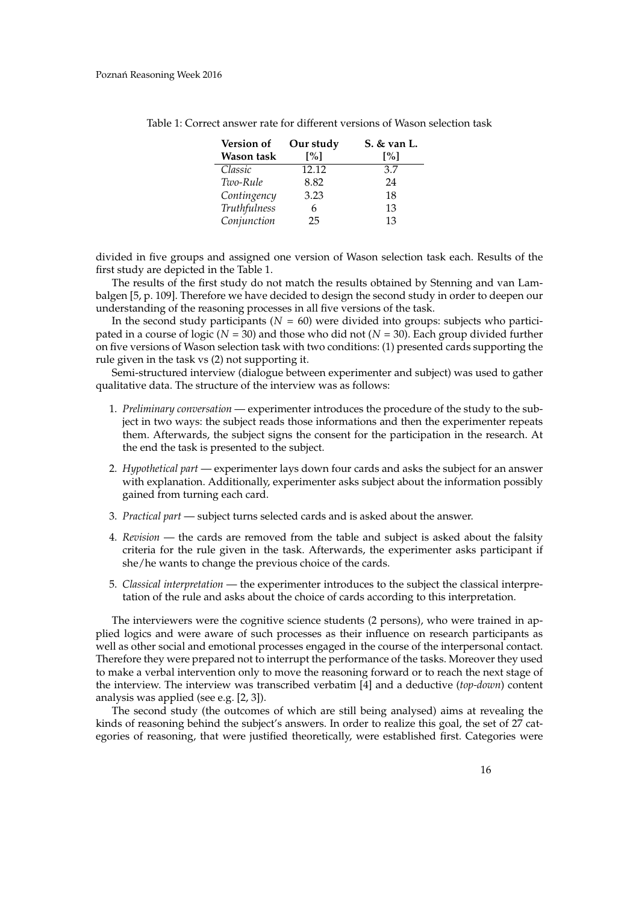Table 1: Correct answer rate for different versions of Wason selection task

| Version of Wason task | Our study [%] | S. & van L. [%] |
|---|---|---|
| *Classic* | 12.12 | 3.7 |
| *Two-Rule* | 8.82 | 24 |
| *Contingency* | 3.23 | 18 |
| *Truthfulness* | 6 | 13 |
| *Conjunction* | 25 | 13 |

divided in five groups and assigned one version of Wason selection task each. Results of the first study are depicted in the Table 1.

The results of the first study do not match the results obtained by Stenning and van Lambalgen [5, p. 109]. Therefore we have decided to design the second study in order to deepen our understanding of the reasoning processes in all five versions of the task.

In the second study participants ($N = 60$) were divided into groups: subjects who participated in a course of logic ($N = 30$) and those who did not ($N = 30$). Each group divided further on five versions of Wason selection task with two conditions: (1) presented cards supporting the rule given in the task vs (2) not supporting it.

Semi-structured interview (dialogue between experimenter and subject) was used to gather qualitative data. The structure of the interview was as follows:

1. *Preliminary conversation* — experimenter introduces the procedure of the study to the subject in two ways: the subject reads those informations and then the experimenter repeats them. Afterwards, the subject signs the consent for the participation in the research. At the end the task is presented to the subject.
2. *Hypothetical part* — experimenter lays down four cards and asks the subject for an answer with explanation. Additionally, experimenter asks subject about the information possibly gained from turning each card.
3. *Practical part* — subject turns selected cards and is asked about the answer.
4. *Revision* — the cards are removed from the table and subject is asked about the falsity criteria for the rule given in the task. Afterwards, the experimenter asks participant if she/he wants to change the previous choice of the cards.
5. *Classical interpretation* — the experimenter introduces to the subject the classical interpretation of the rule and asks about the choice of cards according to this interpretation.

The interviewers were the cognitive science students (2 persons), who were trained in applied logics and were aware of such processes as their influence on research participants as well as other social and emotional processes engaged in the course of the interpersonal contact. Therefore they were prepared not to interrupt the performance of the tasks. Moreover they used to make a verbal intervention only to move the reasoning forward or to reach the next stage of the interview. The interview was transcribed verbatim [4] and a deductive (*top-down*) content analysis was applied (see e.g. [2, 3]).

The second study (the outcomes of which are still being analysed) aims at revealing the kinds of reasoning behind the subject's answers. In order to realize this goal, the set of 27 categories of reasoning, that were justified theoretically, were established first. Categories were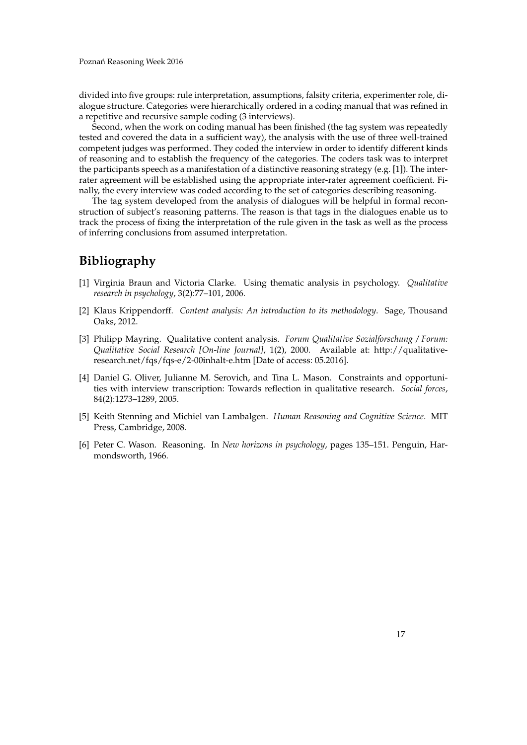divided into five groups: rule interpretation, assumptions, falsity criteria, experimenter role, dialogue structure. Categories were hierarchically ordered in a coding manual that was refined in a repetitive and recursive sample coding (3 interviews).

Second, when the work on coding manual has been finished (the tag system was repeatedly tested and covered the data in a sufficient way), the analysis with the use of three well-trained competent judges was performed. They coded the interview in order to identify different kinds of reasoning and to establish the frequency of the categories. The coders task was to interpret the participants speech as a manifestation of a distinctive reasoning strategy (e.g. [1]). The inter-rater agreement will be established using the appropriate inter-rater agreement coefficient. Finally, the every interview was coded according to the set of categories describing reasoning.

The tag system developed from the analysis of dialogues will be helpful in formal reconstruction of subject's reasoning patterns. The reason is that tags in the dialogues enable us to track the process of fixing the interpretation of the rule given in the task as well as the process of inferring conclusions from assumed interpretation.

## Bibliography

[1] Virginia Braun and Victoria Clarke. Using thematic analysis in psychology. *Qualitative research in psychology*, 3(2):77–101, 2006.

[2] Klaus Krippendorff. *Content analysis: An introduction to its methodology*. Sage, Thousand Oaks, 2012.

[3] Philipp Mayring. Qualitative content analysis. *Forum Qualitative Sozialforschung / Forum: Qualitative Social Research [On-line Journal]*, 1(2), 2000. Available at: http://qualitative-research.net/fqs/fqs-e/2-00inhalt-e.htm [Date of access: 05.2016].

[4] Daniel G. Oliver, Julianne M. Serovich, and Tina L. Mason. Constraints and opportunities with interview transcription: Towards reflection in qualitative research. *Social forces*, 84(2):1273–1289, 2005.

[5] Keith Stenning and Michiel van Lambalgen. *Human Reasoning and Cognitive Science*. MIT Press, Cambridge, 2008.

[6] Peter C. Wason. Reasoning. In *New horizons in psychology*, pages 135–151. Penguin, Harmondsworth, 1966.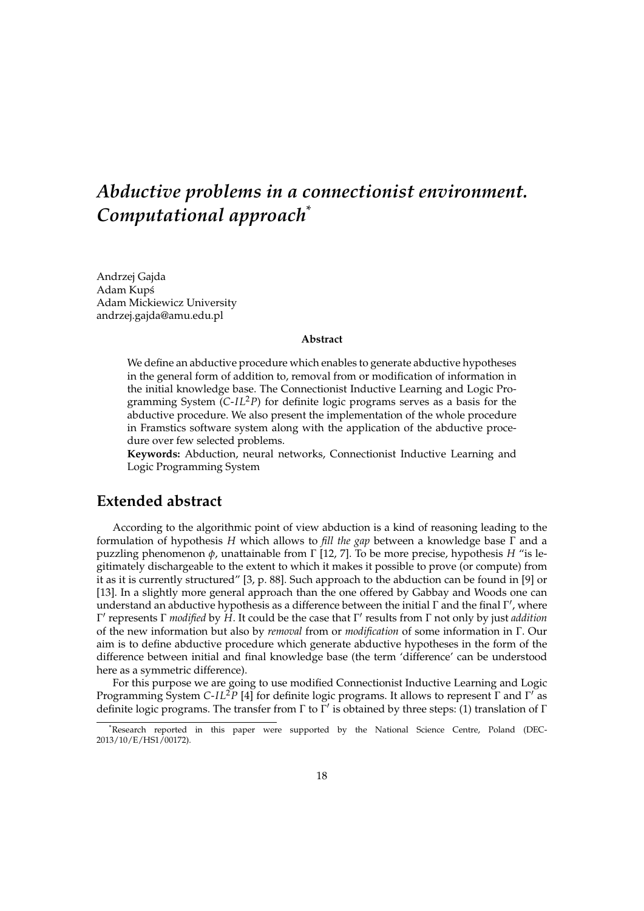# *Abductive problems in a connectionist environment. Computational approach*[*]

Andrzej Gajda
Adam Kupś
Adam Mickiewicz University
andrzej.gajda@amu.edu.pl

**Abstract**

We define an abductive procedure which enables to generate abductive hypotheses in the general form of addition to, removal from or modification of information in the initial knowledge base. The Connectionist Inductive Learning and Logic Programming System ($C$-$IL^2P$) for definite logic programs serves as a basis for the abductive procedure. We also present the implementation of the whole procedure in Framstics software system along with the application of the abductive procedure over few selected problems.

**Keywords:** Abduction, neural networks, Connectionist Inductive Learning and Logic Programming System

## Extended abstract

According to the algorithmic point of view abduction is a kind of reasoning leading to the formulation of hypothesis $H$ which allows to *fill the gap* between a knowledge base $\Gamma$ and a puzzling phenomenon $\phi$, unattainable from $\Gamma$ [12, 7]. To be more precise, hypothesis $H$ "is legitimately dischargeable to the extent to which it makes it possible to prove (or compute) from it as it is currently structured" [3, p. 88]. Such approach to the abduction can be found in [9] or [13]. In a slightly more general approach than the one offered by Gabbay and Woods one can understand an abductive hypothesis as a difference between the initial $\Gamma$ and the final $\Gamma'$, where $\Gamma'$ represents $\Gamma$ *modified* by $H$. It could be the case that $\Gamma'$ results from $\Gamma$ not only by just *addition* of the new information but also by *removal* from or *modification* of some information in $\Gamma$. Our aim is to define abductive procedure which generate abductive hypotheses in the form of the difference between initial and final knowledge base (the term 'difference' can be understood here as a symmetric difference).

For this purpose we are going to use modified Connectionist Inductive Learning and Logic Programming System $C$-$IL^2P$ [4] for definite logic programs. It allows to represent $\Gamma$ and $\Gamma'$ as definite logic programs. The transfer from $\Gamma$ to $\Gamma'$ is obtained by three steps: (1) translation of $\Gamma$

[*] Research reported in this paper were supported by the National Science Centre, Poland (DEC-2013/10/E/HS1/00172).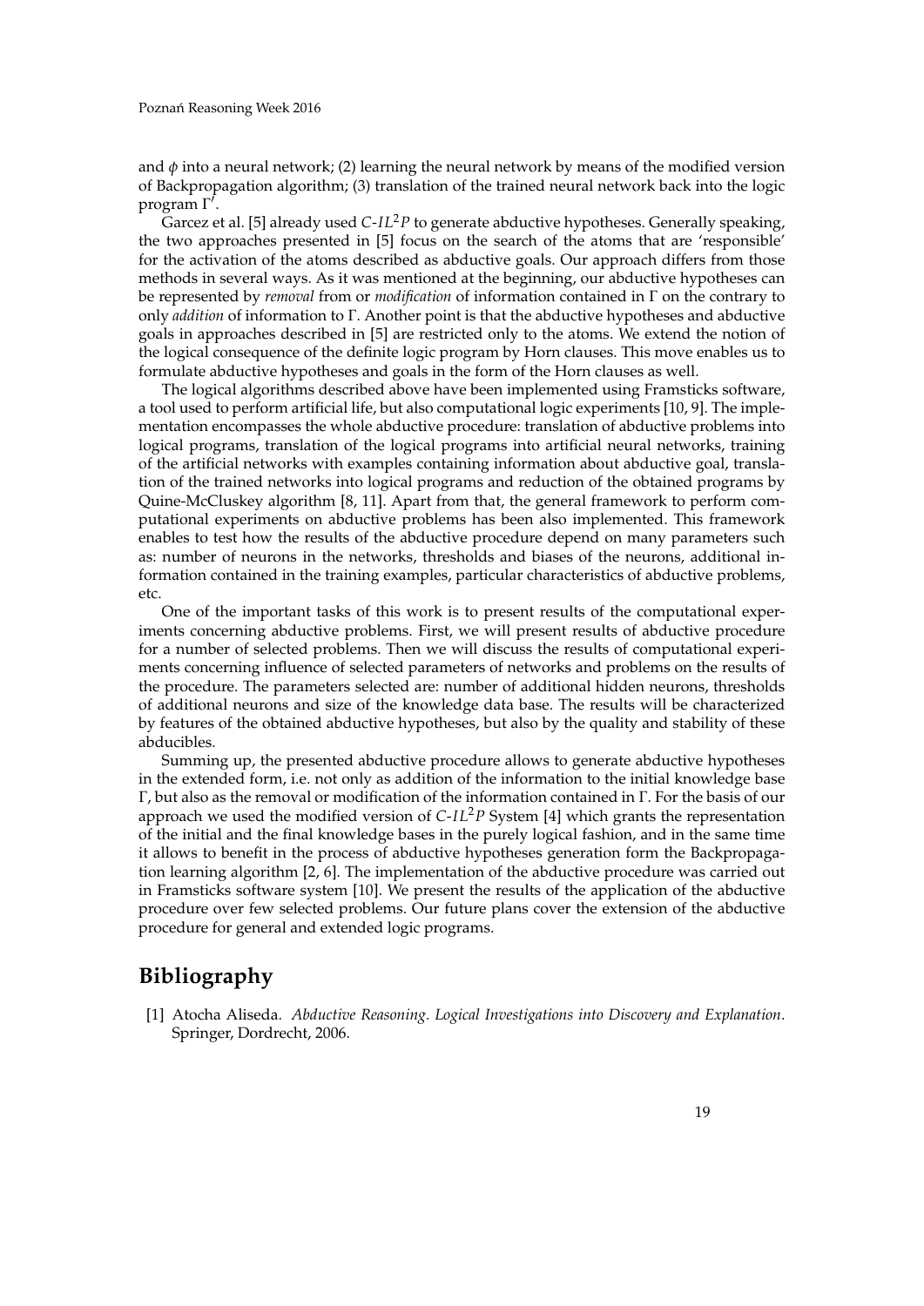and $\phi$ into a neural network; (2) learning the neural network by means of the modified version of Backpropagation algorithm; (3) translation of the trained neural network back into the logic program $\Gamma'$.

Garcez et al. [5] already used $C\text{-}IL^2P$ to generate abductive hypotheses. Generally speaking, the two approaches presented in [5] focus on the search of the atoms that are 'responsible' for the activation of the atoms described as abductive goals. Our approach differs from those methods in several ways. As it was mentioned at the beginning, our abductive hypotheses can be represented by *removal* from or *modification* of information contained in $\Gamma$ on the contrary to only *addition* of information to $\Gamma$. Another point is that the abductive hypotheses and abductive goals in approaches described in [5] are restricted only to the atoms. We extend the notion of the logical consequence of the definite logic program by Horn clauses. This move enables us to formulate abductive hypotheses and goals in the form of the Horn clauses as well.

The logical algorithms described above have been implemented using Framsticks software, a tool used to perform artificial life, but also computational logic experiments [10, 9]. The implementation encompasses the whole abductive procedure: translation of abductive problems into logical programs, translation of the logical programs into artificial neural networks, training of the artificial networks with examples containing information about abductive goal, translation of the trained networks into logical programs and reduction of the obtained programs by Quine-McCluskey algorithm [8, 11]. Apart from that, the general framework to perform computational experiments on abductive problems has been also implemented. This framework enables to test how the results of the abductive procedure depend on many parameters such as: number of neurons in the networks, thresholds and biases of the neurons, additional information contained in the training examples, particular characteristics of abductive problems, etc.

One of the important tasks of this work is to present results of the computational experiments concerning abductive problems. First, we will present results of abductive procedure for a number of selected problems. Then we will discuss the results of computational experiments concerning influence of selected parameters of networks and problems on the results of the procedure. The parameters selected are: number of additional hidden neurons, thresholds of additional neurons and size of the knowledge data base. The results will be characterized by features of the obtained abductive hypotheses, but also by the quality and stability of these abducibles.

Summing up, the presented abductive procedure allows to generate abductive hypotheses in the extended form, i.e. not only as addition of the information to the initial knowledge base $\Gamma$, but also as the removal or modification of the information contained in $\Gamma$. For the basis of our approach we used the modified version of $C\text{-}IL^2P$ System [4] which grants the representation of the initial and the final knowledge bases in the purely logical fashion, and in the same time it allows to benefit in the process of abductive hypotheses generation form the Backpropagation learning algorithm [2, 6]. The implementation of the abductive procedure was carried out in Framsticks software system [10]. We present the results of the application of the abductive procedure over few selected problems. Our future plans cover the extension of the abductive procedure for general and extended logic programs.

## Bibliography

[1] Atocha Aliseda. *Abductive Reasoning. Logical Investigations into Discovery and Explanation*. Springer, Dordrecht, 2006.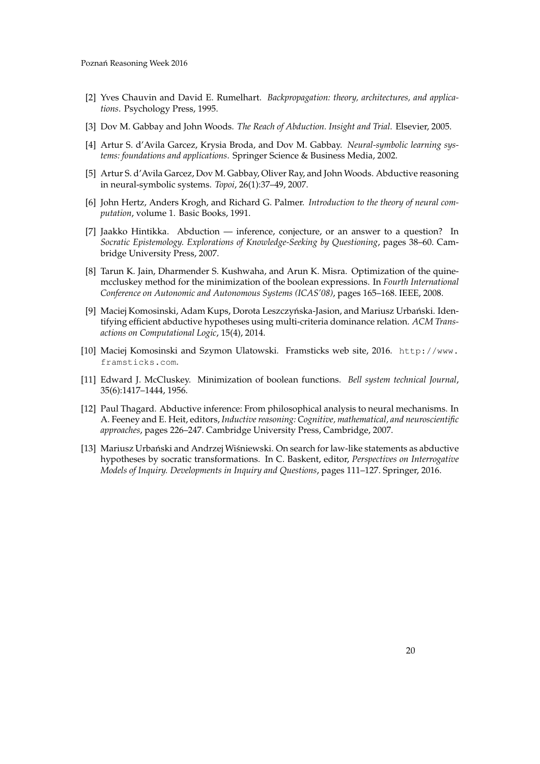[2] Yves Chauvin and David E. Rumelhart. *Backpropagation: theory, architectures, and applications*. Psychology Press, 1995.

[3] Dov M. Gabbay and John Woods. *The Reach of Abduction. Insight and Trial*. Elsevier, 2005.

[4] Artur S. d'Avila Garcez, Krysia Broda, and Dov M. Gabbay. *Neural-symbolic learning systems: foundations and applications*. Springer Science & Business Media, 2002.

[5] Artur S. d'Avila Garcez, Dov M. Gabbay, Oliver Ray, and John Woods. Abductive reasoning in neural-symbolic systems. *Topoi*, 26(1):37–49, 2007.

[6] John Hertz, Anders Krogh, and Richard G. Palmer. *Introduction to the theory of neural computation*, volume 1. Basic Books, 1991.

[7] Jaakko Hintikka. Abduction — inference, conjecture, or an answer to a question? In *Socratic Epistemology. Explorations of Knowledge-Seeking by Questioning*, pages 38–60. Cambridge University Press, 2007.

[8] Tarun K. Jain, Dharmender S. Kushwaha, and Arun K. Misra. Optimization of the quine-mccluskey method for the minimization of the boolean expressions. In *Fourth International Conference on Autonomic and Autonomous Systems (ICAS'08)*, pages 165–168. IEEE, 2008.

[9] Maciej Komosinski, Adam Kups, Dorota Leszczyńska-Jasion, and Mariusz Urbański. Identifying efficient abductive hypotheses using multi-criteria dominance relation. *ACM Transactions on Computational Logic*, 15(4), 2014.

[10] Maciej Komosinski and Szymon Ulatowski. Framsticks web site, 2016. `http://www.framsticks.com`.

[11] Edward J. McCluskey. Minimization of boolean functions. *Bell system technical Journal*, 35(6):1417–1444, 1956.

[12] Paul Thagard. Abductive inference: From philosophical analysis to neural mechanisms. In A. Feeney and E. Heit, editors, *Inductive reasoning: Cognitive, mathematical, and neuroscientific approaches*, pages 226–247. Cambridge University Press, Cambridge, 2007.

[13] Mariusz Urbański and Andrzej Wiśniewski. On search for law-like statements as abductive hypotheses by socratic transformations. In C. Baskent, editor, *Perspectives on Interrogative Models of Inquiry. Developments in Inquiry and Questions*, pages 111–127. Springer, 2016.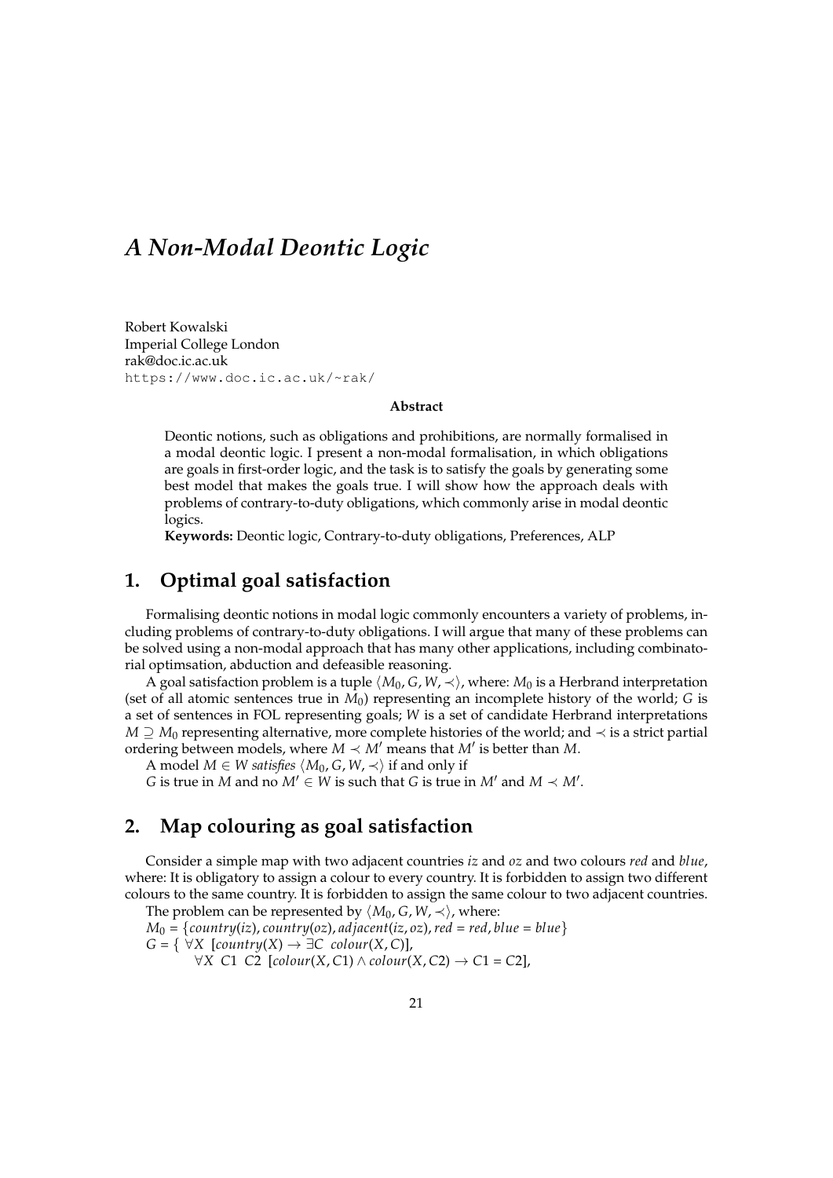# *A Non-Modal Deontic Logic*

Robert Kowalski
Imperial College London
rak@doc.ic.ac.uk
https://www.doc.ic.ac.uk/~rak/

**Abstract**

Deontic notions, such as obligations and prohibitions, are normally formalised in a modal deontic logic. I present a non-modal formalisation, in which obligations are goals in first-order logic, and the task is to satisfy the goals by generating some best model that makes the goals true. I will show how the approach deals with problems of contrary-to-duty obligations, which commonly arise in modal deontic logics.

**Keywords:** Deontic logic, Contrary-to-duty obligations, Preferences, ALP

## 1. Optimal goal satisfaction

Formalising deontic notions in modal logic commonly encounters a variety of problems, including problems of contrary-to-duty obligations. I will argue that many of these problems can be solved using a non-modal approach that has many other applications, including combinatorial optimsation, abduction and defeasible reasoning.

A goal satisfaction problem is a tuple $\langle M_0, G, W, \prec \rangle$, where: $M_0$ is a Herbrand interpretation (set of all atomic sentences true in $M_0$) representing an incomplete history of the world; $G$ is a set of sentences in FOL representing goals; $W$ is a set of candidate Herbrand interpretations $M \supseteq M_0$ representing alternative, more complete histories of the world; and $\prec$ is a strict partial ordering between models, where $M \prec M'$ means that $M'$ is better than $M$.

A model $M \in W$ *satisfies* $\langle M_0, G, W, \prec \rangle$ if and only if

$G$ is true in $M$ and no $M' \in W$ is such that $G$ is true in $M'$ and $M \prec M'$.

## 2. Map colouring as goal satisfaction

Consider a simple map with two adjacent countries *iz* and *oz* and two colours *red* and *blue*, where: It is obligatory to assign a colour to every country. It is forbidden to assign two different colours to the same country. It is forbidden to assign the same colour to two adjacent countries.

The problem can be represented by $\langle M_0, G, W, \prec \rangle$, where:

$M_0 = \{country(iz), country(oz), adjacent(iz, oz), red = red, blue = blue\}$

$G = \{\ \forall X\ [country(X) \rightarrow \exists C\ \ colour(X, C)],$

$\quad\quad \forall X\ \ C1\ \ C2\ \ [colour(X, C1) \land colour(X, C2) \rightarrow C1 = C2],$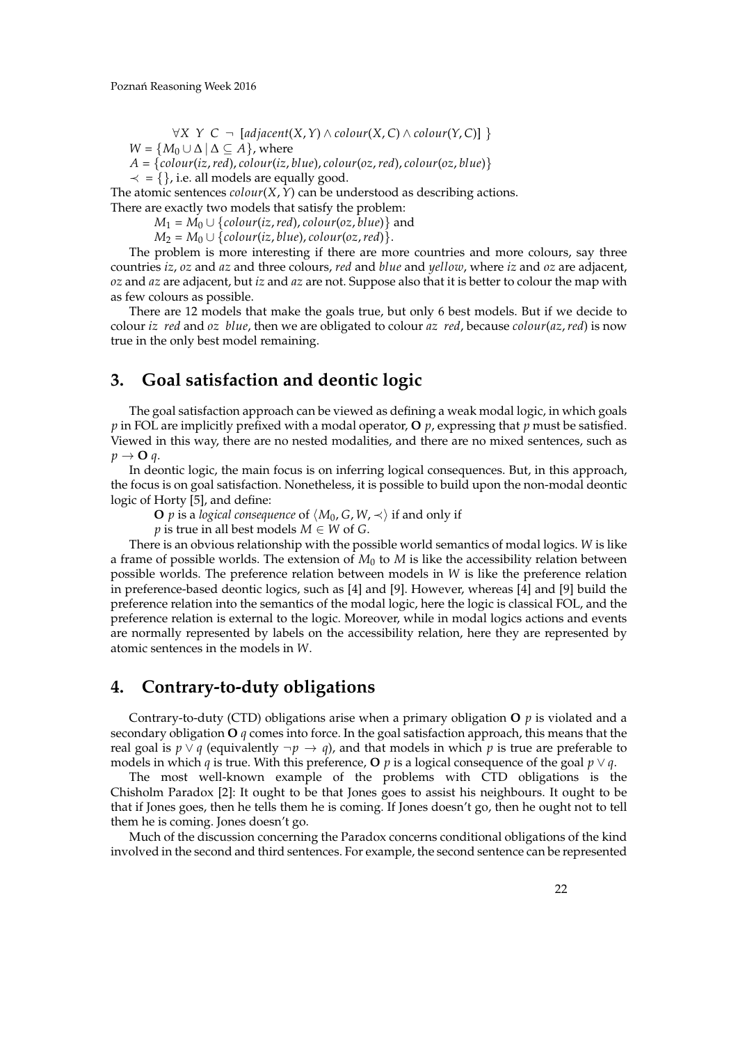$\forall X\ Y\ C\ \neg\ [adjacent(X, Y) \land colour(X, C) \land colour(Y, C)]\ \}$

$W = \{M_0 \cup \Delta \mid \Delta \subseteq A\}$, where

$A = \{colour(iz, red), colour(iz, blue), colour(oz, red), colour(oz, blue)\}$

$\prec\ = \{\}$, i.e. all models are equally good.

The atomic sentences $colour(X, Y)$ can be understood as describing actions.

There are exactly two models that satisfy the problem:

$M_1 = M_0 \cup \{colour(iz, red), colour(oz, blue)\}$ and

$M_2 = M_0 \cup \{colour(iz, blue), colour(oz, red)\}$.

The problem is more interesting if there are more countries and more colours, say three countries *iz*, *oz* and *az* and three colours, *red* and *blue* and *yellow*, where *iz* and *oz* are adjacent, *oz* and *az* are adjacent, but *iz* and *az* are not. Suppose also that it is better to colour the map with as few colours as possible.

There are 12 models that make the goals true, but only 6 best models. But if we decide to colour *iz red* and *oz blue*, then we are obligated to colour *az red*, because $colour(az, red)$ is now true in the only best model remaining.

## 3. Goal satisfaction and deontic logic

The goal satisfaction approach can be viewed as defining a weak modal logic, in which goals $p$ in FOL are implicitly prefixed with a modal operator, $\mathbf{O}\ p$, expressing that $p$ must be satisfied. Viewed in this way, there are no nested modalities, and there are no mixed sentences, such as $p \rightarrow \mathbf{O}\ q$.

In deontic logic, the main focus is on inferring logical consequences. But, in this approach, the focus is on goal satisfaction. Nonetheless, it is possible to build upon the non-modal deontic logic of Horty [5], and define:

$\mathbf{O}\ p$ is a *logical consequence* of $\langle M_0, G, W, \prec\rangle$ if and only if

$p$ is true in all best models $M \in W$ of $G$.

There is an obvious relationship with the possible world semantics of modal logics. $W$ is like a frame of possible worlds. The extension of $M_0$ to $M$ is like the accessibility relation between possible worlds. The preference relation between models in $W$ is like the preference relation in preference-based deontic logics, such as [4] and [9]. However, whereas [4] and [9] build the preference relation into the semantics of the modal logic, here the logic is classical FOL, and the preference relation is external to the logic. Moreover, while in modal logics actions and events are normally represented by labels on the accessibility relation, here they are represented by atomic sentences in the models in $W$.

## 4. Contrary-to-duty obligations

Contrary-to-duty (CTD) obligations arise when a primary obligation $\mathbf{O}\ p$ is violated and a secondary obligation $\mathbf{O}\ q$ comes into force. In the goal satisfaction approach, this means that the real goal is $p \lor q$ (equivalently $\neg p \rightarrow q$), and that models in which $p$ is true are preferable to models in which $q$ is true. With this preference, $\mathbf{O}\ p$ is a logical consequence of the goal $p \lor q$.

The most well-known example of the problems with CTD obligations is the Chisholm Paradox [2]: It ought to be that Jones goes to assist his neighbours. It ought to be that if Jones goes, then he tells them he is coming. If Jones doesn't go, then he ought not to tell them he is coming. Jones doesn't go.

Much of the discussion concerning the Paradox concerns conditional obligations of the kind involved in the second and third sentences. For example, the second sentence can be represented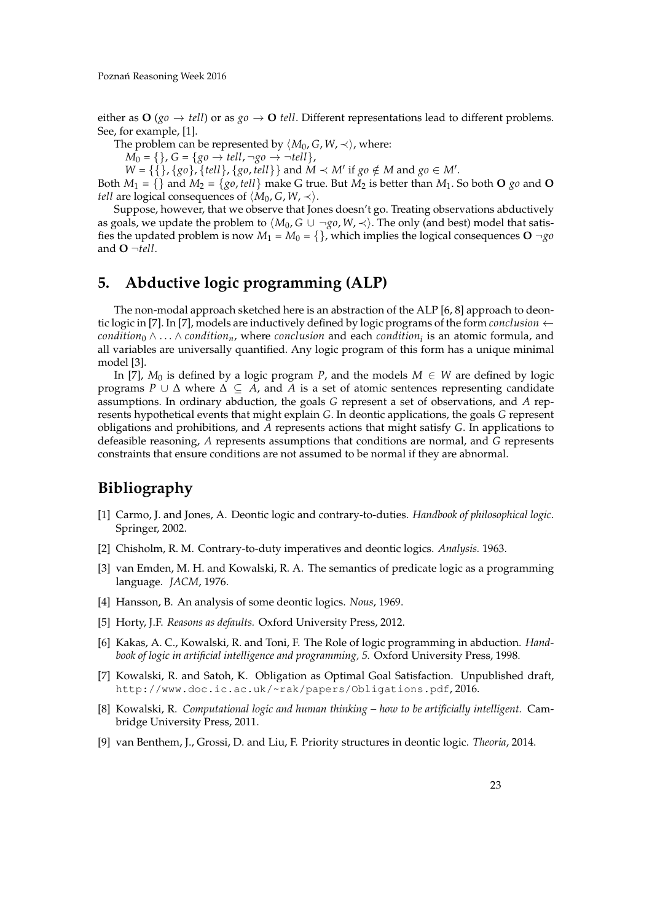either as **O** $(go \rightarrow tell)$ or as $go \rightarrow$ **O** *tell*. Different representations lead to different problems. See, for example, [1].

The problem can be represented by $\langle M_0, G, W, \prec \rangle$, where:

$M_0 = \{\}$, $G = \{go \rightarrow tell, \neg go \rightarrow \neg tell\}$,

$W = \{\{\}, \{go\}, \{tell\}, \{go, tell\}\}$ and $M \prec M'$ if $go \notin M$ and $go \in M'$.

Both $M_1 = \{\}$ and $M_2 = \{go, tell\}$ make G true. But $M_2$ is better than $M_1$. So both **O** *go* and **O** *tell* are logical consequences of $\langle M_0, G, W, \prec \rangle$.

Suppose, however, that we observe that Jones doesn't go. Treating observations abductively as goals, we update the problem to $\langle M_0, G \cup \neg go, W, \prec \rangle$. The only (and best) model that satisfies the updated problem is now $M_1 = M_0 = \{\}$, which implies the logical consequences **O** $\neg go$ and **O** $\neg tell$.

## 5. Abductive logic programming (ALP)

The non-modal approach sketched here is an abstraction of the ALP [6, 8] approach to deontic logic in [7]. In [7], models are inductively defined by logic programs of the form $conclusion \leftarrow condition_0 \wedge \ldots \wedge condition_n$, where *conclusion* and each $condition_i$ is an atomic formula, and all variables are universally quantified. Any logic program of this form has a unique minimal model [3].

In [7], $M_0$ is defined by a logic program $P$, and the models $M \in W$ are defined by logic programs $P \cup \Delta$ where $\Delta \subseteq A$, and $A$ is a set of atomic sentences representing candidate assumptions. In ordinary abduction, the goals $G$ represent a set of observations, and $A$ represents hypothetical events that might explain $G$. In deontic applications, the goals $G$ represent obligations and prohibitions, and $A$ represents actions that might satisfy $G$. In applications to defeasible reasoning, $A$ represents assumptions that conditions are normal, and $G$ represents constraints that ensure conditions are not assumed to be normal if they are abnormal.

## Bibliography

[1] Carmo, J. and Jones, A. Deontic logic and contrary-to-duties. *Handbook of philosophical logic*. Springer, 2002.

[2] Chisholm, R. M. Contrary-to-duty imperatives and deontic logics. *Analysis.* 1963.

[3] van Emden, M. H. and Kowalski, R. A. The semantics of predicate logic as a programming language. *JACM*, 1976.

[4] Hansson, B. An analysis of some deontic logics. *Nous*, 1969.

[5] Horty, J.F. *Reasons as defaults.* Oxford University Press, 2012.

[6] Kakas, A. C., Kowalski, R. and Toni, F. The Role of logic programming in abduction. *Handbook of logic in artificial intelligence and programming, 5.* Oxford University Press, 1998.

[7] Kowalski, R. and Satoh, K. Obligation as Optimal Goal Satisfaction. Unpublished draft, http://www.doc.ic.ac.uk/~rak/papers/Obligations.pdf, 2016.

[8] Kowalski, R. *Computational logic and human thinking – how to be artificially intelligent.* Cambridge University Press, 2011.

[9] van Benthem, J., Grossi, D. and Liu, F. Priority structures in deontic logic. *Theoria*, 2014.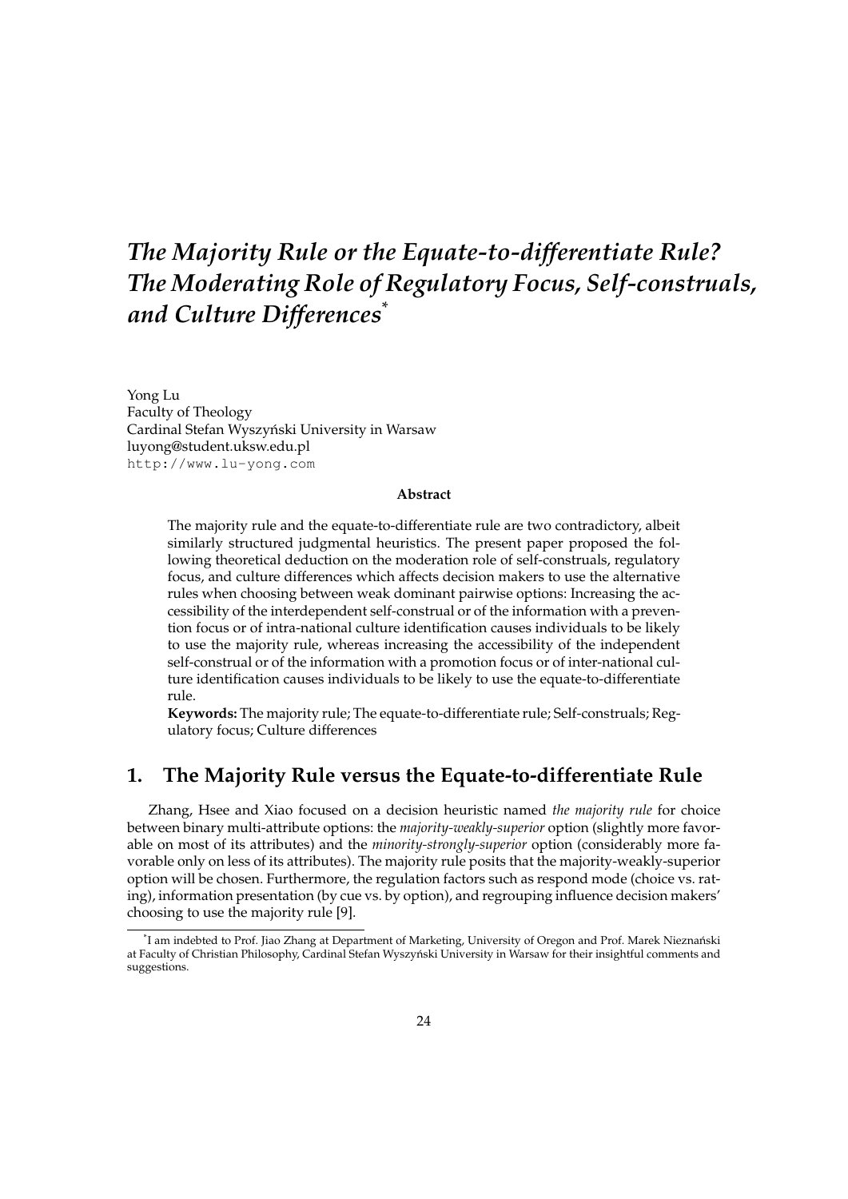／# *The Majority Rule or the Equate-to-differentiate Rule? The Moderating Role of Regulatory Focus, Self-construals, and Culture Differences*[*]

Yong Lu
Faculty of Theology
Cardinal Stefan Wyszyński University in Warsaw
luyong@student.uksw.edu.pl
http://www.lu-yong.com

**Abstract**

The majority rule and the equate-to-differentiate rule are two contradictory, albeit similarly structured judgmental heuristics. The present paper proposed the following theoretical deduction on the moderation role of self-construals, regulatory focus, and culture differences which affects decision makers to use the alternative rules when choosing between weak dominant pairwise options: Increasing the accessibility of the interdependent self-construal or of the information with a prevention focus or of intra-national culture identification causes individuals to be likely to use the majority rule, whereas increasing the accessibility of the independent self-construal or of the information with a promotion focus or of inter-national culture identification causes individuals to be likely to use the equate-to-differentiate rule.

**Keywords:** The majority rule; The equate-to-differentiate rule; Self-construals; Regulatory focus; Culture differences

## 1. The Majority Rule versus the Equate-to-differentiate Rule

Zhang, Hsee and Xiao focused on a decision heuristic named *the majority rule* for choice between binary multi-attribute options: the *majority-weakly-superior* option (slightly more favorable on most of its attributes) and the *minority-strongly-superior* option (considerably more favorable only on less of its attributes). The majority rule posits that the majority-weakly-superior option will be chosen. Furthermore, the regulation factors such as respond mode (choice vs. rating), information presentation (by cue vs. by option), and regrouping influence decision makers' choosing to use the majority rule [9].

[*] I am indebted to Prof. Jiao Zhang at Department of Marketing, University of Oregon and Prof. Marek Nieznański at Faculty of Christian Philosophy, Cardinal Stefan Wyszyński University in Warsaw for their insightful comments and suggestions.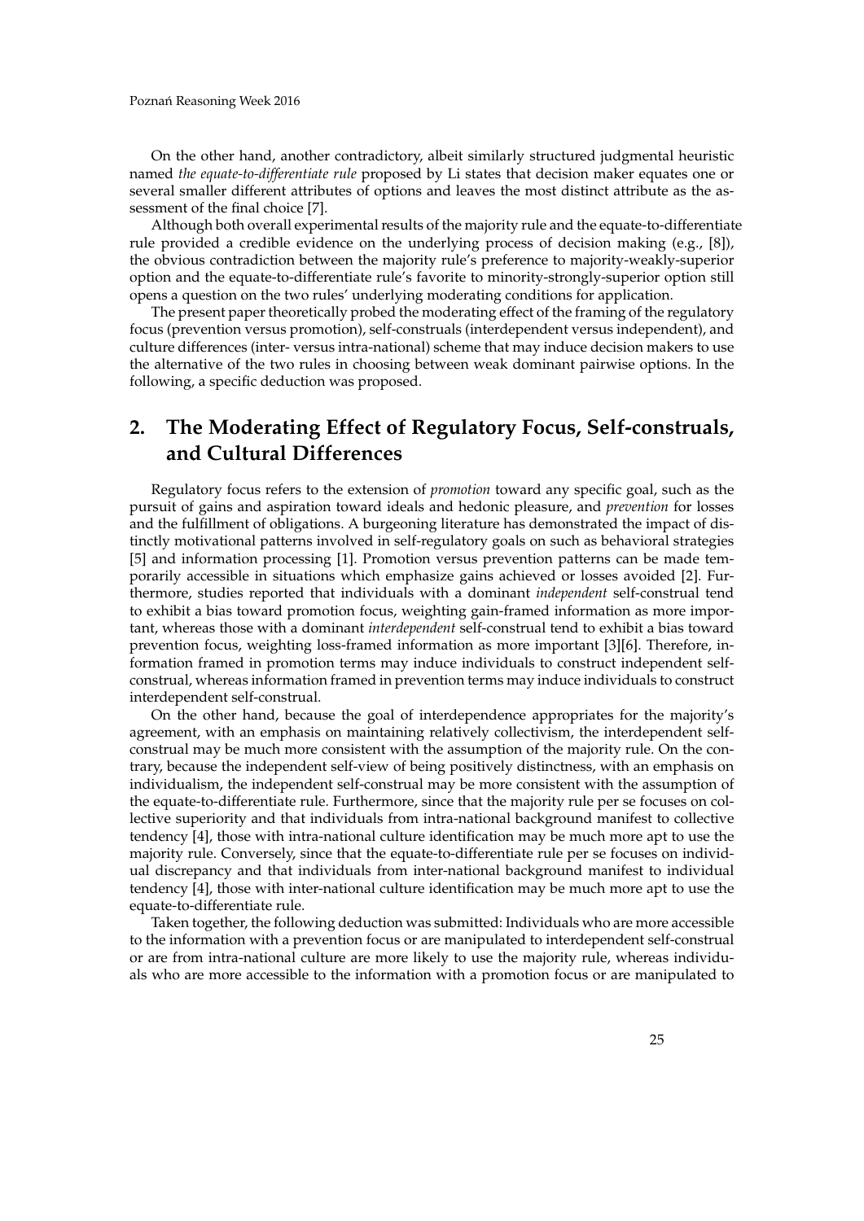On the other hand, another contradictory, albeit similarly structured judgmental heuristic named *the equate-to-differentiate rule* proposed by Li states that decision maker equates one or several smaller different attributes of options and leaves the most distinct attribute as the assessment of the final choice [7].

Although both overall experimental results of the majority rule and the equate-to-differentiate rule provided a credible evidence on the underlying process of decision making (e.g., [8]), the obvious contradiction between the majority rule's preference to majority-weakly-superior option and the equate-to-differentiate rule's favorite to minority-strongly-superior option still opens a question on the two rules' underlying moderating conditions for application.

The present paper theoretically probed the moderating effect of the framing of the regulatory focus (prevention versus promotion), self-construals (interdependent versus independent), and culture differences (inter- versus intra-national) scheme that may induce decision makers to use the alternative of the two rules in choosing between weak dominant pairwise options. In the following, a specific deduction was proposed.

## 2. The Moderating Effect of Regulatory Focus, Self-construals, and Cultural Differences

Regulatory focus refers to the extension of *promotion* toward any specific goal, such as the pursuit of gains and aspiration toward ideals and hedonic pleasure, and *prevention* for losses and the fulfillment of obligations. A burgeoning literature has demonstrated the impact of distinctly motivational patterns involved in self-regulatory goals on such as behavioral strategies [5] and information processing [1]. Promotion versus prevention patterns can be made temporarily accessible in situations which emphasize gains achieved or losses avoided [2]. Furthermore, studies reported that individuals with a dominant *independent* self-construal tend to exhibit a bias toward promotion focus, weighting gain-framed information as more important, whereas those with a dominant *interdependent* self-construal tend to exhibit a bias toward prevention focus, weighting loss-framed information as more important [3][6]. Therefore, information framed in promotion terms may induce individuals to construct independent self-construal, whereas information framed in prevention terms may induce individuals to construct interdependent self-construal.

On the other hand, because the goal of interdependence appropriates for the majority's agreement, with an emphasis on maintaining relatively collectivism, the interdependent self-construal may be much more consistent with the assumption of the majority rule. On the contrary, because the independent self-view of being positively distinctness, with an emphasis on individualism, the independent self-construal may be more consistent with the assumption of the equate-to-differentiate rule. Furthermore, since that the majority rule per se focuses on collective superiority and that individuals from intra-national background manifest to collective tendency [4], those with intra-national culture identification may be much more apt to use the majority rule. Conversely, since that the equate-to-differentiate rule per se focuses on individual discrepancy and that individuals from inter-national background manifest to individual tendency [4], those with inter-national culture identification may be much more apt to use the equate-to-differentiate rule.

Taken together, the following deduction was submitted: Individuals who are more accessible to the information with a prevention focus or are manipulated to interdependent self-construal or are from intra-national culture are more likely to use the majority rule, whereas individuals who are more accessible to the information with a promotion focus or are manipulated to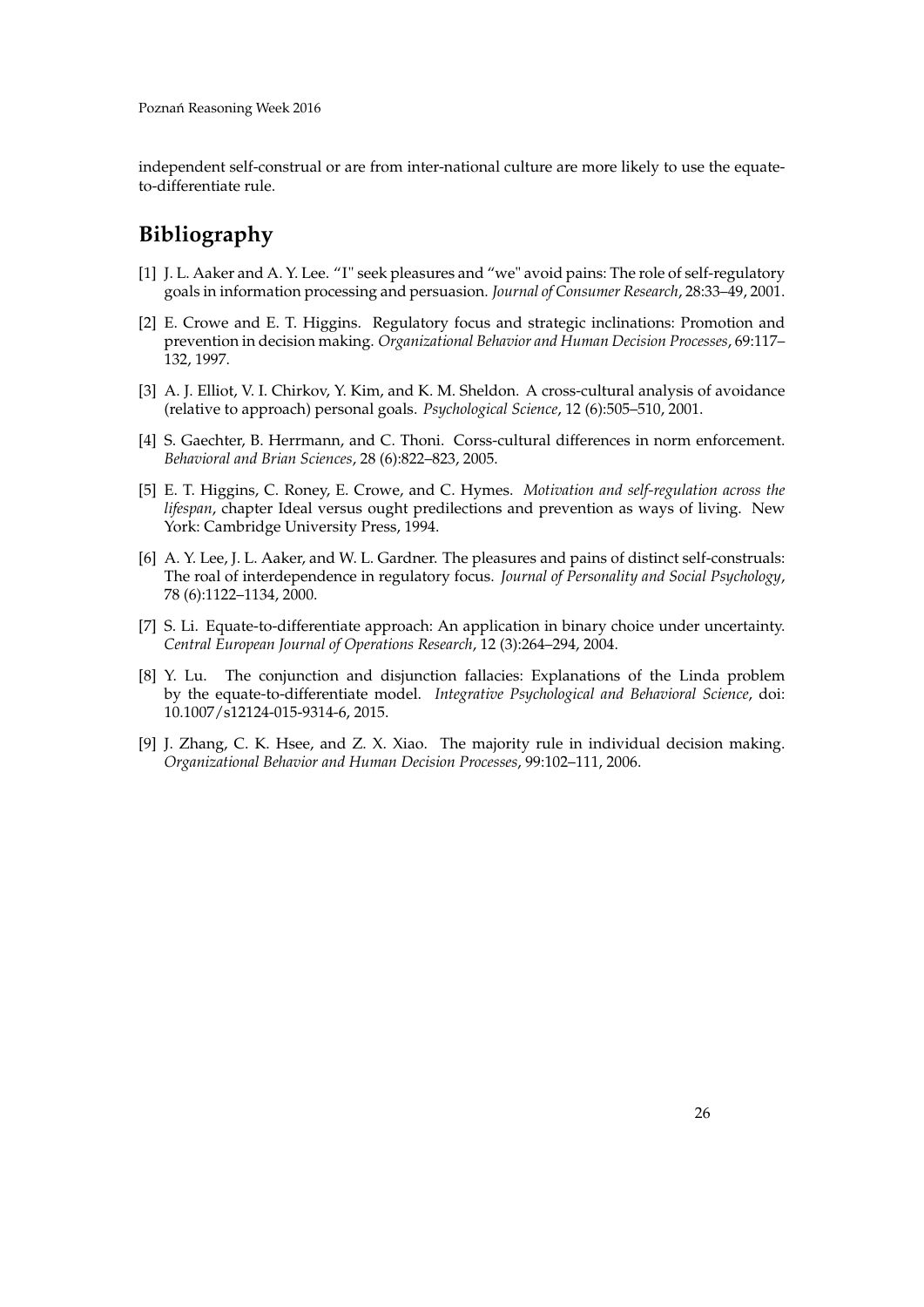independent self-construal or are from inter-national culture are more likely to use the equate-to-differentiate rule.

## Bibliography

[1] J. L. Aaker and A. Y. Lee. "I" seek pleasures and "we" avoid pains: The role of self-regulatory goals in information processing and persuasion. *Journal of Consumer Research*, 28:33–49, 2001.

[2] E. Crowe and E. T. Higgins. Regulatory focus and strategic inclinations: Promotion and prevention in decision making. *Organizational Behavior and Human Decision Processes*, 69:117–132, 1997.

[3] A. J. Elliot, V. I. Chirkov, Y. Kim, and K. M. Sheldon. A cross-cultural analysis of avoidance (relative to approach) personal goals. *Psychological Science*, 12 (6):505–510, 2001.

[4] S. Gaechter, B. Herrmann, and C. Thoni. Corss-cultural differences in norm enforcement. *Behavioral and Brian Sciences*, 28 (6):822–823, 2005.

[5] E. T. Higgins, C. Roney, E. Crowe, and C. Hymes. *Motivation and self-regulation across the lifespan*, chapter Ideal versus ought predilections and prevention as ways of living. New York: Cambridge University Press, 1994.

[6] A. Y. Lee, J. L. Aaker, and W. L. Gardner. The pleasures and pains of distinct self-construals: The roal of interdependence in regulatory focus. *Journal of Personality and Social Psychology*, 78 (6):1122–1134, 2000.

[7] S. Li. Equate-to-differentiate approach: An application in binary choice under uncertainty. *Central European Journal of Operations Research*, 12 (3):264–294, 2004.

[8] Y. Lu. The conjunction and disjunction fallacies: Explanations of the Linda problem by the equate-to-differentiate model. *Integrative Psychological and Behavioral Science*, doi: 10.1007/s12124-015-9314-6, 2015.

[9] J. Zhang, C. K. Hsee, and Z. X. Xiao. The majority rule in individual decision making. *Organizational Behavior and Human Decision Processes*, 99:102–111, 2006.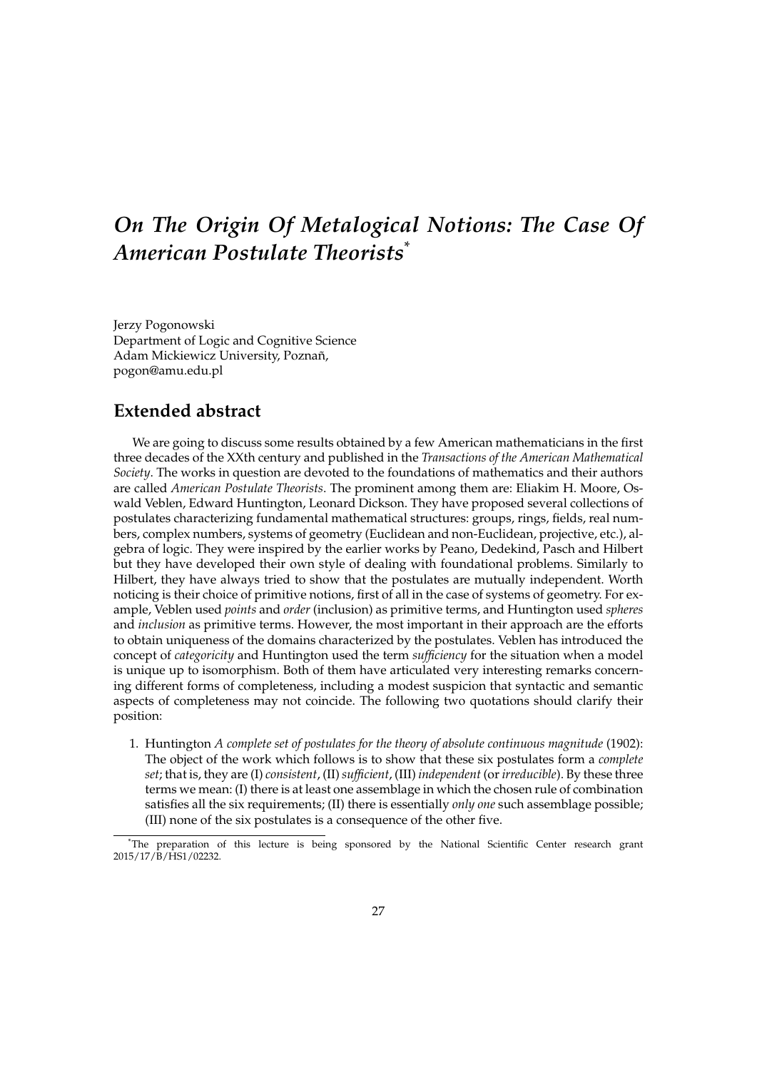# *On The Origin Of Metalogical Notions: The Case Of American Postulate Theorists*[*]

Jerzy Pogonowski
Department of Logic and Cognitive Science
Adam Mickiewicz University, Poznań,
pogon@amu.edu.pl

## Extended abstract

We are going to discuss some results obtained by a few American mathematicians in the first three decades of the XXth century and published in the *Transactions of the American Mathematical Society*. The works in question are devoted to the foundations of mathematics and their authors are called *American Postulate Theorists*. The prominent among them are: Eliakim H. Moore, Oswald Veblen, Edward Huntington, Leonard Dickson. They have proposed several collections of postulates characterizing fundamental mathematical structures: groups, rings, fields, real numbers, complex numbers, systems of geometry (Euclidean and non-Euclidean, projective, etc.), algebra of logic. They were inspired by the earlier works by Peano, Dedekind, Pasch and Hilbert but they have developed their own style of dealing with foundational problems. Similarly to Hilbert, they have always tried to show that the postulates are mutually independent. Worth noticing is their choice of primitive notions, first of all in the case of systems of geometry. For example, Veblen used *points* and *order* (inclusion) as primitive terms, and Huntington used *spheres* and *inclusion* as primitive terms. However, the most important in their approach are the efforts to obtain uniqueness of the domains characterized by the postulates. Veblen has introduced the concept of *categoricity* and Huntington used the term *sufficiency* for the situation when a model is unique up to isomorphism. Both of them have articulated very interesting remarks concerning different forms of completeness, including a modest suspicion that syntactic and semantic aspects of completeness may not coincide. The following two quotations should clarify their position:

1. Huntington *A complete set of postulates for the theory of absolute continuous magnitude* (1902): The object of the work which follows is to show that these six postulates form a *complete set*; that is, they are (I) *consistent*, (II) *sufficient*, (III) *independent* (or *irreducible*). By these three terms we mean: (I) there is at least one assemblage in which the chosen rule of combination satisfies all the six requirements; (II) there is essentially *only one* such assemblage possible; (III) none of the six postulates is a consequence of the other five.

[*] The preparation of this lecture is being sponsored by the National Scientific Center research grant 2015/17/B/HS1/02232.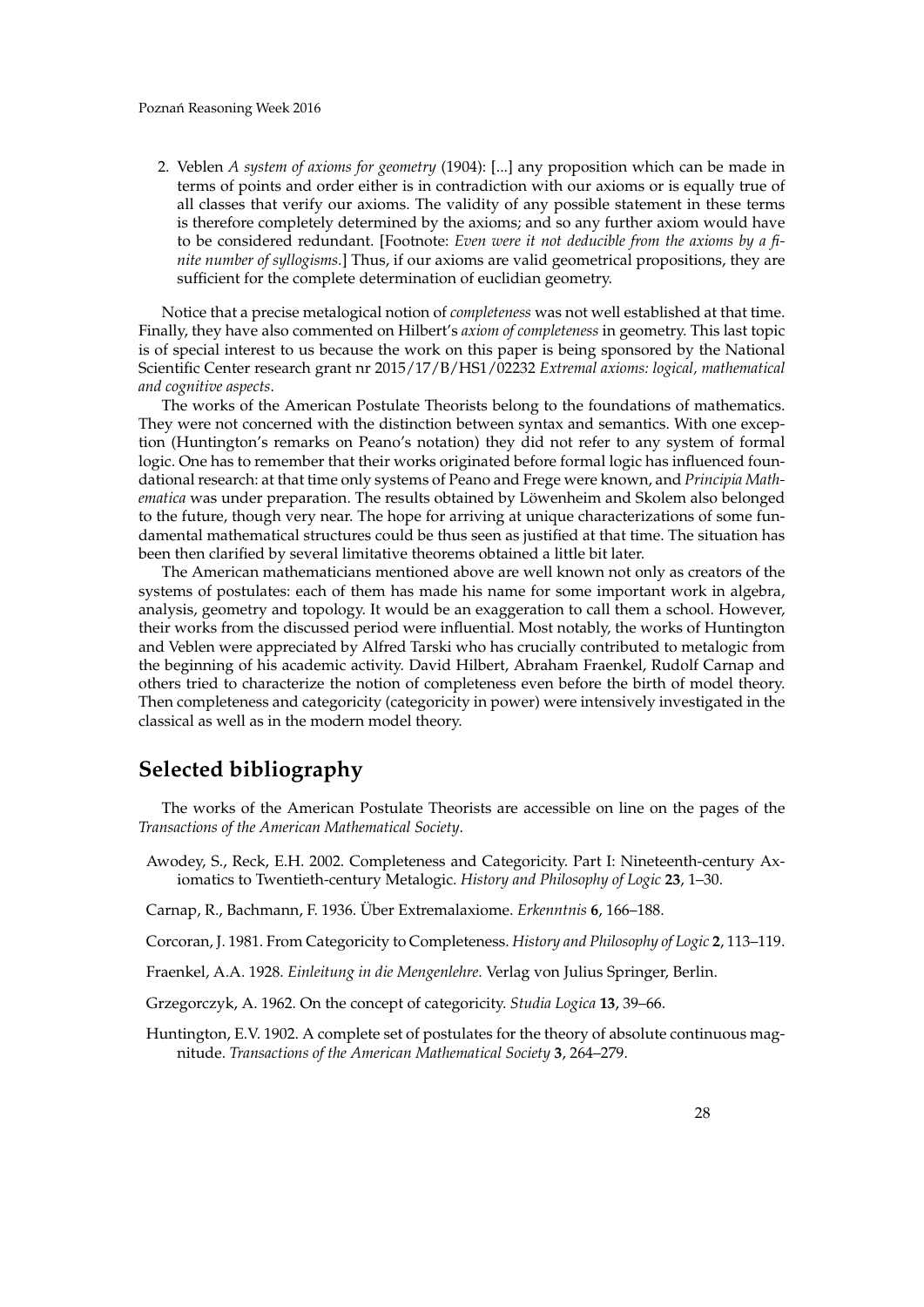2. Veblen *A system of axioms for geometry* (1904): [...] any proposition which can be made in terms of points and order either is in contradiction with our axioms or is equally true of all classes that verify our axioms. The validity of any possible statement in these terms is therefore completely determined by the axioms; and so any further axiom would have to be considered redundant. [Footnote: *Even were it not deducible from the axioms by a finite number of syllogisms.*] Thus, if our axioms are valid geometrical propositions, they are sufficient for the complete determination of euclidian geometry.

Notice that a precise metalogical notion of *completeness* was not well established at that time. Finally, they have also commented on Hilbert's *axiom of completeness* in geometry. This last topic is of special interest to us because the work on this paper is being sponsored by the National Scientific Center research grant nr 2015/17/B/HS1/02232 *Extremal axioms: logical, mathematical and cognitive aspects*.

The works of the American Postulate Theorists belong to the foundations of mathematics. They were not concerned with the distinction between syntax and semantics. With one exception (Huntington's remarks on Peano's notation) they did not refer to any system of formal logic. One has to remember that their works originated before formal logic has influenced foundational research: at that time only systems of Peano and Frege were known, and *Principia Mathematica* was under preparation. The results obtained by Löwenheim and Skolem also belonged to the future, though very near. The hope for arriving at unique characterizations of some fundamental mathematical structures could be thus seen as justified at that time. The situation has been then clarified by several limitative theorems obtained a little bit later.

The American mathematicians mentioned above are well known not only as creators of the systems of postulates: each of them has made his name for some important work in algebra, analysis, geometry and topology. It would be an exaggeration to call them a school. However, their works from the discussed period were influential. Most notably, the works of Huntington and Veblen were appreciated by Alfred Tarski who has crucially contributed to metalogic from the beginning of his academic activity. David Hilbert, Abraham Fraenkel, Rudolf Carnap and others tried to characterize the notion of completeness even before the birth of model theory. Then completeness and categoricity (categoricity in power) were intensively investigated in the classical as well as in the modern model theory.

## Selected bibliography

The works of the American Postulate Theorists are accessible on line on the pages of the *Transactions of the American Mathematical Society*.

Awodey, S., Reck, E.H. 2002. Completeness and Categoricity. Part I: Nineteenth-century Axiomatics to Twentieth-century Metalogic. *History and Philosophy of Logic* **23**, 1–30.

Carnap, R., Bachmann, F. 1936. Über Extremalaxiome. *Erkenntnis* **6**, 166–188.

Corcoran, J. 1981. From Categoricity to Completeness. *History and Philosophy of Logic* **2**, 113–119.

Fraenkel, A.A. 1928. *Einleitung in die Mengenlehre*. Verlag von Julius Springer, Berlin.

Grzegorczyk, A. 1962. On the concept of categoricity. *Studia Logica* **13**, 39–66.

Huntington, E.V. 1902. A complete set of postulates for the theory of absolute continuous magnitude. *Transactions of the American Mathematical Society* **3**, 264–279.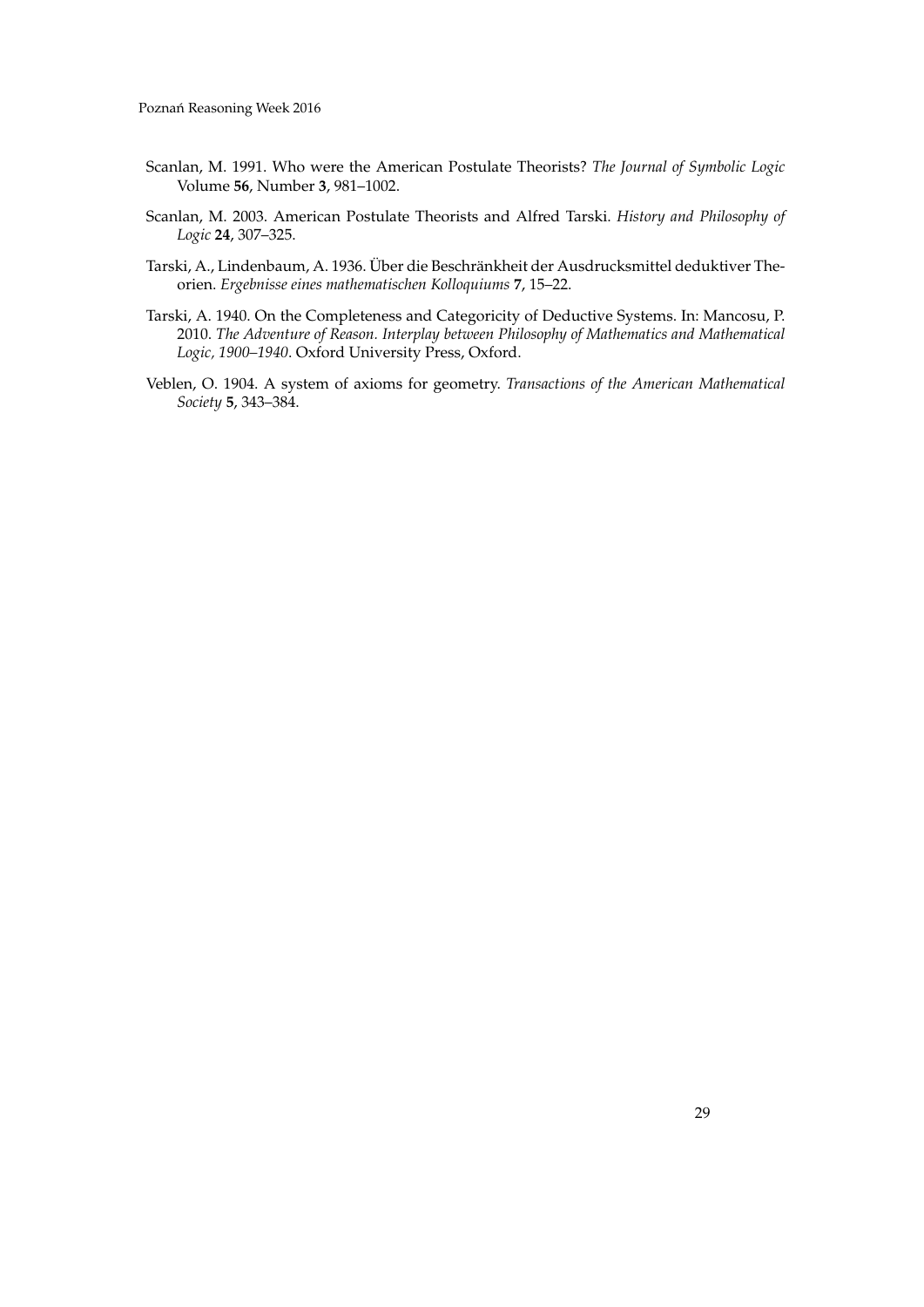Scanlan, M. 1991. Who were the American Postulate Theorists? *The Journal of Symbolic Logic* Volume **56**, Number **3**, 981–1002.

Scanlan, M. 2003. American Postulate Theorists and Alfred Tarski. *History and Philosophy of Logic* **24**, 307–325.

Tarski, A., Lindenbaum, A. 1936. Über die Beschränkheit der Ausdrucksmittel deduktiver Theorien. *Ergebnisse eines mathematischen Kolloquiums* **7**, 15–22.

Tarski, A. 1940. On the Completeness and Categoricity of Deductive Systems. In: Mancosu, P. 2010. *The Adventure of Reason. Interplay between Philosophy of Mathematics and Mathematical Logic, 1900–1940*. Oxford University Press, Oxford.

Veblen, O. 1904. A system of axioms for geometry. *Transactions of the American Mathematical Society* **5**, 343–384.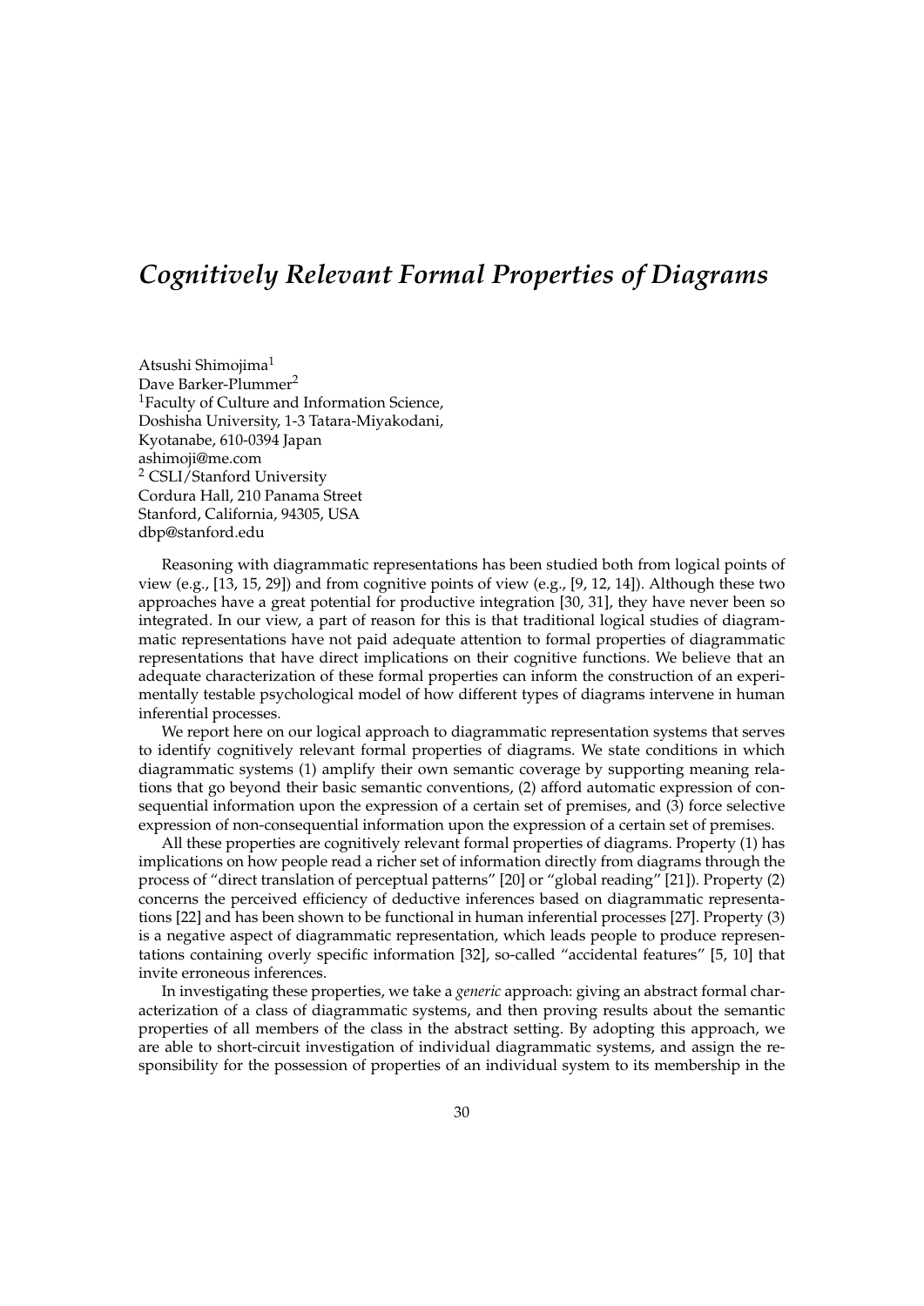# *Cognitively Relevant Formal Properties of Diagrams*

Atsushi Shimojima[1]
Dave Barker-Plummer[2]
[1]Faculty of Culture and Information Science,
Doshisha University, 1-3 Tatara-Miyakodani,
Kyotanabe, 610-0394 Japan
ashimoji@me.com
[2] CSLI/Stanford University
Cordura Hall, 210 Panama Street
Stanford, California, 94305, USA
dbp@stanford.edu

Reasoning with diagrammatic representations has been studied both from logical points of view (e.g., [13, 15, 29]) and from cognitive points of view (e.g., [9, 12, 14]). Although these two approaches have a great potential for productive integration [30, 31], they have never been so integrated. In our view, a part of reason for this is that traditional logical studies of diagrammatic representations have not paid adequate attention to formal properties of diagrammatic representations that have direct implications on their cognitive functions. We believe that an adequate characterization of these formal properties can inform the construction of an experimentally testable psychological model of how different types of diagrams intervene in human inferential processes.

We report here on our logical approach to diagrammatic representation systems that serves to identify cognitively relevant formal properties of diagrams. We state conditions in which diagrammatic systems (1) amplify their own semantic coverage by supporting meaning relations that go beyond their basic semantic conventions, (2) afford automatic expression of consequential information upon the expression of a certain set of premises, and (3) force selective expression of non-consequential information upon the expression of a certain set of premises.

All these properties are cognitively relevant formal properties of diagrams. Property (1) has implications on how people read a richer set of information directly from diagrams through the process of "direct translation of perceptual patterns" [20] or "global reading" [21]). Property (2) concerns the perceived efficiency of deductive inferences based on diagrammatic representations [22] and has been shown to be functional in human inferential processes [27]. Property (3) is a negative aspect of diagrammatic representation, which leads people to produce representations containing overly specific information [32], so-called "accidental features" [5, 10] that invite erroneous inferences.

In investigating these properties, we take a *generic* approach: giving an abstract formal characterization of a class of diagrammatic systems, and then proving results about the semantic properties of all members of the class in the abstract setting. By adopting this approach, we are able to short-circuit investigation of individual diagrammatic systems, and assign the responsibility for the possession of properties of an individual system to its membership in the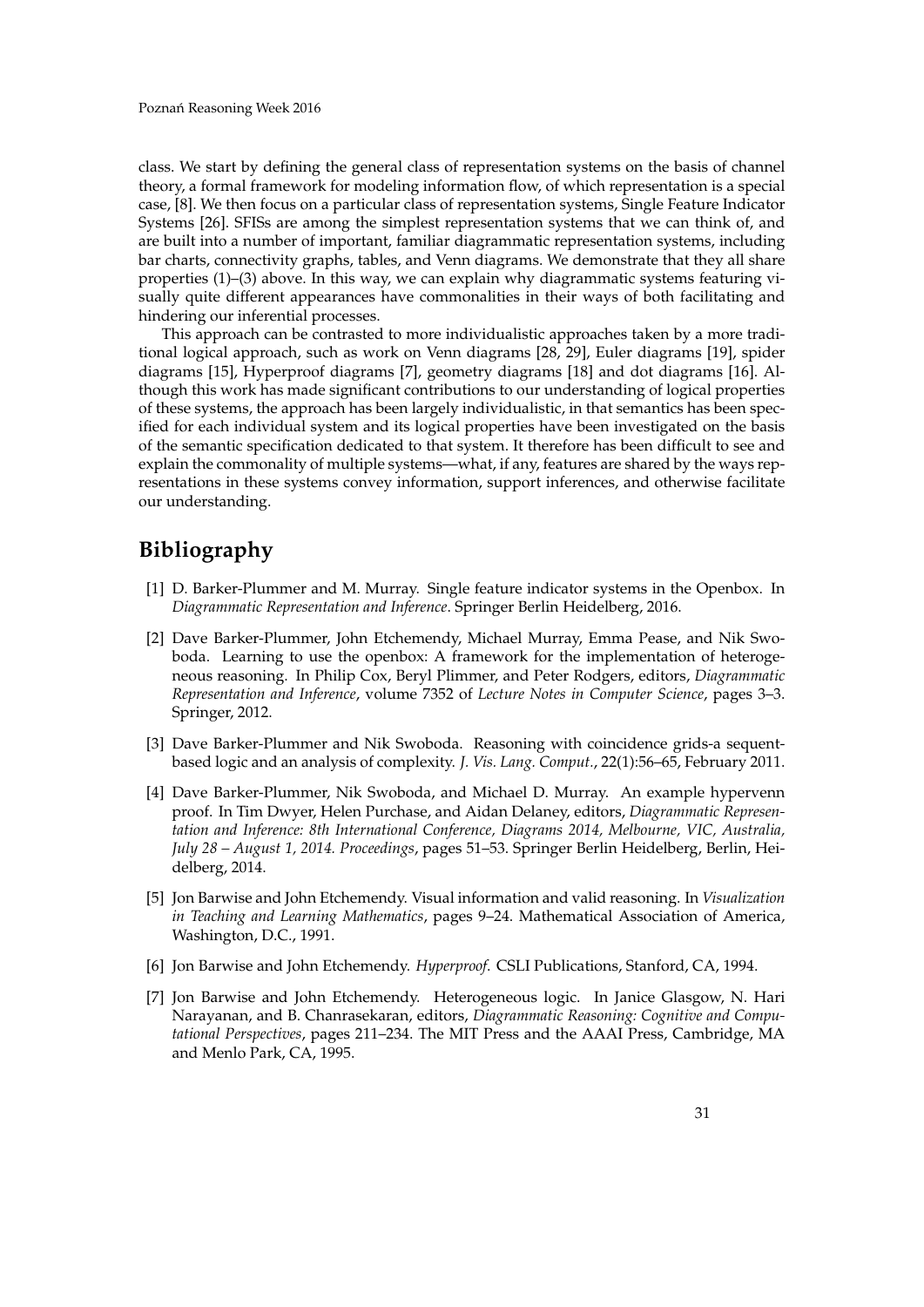class. We start by defining the general class of representation systems on the basis of channel theory, a formal framework for modeling information flow, of which representation is a special case, [8]. We then focus on a particular class of representation systems, Single Feature Indicator Systems [26]. SFISs are among the simplest representation systems that we can think of, and are built into a number of important, familiar diagrammatic representation systems, including bar charts, connectivity graphs, tables, and Venn diagrams. We demonstrate that they all share properties (1)–(3) above. In this way, we can explain why diagrammatic systems featuring visually quite different appearances have commonalities in their ways of both facilitating and hindering our inferential processes.

This approach can be contrasted to more individualistic approaches taken by a more traditional logical approach, such as work on Venn diagrams [28, 29], Euler diagrams [19], spider diagrams [15], Hyperproof diagrams [7], geometry diagrams [18] and dot diagrams [16]. Although this work has made significant contributions to our understanding of logical properties of these systems, the approach has been largely individualistic, in that semantics has been specified for each individual system and its logical properties have been investigated on the basis of the semantic specification dedicated to that system. It therefore has been difficult to see and explain the commonality of multiple systems—what, if any, features are shared by the ways representations in these systems convey information, support inferences, and otherwise facilitate our understanding.

## Bibliography

[1] D. Barker-Plummer and M. Murray. Single feature indicator systems in the Openbox. In *Diagrammatic Representation and Inference*. Springer Berlin Heidelberg, 2016.

[2] Dave Barker-Plummer, John Etchemendy, Michael Murray, Emma Pease, and Nik Swoboda. Learning to use the openbox: A framework for the implementation of heterogeneous reasoning. In Philip Cox, Beryl Plimmer, and Peter Rodgers, editors, *Diagrammatic Representation and Inference*, volume 7352 of *Lecture Notes in Computer Science*, pages 3–3. Springer, 2012.

[3] Dave Barker-Plummer and Nik Swoboda. Reasoning with coincidence grids-a sequent-based logic and an analysis of complexity. *J. Vis. Lang. Comput.*, 22(1):56–65, February 2011.

[4] Dave Barker-Plummer, Nik Swoboda, and Michael D. Murray. An example hypervenn proof. In Tim Dwyer, Helen Purchase, and Aidan Delaney, editors, *Diagrammatic Representation and Inference: 8th International Conference, Diagrams 2014, Melbourne, VIC, Australia, July 28 – August 1, 2014. Proceedings*, pages 51–53. Springer Berlin Heidelberg, Berlin, Heidelberg, 2014.

[5] Jon Barwise and John Etchemendy. Visual information and valid reasoning. In *Visualization in Teaching and Learning Mathematics*, pages 9–24. Mathematical Association of America, Washington, D.C., 1991.

[6] Jon Barwise and John Etchemendy. *Hyperproof*. CSLI Publications, Stanford, CA, 1994.

[7] Jon Barwise and John Etchemendy. Heterogeneous logic. In Janice Glasgow, N. Hari Narayanan, and B. Chanrasekaran, editors, *Diagrammatic Reasoning: Cognitive and Computational Perspectives*, pages 211–234. The MIT Press and the AAAI Press, Cambridge, MA and Menlo Park, CA, 1995.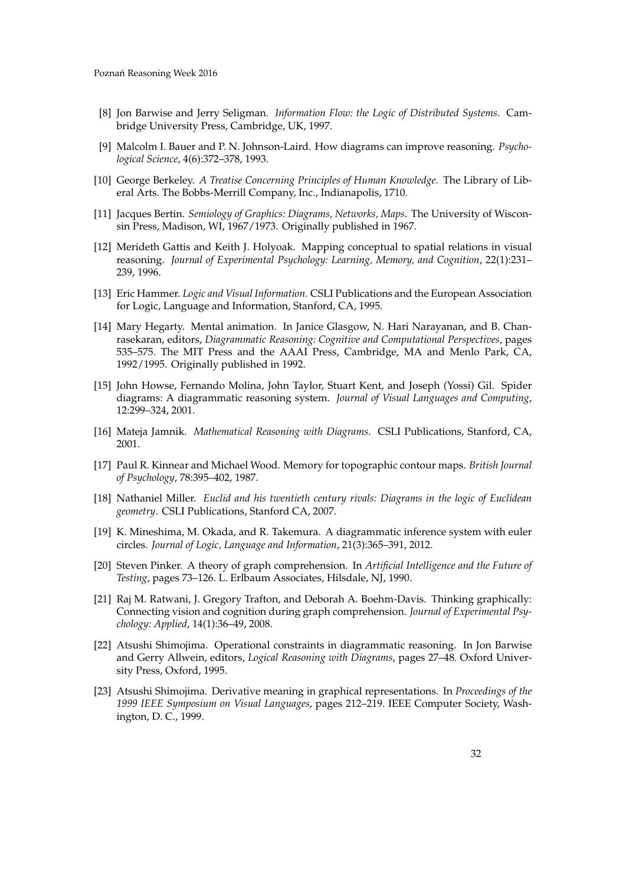[8] Jon Barwise and Jerry Seligman. *Information Flow: the Logic of Distributed Systems*. Cambridge University Press, Cambridge, UK, 1997.

[9] Malcolm I. Bauer and P. N. Johnson-Laird. How diagrams can improve reasoning. *Psychological Science*, 4(6):372–378, 1993.

[10] George Berkeley. *A Treatise Concerning Principles of Human Knowledge*. The Library of Liberal Arts. The Bobbs-Merrill Company, Inc., Indianapolis, 1710.

[11] Jacques Bertin. *Semiology of Graphics: Diagrams, Networks, Maps*. The University of Wisconsin Press, Madison, WI, 1967/1973. Originally published in 1967.

[12] Merideth Gattis and Keith J. Holyoak. Mapping conceptual to spatial relations in visual reasoning. *Journal of Experimental Psychology: Learning, Memory, and Cognition*, 22(1):231–239, 1996.

[13] Eric Hammer. *Logic and Visual Information*. CSLI Publications and the European Association for Logic, Language and Information, Stanford, CA, 1995.

[14] Mary Hegarty. Mental animation. In Janice Glasgow, N. Hari Narayanan, and B. Chanrasekaran, editors, *Diagrammatic Reasoning: Cognitive and Computational Perspectives*, pages 535–575. The MIT Press and the AAAI Press, Cambridge, MA and Menlo Park, CA, 1992/1995. Originally published in 1992.

[15] John Howse, Fernando Molina, John Taylor, Stuart Kent, and Joseph (Yossi) Gil. Spider diagrams: A diagrammatic reasoning system. *Journal of Visual Languages and Computing*, 12:299–324, 2001.

[16] Mateja Jamnik. *Mathematical Reasoning with Diagrams*. CSLI Publications, Stanford, CA, 2001.

[17] Paul R. Kinnear and Michael Wood. Memory for topographic contour maps. *British Journal of Psychology*, 78:395–402, 1987.

[18] Nathaniel Miller. *Euclid and his twentieth century rivals: Diagrams in the logic of Euclidean geometry*. CSLI Publications, Stanford CA, 2007.

[19] K. Mineshima, M. Okada, and R. Takemura. A diagrammatic inference system with euler circles. *Journal of Logic, Language and Information*, 21(3):365–391, 2012.

[20] Steven Pinker. A theory of graph comprehension. In *Artificial Intelligence and the Future of Testing*, pages 73–126. L. Erlbaum Associates, Hilsdale, NJ, 1990.

[21] Raj M. Ratwani, J. Gregory Trafton, and Deborah A. Boehm-Davis. Thinking graphically: Connecting vision and cognition during graph comprehension. *Journal of Experimental Psychology: Applied*, 14(1):36–49, 2008.

[22] Atsushi Shimojima. Operational constraints in diagrammatic reasoning. In Jon Barwise and Gerry Allwein, editors, *Logical Reasoning with Diagrams*, pages 27–48. Oxford University Press, Oxford, 1995.

[23] Atsushi Shimojima. Derivative meaning in graphical representations. In *Proceedings of the 1999 IEEE Symposium on Visual Languages*, pages 212–219. IEEE Computer Society, Washington, D. C., 1999.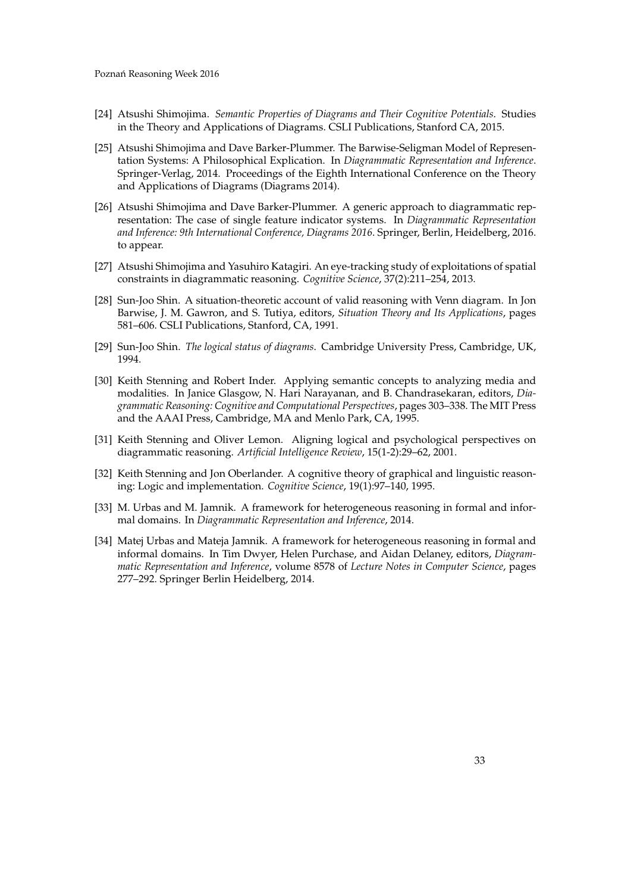[24] Atsushi Shimojima. *Semantic Properties of Diagrams and Their Cognitive Potentials*. Studies in the Theory and Applications of Diagrams. CSLI Publications, Stanford CA, 2015.

[25] Atsushi Shimojima and Dave Barker-Plummer. The Barwise-Seligman Model of Representation Systems: A Philosophical Explication. In *Diagrammatic Representation and Inference*. Springer-Verlag, 2014. Proceedings of the Eighth International Conference on the Theory and Applications of Diagrams (Diagrams 2014).

[26] Atsushi Shimojima and Dave Barker-Plummer. A generic approach to diagrammatic representation: The case of single feature indicator systems. In *Diagrammatic Representation and Inference: 9th International Conference, Diagrams 2016*. Springer, Berlin, Heidelberg, 2016. to appear.

[27] Atsushi Shimojima and Yasuhiro Katagiri. An eye-tracking study of exploitations of spatial constraints in diagrammatic reasoning. *Cognitive Science*, 37(2):211–254, 2013.

[28] Sun-Joo Shin. A situation-theoretic account of valid reasoning with Venn diagram. In Jon Barwise, J. M. Gawron, and S. Tutiya, editors, *Situation Theory and Its Applications*, pages 581–606. CSLI Publications, Stanford, CA, 1991.

[29] Sun-Joo Shin. *The logical status of diagrams*. Cambridge University Press, Cambridge, UK, 1994.

[30] Keith Stenning and Robert Inder. Applying semantic concepts to analyzing media and modalities. In Janice Glasgow, N. Hari Narayanan, and B. Chandrasekaran, editors, *Diagrammatic Reasoning: Cognitive and Computational Perspectives*, pages 303–338. The MIT Press and the AAAI Press, Cambridge, MA and Menlo Park, CA, 1995.

[31] Keith Stenning and Oliver Lemon. Aligning logical and psychological perspectives on diagrammatic reasoning. *Artificial Intelligence Review*, 15(1-2):29–62, 2001.

[32] Keith Stenning and Jon Oberlander. A cognitive theory of graphical and linguistic reasoning: Logic and implementation. *Cognitive Science*, 19(1):97–140, 1995.

[33] M. Urbas and M. Jamnik. A framework for heterogeneous reasoning in formal and informal domains. In *Diagrammatic Representation and Inference*, 2014.

[34] Matej Urbas and Mateja Jamnik. A framework for heterogeneous reasoning in formal and informal domains. In Tim Dwyer, Helen Purchase, and Aidan Delaney, editors, *Diagrammatic Representation and Inference*, volume 8578 of *Lecture Notes in Computer Science*, pages 277–292. Springer Berlin Heidelberg, 2014.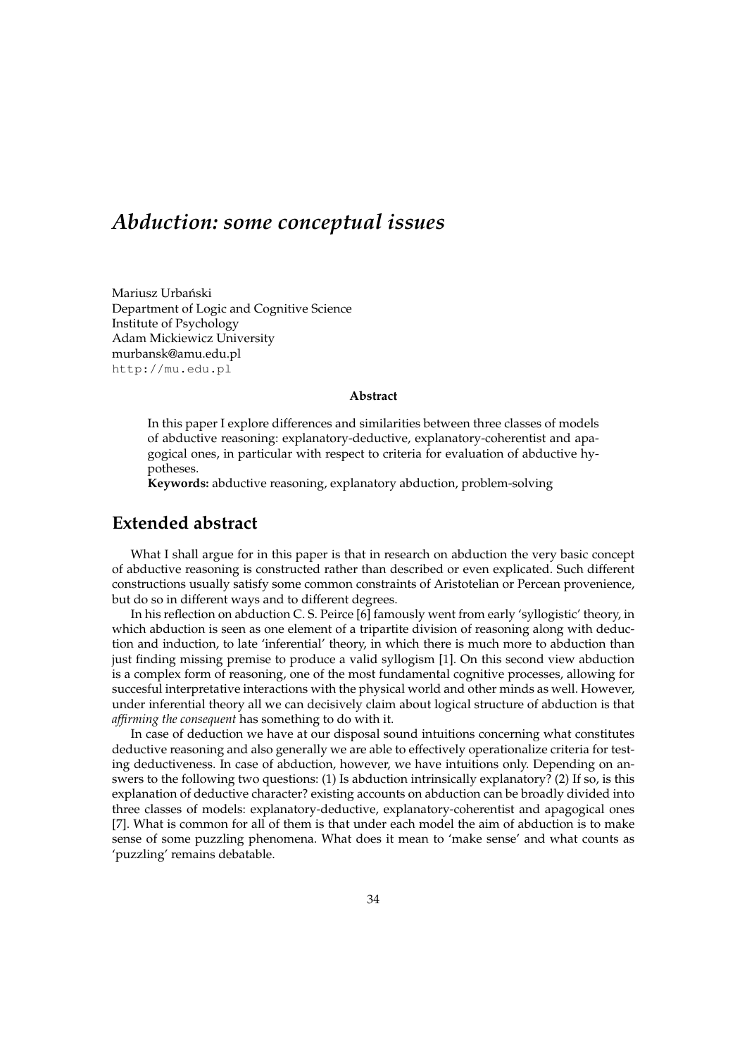# *Abduction: some conceptual issues*

Mariusz Urbański
Department of Logic and Cognitive Science
Institute of Psychology
Adam Mickiewicz University
murbansk@amu.edu.pl
http://mu.edu.pl

**Abstract**

In this paper I explore differences and similarities between three classes of models of abductive reasoning: explanatory-deductive, explanatory-coherentist and apagogical ones, in particular with respect to criteria for evaluation of abductive hypotheses.

**Keywords:** abductive reasoning, explanatory abduction, problem-solving

## Extended abstract

What I shall argue for in this paper is that in research on abduction the very basic concept of abductive reasoning is constructed rather than described or even explicated. Such different constructions usually satisfy some common constraints of Aristotelian or Percean provenience, but do so in different ways and to different degrees.

In his reflection on abduction C. S. Peirce [6] famously went from early 'syllogistic' theory, in which abduction is seen as one element of a tripartite division of reasoning along with deduction and induction, to late 'inferential' theory, in which there is much more to abduction than just finding missing premise to produce a valid syllogism [1]. On this second view abduction is a complex form of reasoning, one of the most fundamental cognitive processes, allowing for succesful interpretative interactions with the physical world and other minds as well. However, under inferential theory all we can decisively claim about logical structure of abduction is that *affirming the consequent* has something to do with it.

In case of deduction we have at our disposal sound intuitions concerning what constitutes deductive reasoning and also generally we are able to effectively operationalize criteria for testing deductiveness. In case of abduction, however, we have intuitions only. Depending on answers to the following two questions: (1) Is abduction intrinsically explanatory? (2) If so, is this explanation of deductive character? existing accounts on abduction can be broadly divided into three classes of models: explanatory-deductive, explanatory-coherentist and apagogical ones [7]. What is common for all of them is that under each model the aim of abduction is to make sense of some puzzling phenomena. What does it mean to 'make sense' and what counts as 'puzzling' remains debatable.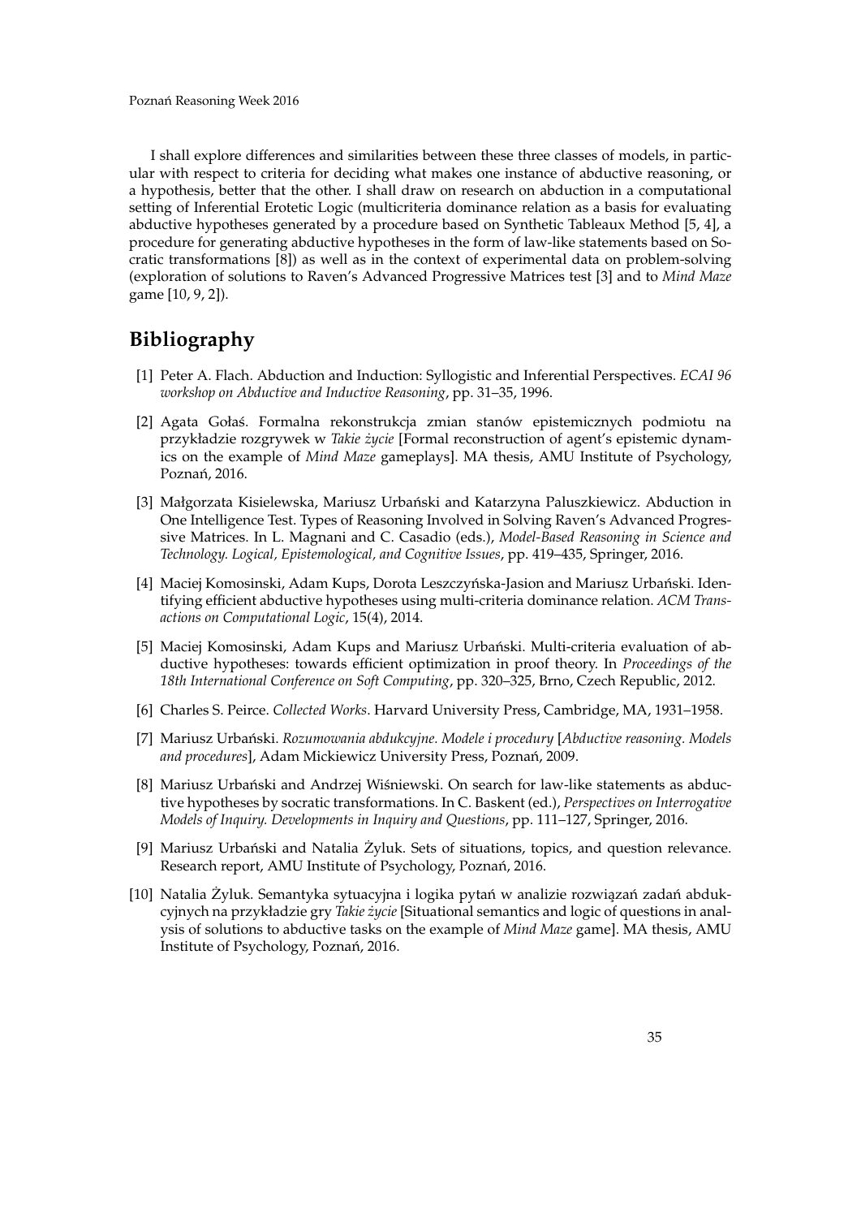I shall explore differences and similarities between these three classes of models, in particular with respect to criteria for deciding what makes one instance of abductive reasoning, or a hypothesis, better that the other. I shall draw on research on abduction in a computational setting of Inferential Erotetic Logic (multicriteria dominance relation as a basis for evaluating abductive hypotheses generated by a procedure based on Synthetic Tableaux Method [5, 4], a procedure for generating abductive hypotheses in the form of law-like statements based on Socratic transformations [8]) as well as in the context of experimental data on problem-solving (exploration of solutions to Raven's Advanced Progressive Matrices test [3] and to *Mind Maze* game [10, 9, 2]).

## Bibliography

[1] Peter A. Flach. Abduction and Induction: Syllogistic and Inferential Perspectives. *ECAI 96 workshop on Abductive and Inductive Reasoning*, pp. 31–35, 1996.

[2] Agata Gołaś. Formalna rekonstrukcja zmian stanów epistemicznych podmiotu na przykładzie rozgrywek w *Takie życie* [Formal reconstruction of agent's epistemic dynamics on the example of *Mind Maze* gameplays]. MA thesis, AMU Institute of Psychology, Poznań, 2016.

[3] Małgorzata Kisielewska, Mariusz Urbański and Katarzyna Paluszkiewicz. Abduction in One Intelligence Test. Types of Reasoning Involved in Solving Raven's Advanced Progressive Matrices. In L. Magnani and C. Casadio (eds.), *Model-Based Reasoning in Science and Technology. Logical, Epistemological, and Cognitive Issues*, pp. 419–435, Springer, 2016.

[4] Maciej Komosinski, Adam Kups, Dorota Leszczyńska-Jasion and Mariusz Urbański. Identifying efficient abductive hypotheses using multi-criteria dominance relation. *ACM Transactions on Computational Logic*, 15(4), 2014.

[5] Maciej Komosinski, Adam Kups and Mariusz Urbański. Multi-criteria evaluation of abductive hypotheses: towards efficient optimization in proof theory. In *Proceedings of the 18th International Conference on Soft Computing*, pp. 320–325, Brno, Czech Republic, 2012.

[6] Charles S. Peirce. *Collected Works*. Harvard University Press, Cambridge, MA, 1931–1958.

[7] Mariusz Urbański. *Rozumowania abdukcyjne. Modele i procedury* [*Abductive reasoning. Models and procedures*], Adam Mickiewicz University Press, Poznań, 2009.

[8] Mariusz Urbański and Andrzej Wiśniewski. On search for law-like statements as abductive hypotheses by socratic transformations. In C. Baskent (ed.), *Perspectives on Interrogative Models of Inquiry. Developments in Inquiry and Questions*, pp. 111–127, Springer, 2016.

[9] Mariusz Urbański and Natalia Żyluk. Sets of situations, topics, and question relevance. Research report, AMU Institute of Psychology, Poznań, 2016.

[10] Natalia Żyluk. Semantyka sytuacyjna i logika pytań w analizie rozwiązań zadań abdukcyjnych na przykładzie gry *Takie życie* [Situational semantics and logic of questions in analysis of solutions to abductive tasks on the example of *Mind Maze* game]. MA thesis, AMU Institute of Psychology, Poznań, 2016.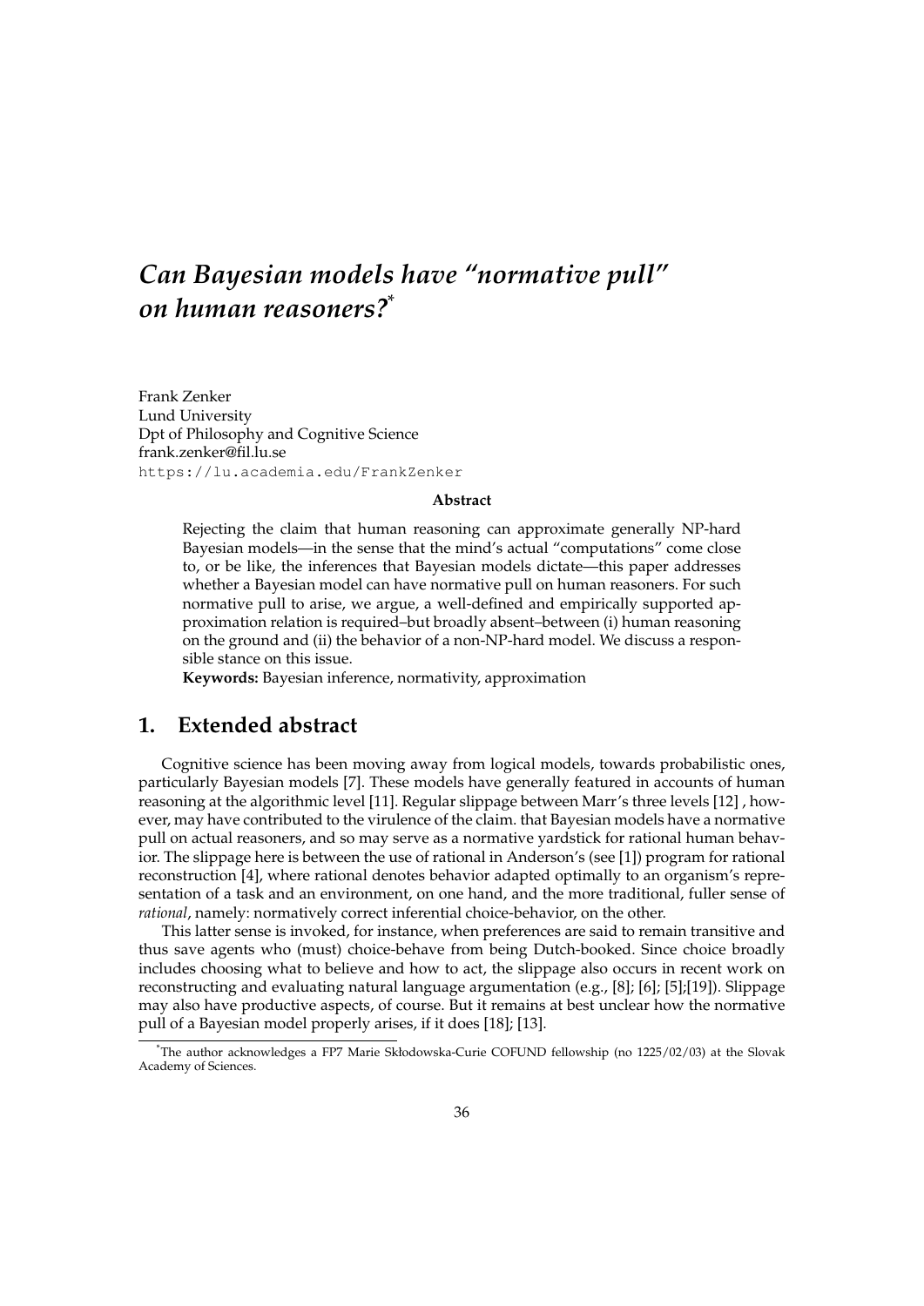# *Can Bayesian models have "normative pull" on human reasoners?*[*]

Frank Zenker
Lund University
Dpt of Philosophy and Cognitive Science
frank.zenker@fil.lu.se
https://lu.academia.edu/FrankZenker

**Abstract**

Rejecting the claim that human reasoning can approximate generally NP-hard Bayesian models—in the sense that the mind's actual "computations" come close to, or be like, the inferences that Bayesian models dictate—this paper addresses whether a Bayesian model can have normative pull on human reasoners. For such normative pull to arise, we argue, a well-defined and empirically supported approximation relation is required–but broadly absent–between (i) human reasoning on the ground and (ii) the behavior of a non-NP-hard model. We discuss a responsible stance on this issue.

**Keywords:** Bayesian inference, normativity, approximation

## 1. Extended abstract

Cognitive science has been moving away from logical models, towards probabilistic ones, particularly Bayesian models [7]. These models have generally featured in accounts of human reasoning at the algorithmic level [11]. Regular slippage between Marr's three levels [12] , however, may have contributed to the virulence of the claim. that Bayesian models have a normative pull on actual reasoners, and so may serve as a normative yardstick for rational human behavior. The slippage here is between the use of rational in Anderson's (see [1]) program for rational reconstruction [4], where rational denotes behavior adapted optimally to an organism's representation of a task and an environment, on one hand, and the more traditional, fuller sense of *rational*, namely: normatively correct inferential choice-behavior, on the other.

This latter sense is invoked, for instance, when preferences are said to remain transitive and thus save agents who (must) choice-behave from being Dutch-booked. Since choice broadly includes choosing what to believe and how to act, the slippage also occurs in recent work on reconstructing and evaluating natural language argumentation (e.g., [8]; [6]; [5];[19]). Slippage may also have productive aspects, of course. But it remains at best unclear how the normative pull of a Bayesian model properly arises, if it does [18]; [13].

[*] The author acknowledges a FP7 Marie Skłodowska-Curie COFUND fellowship (no 1225/02/03) at the Slovak Academy of Sciences.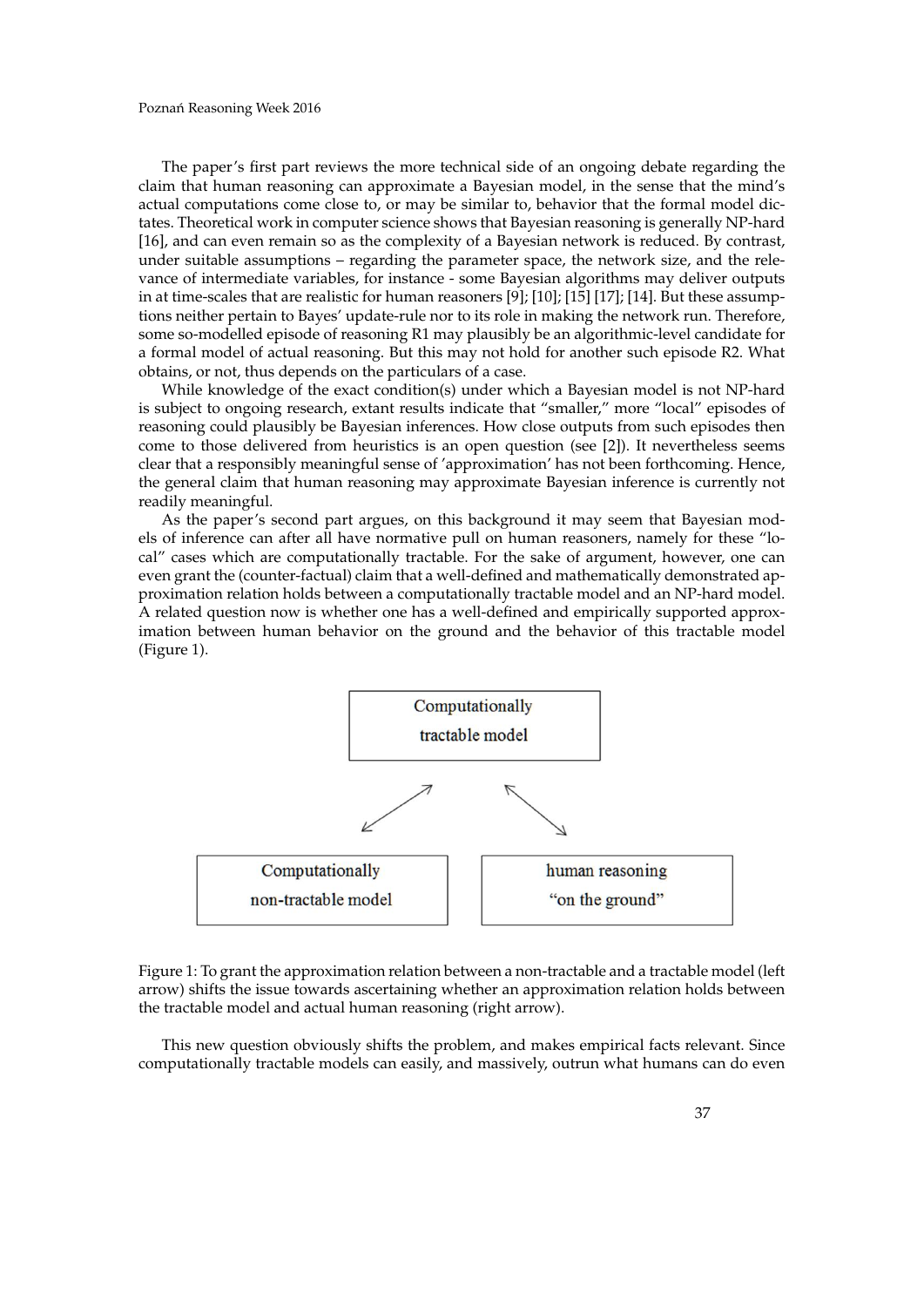The paper's first part reviews the more technical side of an ongoing debate regarding the claim that human reasoning can approximate a Bayesian model, in the sense that the mind's actual computations come close to, or may be similar to, behavior that the formal model dictates. Theoretical work in computer science shows that Bayesian reasoning is generally NP-hard [16], and can even remain so as the complexity of a Bayesian network is reduced. By contrast, under suitable assumptions – regarding the parameter space, the network size, and the relevance of intermediate variables, for instance - some Bayesian algorithms may deliver outputs in at time-scales that are realistic for human reasoners [9]; [10]; [15] [17]; [14]. But these assumptions neither pertain to Bayes' update-rule nor to its role in making the network run. Therefore, some so-modelled episode of reasoning R1 may plausibly be an algorithmic-level candidate for a formal model of actual reasoning. But this may not hold for another such episode R2. What obtains, or not, thus depends on the particulars of a case.

While knowledge of the exact condition(s) under which a Bayesian model is not NP-hard is subject to ongoing research, extant results indicate that "smaller," more "local" episodes of reasoning could plausibly be Bayesian inferences. How close outputs from such episodes then come to those delivered from heuristics is an open question (see [2]). It nevertheless seems clear that a responsibly meaningful sense of 'approximation' has not been forthcoming. Hence, the general claim that human reasoning may approximate Bayesian inference is currently not readily meaningful.

As the paper's second part argues, on this background it may seem that Bayesian models of inference can after all have normative pull on human reasoners, namely for these "local" cases which are computationally tractable. For the sake of argument, however, one can even grant the (counter-factual) claim that a well-defined and mathematically demonstrated approximation relation holds between a computationally tractable model and an NP-hard model. A related question now is whether one has a well-defined and empirically supported approximation between human behavior on the ground and the behavior of this tractable model (Figure 1).

Computationally tractable model

Computationally non-tractable model

human reasoning "on the ground"

Figure 1: To grant the approximation relation between a non-tractable and a tractable model (left arrow) shifts the issue towards ascertaining whether an approximation relation holds between the tractable model and actual human reasoning (right arrow).

This new question obviously shifts the problem, and makes empirical facts relevant. Since computationally tractable models can easily, and massively, outrun what humans can do even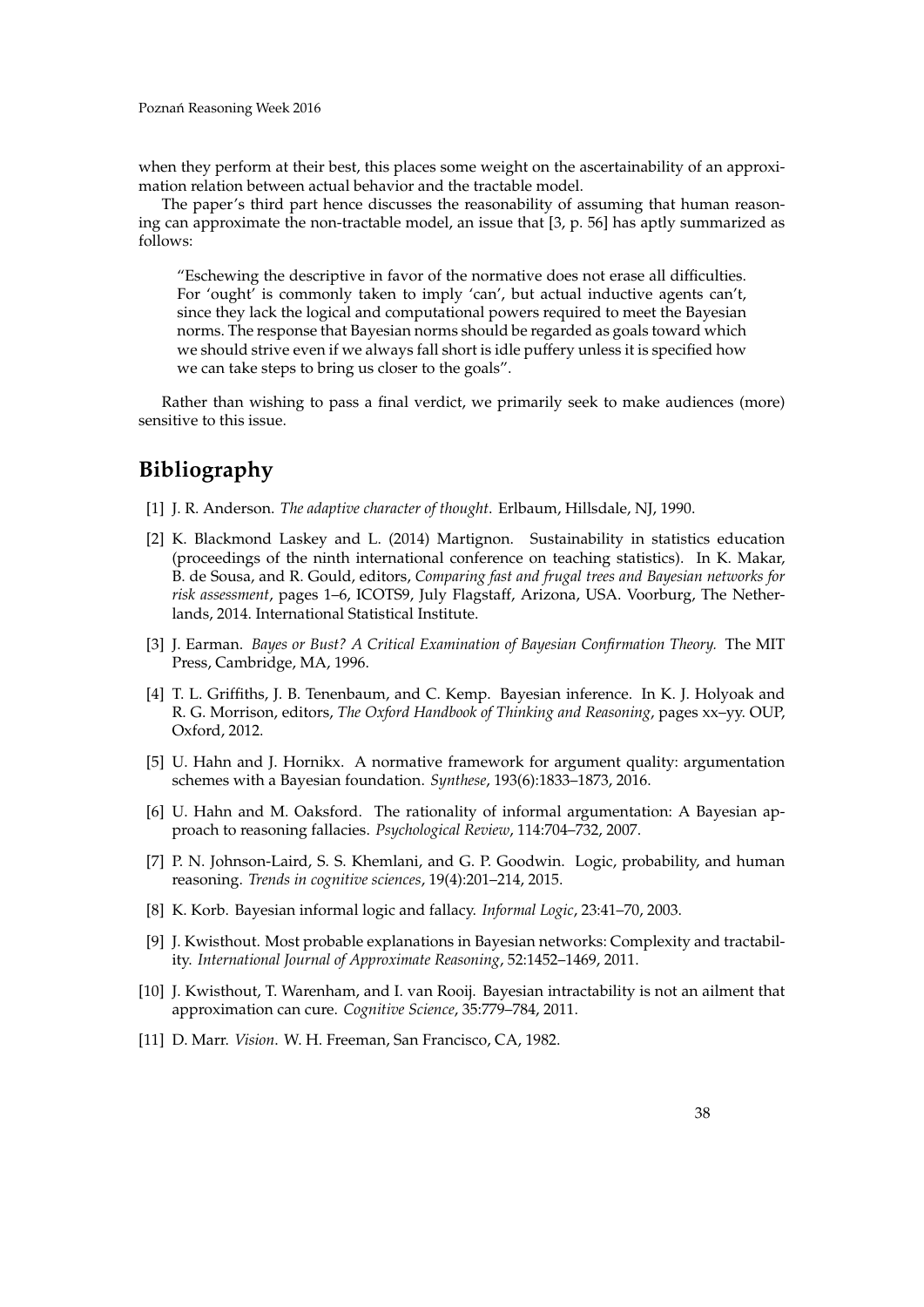when they perform at their best, this places some weight on the ascertainability of an approximation relation between actual behavior and the tractable model.

The paper's third part hence discusses the reasonability of assuming that human reasoning can approximate the non-tractable model, an issue that [3, p. 56] has aptly summarized as follows:

> "Eschewing the descriptive in favor of the normative does not erase all difficulties. For 'ought' is commonly taken to imply 'can', but actual inductive agents can't, since they lack the logical and computational powers required to meet the Bayesian norms. The response that Bayesian norms should be regarded as goals toward which we should strive even if we always fall short is idle puffery unless it is specified how we can take steps to bring us closer to the goals".

Rather than wishing to pass a final verdict, we primarily seek to make audiences (more) sensitive to this issue.

## Bibliography

[1] J. R. Anderson. *The adaptive character of thought*. Erlbaum, Hillsdale, NJ, 1990.

[2] K. Blackmond Laskey and L. (2014) Martignon. Sustainability in statistics education (proceedings of the ninth international conference on teaching statistics). In K. Makar, B. de Sousa, and R. Gould, editors, *Comparing fast and frugal trees and Bayesian networks for risk assessment*, pages 1–6, ICOTS9, July Flagstaff, Arizona, USA. Voorburg, The Netherlands, 2014. International Statistical Institute.

[3] J. Earman. *Bayes or Bust? A Critical Examination of Bayesian Confirmation Theory.* The MIT Press, Cambridge, MA, 1996.

[4] T. L. Griffiths, J. B. Tenenbaum, and C. Kemp. Bayesian inference. In K. J. Holyoak and R. G. Morrison, editors, *The Oxford Handbook of Thinking and Reasoning*, pages xx–yy. OUP, Oxford, 2012.

[5] U. Hahn and J. Hornikx. A normative framework for argument quality: argumentation schemes with a Bayesian foundation. *Synthese*, 193(6):1833–1873, 2016.

[6] U. Hahn and M. Oaksford. The rationality of informal argumentation: A Bayesian approach to reasoning fallacies. *Psychological Review*, 114:704–732, 2007.

[7] P. N. Johnson-Laird, S. S. Khemlani, and G. P. Goodwin. Logic, probability, and human reasoning. *Trends in cognitive sciences*, 19(4):201–214, 2015.

[8] K. Korb. Bayesian informal logic and fallacy. *Informal Logic*, 23:41–70, 2003.

[9] J. Kwisthout. Most probable explanations in Bayesian networks: Complexity and tractability. *International Journal of Approximate Reasoning*, 52:1452–1469, 2011.

[10] J. Kwisthout, T. Warenham, and I. van Rooij. Bayesian intractability is not an ailment that approximation can cure. *Cognitive Science*, 35:779–784, 2011.

[11] D. Marr. *Vision*. W. H. Freeman, San Francisco, CA, 1982.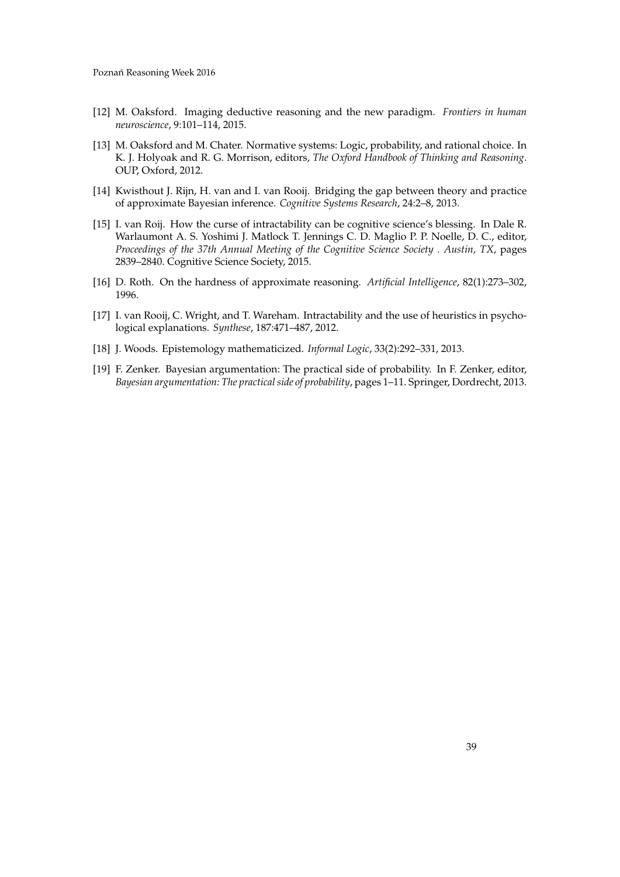[12] M. Oaksford. Imaging deductive reasoning and the new paradigm. *Frontiers in human neuroscience*, 9:101–114, 2015.

[13] M. Oaksford and M. Chater. Normative systems: Logic, probability, and rational choice. In K. J. Holyoak and R. G. Morrison, editors, *The Oxford Handbook of Thinking and Reasoning*. OUP, Oxford, 2012.

[14] Kwisthout J. Rijn, H. van and I. van Rooij. Bridging the gap between theory and practice of approximate Bayesian inference. *Cognitive Systems Research*, 24:2–8, 2013.

[15] I. van Roij. How the curse of intractability can be cognitive science's blessing. In Dale R. Warlaumont A. S. Yoshimi J. Matlock T. Jennings C. D. Maglio P. P. Noelle, D. C., editor, *Proceedings of the 37th Annual Meeting of the Cognitive Science Society . Austin, TX*, pages 2839–2840. Cognitive Science Society, 2015.

[16] D. Roth. On the hardness of approximate reasoning. *Artificial Intelligence*, 82(1):273–302, 1996.

[17] I. van Rooij, C. Wright, and T. Wareham. Intractability and the use of heuristics in psychological explanations. *Synthese*, 187:471–487, 2012.

[18] J. Woods. Epistemology mathematicized. *Informal Logic*, 33(2):292–331, 2013.

[19] F. Zenker. Bayesian argumentation: The practical side of probability. In F. Zenker, editor, *Bayesian argumentation: The practical side of probability*, pages 1–11. Springer, Dordrecht, 2013.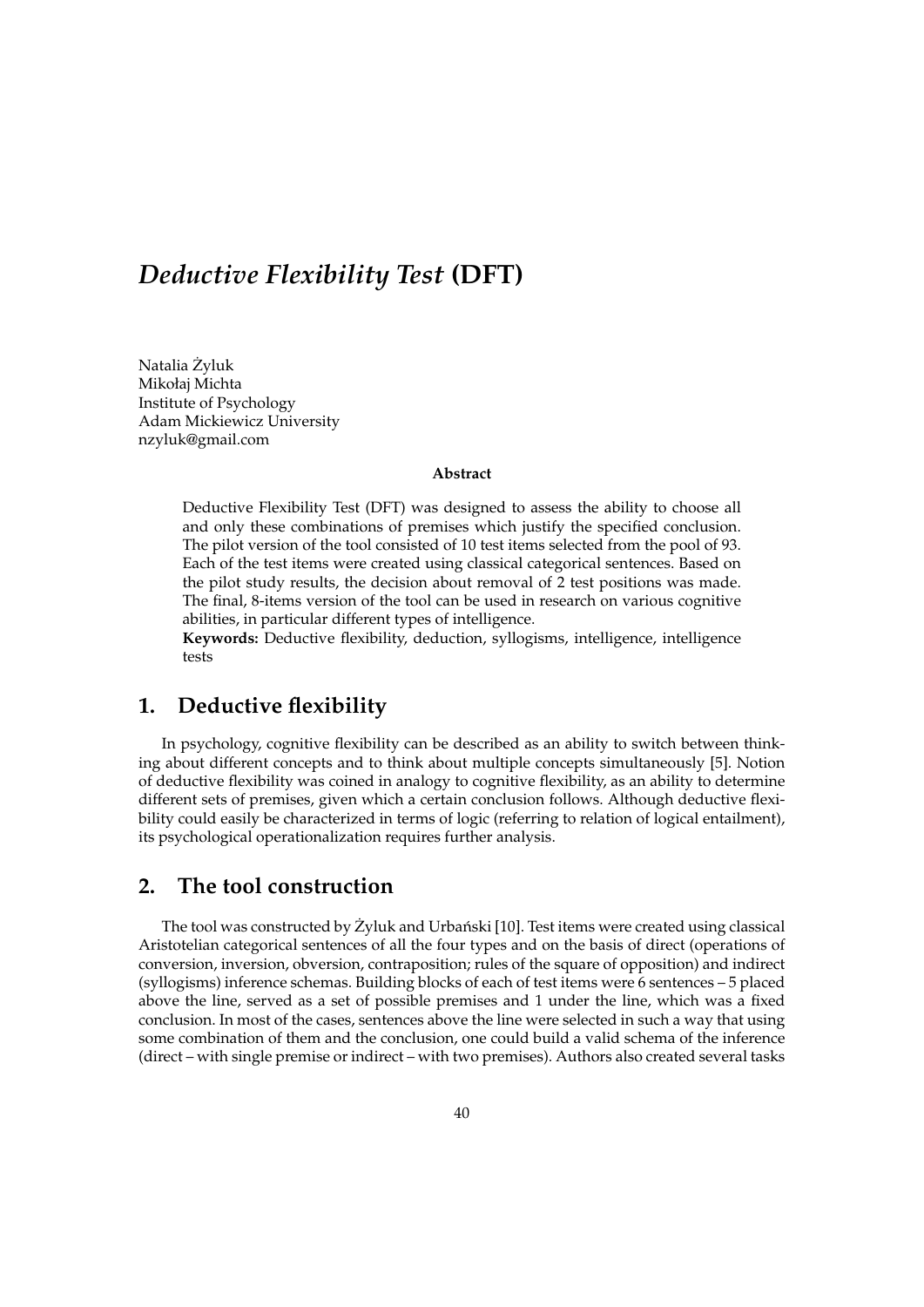# *Deductive Flexibility Test* (DFT)

Natalia Żyluk  
Mikołaj Michta  
Institute of Psychology  
Adam Mickiewicz University  
nzyluk@gmail.com

**Abstract**

Deductive Flexibility Test (DFT) was designed to assess the ability to choose all and only these combinations of premises which justify the specified conclusion. The pilot version of the tool consisted of 10 test items selected from the pool of 93. Each of the test items were created using classical categorical sentences. Based on the pilot study results, the decision about removal of 2 test positions was made. The final, 8-items version of the tool can be used in research on various cognitive abilities, in particular different types of intelligence.

**Keywords:** Deductive flexibility, deduction, syllogisms, intelligence, intelligence tests

## 1. Deductive flexibility

In psychology, cognitive flexibility can be described as an ability to switch between thinking about different concepts and to think about multiple concepts simultaneously [5]. Notion of deductive flexibility was coined in analogy to cognitive flexibility, as an ability to determine different sets of premises, given which a certain conclusion follows. Although deductive flexibility could easily be characterized in terms of logic (referring to relation of logical entailment), its psychological operationalization requires further analysis.

## 2. The tool construction

The tool was constructed by Żyluk and Urbański [10]. Test items were created using classical Aristotelian categorical sentences of all the four types and on the basis of direct (operations of conversion, inversion, obversion, contraposition; rules of the square of opposition) and indirect (syllogisms) inference schemas. Building blocks of each of test items were 6 sentences – 5 placed above the line, served as a set of possible premises and 1 under the line, which was a fixed conclusion. In most of the cases, sentences above the line were selected in such a way that using some combination of them and the conclusion, one could build a valid schema of the inference (direct – with single premise or indirect – with two premises). Authors also created several tasks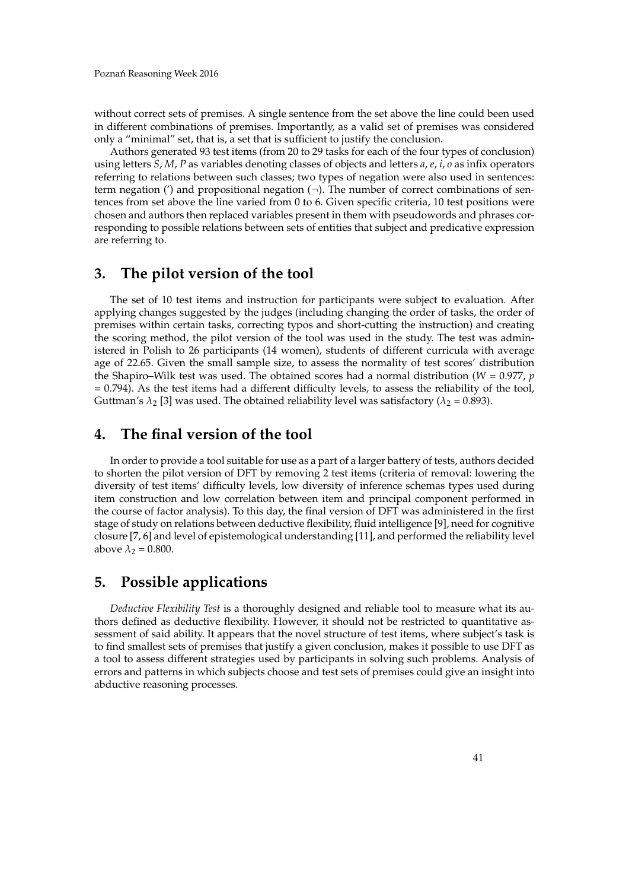without correct sets of premises. A single sentence from the set above the line could been used in different combinations of premises. Importantly, as a valid set of premises was considered only a "minimal" set, that is, a set that is sufficient to justify the conclusion.

Authors generated 93 test items (from 20 to 29 tasks for each of the four types of conclusion) using letters *S*, *M*, *P* as variables denoting classes of objects and letters *a*, *e*, *i*, *o* as infix operators referring to relations between such classes; two types of negation were also used in sentences: term negation (′) and propositional negation (¬). The number of correct combinations of sentences from set above the line varied from 0 to 6. Given specific criteria, 10 test positions were chosen and authors then replaced variables present in them with pseudowords and phrases corresponding to possible relations between sets of entities that subject and predicative expression are referring to.

## 3. The pilot version of the tool

The set of 10 test items and instruction for participants were subject to evaluation. After applying changes suggested by the judges (including changing the order of tasks, the order of premises within certain tasks, correcting typos and short-cutting the instruction) and creating the scoring method, the pilot version of the tool was used in the study. The test was administered in Polish to 26 participants (14 women), students of different curricula with average age of 22.65. Given the small sample size, to assess the normality of test scores' distribution the Shapiro–Wilk test was used. The obtained scores had a normal distribution ($W = 0.977$, $p = 0.794$). As the test items had a different difficulty levels, to assess the reliability of the tool, Guttman's $\lambda_2$ [3] was used. The obtained reliability level was satisfactory ($\lambda_2 = 0.893$).

## 4. The final version of the tool

In order to provide a tool suitable for use as a part of a larger battery of tests, authors decided to shorten the pilot version of DFT by removing 2 test items (criteria of removal: lowering the diversity of test items' difficulty levels, low diversity of inference schemas types used during item construction and low correlation between item and principal component performed in the course of factor analysis). To this day, the final version of DFT was administered in the first stage of study on relations between deductive flexibility, fluid intelligence [9], need for cognitive closure [7, 6] and level of epistemological understanding [11], and performed the reliability level above $\lambda_2 = 0.800$.

## 5. Possible applications

*Deductive Flexibility Test* is a thoroughly designed and reliable tool to measure what its authors defined as deductive flexibility. However, it should not be restricted to quantitative assessment of said ability. It appears that the novel structure of test items, where subject's task is to find smallest sets of premises that justify a given conclusion, makes it possible to use DFT as a tool to assess different strategies used by participants in solving such problems. Analysis of errors and patterns in which subjects choose and test sets of premises could give an insight into abductive reasoning processes.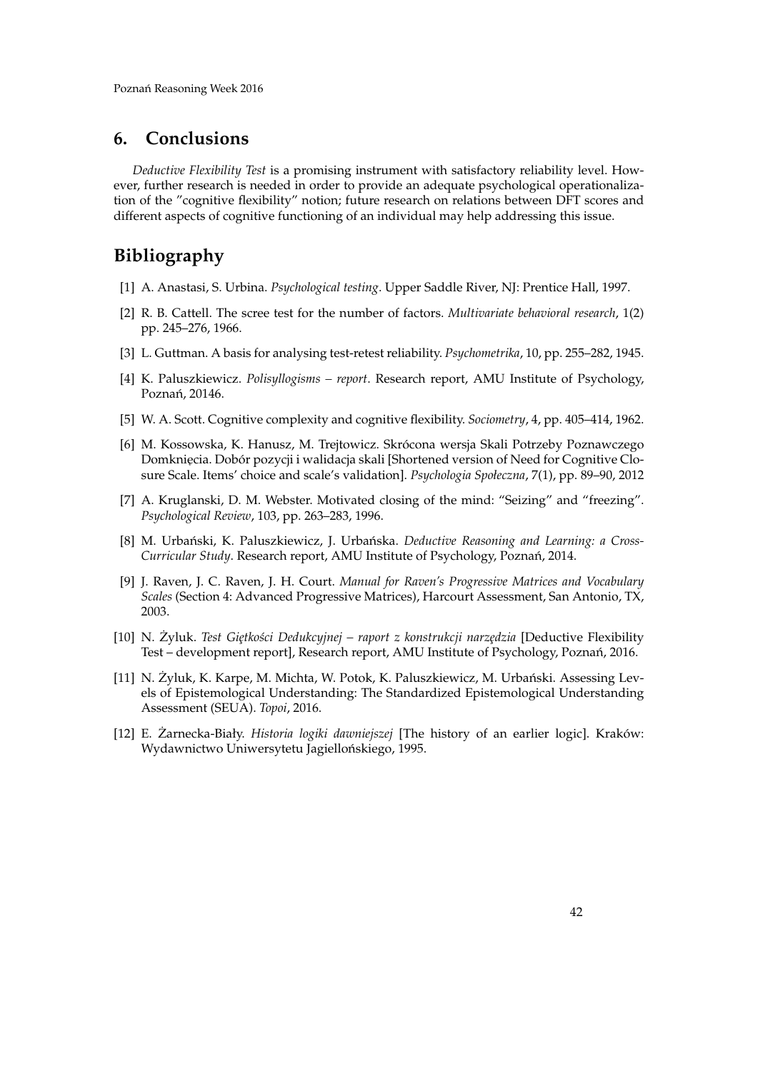## 6. Conclusions

*Deductive Flexibility Test* is a promising instrument with satisfactory reliability level. However, further research is needed in order to provide an adequate psychological operationalization of the "cognitive flexibility" notion; future research on relations between DFT scores and different aspects of cognitive functioning of an individual may help addressing this issue.

## Bibliography

[1] A. Anastasi, S. Urbina. *Psychological testing*. Upper Saddle River, NJ: Prentice Hall, 1997.

[2] R. B. Cattell. The scree test for the number of factors. *Multivariate behavioral research*, 1(2) pp. 245–276, 1966.

[3] L. Guttman. A basis for analysing test-retest reliability. *Psychometrika*, 10, pp. 255–282, 1945.

[4] K. Paluszkiewicz. *Polisyllogisms – report*. Research report, AMU Institute of Psychology, Poznań, 20146.

[5] W. A. Scott. Cognitive complexity and cognitive flexibility. *Sociometry*, 4, pp. 405–414, 1962.

[6] M. Kossowska, K. Hanusz, M. Trejtowicz. Skrócona wersja Skali Potrzeby Poznawczego Domknięcia. Dobór pozycji i walidacja skali [Shortened version of Need for Cognitive Closure Scale. Items' choice and scale's validation]. *Psychologia Społeczna*, 7(1), pp. 89–90, 2012

[7] A. Kruglanski, D. M. Webster. Motivated closing of the mind: "Seizing" and "freezing". *Psychological Review*, 103, pp. 263–283, 1996.

[8] M. Urbański, K. Paluszkiewicz, J. Urbańska. *Deductive Reasoning and Learning: a Cross-Curricular Study*. Research report, AMU Institute of Psychology, Poznań, 2014.

[9] J. Raven, J. C. Raven, J. H. Court. *Manual for Raven's Progressive Matrices and Vocabulary Scales* (Section 4: Advanced Progressive Matrices), Harcourt Assessment, San Antonio, TX, 2003.

[10] N. Żyluk. *Test Giętkości Dedukcyjnej – raport z konstrukcji narzędzia* [Deductive Flexibility Test – development report], Research report, AMU Institute of Psychology, Poznań, 2016.

[11] N. Żyluk, K. Karpe, M. Michta, W. Potok, K. Paluszkiewicz, M. Urbański. Assessing Levels of Epistemological Understanding: The Standardized Epistemological Understanding Assessment (SEUA). *Topoi*, 2016.

[12] E. Żarnecka-Biały. *Historia logiki dawniejszej* [The history of an earlier logic]. Kraków: Wydawnictwo Uniwersytetu Jagiellońskiego, 1995.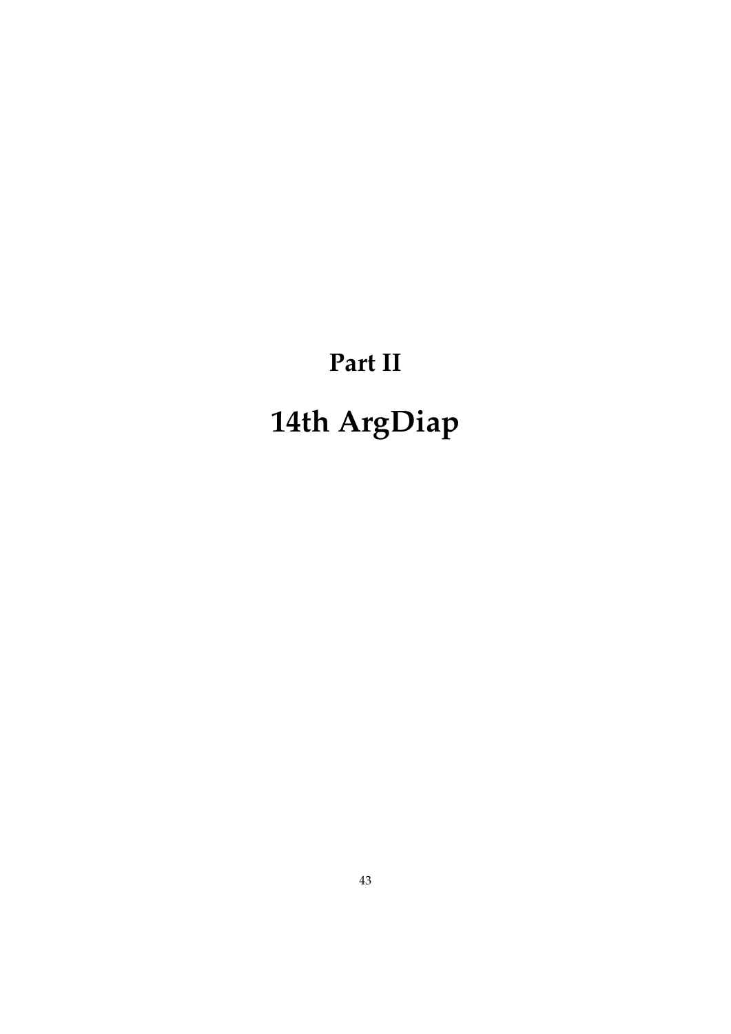# Part II

# 14th ArgDiap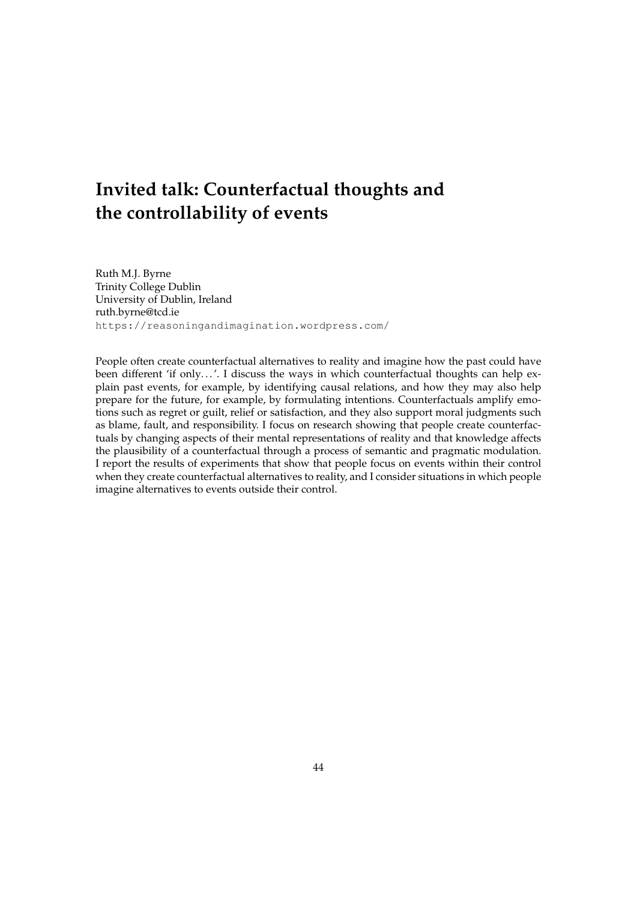# Invited talk: Counterfactual thoughts and the controllability of events

Ruth M.J. Byrne
Trinity College Dublin
University of Dublin, Ireland
ruth.byrne@tcd.ie
https://reasoningandimagination.wordpress.com/

People often create counterfactual alternatives to reality and imagine how the past could have been different 'if only. . . '. I discuss the ways in which counterfactual thoughts can help explain past events, for example, by identifying causal relations, and how they may also help prepare for the future, for example, by formulating intentions. Counterfactuals amplify emotions such as regret or guilt, relief or satisfaction, and they also support moral judgments such as blame, fault, and responsibility. I focus on research showing that people create counterfactuals by changing aspects of their mental representations of reality and that knowledge affects the plausibility of a counterfactual through a process of semantic and pragmatic modulation. I report the results of experiments that show that people focus on events within their control when they create counterfactual alternatives to reality, and I consider situations in which people imagine alternatives to events outside their control.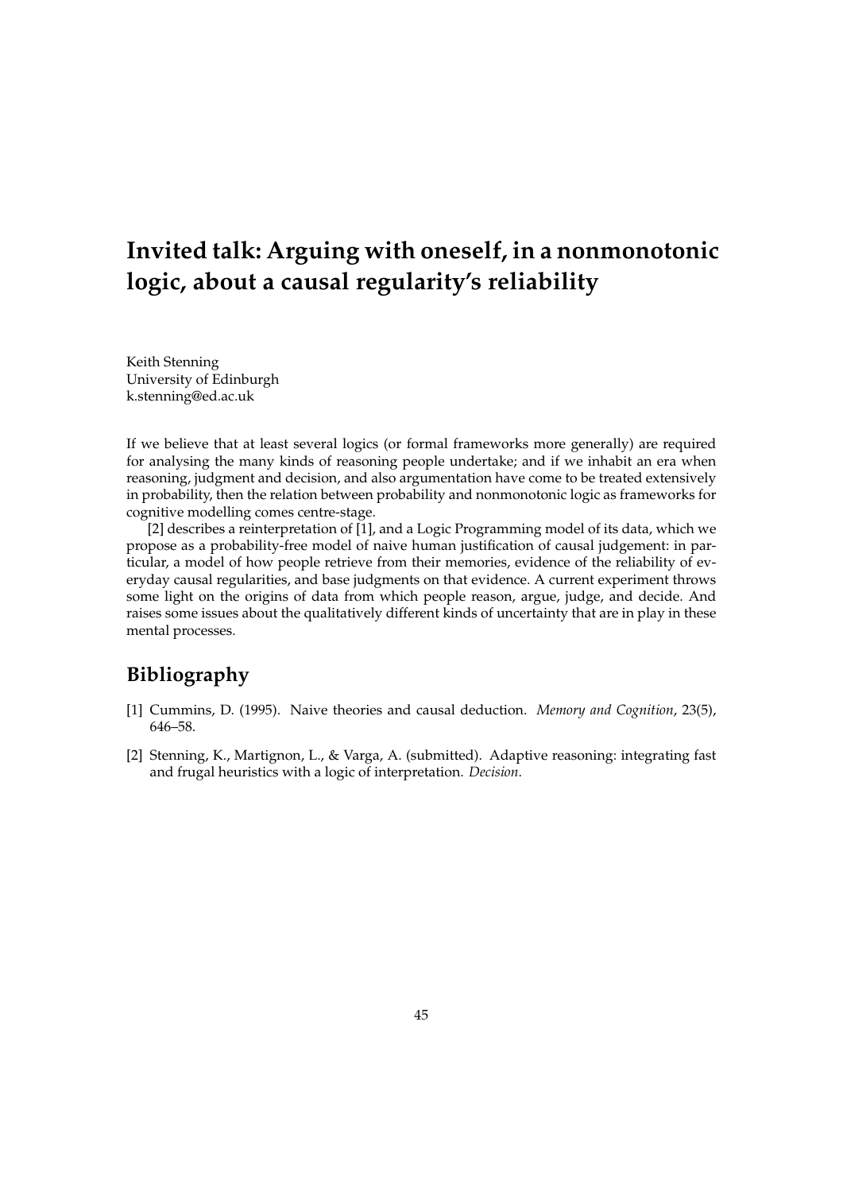# Invited talk: Arguing with oneself, in a nonmonotonic logic, about a causal regularity's reliability

Keith Stenning
University of Edinburgh
k.stenning@ed.ac.uk

If we believe that at least several logics (or formal frameworks more generally) are required for analysing the many kinds of reasoning people undertake; and if we inhabit an era when reasoning, judgment and decision, and also argumentation have come to be treated extensively in probability, then the relation between probability and nonmonotonic logic as frameworks for cognitive modelling comes centre-stage.

[2] describes a reinterpretation of [1], and a Logic Programming model of its data, which we propose as a probability-free model of naive human justification of causal judgement: in particular, a model of how people retrieve from their memories, evidence of the reliability of everyday causal regularities, and base judgments on that evidence. A current experiment throws some light on the origins of data from which people reason, argue, judge, and decide. And raises some issues about the qualitatively different kinds of uncertainty that are in play in these mental processes.

## Bibliography

[1] Cummins, D. (1995). Naive theories and causal deduction. *Memory and Cognition*, 23(5), 646–58.

[2] Stenning, K., Martignon, L., & Varga, A. (submitted). Adaptive reasoning: integrating fast and frugal heuristics with a logic of interpretation. *Decision*.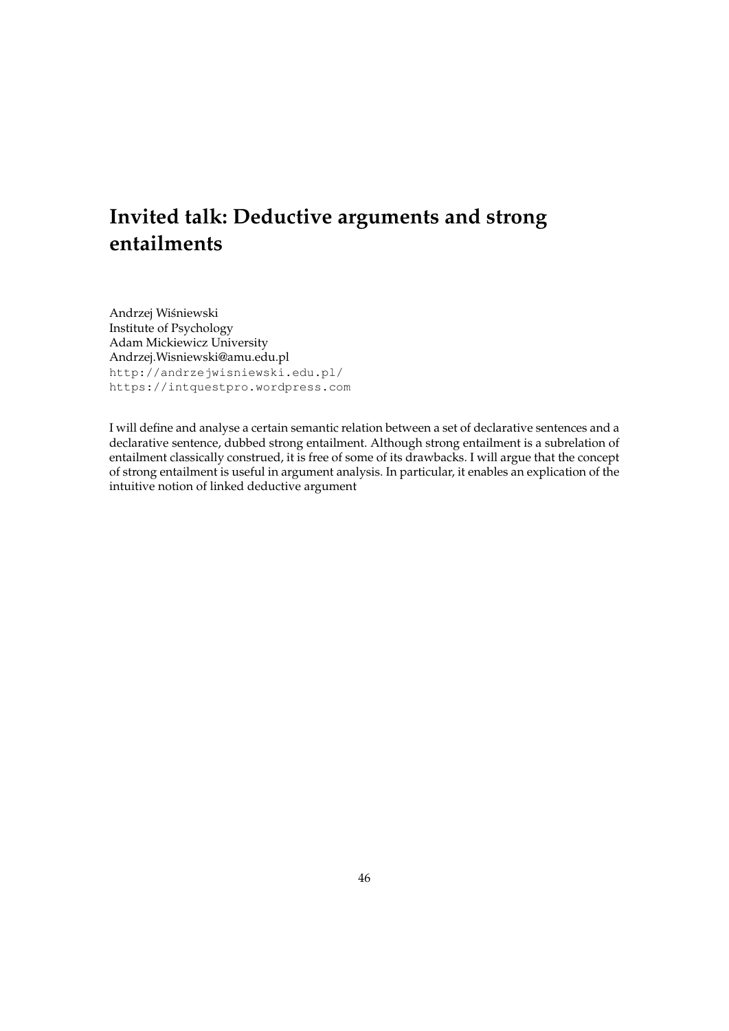# Invited talk: Deductive arguments and strong entailments

Andrzej Wiśniewski
Institute of Psychology
Adam Mickiewicz University
Andrzej.Wisniewski@amu.edu.pl
http://andrzejwisniewski.edu.pl/
https://intquestpro.wordpress.com

I will define and analyse a certain semantic relation between a set of declarative sentences and a declarative sentence, dubbed strong entailment. Although strong entailment is a subrelation of entailment classically construed, it is free of some of its drawbacks. I will argue that the concept of strong entailment is useful in argument analysis. In particular, it enables an explication of the intuitive notion of linked deductive argument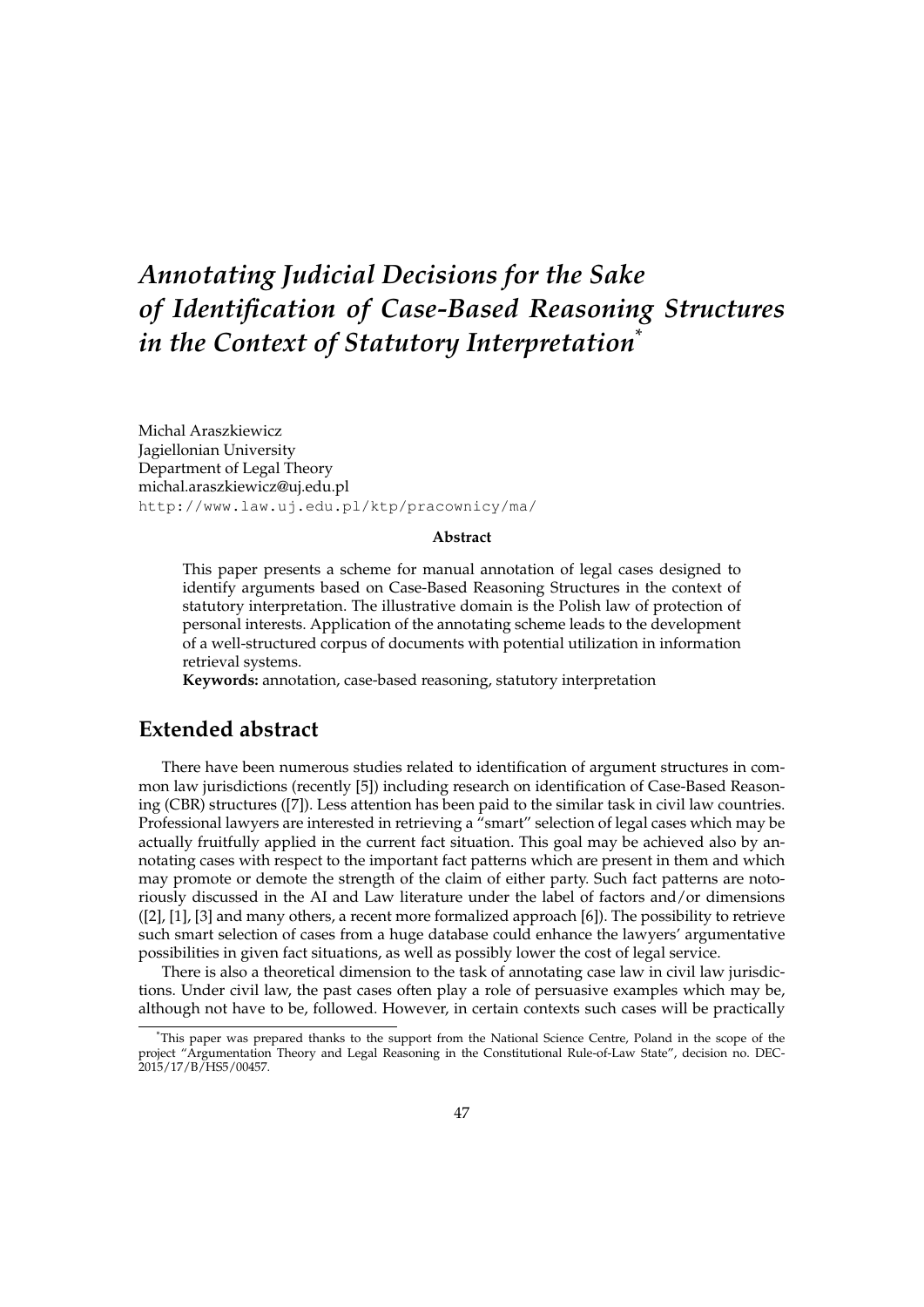# *Annotating Judicial Decisions for the Sake of Identification of Case-Based Reasoning Structures in the Context of Statutory Interpretation*[*]

Michal Araszkiewicz
Jagiellonian University
Department of Legal Theory
michal.araszkiewicz@uj.edu.pl
http://www.law.uj.edu.pl/ktp/pracownicy/ma/

**Abstract**

This paper presents a scheme for manual annotation of legal cases designed to identify arguments based on Case-Based Reasoning Structures in the context of statutory interpretation. The illustrative domain is the Polish law of protection of personal interests. Application of the annotating scheme leads to the development of a well-structured corpus of documents with potential utilization in information retrieval systems.

**Keywords:** annotation, case-based reasoning, statutory interpretation

## Extended abstract

There have been numerous studies related to identification of argument structures in common law jurisdictions (recently [5]) including research on identification of Case-Based Reasoning (CBR) structures ([7]). Less attention has been paid to the similar task in civil law countries. Professional lawyers are interested in retrieving a "smart" selection of legal cases which may be actually fruitfully applied in the current fact situation. This goal may be achieved also by annotating cases with respect to the important fact patterns which are present in them and which may promote or demote the strength of the claim of either party. Such fact patterns are notoriously discussed in the AI and Law literature under the label of factors and/or dimensions ([2], [1], [3] and many others, a recent more formalized approach [6]). The possibility to retrieve such smart selection of cases from a huge database could enhance the lawyers' argumentative possibilities in given fact situations, as well as possibly lower the cost of legal service.

There is also a theoretical dimension to the task of annotating case law in civil law jurisdictions. Under civil law, the past cases often play a role of persuasive examples which may be, although not have to be, followed. However, in certain contexts such cases will be practically

[*] This paper was prepared thanks to the support from the National Science Centre, Poland in the scope of the project "Argumentation Theory and Legal Reasoning in the Constitutional Rule-of-Law State", decision no. DEC-2015/17/B/HS5/00457.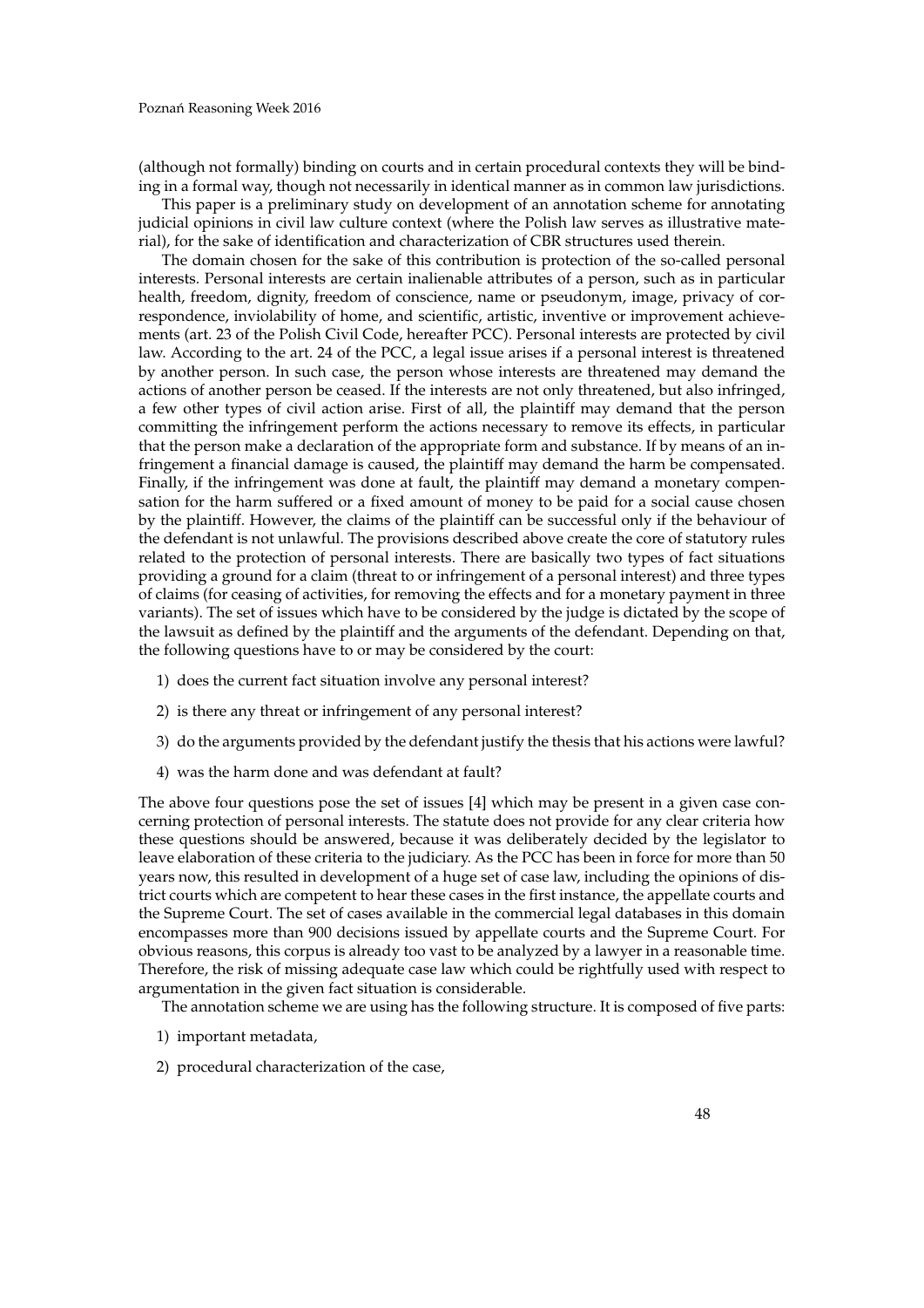(although not formally) binding on courts and in certain procedural contexts they will be binding in a formal way, though not necessarily in identical manner as in common law jurisdictions.

This paper is a preliminary study on development of an annotation scheme for annotating judicial opinions in civil law culture context (where the Polish law serves as illustrative material), for the sake of identification and characterization of CBR structures used therein.

The domain chosen for the sake of this contribution is protection of the so-called personal interests. Personal interests are certain inalienable attributes of a person, such as in particular health, freedom, dignity, freedom of conscience, name or pseudonym, image, privacy of correspondence, inviolability of home, and scientific, artistic, inventive or improvement achievements (art. 23 of the Polish Civil Code, hereafter PCC). Personal interests are protected by civil law. According to the art. 24 of the PCC, a legal issue arises if a personal interest is threatened by another person. In such case, the person whose interests are threatened may demand the actions of another person be ceased. If the interests are not only threatened, but also infringed, a few other types of civil action arise. First of all, the plaintiff may demand that the person committing the infringement perform the actions necessary to remove its effects, in particular that the person make a declaration of the appropriate form and substance. If by means of an infringement a financial damage is caused, the plaintiff may demand the harm be compensated. Finally, if the infringement was done at fault, the plaintiff may demand a monetary compensation for the harm suffered or a fixed amount of money to be paid for a social cause chosen by the plaintiff. However, the claims of the plaintiff can be successful only if the behaviour of the defendant is not unlawful. The provisions described above create the core of statutory rules related to the protection of personal interests. There are basically two types of fact situations providing a ground for a claim (threat to or infringement of a personal interest) and three types of claims (for ceasing of activities, for removing the effects and for a monetary payment in three variants). The set of issues which have to be considered by the judge is dictated by the scope of the lawsuit as defined by the plaintiff and the arguments of the defendant. Depending on that, the following questions have to or may be considered by the court:

1) does the current fact situation involve any personal interest?
2) is there any threat or infringement of any personal interest?
3) do the arguments provided by the defendant justify the thesis that his actions were lawful?
4) was the harm done and was defendant at fault?

The above four questions pose the set of issues [4] which may be present in a given case concerning protection of personal interests. The statute does not provide for any clear criteria how these questions should be answered, because it was deliberately decided by the legislator to leave elaboration of these criteria to the judiciary. As the PCC has been in force for more than 50 years now, this resulted in development of a huge set of case law, including the opinions of district courts which are competent to hear these cases in the first instance, the appellate courts and the Supreme Court. The set of cases available in the commercial legal databases in this domain encompasses more than 900 decisions issued by appellate courts and the Supreme Court. For obvious reasons, this corpus is already too vast to be analyzed by a lawyer in a reasonable time. Therefore, the risk of missing adequate case law which could be rightfully used with respect to argumentation in the given fact situation is considerable.

The annotation scheme we are using has the following structure. It is composed of five parts:

1) important metadata,
2) procedural characterization of the case,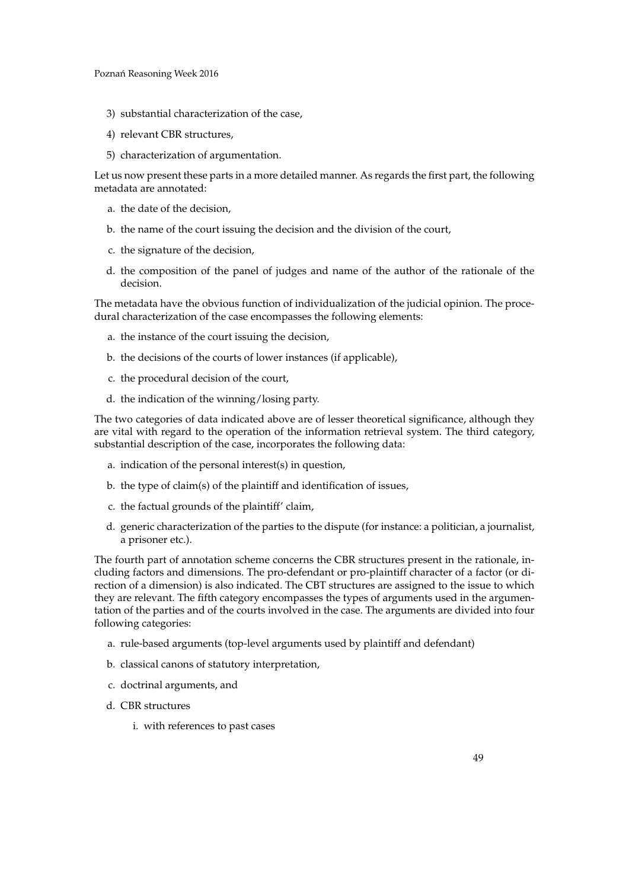3) substantial characterization of the case,
4) relevant CBR structures,
5) characterization of argumentation.

Let us now present these parts in a more detailed manner. As regards the first part, the following metadata are annotated:

a. the date of the decision,
b. the name of the court issuing the decision and the division of the court,
c. the signature of the decision,
d. the composition of the panel of judges and name of the author of the rationale of the decision.

The metadata have the obvious function of individualization of the judicial opinion. The procedural characterization of the case encompasses the following elements:

a. the instance of the court issuing the decision,
b. the decisions of the courts of lower instances (if applicable),
c. the procedural decision of the court,
d. the indication of the winning/losing party.

The two categories of data indicated above are of lesser theoretical significance, although they are vital with regard to the operation of the information retrieval system. The third category, substantial description of the case, incorporates the following data:

a. indication of the personal interest(s) in question,
b. the type of claim(s) of the plaintiff and identification of issues,
c. the factual grounds of the plaintiff' claim,
d. generic characterization of the parties to the dispute (for instance: a politician, a journalist, a prisoner etc.).

The fourth part of annotation scheme concerns the CBR structures present in the rationale, including factors and dimensions. The pro-defendant or pro-plaintiff character of a factor (or direction of a dimension) is also indicated. The CBT structures are assigned to the issue to which they are relevant. The fifth category encompasses the types of arguments used in the argumentation of the parties and of the courts involved in the case. The arguments are divided into four following categories:

a. rule-based arguments (top-level arguments used by plaintiff and defendant)
b. classical canons of statutory interpretation,
c. doctrinal arguments, and
d. CBR structures
   i. with references to past cases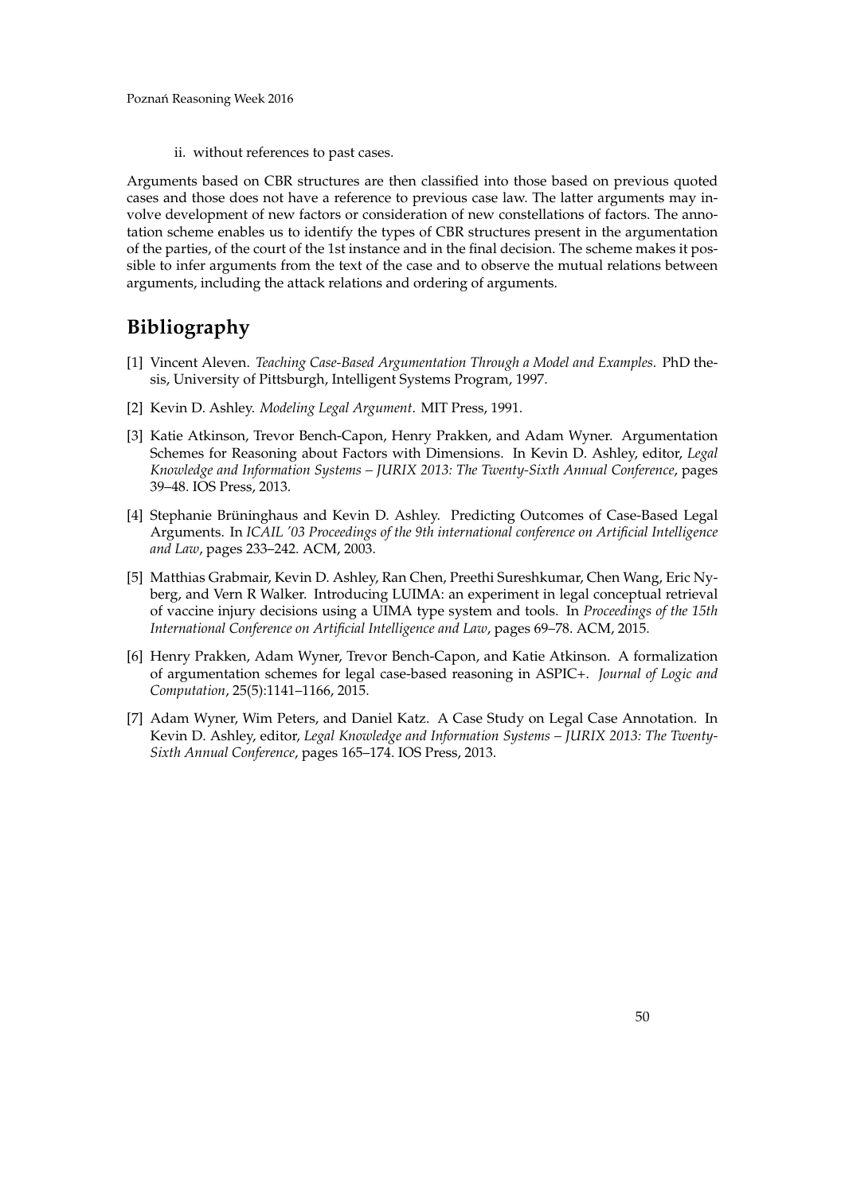ii. without references to past cases.

Arguments based on CBR structures are then classified into those based on previous quoted cases and those does not have a reference to previous case law. The latter arguments may involve development of new factors or consideration of new constellations of factors. The annotation scheme enables us to identify the types of CBR structures present in the argumentation of the parties, of the court of the 1st instance and in the final decision. The scheme makes it possible to infer arguments from the text of the case and to observe the mutual relations between arguments, including the attack relations and ordering of arguments.

## Bibliography

[1] Vincent Aleven. *Teaching Case-Based Argumentation Through a Model and Examples*. PhD thesis, University of Pittsburgh, Intelligent Systems Program, 1997.

[2] Kevin D. Ashley. *Modeling Legal Argument*. MIT Press, 1991.

[3] Katie Atkinson, Trevor Bench-Capon, Henry Prakken, and Adam Wyner. Argumentation Schemes for Reasoning about Factors with Dimensions. In Kevin D. Ashley, editor, *Legal Knowledge and Information Systems – JURIX 2013: The Twenty-Sixth Annual Conference*, pages 39–48. IOS Press, 2013.

[4] Stephanie Brüninghaus and Kevin D. Ashley. Predicting Outcomes of Case-Based Legal Arguments. In *ICAIL '03 Proceedings of the 9th international conference on Artificial Intelligence and Law*, pages 233–242. ACM, 2003.

[5] Matthias Grabmair, Kevin D. Ashley, Ran Chen, Preethi Sureshkumar, Chen Wang, Eric Nyberg, and Vern R Walker. Introducing LUIMA: an experiment in legal conceptual retrieval of vaccine injury decisions using a UIMA type system and tools. In *Proceedings of the 15th International Conference on Artificial Intelligence and Law*, pages 69–78. ACM, 2015.

[6] Henry Prakken, Adam Wyner, Trevor Bench-Capon, and Katie Atkinson. A formalization of argumentation schemes for legal case-based reasoning in ASPIC+. *Journal of Logic and Computation*, 25(5):1141–1166, 2015.

[7] Adam Wyner, Wim Peters, and Daniel Katz. A Case Study on Legal Case Annotation. In Kevin D. Ashley, editor, *Legal Knowledge and Information Systems – JURIX 2013: The Twenty-Sixth Annual Conference*, pages 165–174. IOS Press, 2013.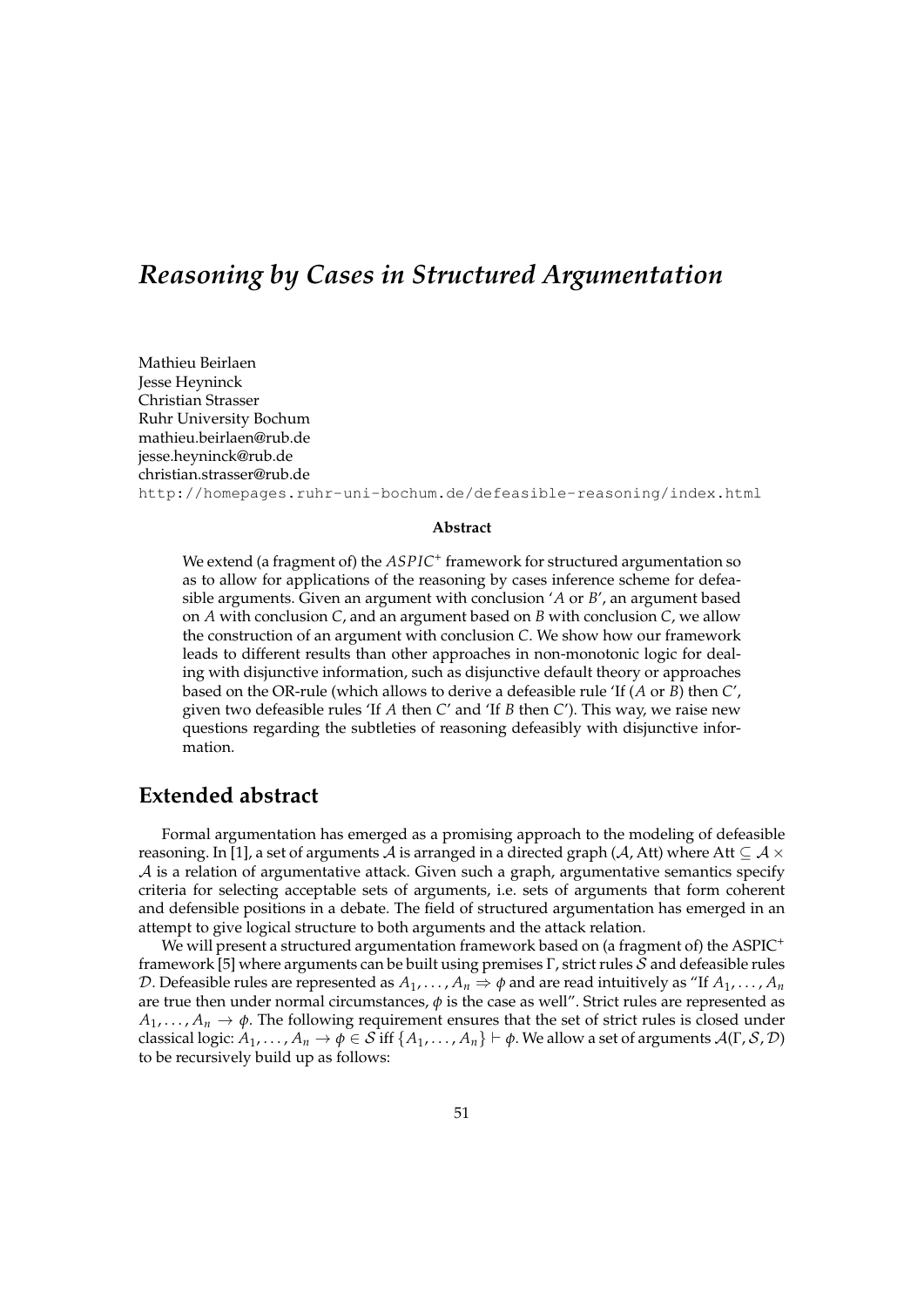# *Reasoning by Cases in Structured Argumentation*

Mathieu Beirlaen  
Jesse Heyninck  
Christian Strasser  
Ruhr University Bochum  
mathieu.beirlaen@rub.de  
jesse.heyninck@rub.de  
christian.strasser@rub.de  
http://homepages.ruhr-uni-bochum.de/defeasible-reasoning/index.html

**Abstract**

We extend (a fragment of) the $ASPIC^{+}$ framework for structured argumentation so as to allow for applications of the reasoning by cases inference scheme for defeasible arguments. Given an argument with conclusion '$A$ or $B$', an argument based on $A$ with conclusion $C$, and an argument based on $B$ with conclusion $C$, we allow the construction of an argument with conclusion $C$. We show how our framework leads to different results than other approaches in non-monotonic logic for dealing with disjunctive information, such as disjunctive default theory or approaches based on the OR-rule (which allows to derive a defeasible rule 'If ($A$ or $B$) then $C$', given two defeasible rules 'If $A$ then $C$' and 'If $B$ then $C$'). This way, we raise new questions regarding the subtleties of reasoning defeasibly with disjunctive information.

## Extended abstract

Formal argumentation has emerged as a promising approach to the modeling of defeasible reasoning. In [1], a set of arguments $\mathcal{A}$ is arranged in a directed graph $(\mathcal{A}, \text{Att})$ where $\text{Att} \subseteq \mathcal{A} \times \mathcal{A}$ is a relation of argumentative attack. Given such a graph, argumentative semantics specify criteria for selecting acceptable sets of arguments, i.e. sets of arguments that form coherent and defensible positions in a debate. The field of structured argumentation has emerged in an attempt to give logical structure to both arguments and the attack relation.

We will present a structured argumentation framework based on (a fragment of) the $\text{ASPIC}^{+}$ framework [5] where arguments can be built using premises $\Gamma$, strict rules $\mathcal{S}$ and defeasible rules $\mathcal{D}$. Defeasible rules are represented as $A_1, \ldots, A_n \Rightarrow \phi$ and are read intuitively as "If $A_1, \ldots, A_n$ are true then under normal circumstances, $\phi$ is the case as well". Strict rules are represented as $A_1, \ldots, A_n \rightarrow \phi$. The following requirement ensures that the set of strict rules is closed under classical logic: $A_1, \ldots, A_n \rightarrow \phi \in \mathcal{S}$ iff $\{A_1, \ldots, A_n\} \vdash \phi$. We allow a set of arguments $\mathcal{A}(\Gamma, \mathcal{S}, \mathcal{D})$ to be recursively build up as follows: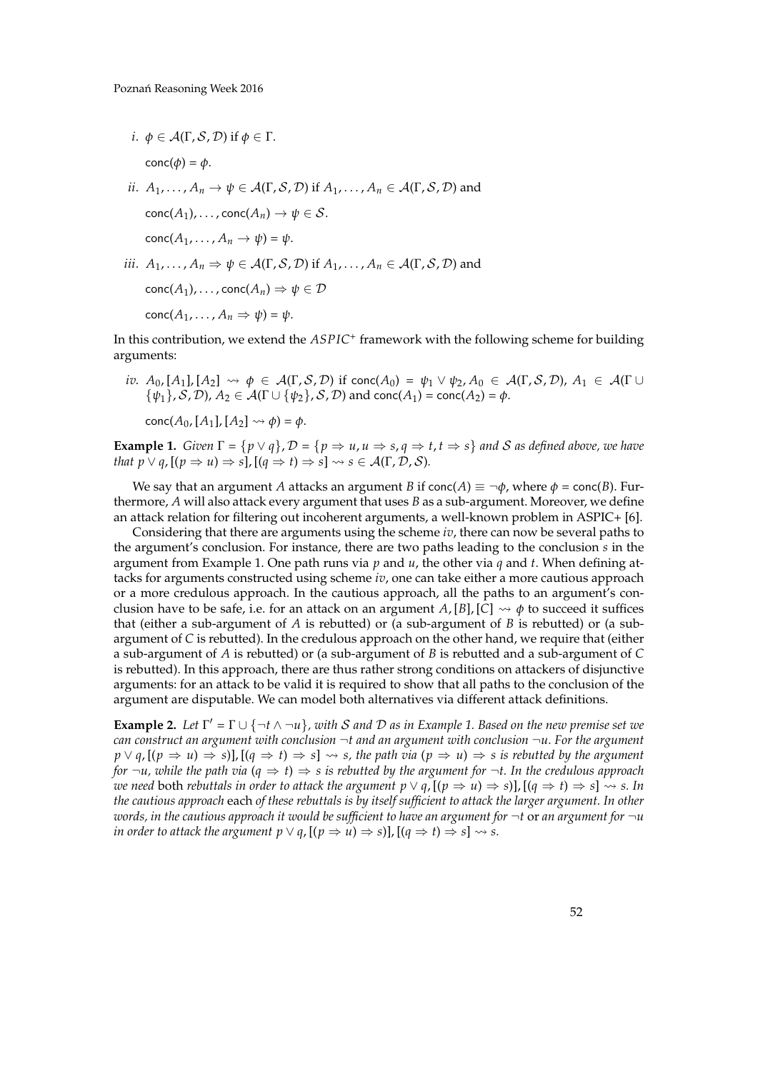*i.* $\phi \in \mathcal{A}(\Gamma, \mathcal{S}, \mathcal{D})$ if $\phi \in \Gamma$.

$\mathsf{conc}(\phi) = \phi$.

*ii.* $A_1, \ldots, A_n \to \psi \in \mathcal{A}(\Gamma, \mathcal{S}, \mathcal{D})$ if $A_1, \ldots, A_n \in \mathcal{A}(\Gamma, \mathcal{S}, \mathcal{D})$ and

$\mathsf{conc}(A_1), \ldots, \mathsf{conc}(A_n) \to \psi \in \mathcal{S}$.

$\mathsf{conc}(A_1, \ldots, A_n \to \psi) = \psi$.

*iii.* $A_1, \ldots, A_n \Rightarrow \psi \in \mathcal{A}(\Gamma, \mathcal{S}, \mathcal{D})$ if $A_1, \ldots, A_n \in \mathcal{A}(\Gamma, \mathcal{S}, \mathcal{D})$ and

$\mathsf{conc}(A_1), \ldots, \mathsf{conc}(A_n) \Rightarrow \psi \in \mathcal{D}$

$\mathsf{conc}(A_1, \ldots, A_n \Rightarrow \psi) = \psi$.

In this contribution, we extend the $ASPIC^+$ framework with the following scheme for building arguments:

*iv.* $A_0, [A_1], [A_2] \rightsquigarrow \phi \in \mathcal{A}(\Gamma, \mathcal{S}, \mathcal{D})$ if $\mathsf{conc}(A_0) = \psi_1 \vee \psi_2$, $A_0 \in \mathcal{A}(\Gamma, \mathcal{S}, \mathcal{D})$, $A_1 \in \mathcal{A}(\Gamma \cup \{\psi_1\}, \mathcal{S}, \mathcal{D})$, $A_2 \in \mathcal{A}(\Gamma \cup \{\psi_2\}, \mathcal{S}, \mathcal{D})$ and $\mathsf{conc}(A_1) = \mathsf{conc}(A_2) = \phi$.

$\mathsf{conc}(A_0, [A_1], [A_2] \rightsquigarrow \phi) = \phi$.

**Example 1.** *Given $\Gamma = \{p \vee q\}$, $\mathcal{D} = \{p \Rightarrow u, u \Rightarrow s, q \Rightarrow t, t \Rightarrow s\}$ and $\mathcal{S}$ as defined above, we have that $p \vee q, [(p \Rightarrow u) \Rightarrow s], [(q \Rightarrow t) \Rightarrow s] \rightsquigarrow s \in \mathcal{A}(\Gamma, \mathcal{D}, \mathcal{S})$.*

We say that an argument $A$ attacks an argument $B$ if $\mathsf{conc}(A) \equiv \neg\phi$, where $\phi = \mathsf{conc}(B)$. Furthermore, $A$ will also attack every argument that uses $B$ as a sub-argument. Moreover, we define an attack relation for filtering out incoherent arguments, a well-known problem in ASPIC+ [6].

Considering that there are arguments using the scheme *iv*, there can now be several paths to the argument's conclusion. For instance, there are two paths leading to the conclusion $s$ in the argument from Example 1. One path runs via $p$ and $u$, the other via $q$ and $t$. When defining attacks for arguments constructed using scheme *iv*, one can take either a more cautious approach or a more credulous approach. In the cautious approach, all the paths to an argument's conclusion have to be safe, i.e. for an attack on an argument $A, [B], [C] \rightsquigarrow \phi$ to succeed it suffices that (either a sub-argument of $A$ is rebutted) or (a sub-argument of $B$ is rebutted) or (a sub-argument of $C$ is rebutted). In the credulous approach on the other hand, we require that (either a sub-argument of $A$ is rebutted) or (a sub-argument of $B$ is rebutted and a sub-argument of $C$ is rebutted). In this approach, there are thus rather strong conditions on attackers of disjunctive arguments: for an attack to be valid it is required to show that all paths to the conclusion of the argument are disputable. We can model both alternatives via different attack definitions.

**Example 2.** *Let $\Gamma' = \Gamma \cup \{\neg t \wedge \neg u\}$, with $\mathcal{S}$ and $\mathcal{D}$ as in Example 1. Based on the new premise set we can construct an argument with conclusion $\neg t$ and an argument with conclusion $\neg u$. For the argument $p \vee q, [(p \Rightarrow u) \Rightarrow s)], [(q \Rightarrow t) \Rightarrow s] \rightsquigarrow s$, the path via $(p \Rightarrow u) \Rightarrow s$ is rebutted by the argument for $\neg u$, while the path via $(q \Rightarrow t) \Rightarrow s$ is rebutted by the argument for $\neg t$. In the credulous approach we need* both *rebuttals in order to attack the argument $p \vee q, [(p \Rightarrow u) \Rightarrow s)], [(q \Rightarrow t) \Rightarrow s] \rightsquigarrow s$. In the cautious approach* each *of these rebuttals is by itself sufficient to attack the larger argument. In other words, in the cautious approach it would be sufficient to have an argument for $\neg t$* or *an argument for $\neg u$ in order to attack the argument $p \vee q, [(p \Rightarrow u) \Rightarrow s)], [(q \Rightarrow t) \Rightarrow s] \rightsquigarrow s$.*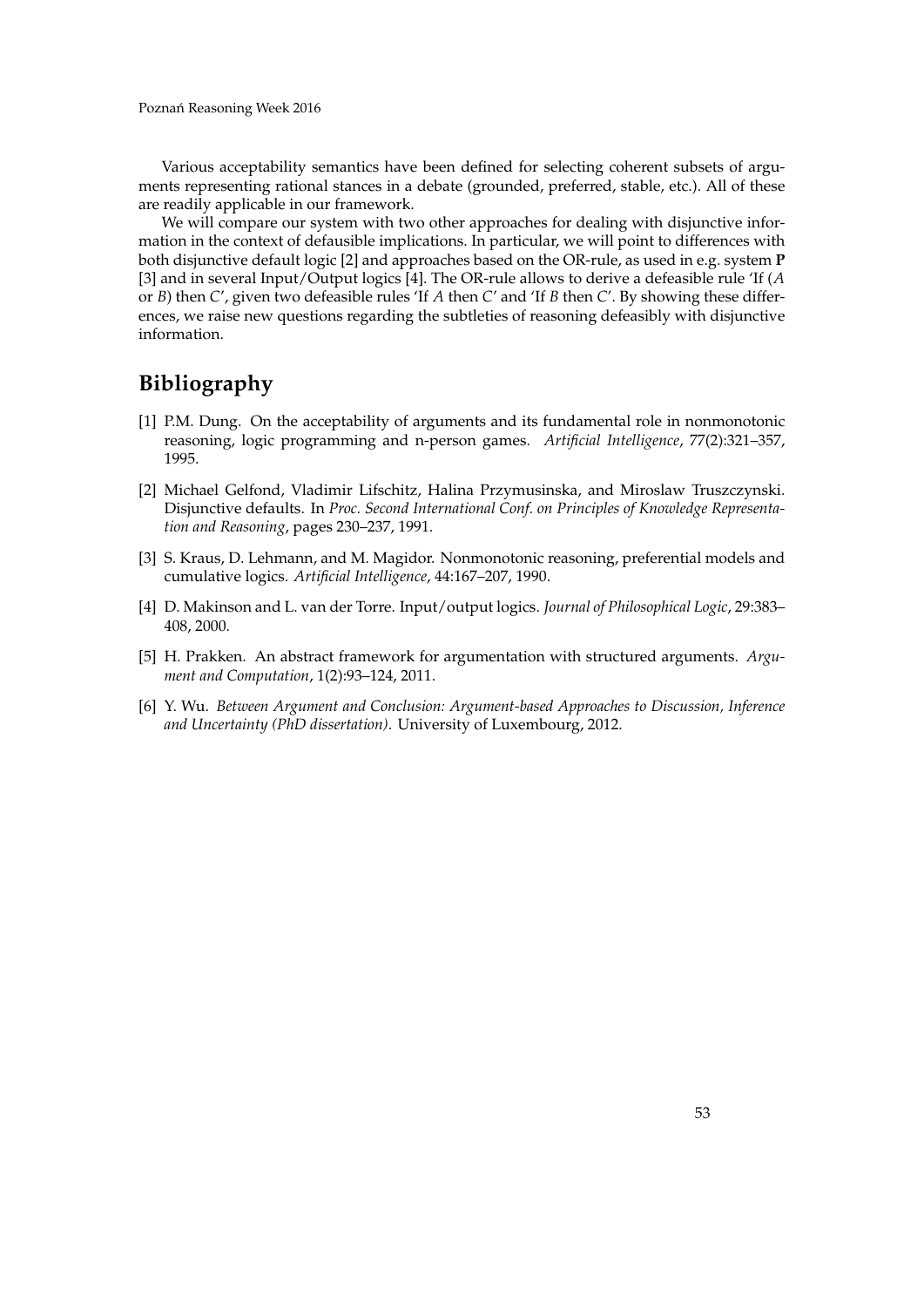Various acceptability semantics have been defined for selecting coherent subsets of arguments representing rational stances in a debate (grounded, preferred, stable, etc.). All of these are readily applicable in our framework.

We will compare our system with two other approaches for dealing with disjunctive information in the context of defausible implications. In particular, we will point to differences with both disjunctive default logic [2] and approaches based on the OR-rule, as used in e.g. system **P** [3] and in several Input/Output logics [4]. The OR-rule allows to derive a defeasible rule 'If ($A$ or $B$) then $C$', given two defeasible rules 'If $A$ then $C$' and 'If $B$ then $C$'. By showing these differences, we raise new questions regarding the subtleties of reasoning defeasibly with disjunctive information.

## Bibliography

[1] P.M. Dung. On the acceptability of arguments and its fundamental role in nonmonotonic reasoning, logic programming and n-person games. *Artificial Intelligence*, 77(2):321–357, 1995.

[2] Michael Gelfond, Vladimir Lifschitz, Halina Przymusinska, and Miroslaw Truszczynski. Disjunctive defaults. In *Proc. Second International Conf. on Principles of Knowledge Representation and Reasoning*, pages 230–237, 1991.

[3] S. Kraus, D. Lehmann, and M. Magidor. Nonmonotonic reasoning, preferential models and cumulative logics. *Artificial Intelligence*, 44:167–207, 1990.

[4] D. Makinson and L. van der Torre. Input/output logics. *Journal of Philosophical Logic*, 29:383–408, 2000.

[5] H. Prakken. An abstract framework for argumentation with structured arguments. *Argument and Computation*, 1(2):93–124, 2011.

[6] Y. Wu. *Between Argument and Conclusion: Argument-based Approaches to Discussion, Inference and Uncertainty (PhD dissertation)*. University of Luxembourg, 2012.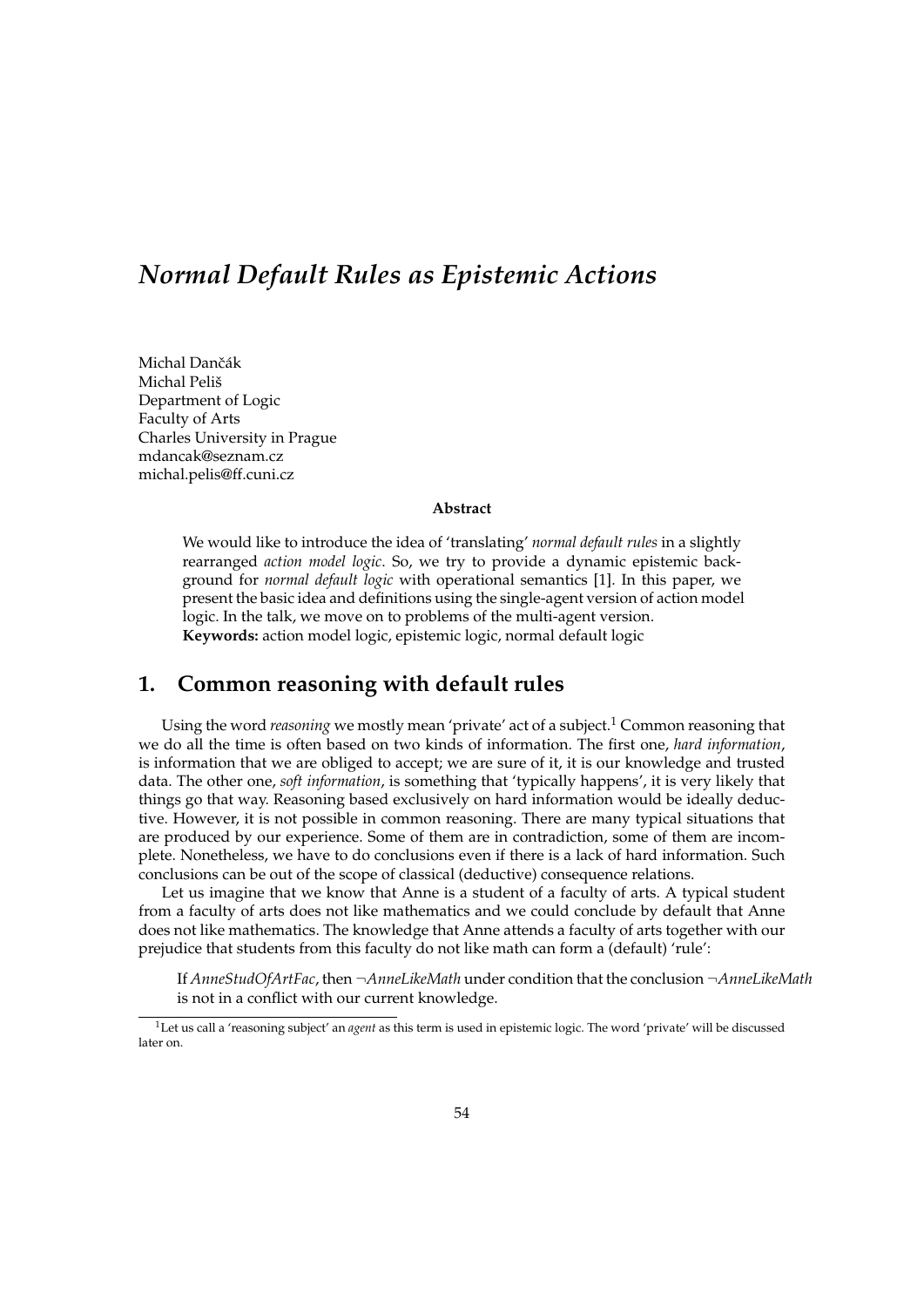# *Normal Default Rules as Epistemic Actions*

Michal Dančák
Michal Peliš
Department of Logic
Faculty of Arts
Charles University in Prague
mdancak@seznam.cz
michal.pelis@ff.cuni.cz

**Abstract**

We would like to introduce the idea of 'translating' *normal default rules* in a slightly rearranged *action model logic*. So, we try to provide a dynamic epistemic background for *normal default logic* with operational semantics [1]. In this paper, we present the basic idea and definitions using the single-agent version of action model logic. In the talk, we move on to problems of the multi-agent version.
**Keywords:** action model logic, epistemic logic, normal default logic

## 1. Common reasoning with default rules

Using the word *reasoning* we mostly mean 'private' act of a subject.[1] Common reasoning that we do all the time is often based on two kinds of information. The first one, *hard information*, is information that we are obliged to accept; we are sure of it, it is our knowledge and trusted data. The other one, *soft information*, is something that 'typically happens', it is very likely that things go that way. Reasoning based exclusively on hard information would be ideally deductive. However, it is not possible in common reasoning. There are many typical situations that are produced by our experience. Some of them are in contradiction, some of them are incomplete. Nonetheless, we have to do conclusions even if there is a lack of hard information. Such conclusions can be out of the scope of classical (deductive) consequence relations.

Let us imagine that we know that Anne is a student of a faculty of arts. A typical student from a faculty of arts does not like mathematics and we could conclude by default that Anne does not like mathematics. The knowledge that Anne attends a faculty of arts together with our prejudice that students from this faculty do not like math can form a (default) 'rule':

> If *AnneStudOfArtFac*, then $\neg$*AnneLikeMath* under condition that the conclusion $\neg$*AnneLikeMath* is not in a conflict with our current knowledge.

[1] Let us call a 'reasoning subject' an *agent* as this term is used in epistemic logic. The word 'private' will be discussed later on.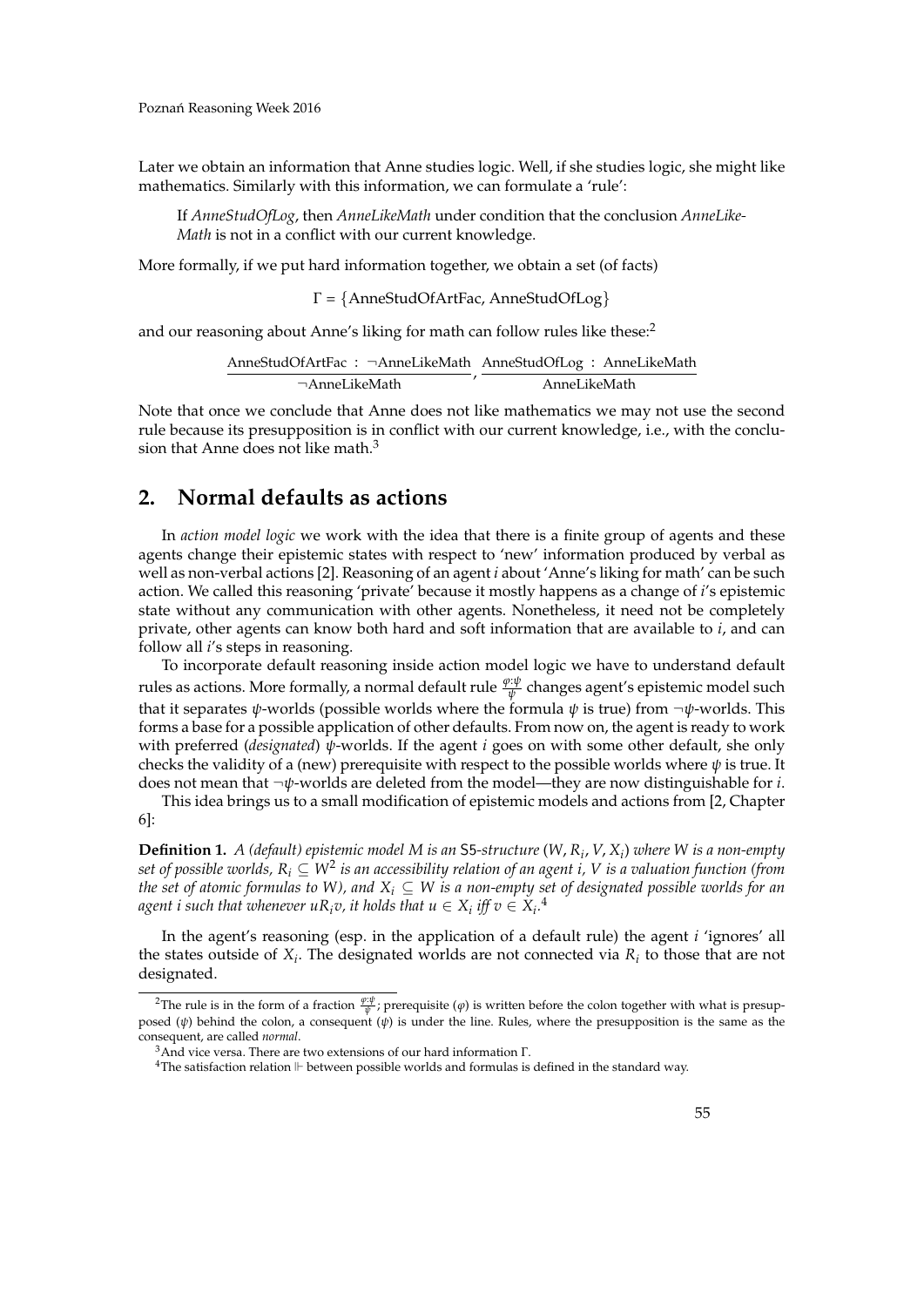Later we obtain an information that Anne studies logic. Well, if she studies logic, she might like mathematics. Similarly with this information, we can formulate a 'rule':

> If *AnneStudOfLog*, then *AnneLikeMath* under condition that the conclusion *AnneLikeMath* is not in a conflict with our current knowledge.

More formally, if we put hard information together, we obtain a set (of facts)

$$\Gamma = \{\text{AnneStudOfArtFac}, \text{AnneStudOfLog}\}$$

and our reasoning about Anne's liking for math can follow rules like these:[2]

$$\frac{\text{AnneStudOfArtFac} \ : \ \neg\text{AnneLikeMath}}{\neg\text{AnneLikeMath}}, \frac{\text{AnneStudOfLog} \ : \ \text{AnneLikeMath}}{\text{AnneLikeMath}}$$

Note that once we conclude that Anne does not like mathematics we may not use the second rule because its presupposition is in conflict with our current knowledge, i.e., with the conclusion that Anne does not like math.[3]

## 2. Normal defaults as actions

In *action model logic* we work with the idea that there is a finite group of agents and these agents change their epistemic states with respect to 'new' information produced by verbal as well as non-verbal actions [2]. Reasoning of an agent $i$ about 'Anne's liking for math' can be such action. We called this reasoning 'private' because it mostly happens as a change of $i$'s epistemic state without any communication with other agents. Nonetheless, it need not be completely private, other agents can know both hard and soft information that are available to $i$, and can follow all $i$'s steps in reasoning.

To incorporate default reasoning inside action model logic we have to understand default rules as actions. More formally, a normal default rule $\frac{\varphi:\psi}{\psi}$ changes agent's epistemic model such that it separates $\psi$-worlds (possible worlds where the formula $\psi$ is true) from $\neg\psi$-worlds. This forms a base for a possible application of other defaults. From now on, the agent is ready to work with preferred (*designated*) $\psi$-worlds. If the agent $i$ goes on with some other default, she only checks the validity of a (new) prerequisite with respect to the possible worlds where $\psi$ is true. It does not mean that $\neg\psi$-worlds are deleted from the model—they are now distinguishable for $i$.

This idea brings us to a small modification of epistemic models and actions from [2, Chapter 6]:

**Definition 1.** *A (default) epistemic model $M$ is an* S5*-structure $(W, R_i, V, X_i)$ where $W$ is a non-empty set of possible worlds, $R_i \subseteq W^2$ is an accessibility relation of an agent $i$, $V$ is a valuation function (from the set of atomic formulas to $W$), and $X_i \subseteq W$ is a non-empty set of designated possible worlds for an agent $i$ such that whenever $uR_iv$, it holds that $u \in X_i$ iff $v \in X_i$.*[4]

In the agent's reasoning (esp. in the application of a default rule) the agent $i$ 'ignores' all the states outside of $X_i$. The designated worlds are not connected via $R_i$ to those that are not designated.

---

[2] The rule is in the form of a fraction $\frac{\varphi:\psi}{\psi}$; prerequisite ($\varphi$) is written before the colon together with what is presupposed ($\psi$) behind the colon, a consequent ($\psi$) is under the line. Rules, where the presupposition is the same as the consequent, are called *normal*.

[3] And vice versa. There are two extensions of our hard information $\Gamma$.

[4] The satisfaction relation $\Vdash$ between possible worlds and formulas is defined in the standard way.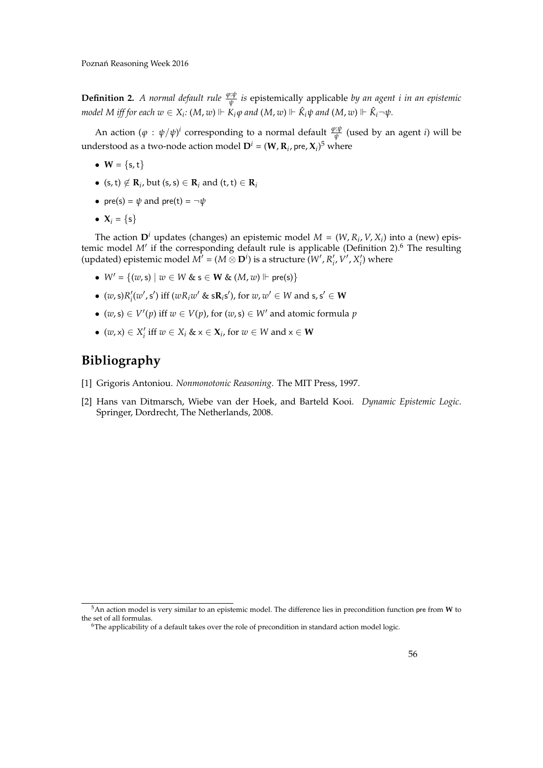**Definition 2.** *A normal default rule* $\frac{\varphi:\psi}{\psi}$ *is* epistemically applicable *by an agent* $i$ *in an epistemic model* $M$ *iff for each* $w \in X_i$*:* $(M, w) \Vdash K_i\varphi$ *and* $(M, w) \Vdash \hat{K}_i\psi$ *and* $(M, w) \Vdash \hat{K}_i\neg\psi$*.*

An action $(\varphi : \psi/\psi)^i$ corresponding to a normal default $\frac{\varphi:\psi}{\psi}$ (used by an agent $i$) will be understood as a two-node action model $\mathbf{D}^i = (\mathbf{W}, \mathbf{R}_i, \mathsf{pre}, \mathbf{X}_i)$[5] where

- $\mathbf{W} = \{\mathsf{s}, \mathsf{t}\}$
- $(\mathsf{s}, \mathsf{t}) \notin \mathbf{R}_i$, but $(\mathsf{s}, \mathsf{s}) \in \mathbf{R}_i$ and $(\mathsf{t}, \mathsf{t}) \in \mathbf{R}_i$
- $\mathsf{pre}(\mathsf{s}) = \psi$ and $\mathsf{pre}(\mathsf{t}) = \neg\psi$
- $\mathbf{X}_i = \{\mathsf{s}\}$

The action $\mathbf{D}^i$ updates (changes) an epistemic model $M = (W, R_i, V, X_i)$ into a (new) epistemic model $M'$ if the corresponding default rule is applicable (Definition 2).[6] The resulting (updated) epistemic model $M' = (M \otimes \mathbf{D}^i)$ is a structure $(W', R_i', V', X_i')$ where

- $W' = \{(w, \mathsf{s}) \mid w \in W \;\&\; \mathsf{s} \in \mathbf{W} \;\&\; (M, w) \Vdash \mathsf{pre}(\mathsf{s})\}$
- $(w, \mathsf{s})R_i'(w', \mathsf{s}')$ iff $(wR_iw' \;\&\; \mathsf{s}\mathbf{R}_i\mathsf{s}')$, for $w, w' \in W$ and $\mathsf{s}, \mathsf{s}' \in \mathbf{W}$
- $(w, \mathsf{s}) \in V'(p)$ iff $w \in V(p)$, for $(w, \mathsf{s}) \in W'$ and atomic formula $p$
- $(w, \mathsf{x}) \in X_i'$ iff $w \in X_i \;\&\; \mathsf{x} \in \mathbf{X}_i$, for $w \in W$ and $\mathsf{x} \in \mathbf{W}$

## Bibliography

[1] Grigoris Antoniou. *Nonmonotonic Reasoning*. The MIT Press, 1997.

[2] Hans van Ditmarsch, Wiebe van der Hoek, and Barteld Kooi. *Dynamic Epistemic Logic*. Springer, Dordrecht, The Netherlands, 2008.

---

[5] An action model is very similar to an epistemic model. The difference lies in precondition function $\mathsf{pre}$ from $\mathbf{W}$ to the set of all formulas.

[6] The applicability of a default takes over the role of precondition in standard action model logic.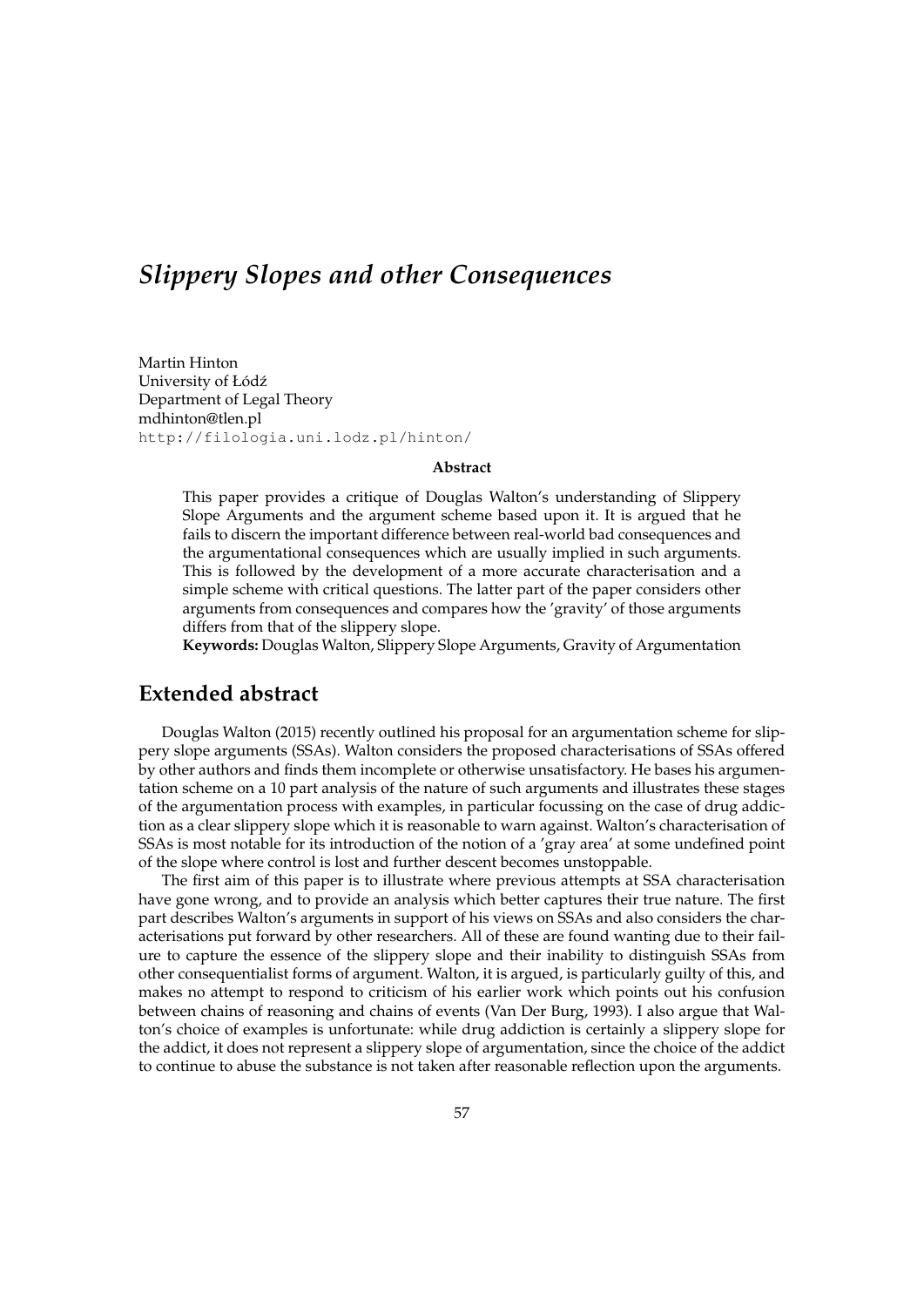# *Slippery Slopes and other Consequences*

Martin Hinton
University of Łódź
Department of Legal Theory
mdhinton@tlen.pl
http://filologia.uni.lodz.pl/hinton/

**Abstract**

This paper provides a critique of Douglas Walton's understanding of Slippery Slope Arguments and the argument scheme based upon it. It is argued that he fails to discern the important difference between real-world bad consequences and the argumentational consequences which are usually implied in such arguments. This is followed by the development of a more accurate characterisation and a simple scheme with critical questions. The latter part of the paper considers other arguments from consequences and compares how the 'gravity' of those arguments differs from that of the slippery slope.

**Keywords:** Douglas Walton, Slippery Slope Arguments, Gravity of Argumentation

## Extended abstract

Douglas Walton (2015) recently outlined his proposal for an argumentation scheme for slippery slope arguments (SSAs). Walton considers the proposed characterisations of SSAs offered by other authors and finds them incomplete or otherwise unsatisfactory. He bases his argumentation scheme on a 10 part analysis of the nature of such arguments and illustrates these stages of the argumentation process with examples, in particular focussing on the case of drug addiction as a clear slippery slope which it is reasonable to warn against. Walton's characterisation of SSAs is most notable for its introduction of the notion of a 'gray area' at some undefined point of the slope where control is lost and further descent becomes unstoppable.

The first aim of this paper is to illustrate where previous attempts at SSA characterisation have gone wrong, and to provide an analysis which better captures their true nature. The first part describes Walton's arguments in support of his views on SSAs and also considers the characterisations put forward by other researchers. All of these are found wanting due to their failure to capture the essence of the slippery slope and their inability to distinguish SSAs from other consequentialist forms of argument. Walton, it is argued, is particularly guilty of this, and makes no attempt to respond to criticism of his earlier work which points out his confusion between chains of reasoning and chains of events (Van Der Burg, 1993). I also argue that Walton's choice of examples is unfortunate: while drug addiction is certainly a slippery slope for the addict, it does not represent a slippery slope of argumentation, since the choice of the addict to continue to abuse the substance is not taken after reasonable reflection upon the arguments.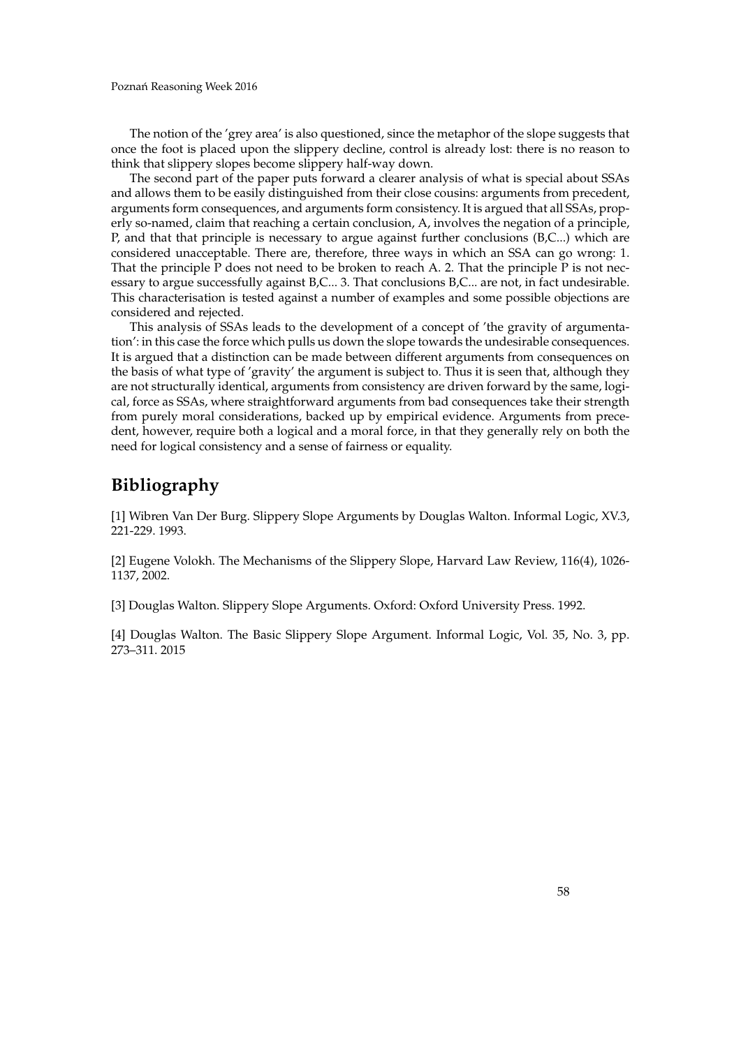The notion of the 'grey area' is also questioned, since the metaphor of the slope suggests that once the foot is placed upon the slippery decline, control is already lost: there is no reason to think that slippery slopes become slippery half-way down.

The second part of the paper puts forward a clearer analysis of what is special about SSAs and allows them to be easily distinguished from their close cousins: arguments from precedent, arguments form consequences, and arguments form consistency. It is argued that all SSAs, properly so-named, claim that reaching a certain conclusion, A, involves the negation of a principle, P, and that that principle is necessary to argue against further conclusions (B,C...) which are considered unacceptable. There are, therefore, three ways in which an SSA can go wrong: 1. That the principle P does not need to be broken to reach A. 2. That the principle P is not necessary to argue successfully against B,C... 3. That conclusions B,C... are not, in fact undesirable. This characterisation is tested against a number of examples and some possible objections are considered and rejected.

This analysis of SSAs leads to the development of a concept of 'the gravity of argumentation': in this case the force which pulls us down the slope towards the undesirable consequences. It is argued that a distinction can be made between different arguments from consequences on the basis of what type of 'gravity' the argument is subject to. Thus it is seen that, although they are not structurally identical, arguments from consistency are driven forward by the same, logical, force as SSAs, where straightforward arguments from bad consequences take their strength from purely moral considerations, backed up by empirical evidence. Arguments from precedent, however, require both a logical and a moral force, in that they generally rely on both the need for logical consistency and a sense of fairness or equality.

## Bibliography

[1] Wibren Van Der Burg. Slippery Slope Arguments by Douglas Walton. Informal Logic, XV.3, 221-229. 1993.

[2] Eugene Volokh. The Mechanisms of the Slippery Slope, Harvard Law Review, 116(4), 1026-1137, 2002.

[3] Douglas Walton. Slippery Slope Arguments. Oxford: Oxford University Press. 1992.

[4] Douglas Walton. The Basic Slippery Slope Argument. Informal Logic, Vol. 35, No. 3, pp. 273–311. 2015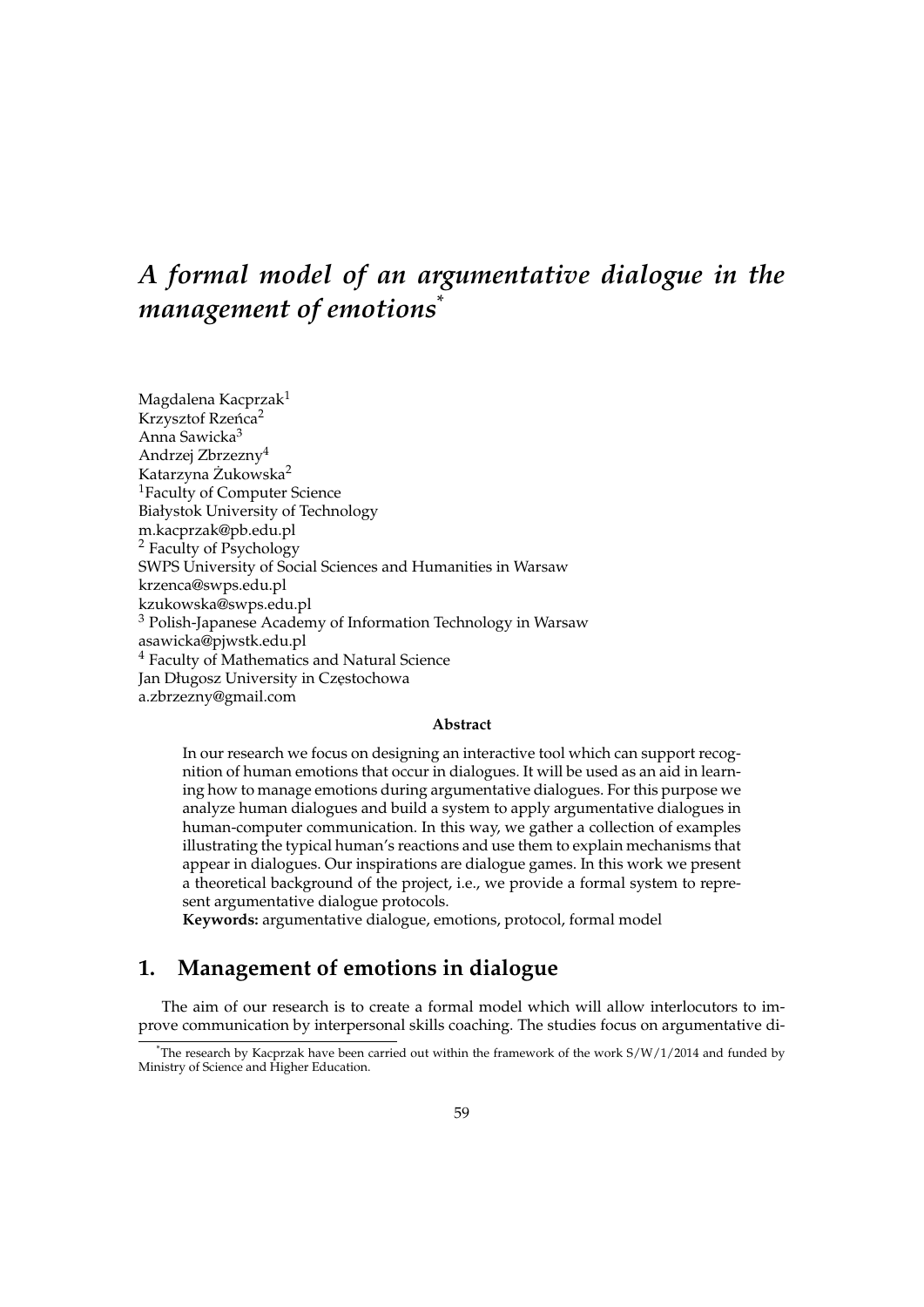# *A formal model of an argumentative dialogue in the management of emotions**

Magdalena Kacprzak[1]
Krzysztof Rzeńca[2]
Anna Sawicka[3]
Andrzej Zbrzezny[4]
Katarzyna Żukowska[2]
[1]Faculty of Computer Science
Białystok University of Technology
m.kacprzak@pb.edu.pl
[2] Faculty of Psychology
SWPS University of Social Sciences and Humanities in Warsaw
krzenca@swps.edu.pl
kzukowska@swps.edu.pl
[3] Polish-Japanese Academy of Information Technology in Warsaw
asawicka@pjwstk.edu.pl
[4] Faculty of Mathematics and Natural Science
Jan Długosz University in Częstochowa
a.zbrzezny@gmail.com

**Abstract**

In our research we focus on designing an interactive tool which can support recognition of human emotions that occur in dialogues. It will be used as an aid in learning how to manage emotions during argumentative dialogues. For this purpose we analyze human dialogues and build a system to apply argumentative dialogues in human-computer communication. In this way, we gather a collection of examples illustrating the typical human's reactions and use them to explain mechanisms that appear in dialogues. Our inspirations are dialogue games. In this work we present a theoretical background of the project, i.e., we provide a formal system to represent argumentative dialogue protocols.

**Keywords:** argumentative dialogue, emotions, protocol, formal model

## 1. Management of emotions in dialogue

The aim of our research is to create a formal model which will allow interlocutors to improve communication by interpersonal skills coaching. The studies focus on argumentative di-

*The research by Kacprzak have been carried out within the framework of the work S/W/1/2014 and funded by Ministry of Science and Higher Education.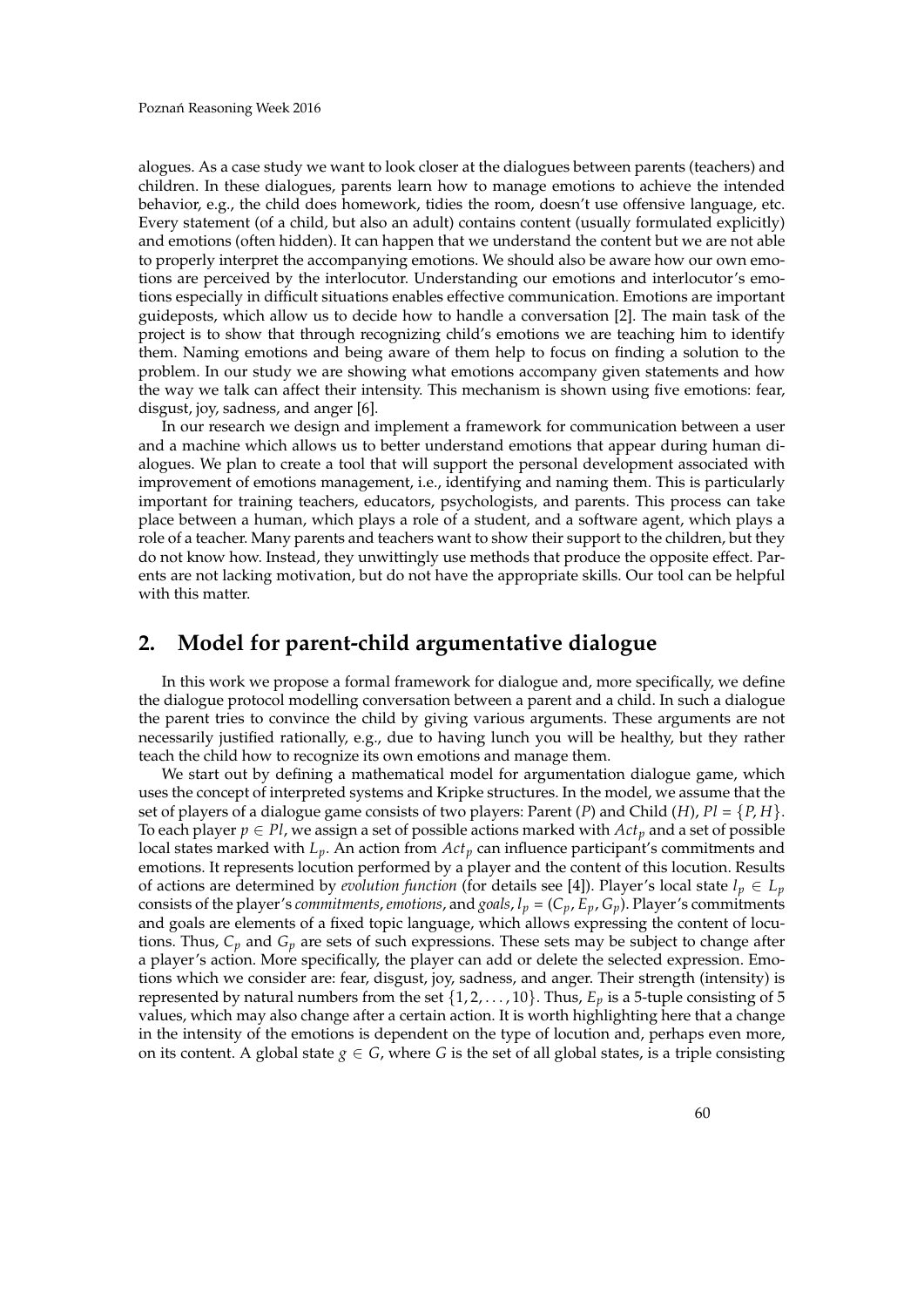alogues. As a case study we want to look closer at the dialogues between parents (teachers) and children. In these dialogues, parents learn how to manage emotions to achieve the intended behavior, e.g., the child does homework, tidies the room, doesn't use offensive language, etc. Every statement (of a child, but also an adult) contains content (usually formulated explicitly) and emotions (often hidden). It can happen that we understand the content but we are not able to properly interpret the accompanying emotions. We should also be aware how our own emotions are perceived by the interlocutor. Understanding our emotions and interlocutor's emotions especially in difficult situations enables effective communication. Emotions are important guideposts, which allow us to decide how to handle a conversation [2]. The main task of the project is to show that through recognizing child's emotions we are teaching him to identify them. Naming emotions and being aware of them help to focus on finding a solution to the problem. In our study we are showing what emotions accompany given statements and how the way we talk can affect their intensity. This mechanism is shown using five emotions: fear, disgust, joy, sadness, and anger [6].

In our research we design and implement a framework for communication between a user and a machine which allows us to better understand emotions that appear during human dialogues. We plan to create a tool that will support the personal development associated with improvement of emotions management, i.e., identifying and naming them. This is particularly important for training teachers, educators, psychologists, and parents. This process can take place between a human, which plays a role of a student, and a software agent, which plays a role of a teacher. Many parents and teachers want to show their support to the children, but they do not know how. Instead, they unwittingly use methods that produce the opposite effect. Parents are not lacking motivation, but do not have the appropriate skills. Our tool can be helpful with this matter.

## 2. Model for parent-child argumentative dialogue

In this work we propose a formal framework for dialogue and, more specifically, we define the dialogue protocol modelling conversation between a parent and a child. In such a dialogue the parent tries to convince the child by giving various arguments. These arguments are not necessarily justified rationally, e.g., due to having lunch you will be healthy, but they rather teach the child how to recognize its own emotions and manage them.

We start out by defining a mathematical model for argumentation dialogue game, which uses the concept of interpreted systems and Kripke structures. In the model, we assume that the set of players of a dialogue game consists of two players: Parent ($P$) and Child ($H$), $Pl = \{P, H\}$. To each player $p \in Pl$, we assign a set of possible actions marked with $Act_p$ and a set of possible local states marked with $L_p$. An action from $Act_p$ can influence participant's commitments and emotions. It represents locution performed by a player and the content of this locution. Results of actions are determined by *evolution function* (for details see [4]). Player's local state $l_p \in L_p$ consists of the player's *commitments*, *emotions*, and *goals*, $l_p = (C_p, E_p, G_p)$. Player's commitments and goals are elements of a fixed topic language, which allows expressing the content of locutions. Thus, $C_p$ and $G_p$ are sets of such expressions. These sets may be subject to change after a player's action. More specifically, the player can add or delete the selected expression. Emotions which we consider are: fear, disgust, joy, sadness, and anger. Their strength (intensity) is represented by natural numbers from the set $\{1, 2, \ldots, 10\}$. Thus, $E_p$ is a 5-tuple consisting of 5 values, which may also change after a certain action. It is worth highlighting here that a change in the intensity of the emotions is dependent on the type of locution and, perhaps even more, on its content. A global state $g \in G$, where $G$ is the set of all global states, is a triple consisting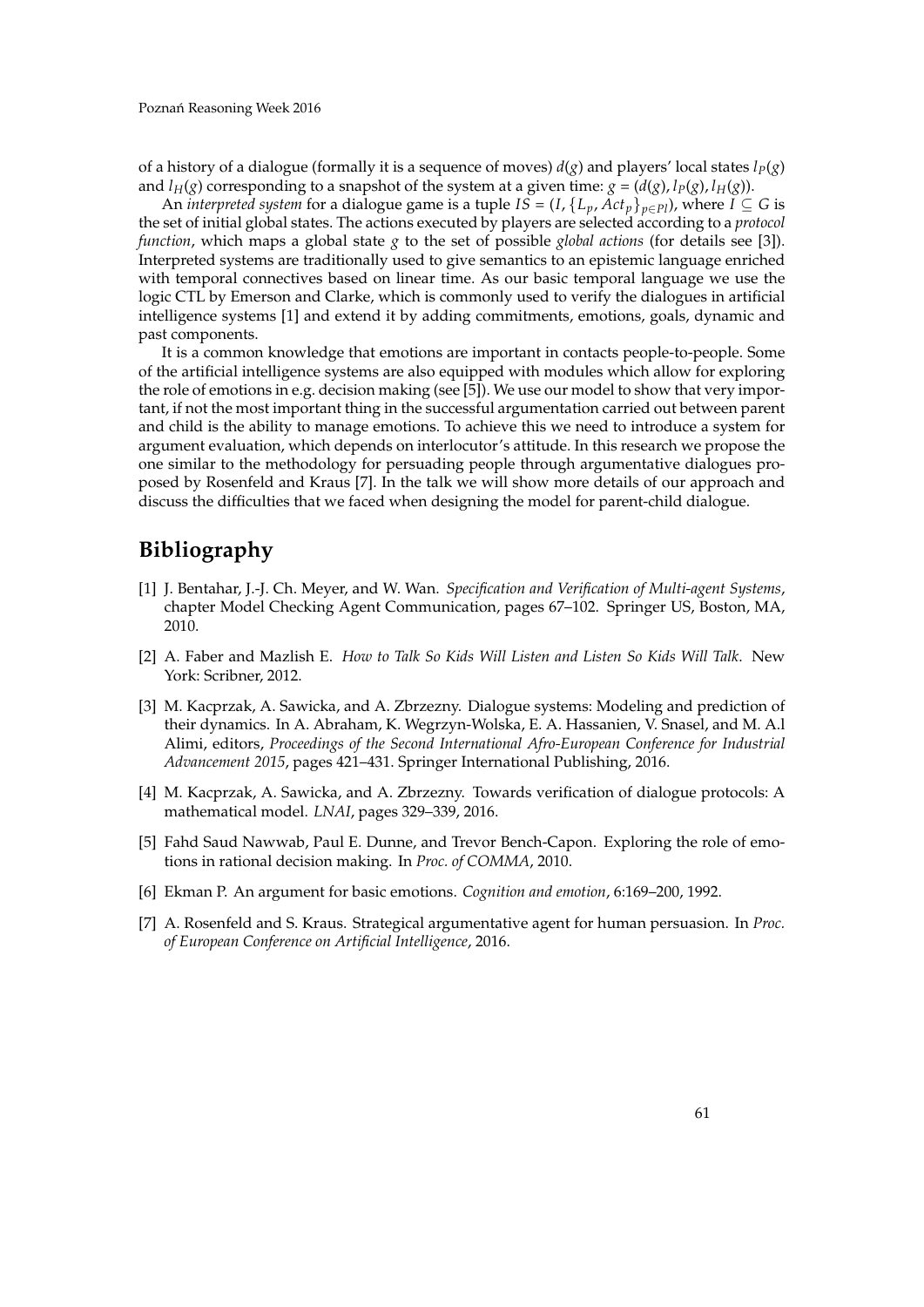of a history of a dialogue (formally it is a sequence of moves) $d(g)$ and players' local states $l_P(g)$ and $l_H(g)$ corresponding to a snapshot of the system at a given time: $g = (d(g), l_P(g), l_H(g))$.

An *interpreted system* for a dialogue game is a tuple $IS = (I, \{L_p, Act_p\}_{p \in Pl})$, where $I \subseteq G$ is the set of initial global states. The actions executed by players are selected according to a *protocol function*, which maps a global state $g$ to the set of possible *global actions* (for details see [3]). Interpreted systems are traditionally used to give semantics to an epistemic language enriched with temporal connectives based on linear time. As our basic temporal language we use the logic CTL by Emerson and Clarke, which is commonly used to verify the dialogues in artificial intelligence systems [1] and extend it by adding commitments, emotions, goals, dynamic and past components.

It is a common knowledge that emotions are important in contacts people-to-people. Some of the artificial intelligence systems are also equipped with modules which allow for exploring the role of emotions in e.g. decision making (see [5]). We use our model to show that very important, if not the most important thing in the successful argumentation carried out between parent and child is the ability to manage emotions. To achieve this we need to introduce a system for argument evaluation, which depends on interlocutor's attitude. In this research we propose the one similar to the methodology for persuading people through argumentative dialogues proposed by Rosenfeld and Kraus [7]. In the talk we will show more details of our approach and discuss the difficulties that we faced when designing the model for parent-child dialogue.

## Bibliography

[1] J. Bentahar, J.-J. Ch. Meyer, and W. Wan. *Specification and Verification of Multi-agent Systems*, chapter Model Checking Agent Communication, pages 67–102. Springer US, Boston, MA, 2010.

[2] A. Faber and Mazlish E. *How to Talk So Kids Will Listen and Listen So Kids Will Talk.* New York: Scribner, 2012.

[3] M. Kacprzak, A. Sawicka, and A. Zbrzezny. Dialogue systems: Modeling and prediction of their dynamics. In A. Abraham, K. Wegrzyn-Wolska, E. A. Hassanien, V. Snasel, and M. A.l Alimi, editors, *Proceedings of the Second International Afro-European Conference for Industrial Advancement 2015*, pages 421–431. Springer International Publishing, 2016.

[4] M. Kacprzak, A. Sawicka, and A. Zbrzezny. Towards verification of dialogue protocols: A mathematical model. *LNAI*, pages 329–339, 2016.

[5] Fahd Saud Nawwab, Paul E. Dunne, and Trevor Bench-Capon. Exploring the role of emotions in rational decision making. In *Proc. of COMMA*, 2010.

[6] Ekman P. An argument for basic emotions. *Cognition and emotion*, 6:169–200, 1992.

[7] A. Rosenfeld and S. Kraus. Strategical argumentative agent for human persuasion. In *Proc. of European Conference on Artificial Intelligence*, 2016.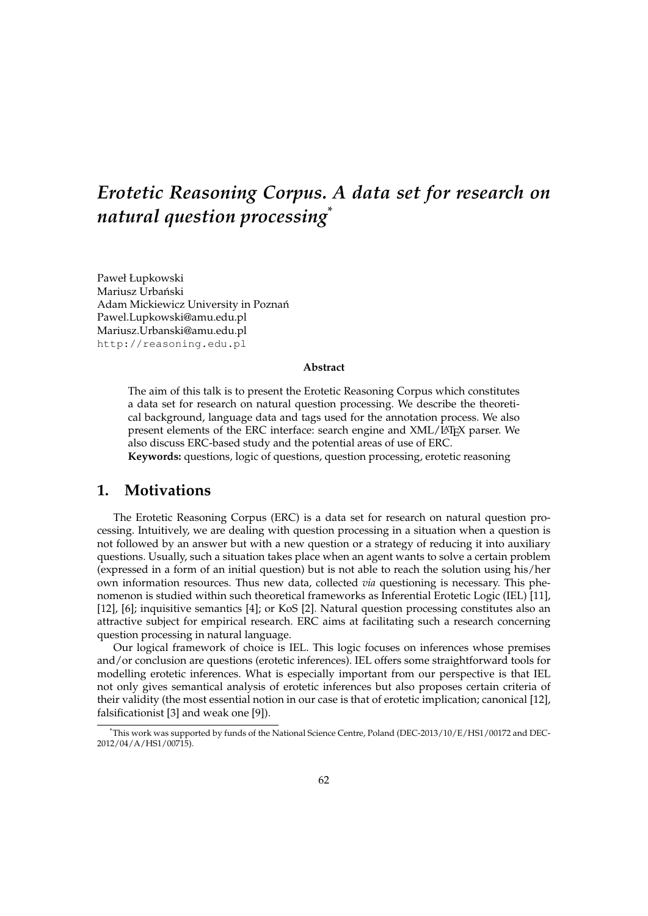#  *Erotetic Reasoning Corpus. A data set for research on natural question processing*[*]

Paweł Łupkowski
Mariusz Urbański
Adam Mickiewicz University in Poznań
Pawel.Lupkowski@amu.edu.pl
Mariusz.Urbanski@amu.edu.pl
http://reasoning.edu.pl

**Abstract**

The aim of this talk is to present the Erotetic Reasoning Corpus which constitutes a data set for research on natural question processing. We describe the theoretical background, language data and tags used for the annotation process. We also present elements of the ERC interface: search engine and XML/LaTeX parser. We also discuss ERC-based study and the potential areas of use of ERC.

**Keywords:** questions, logic of questions, question processing, erotetic reasoning

## 1. Motivations

The Erotetic Reasoning Corpus (ERC) is a data set for research on natural question processing. Intuitively, we are dealing with question processing in a situation when a question is not followed by an answer but with a new question or a strategy of reducing it into auxiliary questions. Usually, such a situation takes place when an agent wants to solve a certain problem (expressed in a form of an initial question) but is not able to reach the solution using his/her own information resources. Thus new data, collected *via* questioning is necessary. This phenomenon is studied within such theoretical frameworks as Inferential Erotetic Logic (IEL) [11], [12], [6]; inquisitive semantics [4]; or KoS [2]. Natural question processing constitutes also an attractive subject for empirical research. ERC aims at facilitating such a research concerning question processing in natural language.

Our logical framework of choice is IEL. This logic focuses on inferences whose premises and/or conclusion are questions (erotetic inferences). IEL offers some straightforward tools for modelling erotetic inferences. What is especially important from our perspective is that IEL not only gives semantical analysis of erotetic inferences but also proposes certain criteria of their validity (the most essential notion in our case is that of erotetic implication; canonical [12], falsificationist [3] and weak one [9]).

[*] This work was supported by funds of the National Science Centre, Poland (DEC-2013/10/E/HS1/00172 and DEC-2012/04/A/HS1/00715).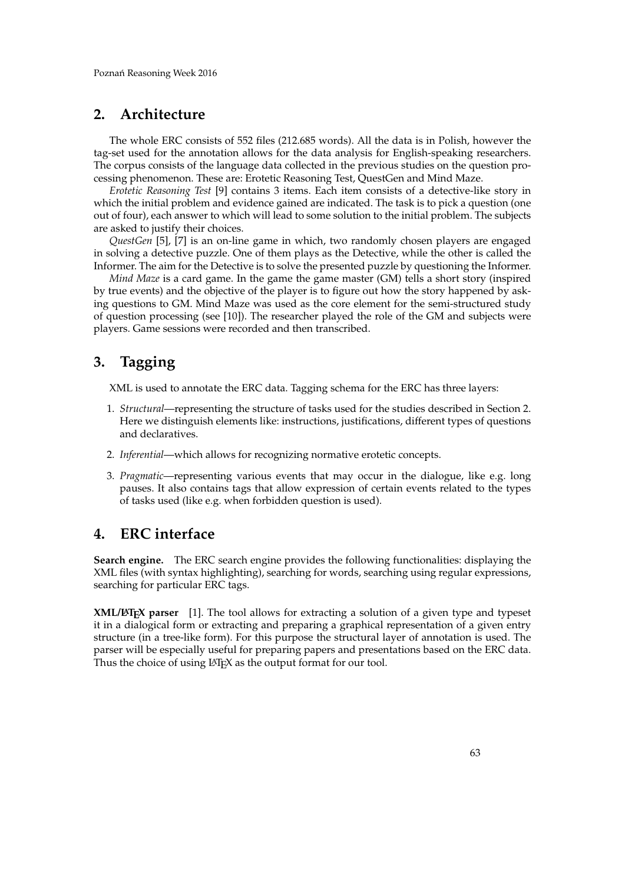## 2. Architecture

The whole ERC consists of 552 files (212.685 words). All the data is in Polish, however the tag-set used for the annotation allows for the data analysis for English-speaking researchers. The corpus consists of the language data collected in the previous studies on the question processing phenomenon. These are: Erotetic Reasoning Test, QuestGen and Mind Maze.

*Erotetic Reasoning Test* [9] contains 3 items. Each item consists of a detective-like story in which the initial problem and evidence gained are indicated. The task is to pick a question (one out of four), each answer to which will lead to some solution to the initial problem. The subjects are asked to justify their choices.

*QuestGen* [5], [7] is an on-line game in which, two randomly chosen players are engaged in solving a detective puzzle. One of them plays as the Detective, while the other is called the Informer. The aim for the Detective is to solve the presented puzzle by questioning the Informer.

*Mind Maze* is a card game. In the game the game master (GM) tells a short story (inspired by true events) and the objective of the player is to figure out how the story happened by asking questions to GM. Mind Maze was used as the core element for the semi-structured study of question processing (see [10]). The researcher played the role of the GM and subjects were players. Game sessions were recorded and then transcribed.

## 3. Tagging

XML is used to annotate the ERC data. Tagging schema for the ERC has three layers:

1. *Structural*—representing the structure of tasks used for the studies described in Section 2. Here we distinguish elements like: instructions, justifications, different types of questions and declaratives.
2. *Inferential*—which allows for recognizing normative erotetic concepts.
3. *Pragmatic*—representing various events that may occur in the dialogue, like e.g. long pauses. It also contains tags that allow expression of certain events related to the types of tasks used (like e.g. when forbidden question is used).

## 4. ERC interface

**Search engine.** The ERC search engine provides the following functionalities: displaying the XML files (with syntax highlighting), searching for words, searching using regular expressions, searching for particular ERC tags.

**XML/LaTeX parser** [1]. The tool allows for extracting a solution of a given type and typeset it in a dialogical form or extracting and preparing a graphical representation of a given entry structure (in a tree-like form). For this purpose the structural layer of annotation is used. The parser will be especially useful for preparing papers and presentations based on the ERC data. Thus the choice of using LaTeX as the output format for our tool.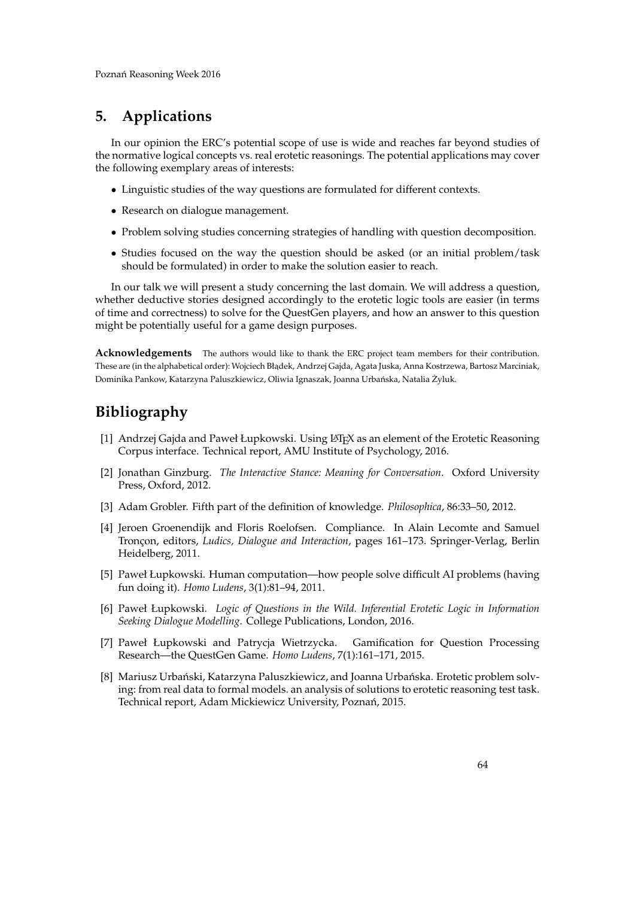## 5. Applications

In our opinion the ERC's potential scope of use is wide and reaches far beyond studies of the normative logical concepts vs. real erotetic reasonings. The potential applications may cover the following exemplary areas of interests:

- Linguistic studies of the way questions are formulated for different contexts.
- Research on dialogue management.
- Problem solving studies concerning strategies of handling with question decomposition.
- Studies focused on the way the question should be asked (or an initial problem/task should be formulated) in order to make the solution easier to reach.

In our talk we will present a study concerning the last domain. We will address a question, whether deductive stories designed accordingly to the erotetic logic tools are easier (in terms of time and correctness) to solve for the QuestGen players, and how an answer to this question might be potentially useful for a game design purposes.

**Acknowledgements** The authors would like to thank the ERC project team members for their contribution. These are (in the alphabetical order): Wojciech Błądek, Andrzej Gajda, Agata Juska, Anna Kostrzewa, Bartosz Marciniak, Dominika Pankow, Katarzyna Paluszkiewicz, Oliwia Ignaszak, Joanna Urbańska, Natalia Żyluk.

## Bibliography

[1] Andrzej Gajda and Paweł Łupkowski. Using LaTeX as an element of the Erotetic Reasoning Corpus interface. Technical report, AMU Institute of Psychology, 2016.

[2] Jonathan Ginzburg. *The Interactive Stance: Meaning for Conversation*. Oxford University Press, Oxford, 2012.

[3] Adam Grobler. Fifth part of the definition of knowledge. *Philosophica*, 86:33–50, 2012.

[4] Jeroen Groenendijk and Floris Roelofsen. Compliance. In Alain Lecomte and Samuel Tronçon, editors, *Ludics, Dialogue and Interaction*, pages 161–173. Springer-Verlag, Berlin Heidelberg, 2011.

[5] Paweł Łupkowski. Human computation—how people solve difficult AI problems (having fun doing it). *Homo Ludens*, 3(1):81–94, 2011.

[6] Paweł Łupkowski. *Logic of Questions in the Wild. Inferential Erotetic Logic in Information Seeking Dialogue Modelling*. College Publications, London, 2016.

[7] Paweł Łupkowski and Patrycja Wietrzycka. Gamification for Question Processing Research—the QuestGen Game. *Homo Ludens*, 7(1):161–171, 2015.

[8] Mariusz Urbański, Katarzyna Paluszkiewicz, and Joanna Urbańska. Erotetic problem solving: from real data to formal models. an analysis of solutions to erotetic reasoning test task. Technical report, Adam Mickiewicz University, Poznań, 2015.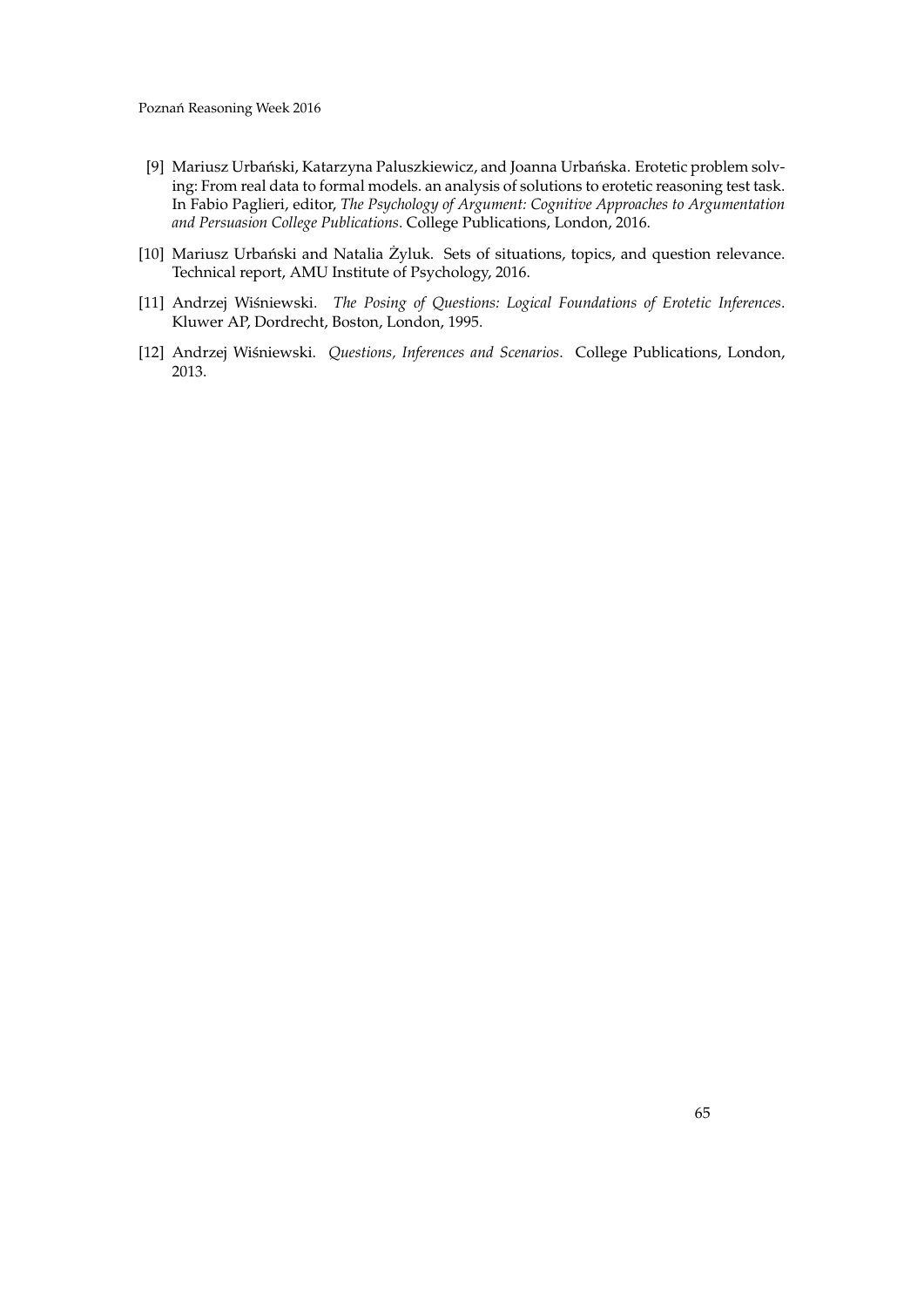[9] Mariusz Urbański, Katarzyna Paluszkiewicz, and Joanna Urbańska. Erotetic problem solving: From real data to formal models. an analysis of solutions to erotetic reasoning test task. In Fabio Paglieri, editor, *The Psychology of Argument: Cognitive Approaches to Argumentation and Persuasion College Publications*. College Publications, London, 2016.

[10] Mariusz Urbański and Natalia Żyluk. Sets of situations, topics, and question relevance. Technical report, AMU Institute of Psychology, 2016.

[11] Andrzej Wiśniewski. *The Posing of Questions: Logical Foundations of Erotetic Inferences*. Kluwer AP, Dordrecht, Boston, London, 1995.

[12] Andrzej Wiśniewski. *Questions, Inferences and Scenarios*. College Publications, London, 2013.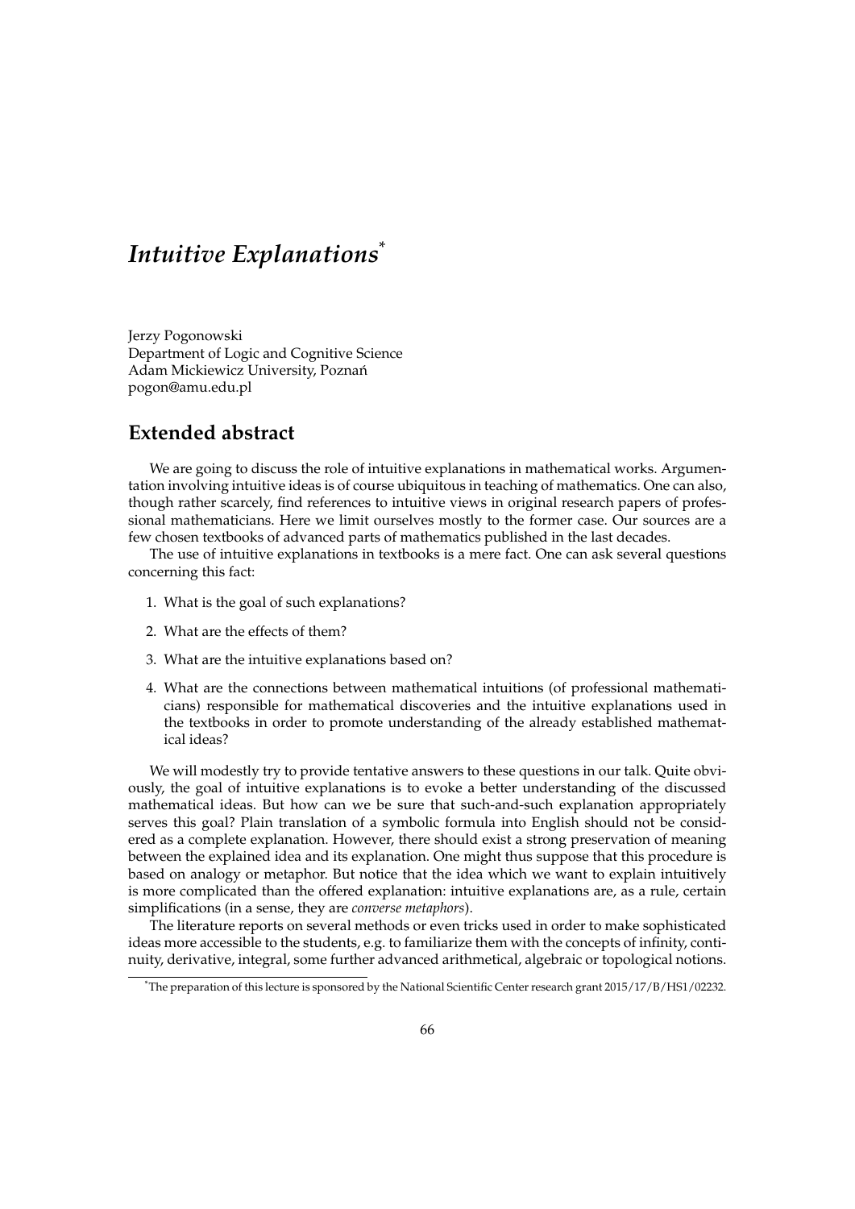# *Intuitive Explanations*[*]

Jerzy Pogonowski
Department of Logic and Cognitive Science
Adam Mickiewicz University, Poznań
pogon@amu.edu.pl

## Extended abstract

We are going to discuss the role of intuitive explanations in mathematical works. Argumentation involving intuitive ideas is of course ubiquitous in teaching of mathematics. One can also, though rather scarcely, find references to intuitive views in original research papers of professional mathematicians. Here we limit ourselves mostly to the former case. Our sources are a few chosen textbooks of advanced parts of mathematics published in the last decades.

The use of intuitive explanations in textbooks is a mere fact. One can ask several questions concerning this fact:

1. What is the goal of such explanations?
2. What are the effects of them?
3. What are the intuitive explanations based on?
4. What are the connections between mathematical intuitions (of professional mathematicians) responsible for mathematical discoveries and the intuitive explanations used in the textbooks in order to promote understanding of the already established mathematical ideas?

We will modestly try to provide tentative answers to these questions in our talk. Quite obviously, the goal of intuitive explanations is to evoke a better understanding of the discussed mathematical ideas. But how can we be sure that such-and-such explanation appropriately serves this goal? Plain translation of a symbolic formula into English should not be considered as a complete explanation. However, there should exist a strong preservation of meaning between the explained idea and its explanation. One might thus suppose that this procedure is based on analogy or metaphor. But notice that the idea which we want to explain intuitively is more complicated than the offered explanation: intuitive explanations are, as a rule, certain simplifications (in a sense, they are *converse metaphors*).

The literature reports on several methods or even tricks used in order to make sophisticated ideas more accessible to the students, e.g. to familiarize them with the concepts of infinity, continuity, derivative, integral, some further advanced arithmetical, algebraic or topological notions.

[*] The preparation of this lecture is sponsored by the National Scientific Center research grant 2015/17/B/HS1/02232.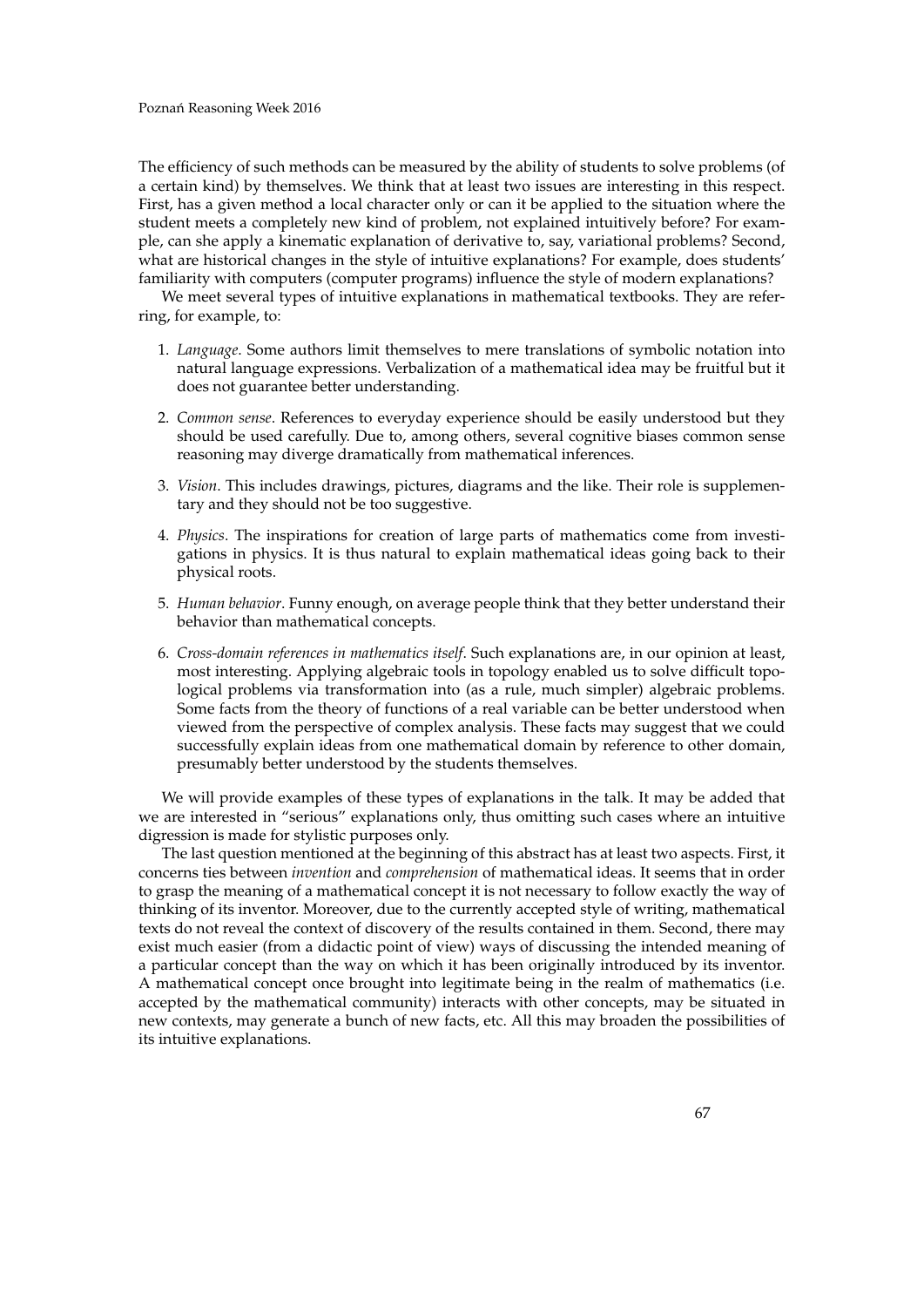The efficiency of such methods can be measured by the ability of students to solve problems (of a certain kind) by themselves. We think that at least two issues are interesting in this respect. First, has a given method a local character only or can it be applied to the situation where the student meets a completely new kind of problem, not explained intuitively before? For example, can she apply a kinematic explanation of derivative to, say, variational problems? Second, what are historical changes in the style of intuitive explanations? For example, does students' familiarity with computers (computer programs) influence the style of modern explanations?

We meet several types of intuitive explanations in mathematical textbooks. They are referring, for example, to:

1. *Language*. Some authors limit themselves to mere translations of symbolic notation into natural language expressions. Verbalization of a mathematical idea may be fruitful but it does not guarantee better understanding.
2. *Common sense*. References to everyday experience should be easily understood but they should be used carefully. Due to, among others, several cognitive biases common sense reasoning may diverge dramatically from mathematical inferences.
3. *Vision*. This includes drawings, pictures, diagrams and the like. Their role is supplementary and they should not be too suggestive.
4. *Physics*. The inspirations for creation of large parts of mathematics come from investigations in physics. It is thus natural to explain mathematical ideas going back to their physical roots.
5. *Human behavior*. Funny enough, on average people think that they better understand their behavior than mathematical concepts.
6. *Cross-domain references in mathematics itself*. Such explanations are, in our opinion at least, most interesting. Applying algebraic tools in topology enabled us to solve difficult topological problems via transformation into (as a rule, much simpler) algebraic problems. Some facts from the theory of functions of a real variable can be better understood when viewed from the perspective of complex analysis. These facts may suggest that we could successfully explain ideas from one mathematical domain by reference to other domain, presumably better understood by the students themselves.

We will provide examples of these types of explanations in the talk. It may be added that we are interested in "serious" explanations only, thus omitting such cases where an intuitive digression is made for stylistic purposes only.

The last question mentioned at the beginning of this abstract has at least two aspects. First, it concerns ties between *invention* and *comprehension* of mathematical ideas. It seems that in order to grasp the meaning of a mathematical concept it is not necessary to follow exactly the way of thinking of its inventor. Moreover, due to the currently accepted style of writing, mathematical texts do not reveal the context of discovery of the results contained in them. Second, there may exist much easier (from a didactic point of view) ways of discussing the intended meaning of a particular concept than the way on which it has been originally introduced by its inventor. A mathematical concept once brought into legitimate being in the realm of mathematics (i.e. accepted by the mathematical community) interacts with other concepts, may be situated in new contexts, may generate a bunch of new facts, etc. All this may broaden the possibilities of its intuitive explanations.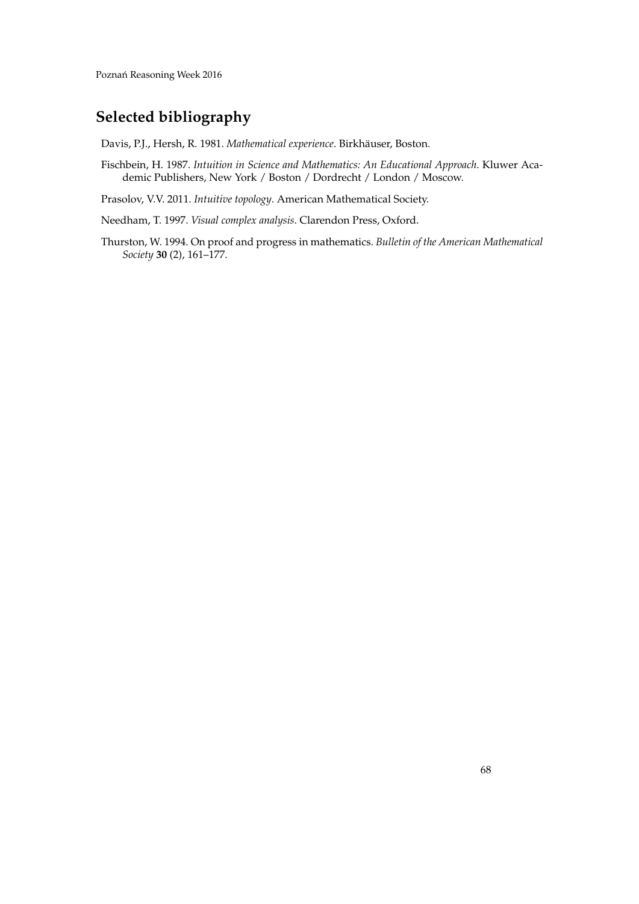## Selected bibliography

Davis, P.J., Hersh, R. 1981. *Mathematical experience*. Birkhäuser, Boston.

Fischbein, H. 1987. *Intuition in Science and Mathematics: An Educational Approach*. Kluwer Academic Publishers, New York / Boston / Dordrecht / London / Moscow.

Prasolov, V.V. 2011. *Intuitive topology*. American Mathematical Society.

Needham, T. 1997. *Visual complex analysis*. Clarendon Press, Oxford.

Thurston, W. 1994. On proof and progress in mathematics. *Bulletin of the American Mathematical Society* **30** (2), 161–177.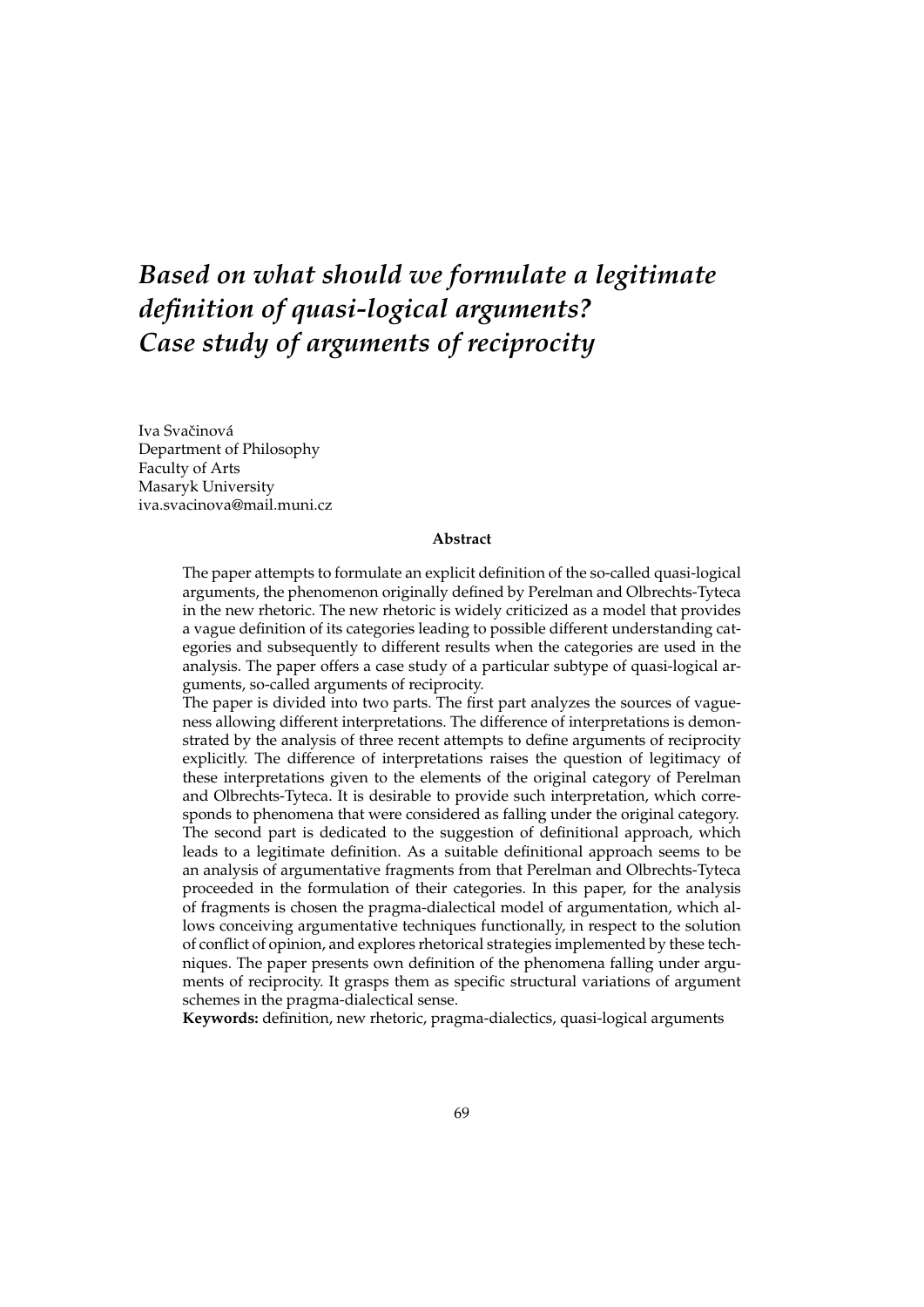# *Based on what should we formulate a legitimate definition of quasi-logical arguments? Case study of arguments of reciprocity*

Iva Svačinová
Department of Philosophy
Faculty of Arts
Masaryk University
iva.svacinova@mail.muni.cz

**Abstract**

The paper attempts to formulate an explicit definition of the so-called quasi-logical arguments, the phenomenon originally defined by Perelman and Olbrechts-Tyteca in the new rhetoric. The new rhetoric is widely criticized as a model that provides a vague definition of its categories leading to possible different understanding categories and subsequently to different results when the categories are used in the analysis. The paper offers a case study of a particular subtype of quasi-logical arguments, so-called arguments of reciprocity.

The paper is divided into two parts. The first part analyzes the sources of vagueness allowing different interpretations. The difference of interpretations is demonstrated by the analysis of three recent attempts to define arguments of reciprocity explicitly. The difference of interpretations raises the question of legitimacy of these interpretations given to the elements of the original category of Perelman and Olbrechts-Tyteca. It is desirable to provide such interpretation, which corresponds to phenomena that were considered as falling under the original category. The second part is dedicated to the suggestion of definitional approach, which leads to a legitimate definition. As a suitable definitional approach seems to be an analysis of argumentative fragments from that Perelman and Olbrechts-Tyteca proceeded in the formulation of their categories. In this paper, for the analysis of fragments is chosen the pragma-dialectical model of argumentation, which allows conceiving argumentative techniques functionally, in respect to the solution of conflict of opinion, and explores rhetorical strategies implemented by these techniques. The paper presents own definition of the phenomena falling under arguments of reciprocity. It grasps them as specific structural variations of argument schemes in the pragma-dialectical sense.

**Keywords:** definition, new rhetoric, pragma-dialectics, quasi-logical arguments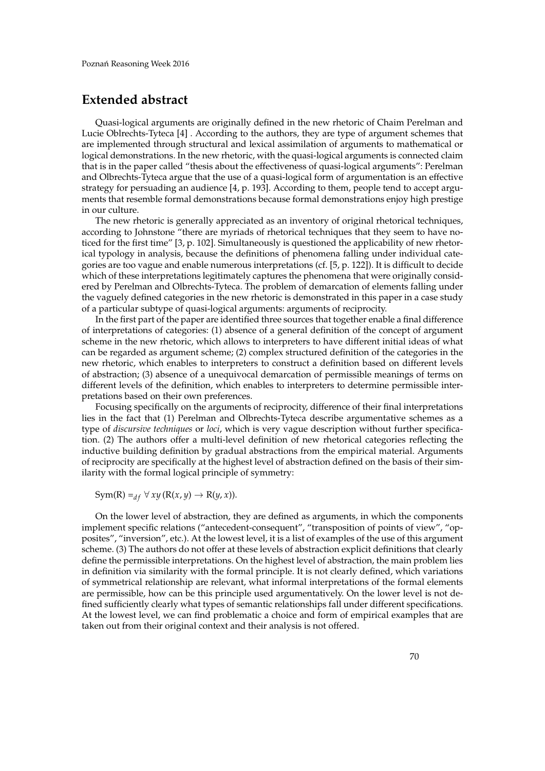## Extended abstract

Quasi-logical arguments are originally defined in the new rhetoric of Chaim Perelman and Lucie Oblrechts-Tyteca [4] . According to the authors, they are type of argument schemes that are implemented through structural and lexical assimilation of arguments to mathematical or logical demonstrations. In the new rhetoric, with the quasi-logical arguments is connected claim that is in the paper called "thesis about the effectiveness of quasi-logical arguments": Perelman and Olbrechts-Tyteca argue that the use of a quasi-logical form of argumentation is an effective strategy for persuading an audience [4, p. 193]. According to them, people tend to accept arguments that resemble formal demonstrations because formal demonstrations enjoy high prestige in our culture.

The new rhetoric is generally appreciated as an inventory of original rhetorical techniques, according to Johnstone "there are myriads of rhetorical techniques that they seem to have noticed for the first time" [3, p. 102]. Simultaneously is questioned the applicability of new rhetorical typology in analysis, because the definitions of phenomena falling under individual categories are too vague and enable numerous interpretations (cf. [5, p. 122]). It is difficult to decide which of these interpretations legitimately captures the phenomena that were originally considered by Perelman and Olbrechts-Tyteca. The problem of demarcation of elements falling under the vaguely defined categories in the new rhetoric is demonstrated in this paper in a case study of a particular subtype of quasi-logical arguments: arguments of reciprocity.

In the first part of the paper are identified three sources that together enable a final difference of interpretations of categories: (1) absence of a general definition of the concept of argument scheme in the new rhetoric, which allows to interpreters to have different initial ideas of what can be regarded as argument scheme; (2) complex structured definition of the categories in the new rhetoric, which enables to interpreters to construct a definition based on different levels of abstraction; (3) absence of a unequivocal demarcation of permissible meanings of terms on different levels of the definition, which enables to interpreters to determine permissible interpretations based on their own preferences.

Focusing specifically on the arguments of reciprocity, difference of their final interpretations lies in the fact that (1) Perelman and Olbrechts-Tyteca describe argumentative schemes as a type of *discursive techniques* or *loci*, which is very vague description without further specification. (2) The authors offer a multi-level definition of new rhetorical categories reflecting the inductive building definition by gradual abstractions from the empirical material. Arguments of reciprocity are specifically at the highest level of abstraction defined on the basis of their similarity with the formal logical principle of symmetry:

$$\mathrm{Sym}(R) =_{df} \forall xy\,(R(x,y) \rightarrow R(y,x)).$$

On the lower level of abstraction, they are defined as arguments, in which the components implement specific relations ("antecedent-consequent", "transposition of points of view", "opposites", "inversion", etc.). At the lowest level, it is a list of examples of the use of this argument scheme. (3) The authors do not offer at these levels of abstraction explicit definitions that clearly define the permissible interpretations. On the highest level of abstraction, the main problem lies in definition via similarity with the formal principle. It is not clearly defined, which variations of symmetrical relationship are relevant, what informal interpretations of the formal elements are permissible, how can be this principle used argumentatively. On the lower level is not defined sufficiently clearly what types of semantic relationships fall under different specifications. At the lowest level, we can find problematic a choice and form of empirical examples that are taken out from their original context and their analysis is not offered.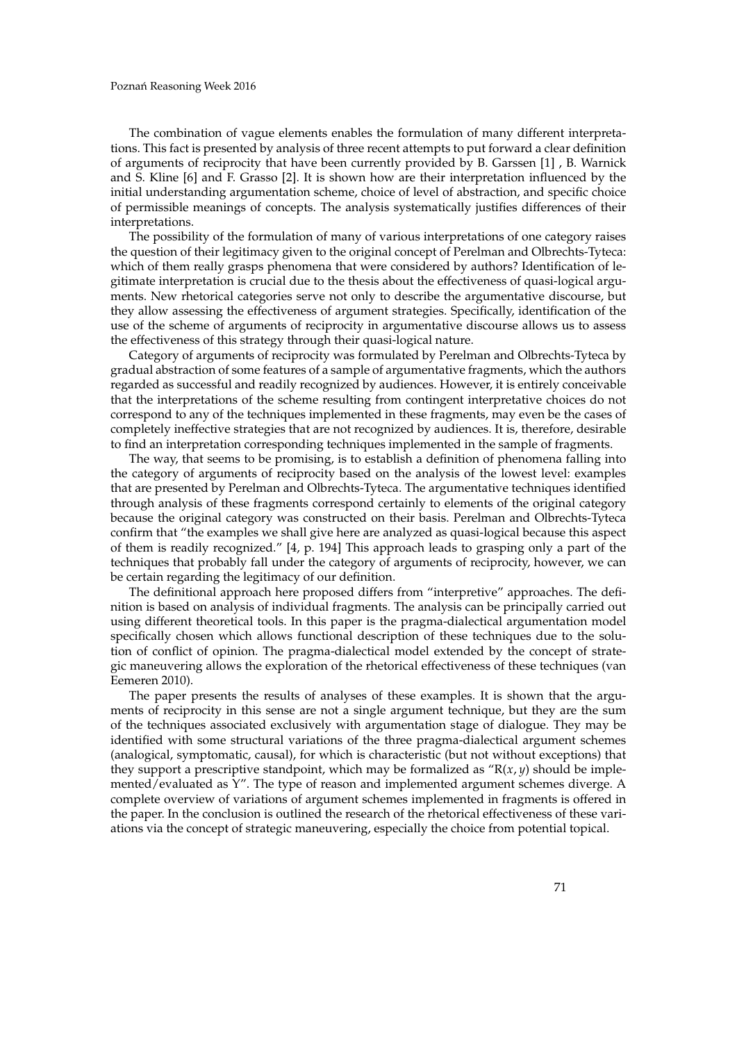The combination of vague elements enables the formulation of many different interpretations. This fact is presented by analysis of three recent attempts to put forward a clear definition of arguments of reciprocity that have been currently provided by B. Garssen [1] , B. Warnick and S. Kline [6] and F. Grasso [2]. It is shown how are their interpretation influenced by the initial understanding argumentation scheme, choice of level of abstraction, and specific choice of permissible meanings of concepts. The analysis systematically justifies differences of their interpretations.

The possibility of the formulation of many of various interpretations of one category raises the question of their legitimacy given to the original concept of Perelman and Olbrechts-Tyteca: which of them really grasps phenomena that were considered by authors? Identification of legitimate interpretation is crucial due to the thesis about the effectiveness of quasi-logical arguments. New rhetorical categories serve not only to describe the argumentative discourse, but they allow assessing the effectiveness of argument strategies. Specifically, identification of the use of the scheme of arguments of reciprocity in argumentative discourse allows us to assess the effectiveness of this strategy through their quasi-logical nature.

Category of arguments of reciprocity was formulated by Perelman and Olbrechts-Tyteca by gradual abstraction of some features of a sample of argumentative fragments, which the authors regarded as successful and readily recognized by audiences. However, it is entirely conceivable that the interpretations of the scheme resulting from contingent interpretative choices do not correspond to any of the techniques implemented in these fragments, may even be the cases of completely ineffective strategies that are not recognized by audiences. It is, therefore, desirable to find an interpretation corresponding techniques implemented in the sample of fragments.

The way, that seems to be promising, is to establish a definition of phenomena falling into the category of arguments of reciprocity based on the analysis of the lowest level: examples that are presented by Perelman and Olbrechts-Tyteca. The argumentative techniques identified through analysis of these fragments correspond certainly to elements of the original category because the original category was constructed on their basis. Perelman and Olbrechts-Tyteca confirm that "the examples we shall give here are analyzed as quasi-logical because this aspect of them is readily recognized." [4, p. 194] This approach leads to grasping only a part of the techniques that probably fall under the category of arguments of reciprocity, however, we can be certain regarding the legitimacy of our definition.

The definitional approach here proposed differs from "interpretive" approaches. The definition is based on analysis of individual fragments. The analysis can be principally carried out using different theoretical tools. In this paper is the pragma-dialectical argumentation model specifically chosen which allows functional description of these techniques due to the solution of conflict of opinion. The pragma-dialectical model extended by the concept of strategic maneuvering allows the exploration of the rhetorical effectiveness of these techniques (van Eemeren 2010).

The paper presents the results of analyses of these examples. It is shown that the arguments of reciprocity in this sense are not a single argument technique, but they are the sum of the techniques associated exclusively with argumentation stage of dialogue. They may be identified with some structural variations of the three pragma-dialectical argument schemes (analogical, symptomatic, causal), for which is characteristic (but not without exceptions) that they support a prescriptive standpoint, which may be formalized as "$R(x, y)$ should be implemented/evaluated as Y". The type of reason and implemented argument schemes diverge. A complete overview of variations of argument schemes implemented in fragments is offered in the paper. In the conclusion is outlined the research of the rhetorical effectiveness of these variations via the concept of strategic maneuvering, especially the choice from potential topical.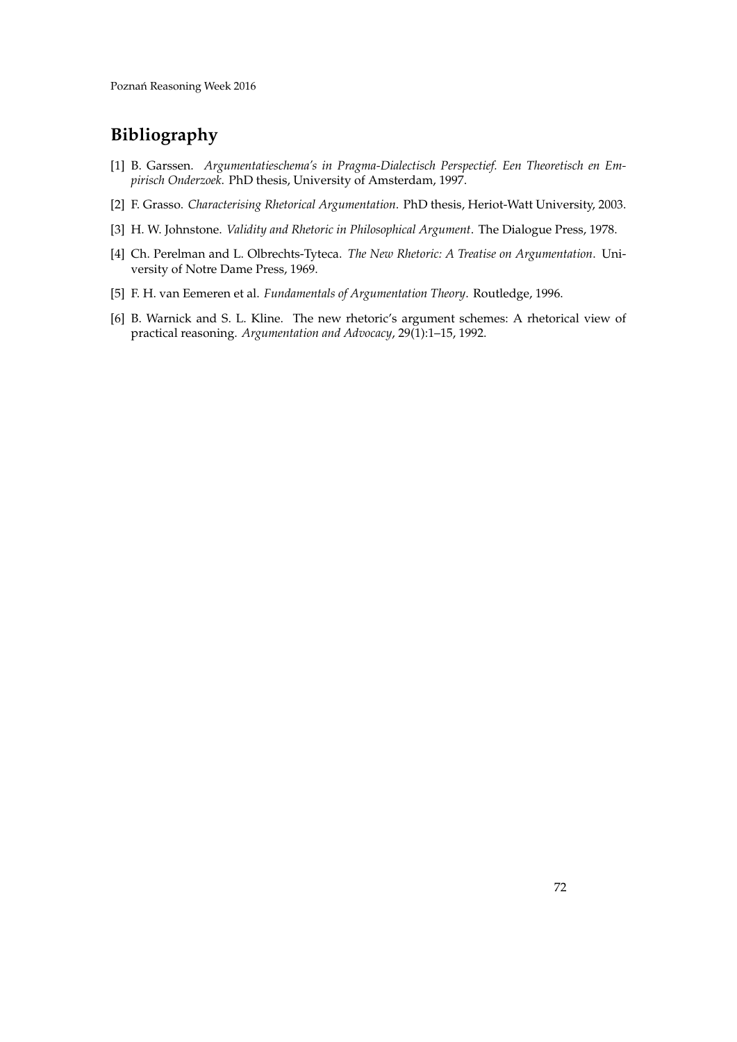## Bibliography

[1] B. Garssen. *Argumentatieschema's in Pragma-Dialectisch Perspectief. Een Theoretisch en Empirisch Onderzoek*. PhD thesis, University of Amsterdam, 1997.

[2] F. Grasso. *Characterising Rhetorical Argumentation*. PhD thesis, Heriot-Watt University, 2003.

[3] H. W. Johnstone. *Validity and Rhetoric in Philosophical Argument*. The Dialogue Press, 1978.

[4] Ch. Perelman and L. Olbrechts-Tyteca. *The New Rhetoric: A Treatise on Argumentation*. University of Notre Dame Press, 1969.

[5] F. H. van Eemeren et al. *Fundamentals of Argumentation Theory*. Routledge, 1996.

[6] B. Warnick and S. L. Kline. The new rhetoric's argument schemes: A rhetorical view of practical reasoning. *Argumentation and Advocacy*, 29(1):1–15, 1992.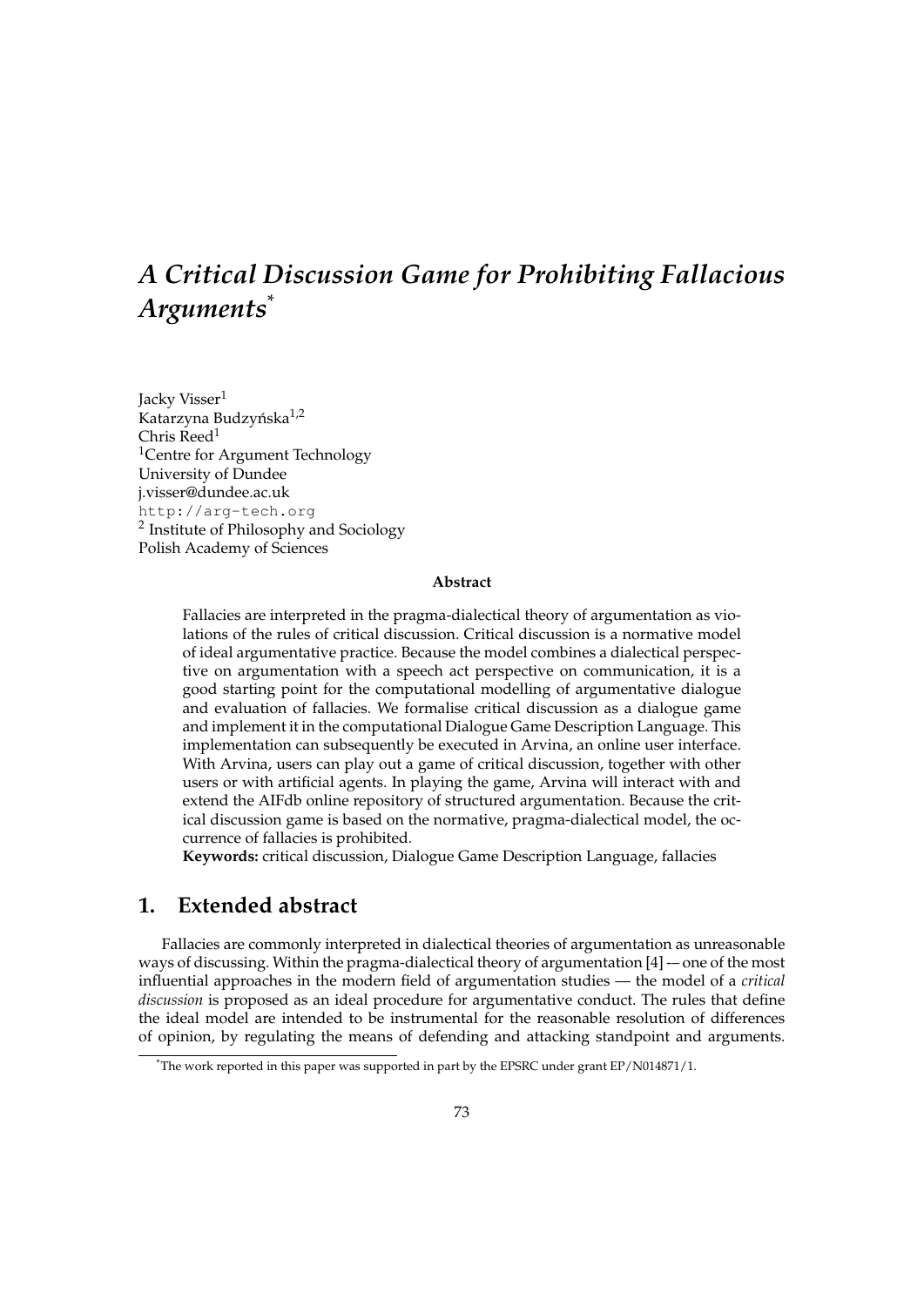# *A Critical Discussion Game for Prohibiting Fallacious Arguments*[*]

Jacky Visser[1]
Katarzyna Budzyńska[1,2]
Chris Reed[1]
[1]Centre for Argument Technology
University of Dundee
j.visser@dundee.ac.uk
http://arg-tech.org
[2] Institute of Philosophy and Sociology
Polish Academy of Sciences

**Abstract**

Fallacies are interpreted in the pragma-dialectical theory of argumentation as violations of the rules of critical discussion. Critical discussion is a normative model of ideal argumentative practice. Because the model combines a dialectical perspective on argumentation with a speech act perspective on communication, it is a good starting point for the computational modelling of argumentative dialogue and evaluation of fallacies. We formalise critical discussion as a dialogue game and implement it in the computational Dialogue Game Description Language. This implementation can subsequently be executed in Arvina, an online user interface. With Arvina, users can play out a game of critical discussion, together with other users or with artificial agents. In playing the game, Arvina will interact with and extend the AIFdb online repository of structured argumentation. Because the critical discussion game is based on the normative, pragma-dialectical model, the occurrence of fallacies is prohibited.

**Keywords:** critical discussion, Dialogue Game Description Language, fallacies

## 1. Extended abstract

Fallacies are commonly interpreted in dialectical theories of argumentation as unreasonable ways of discussing. Within the pragma-dialectical theory of argumentation [4] — one of the most influential approaches in the modern field of argumentation studies — the model of a *critical discussion* is proposed as an ideal procedure for argumentative conduct. The rules that define the ideal model are intended to be instrumental for the reasonable resolution of differences of opinion, by regulating the means of defending and attacking standpoint and arguments.

[*]The work reported in this paper was supported in part by the EPSRC under grant EP/N014871/1.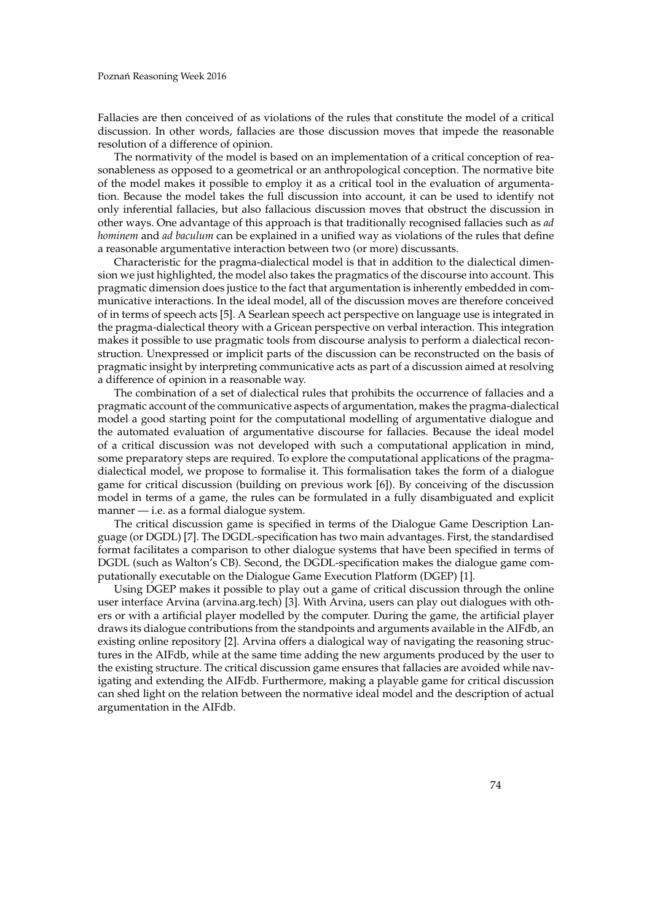Fallacies are then conceived of as violations of the rules that constitute the model of a critical discussion. In other words, fallacies are those discussion moves that impede the reasonable resolution of a difference of opinion.

The normativity of the model is based on an implementation of a critical conception of reasonableness as opposed to a geometrical or an anthropological conception. The normative bite of the model makes it possible to employ it as a critical tool in the evaluation of argumentation. Because the model takes the full discussion into account, it can be used to identify not only inferential fallacies, but also fallacious discussion moves that obstruct the discussion in other ways. One advantage of this approach is that traditionally recognised fallacies such as *ad hominem* and *ad baculum* can be explained in a unified way as violations of the rules that define a reasonable argumentative interaction between two (or more) discussants.

Characteristic for the pragma-dialectical model is that in addition to the dialectical dimension we just highlighted, the model also takes the pragmatics of the discourse into account. This pragmatic dimension does justice to the fact that argumentation is inherently embedded in communicative interactions. In the ideal model, all of the discussion moves are therefore conceived of in terms of speech acts [5]. A Searlean speech act perspective on language use is integrated in the pragma-dialectical theory with a Gricean perspective on verbal interaction. This integration makes it possible to use pragmatic tools from discourse analysis to perform a dialectical reconstruction. Unexpressed or implicit parts of the discussion can be reconstructed on the basis of pragmatic insight by interpreting communicative acts as part of a discussion aimed at resolving a difference of opinion in a reasonable way.

The combination of a set of dialectical rules that prohibits the occurrence of fallacies and a pragmatic account of the communicative aspects of argumentation, makes the pragma-dialectical model a good starting point for the computational modelling of argumentative dialogue and the automated evaluation of argumentative discourse for fallacies. Because the ideal model of a critical discussion was not developed with such a computational application in mind, some preparatory steps are required. To explore the computational applications of the pragma-dialectical model, we propose to formalise it. This formalisation takes the form of a dialogue game for critical discussion (building on previous work [6]). By conceiving of the discussion model in terms of a game, the rules can be formulated in a fully disambiguated and explicit manner — i.e. as a formal dialogue system.

The critical discussion game is specified in terms of the Dialogue Game Description Language (or DGDL) [7]. The DGDL-specification has two main advantages. First, the standardised format facilitates a comparison to other dialogue systems that have been specified in terms of DGDL (such as Walton's CB). Second, the DGDL-specification makes the dialogue game computationally executable on the Dialogue Game Execution Platform (DGEP) [1].

Using DGEP makes it possible to play out a game of critical discussion through the online user interface Arvina (arvina.arg.tech) [3]. With Arvina, users can play out dialogues with others or with a artificial player modelled by the computer. During the game, the artificial player draws its dialogue contributions from the standpoints and arguments available in the AIFdb, an existing online repository [2]. Arvina offers a dialogical way of navigating the reasoning structures in the AIFdb, while at the same time adding the new arguments produced by the user to the existing structure. The critical discussion game ensures that fallacies are avoided while navigating and extending the AIFdb. Furthermore, making a playable game for critical discussion can shed light on the relation between the normative ideal model and the description of actual argumentation in the AIFdb.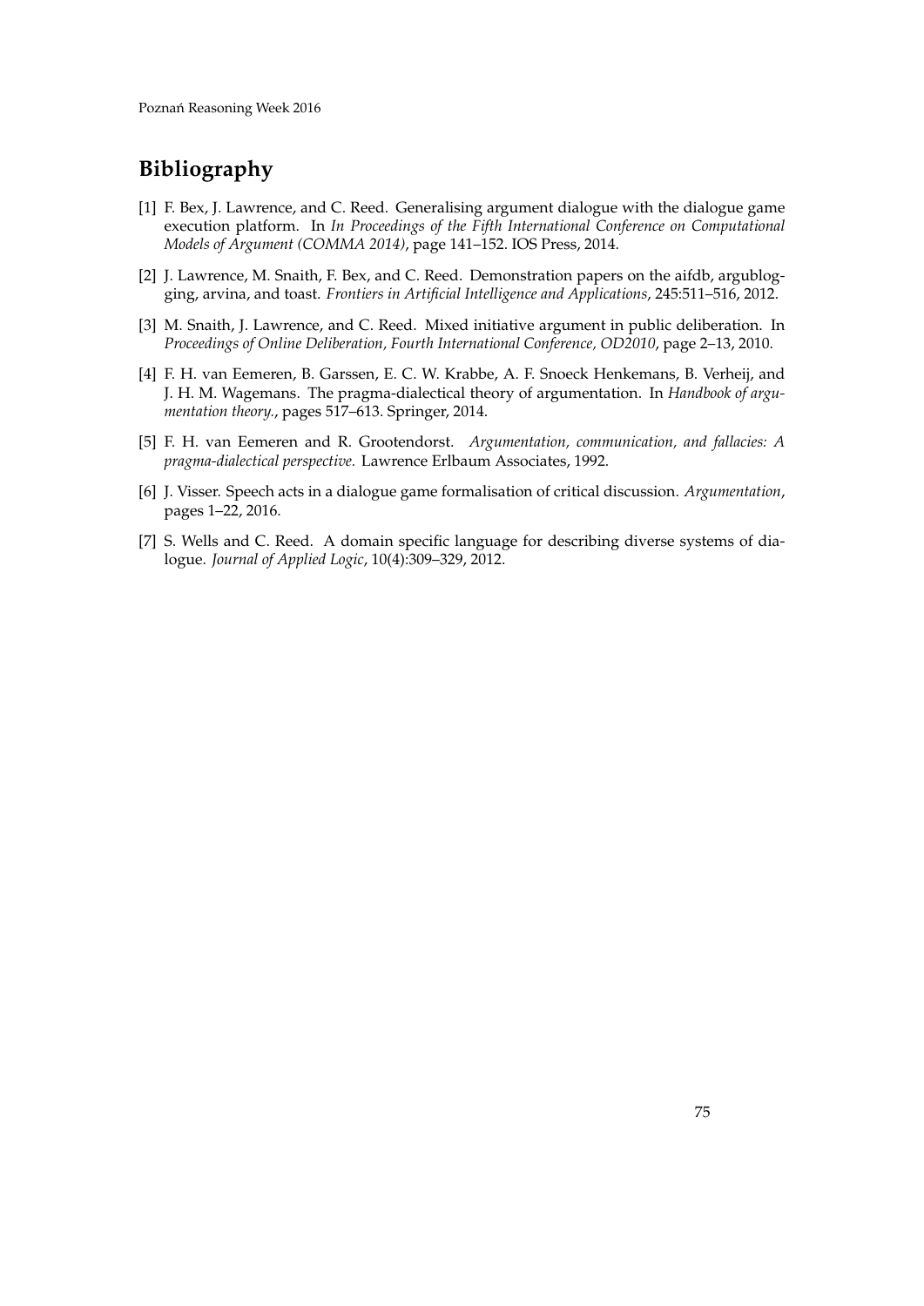## Bibliography

[1] F. Bex, J. Lawrence, and C. Reed. Generalising argument dialogue with the dialogue game execution platform. In *In Proceedings of the Fifth International Conference on Computational Models of Argument (COMMA 2014)*, page 141–152. IOS Press, 2014.

[2] J. Lawrence, M. Snaith, F. Bex, and C. Reed. Demonstration papers on the aifdb, argublogging, arvina, and toast. *Frontiers in Artificial Intelligence and Applications*, 245:511–516, 2012.

[3] M. Snaith, J. Lawrence, and C. Reed. Mixed initiative argument in public deliberation. In *Proceedings of Online Deliberation, Fourth International Conference, OD2010*, page 2–13, 2010.

[4] F. H. van Eemeren, B. Garssen, E. C. W. Krabbe, A. F. Snoeck Henkemans, B. Verheij, and J. H. M. Wagemans. The pragma-dialectical theory of argumentation. In *Handbook of argumentation theory.*, pages 517–613. Springer, 2014.

[5] F. H. van Eemeren and R. Grootendorst. *Argumentation, communication, and fallacies: A pragma-dialectical perspective.* Lawrence Erlbaum Associates, 1992.

[6] J. Visser. Speech acts in a dialogue game formalisation of critical discussion. *Argumentation*, pages 1–22, 2016.

[7] S. Wells and C. Reed. A domain specific language for describing diverse systems of dialogue. *Journal of Applied Logic*, 10(4):309–329, 2012.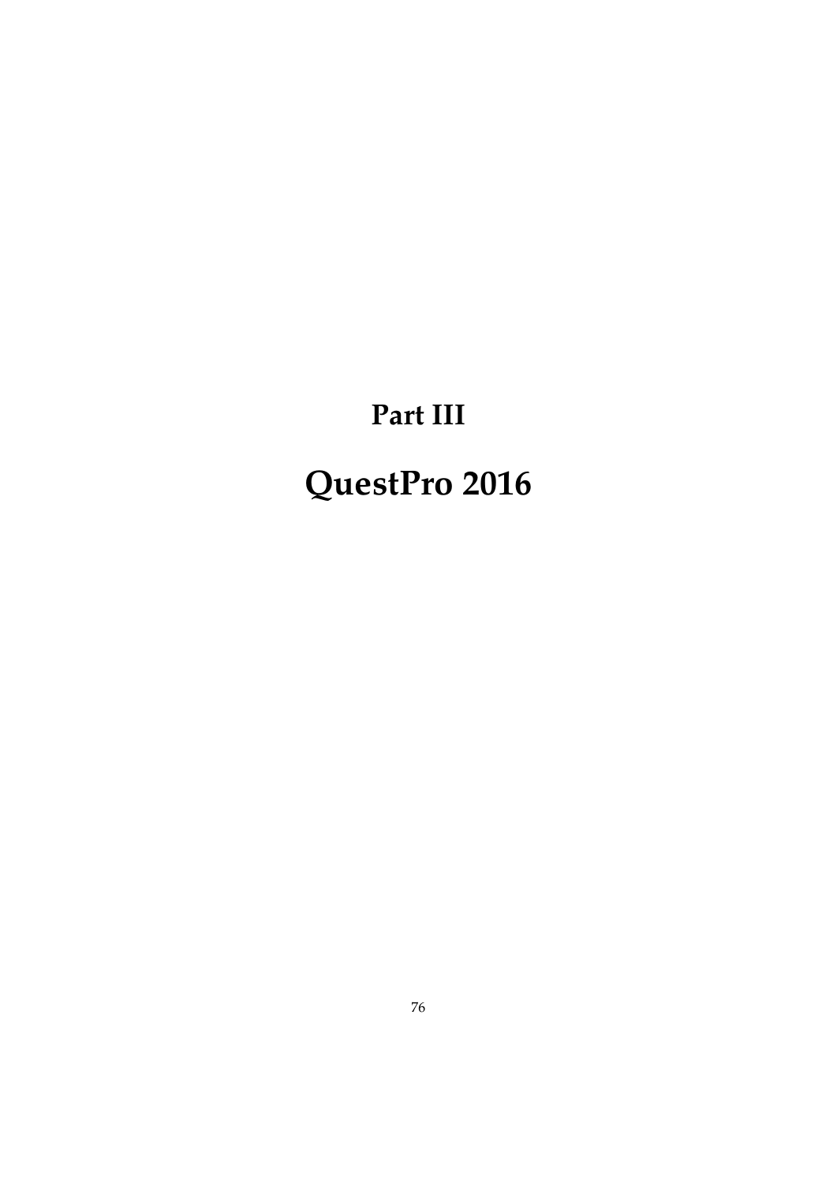# Part III

# QuestPro 2016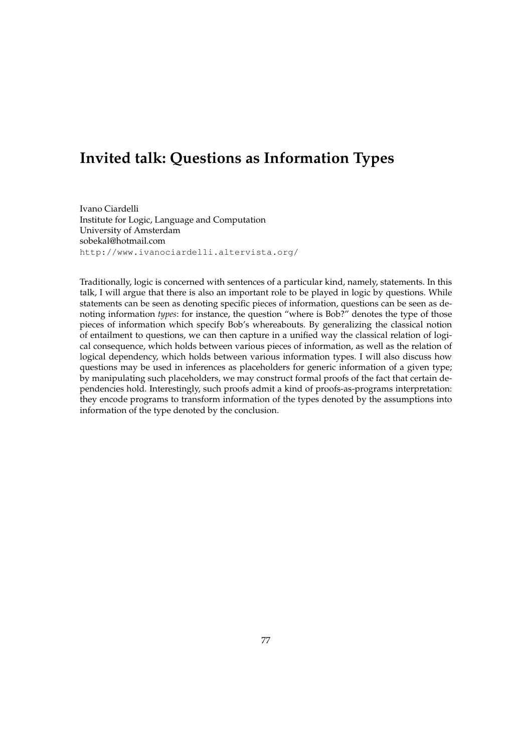# Invited talk: Questions as Information Types

Ivano Ciardelli
Institute for Logic, Language and Computation
University of Amsterdam
sobekal@hotmail.com
http://www.ivanociardelli.altervista.org/

Traditionally, logic is concerned with sentences of a particular kind, namely, statements. In this talk, I will argue that there is also an important role to be played in logic by questions. While statements can be seen as denoting specific pieces of information, questions can be seen as denoting information *types*: for instance, the question "where is Bob?" denotes the type of those pieces of information which specify Bob's whereabouts. By generalizing the classical notion of entailment to questions, we can then capture in a unified way the classical relation of logical consequence, which holds between various pieces of information, as well as the relation of logical dependency, which holds between various information types. I will also discuss how questions may be used in inferences as placeholders for generic information of a given type; by manipulating such placeholders, we may construct formal proofs of the fact that certain dependencies hold. Interestingly, such proofs admit a kind of proofs-as-programs interpretation: they encode programs to transform information of the types denoted by the assumptions into information of the type denoted by the conclusion.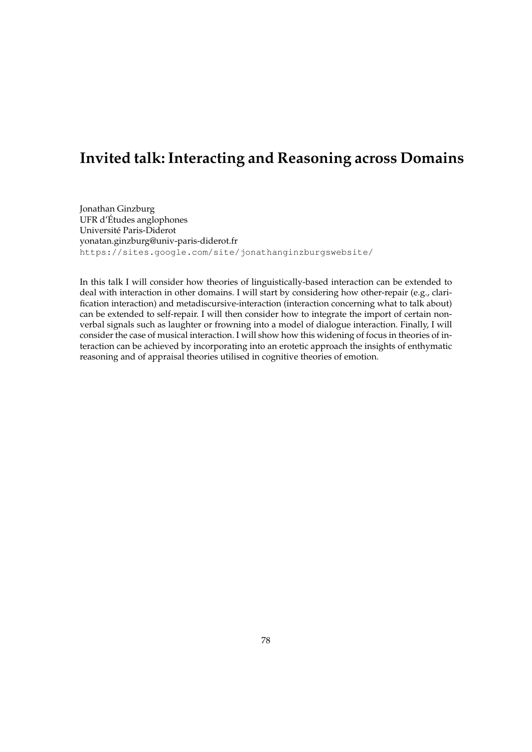# Invited talk: Interacting and Reasoning across Domains

Jonathan Ginzburg
UFR d'Études anglophones
Université Paris-Diderot
yonatan.ginzburg@univ-paris-diderot.fr
https://sites.google.com/site/jonathanginzburgswebsite/

In this talk I will consider how theories of linguistically-based interaction can be extended to deal with interaction in other domains. I will start by considering how other-repair (e.g., clarification interaction) and metadiscursive-interaction (interaction concerning what to talk about) can be extended to self-repair. I will then consider how to integrate the import of certain non-verbal signals such as laughter or frowning into a model of dialogue interaction. Finally, I will consider the case of musical interaction. I will show how this widening of focus in theories of interaction can be achieved by incorporating into an erotetic approach the insights of enthymatic reasoning and of appraisal theories utilised in cognitive theories of emotion.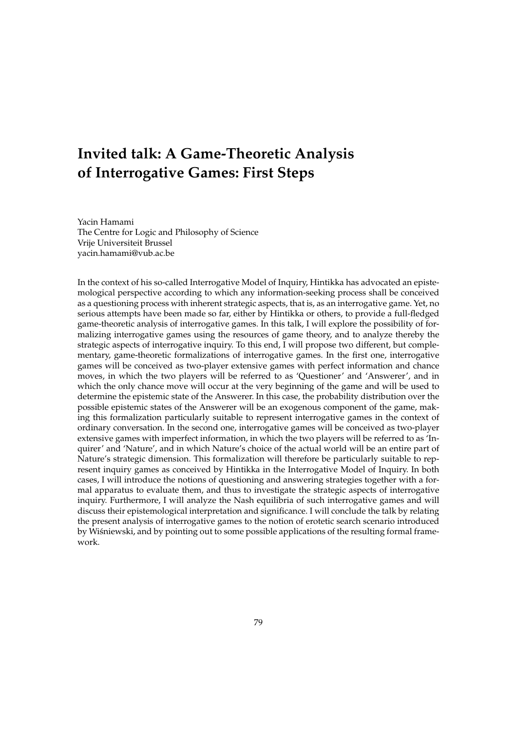# Invited talk: A Game-Theoretic Analysis of Interrogative Games: First Steps

Yacin Hamami
The Centre for Logic and Philosophy of Science
Vrije Universiteit Brussel
yacin.hamami@vub.ac.be

In the context of his so-called Interrogative Model of Inquiry, Hintikka has advocated an epistemological perspective according to which any information-seeking process shall be conceived as a questioning process with inherent strategic aspects, that is, as an interrogative game. Yet, no serious attempts have been made so far, either by Hintikka or others, to provide a full-fledged game-theoretic analysis of interrogative games. In this talk, I will explore the possibility of formalizing interrogative games using the resources of game theory, and to analyze thereby the strategic aspects of interrogative inquiry. To this end, I will propose two different, but complementary, game-theoretic formalizations of interrogative games. In the first one, interrogative games will be conceived as two-player extensive games with perfect information and chance moves, in which the two players will be referred to as 'Questioner' and 'Answerer', and in which the only chance move will occur at the very beginning of the game and will be used to determine the epistemic state of the Answerer. In this case, the probability distribution over the possible epistemic states of the Answerer will be an exogenous component of the game, making this formalization particularly suitable to represent interrogative games in the context of ordinary conversation. In the second one, interrogative games will be conceived as two-player extensive games with imperfect information, in which the two players will be referred to as 'Inquirer' and 'Nature', and in which Nature's choice of the actual world will be an entire part of Nature's strategic dimension. This formalization will therefore be particularly suitable to represent inquiry games as conceived by Hintikka in the Interrogative Model of Inquiry. In both cases, I will introduce the notions of questioning and answering strategies together with a formal apparatus to evaluate them, and thus to investigate the strategic aspects of interrogative inquiry. Furthermore, I will analyze the Nash equilibria of such interrogative games and will discuss their epistemological interpretation and significance. I will conclude the talk by relating the present analysis of interrogative games to the notion of erotetic search scenario introduced by Wiśniewski, and by pointing out to some possible applications of the resulting formal framework.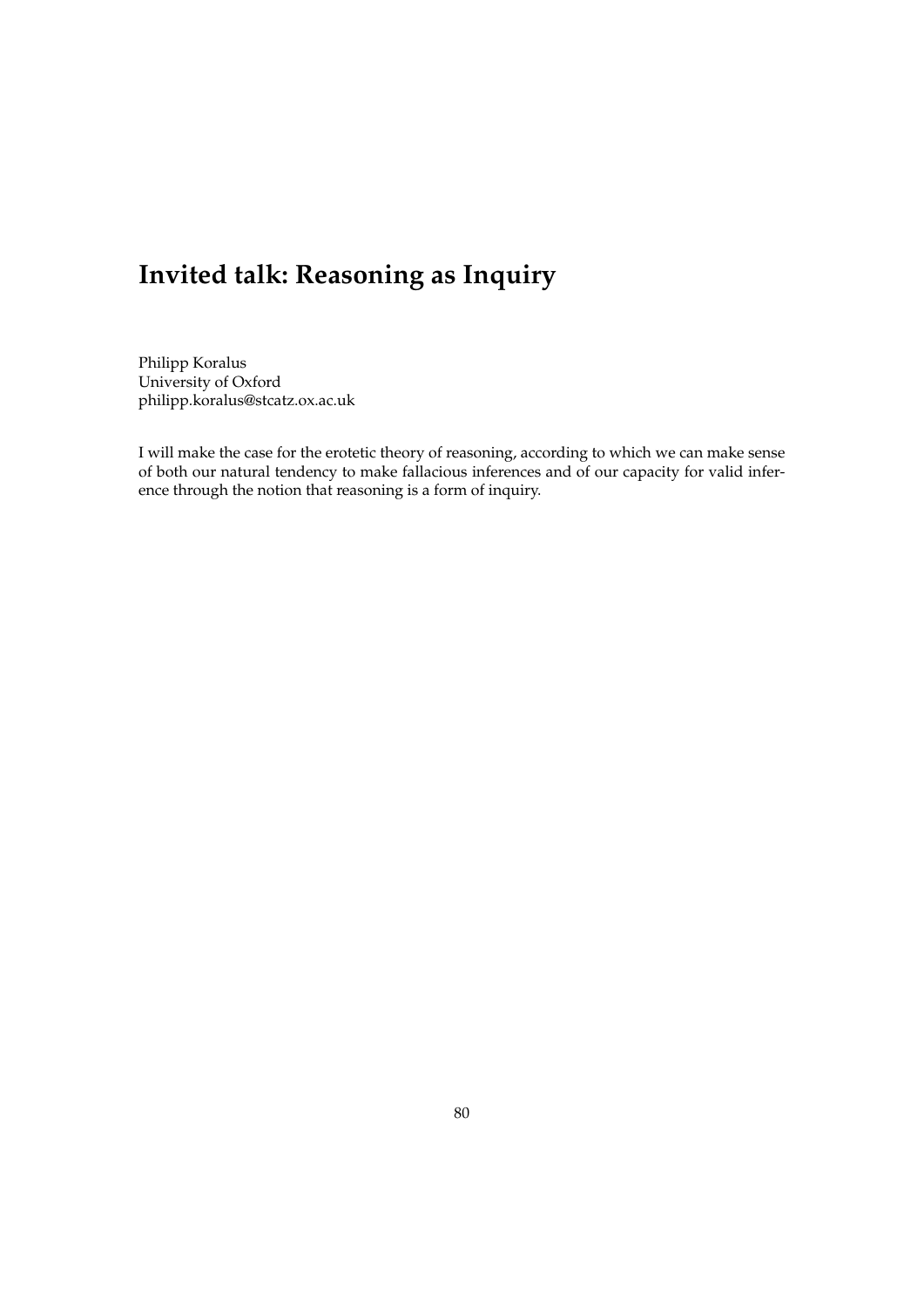# Invited talk: Reasoning as Inquiry

Philipp Koralus
University of Oxford
philipp.koralus@stcatz.ox.ac.uk

I will make the case for the erotetic theory of reasoning, according to which we can make sense of both our natural tendency to make fallacious inferences and of our capacity for valid inference through the notion that reasoning is a form of inquiry.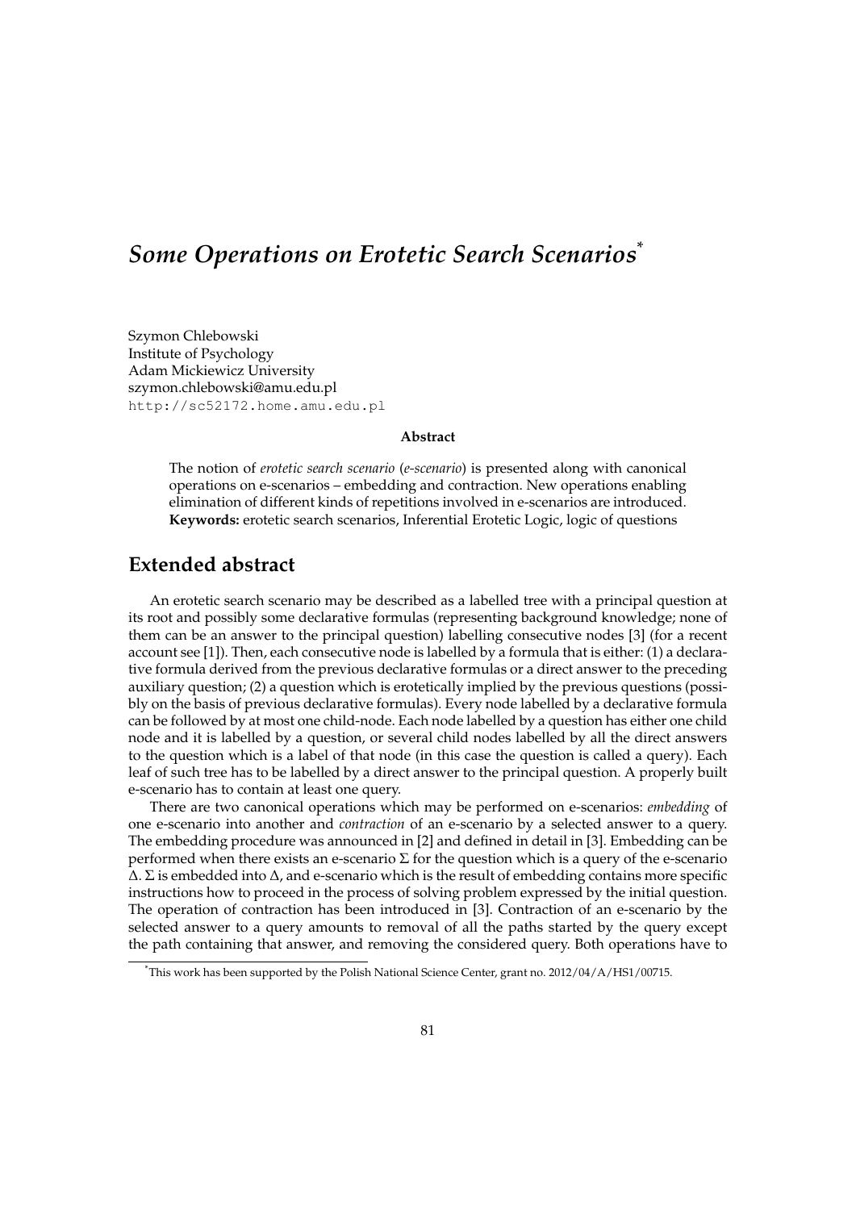# *Some Operations on Erotetic Search Scenarios*[*]

Szymon Chlebowski
Institute of Psychology
Adam Mickiewicz University
szymon.chlebowski@amu.edu.pl
http://sc52172.home.amu.edu.pl

**Abstract**

The notion of *erotetic search scenario* (*e-scenario*) is presented along with canonical operations on e-scenarios – embedding and contraction. New operations enabling elimination of different kinds of repetitions involved in e-scenarios are introduced.
**Keywords:** erotetic search scenarios, Inferential Erotetic Logic, logic of questions

## Extended abstract

An erotetic search scenario may be described as a labelled tree with a principal question at its root and possibly some declarative formulas (representing background knowledge; none of them can be an answer to the principal question) labelling consecutive nodes [3] (for a recent account see [1]). Then, each consecutive node is labelled by a formula that is either: (1) a declarative formula derived from the previous declarative formulas or a direct answer to the preceding auxiliary question; (2) a question which is erotetically implied by the previous questions (possibly on the basis of previous declarative formulas). Every node labelled by a declarative formula can be followed by at most one child-node. Each node labelled by a question has either one child node and it is labelled by a question, or several child nodes labelled by all the direct answers to the question which is a label of that node (in this case the question is called a query). Each leaf of such tree has to be labelled by a direct answer to the principal question. A properly built e-scenario has to contain at least one query.

There are two canonical operations which may be performed on e-scenarios: *embedding* of one e-scenario into another and *contraction* of an e-scenario by a selected answer to a query. The embedding procedure was announced in [2] and defined in detail in [3]. Embedding can be performed when there exists an e-scenario $\Sigma$ for the question which is a query of the e-scenario $\Delta$. $\Sigma$ is embedded into $\Delta$, and e-scenario which is the result of embedding contains more specific instructions how to proceed in the process of solving problem expressed by the initial question. The operation of contraction has been introduced in [3]. Contraction of an e-scenario by the selected answer to a query amounts to removal of all the paths started by the query except the path containing that answer, and removing the considered query. Both operations have to

[*] This work has been supported by the Polish National Science Center, grant no. 2012/04/A/HS1/00715.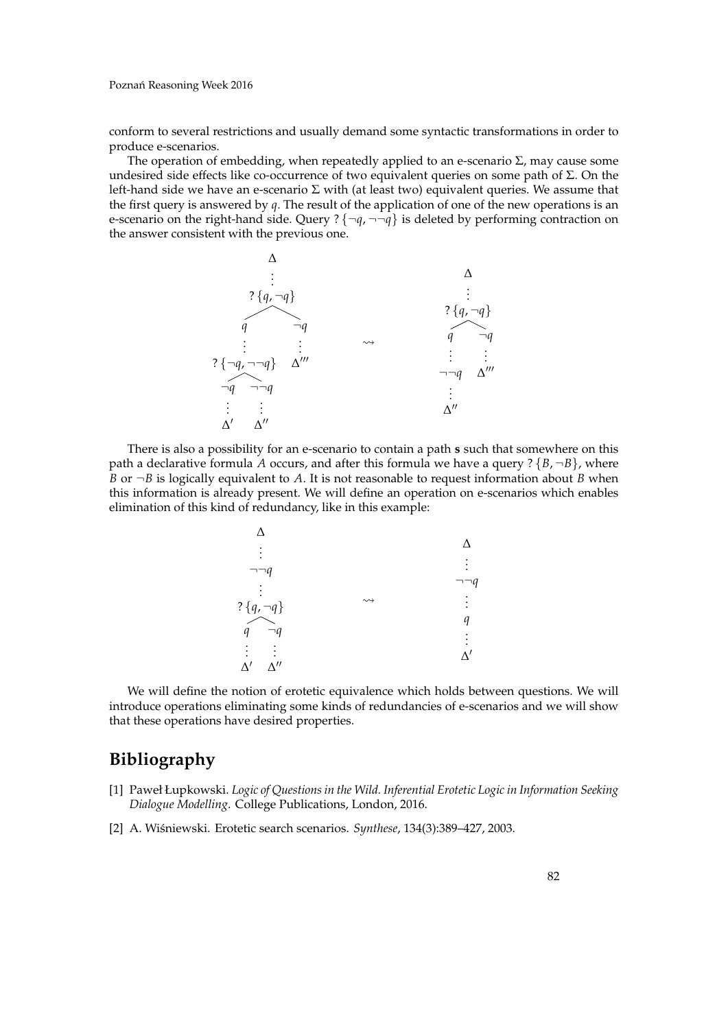conform to several restrictions and usually demand some syntactic transformations in order to produce e-scenarios.

The operation of embedding, when repeatedly applied to an e-scenario $\Sigma$, may cause some undesired side effects like co-occurrence of two equivalent queries on some path of $\Sigma$. On the left-hand side we have an e-scenario $\Sigma$ with (at least two) equivalent queries. We assume that the first query is answered by $q$. The result of the application of one of the new operations is an e-scenario on the right-hand side. Query $?\{\neg q, \neg\neg q\}$ is deleted by performing contraction on the answer consistent with the previous one.

$$
\begin{array}{ccc}
\begin{array}{c}
\Delta \\
\vdots \\
?\{q, \neg q\} \\
\begin{array}{cc} q & \neg q \\ \vdots & \vdots \\ ?\{\neg q, \neg\neg q\} & \Delta''' \\ \begin{array}{cc} \neg q & \neg\neg q \\ \vdots & \vdots \\ \Delta' & \Delta'' \end{array} & \end{array}
\end{array}
& \rightsquigarrow &
\begin{array}{c}
\Delta \\
\vdots \\
?\{q, \neg q\} \\
\begin{array}{cc} q & \neg q \\ \vdots & \vdots \\ \neg\neg q & \Delta''' \\ \vdots & \\ \Delta'' & \end{array}
\end{array}
\end{array}
$$

There is also a possibility for an e-scenario to contain a path **s** such that somewhere on this path a declarative formula $A$ occurs, and after this formula we have a query $?\{B, \neg B\}$, where $B$ or $\neg B$ is logically equivalent to $A$. It is not reasonable to request information about $B$ when this information is already present. We will define an operation on e-scenarios which enables elimination of this kind of redundancy, like in this example:

$$
\begin{array}{ccc}
\begin{array}{c}
\Delta \\
\vdots \\
\neg\neg q \\
\vdots \\
?\{q, \neg q\} \\
\begin{array}{cc} q & \neg q \\ \vdots & \vdots \\ \Delta' & \Delta'' \end{array}
\end{array}
& \rightsquigarrow &
\begin{array}{c}
\Delta \\
\vdots \\
\neg\neg q \\
\vdots \\
q \\
\vdots \\
\Delta'
\end{array}
\end{array}
$$

We will define the notion of erotetic equivalence which holds between questions. We will introduce operations eliminating some kinds of redundancies of e-scenarios and we will show that these operations have desired properties.

## Bibliography

[1] Paweł Łupkowski. *Logic of Questions in the Wild. Inferential Erotetic Logic in Information Seeking Dialogue Modelling.* College Publications, London, 2016.

[2] A. Wiśniewski. Erotetic search scenarios. *Synthese*, 134(3):389–427, 2003.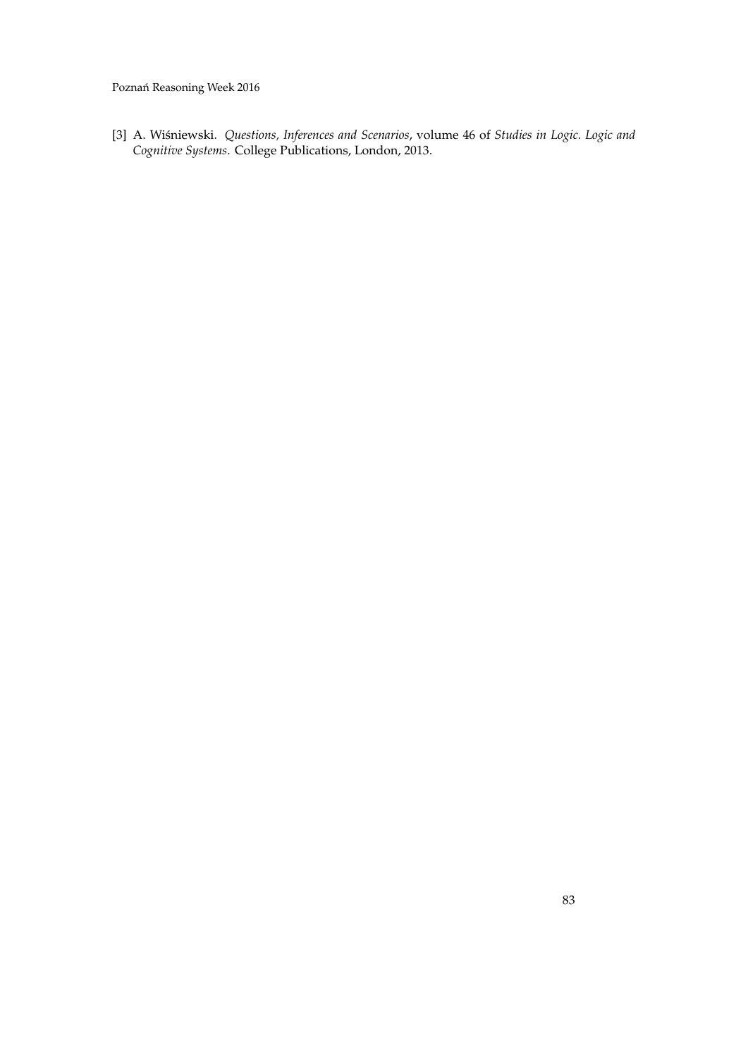[3] A. Wiśniewski. *Questions, Inferences and Scenarios*, volume 46 of *Studies in Logic. Logic and Cognitive Systems*. College Publications, London, 2013.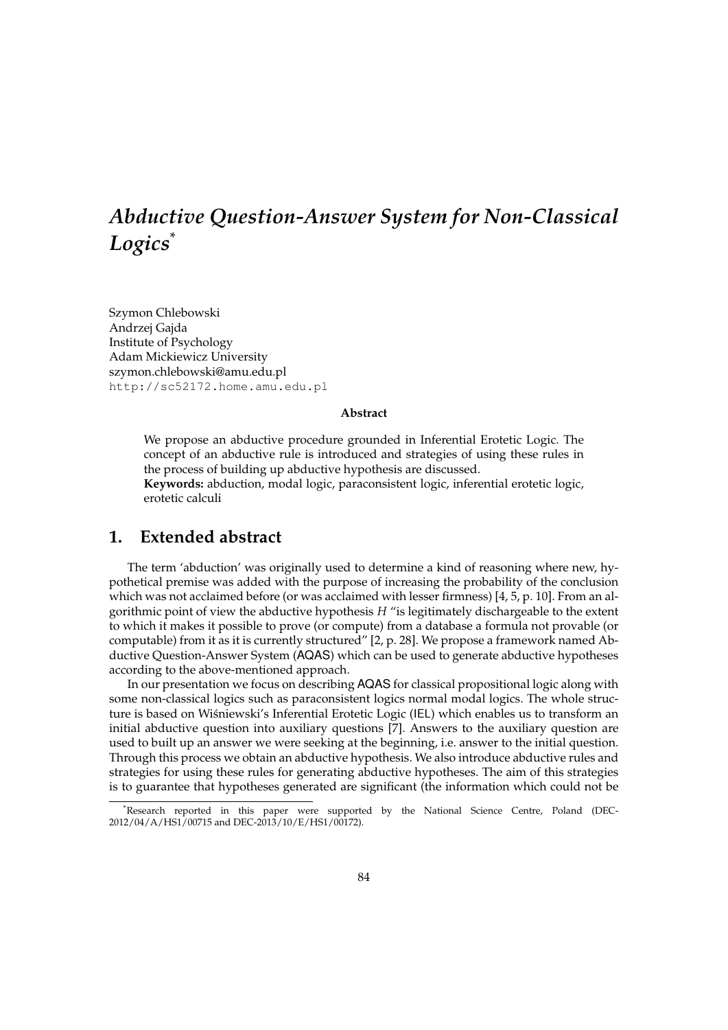# *Abductive Question-Answer System for Non-Classical Logics*[*]

Szymon Chlebowski  
Andrzej Gajda  
Institute of Psychology  
Adam Mickiewicz University  
szymon.chlebowski@amu.edu.pl  
http://sc52172.home.amu.edu.pl

**Abstract**

> We propose an abductive procedure grounded in Inferential Erotetic Logic. The concept of an abductive rule is introduced and strategies of using these rules in the process of building up abductive hypothesis are discussed.
>
> **Keywords:** abduction, modal logic, paraconsistent logic, inferential erotetic logic, erotetic calculi

## 1. Extended abstract

The term 'abduction' was originally used to determine a kind of reasoning where new, hypothetical premise was added with the purpose of increasing the probability of the conclusion which was not acclaimed before (or was acclaimed with lesser firmness) [4, 5, p. 10]. From an algorithmic point of view the abductive hypothesis $H$ "is legitimately dischargeable to the extent to which it makes it possible to prove (or compute) from a database a formula not provable (or computable) from it as it is currently structured" [2, p. 28]. We propose a framework named Abductive Question-Answer System (AQAS) which can be used to generate abductive hypotheses according to the above-mentioned approach.

In our presentation we focus on describing AQAS for classical propositional logic along with some non-classical logics such as paraconsistent logics normal modal logics. The whole structure is based on Wiśniewski's Inferential Erotetic Logic (IEL) which enables us to transform an initial abductive question into auxiliary questions [7]. Answers to the auxiliary question are used to built up an answer we were seeking at the beginning, i.e. answer to the initial question. Through this process we obtain an abductive hypothesis. We also introduce abductive rules and strategies for using these rules for generating abductive hypotheses. The aim of this strategies is to guarantee that hypotheses generated are significant (the information which could not be

[*] Research reported in this paper were supported by the National Science Centre, Poland (DEC-2012/04/A/HS1/00715 and DEC-2013/10/E/HS1/00172).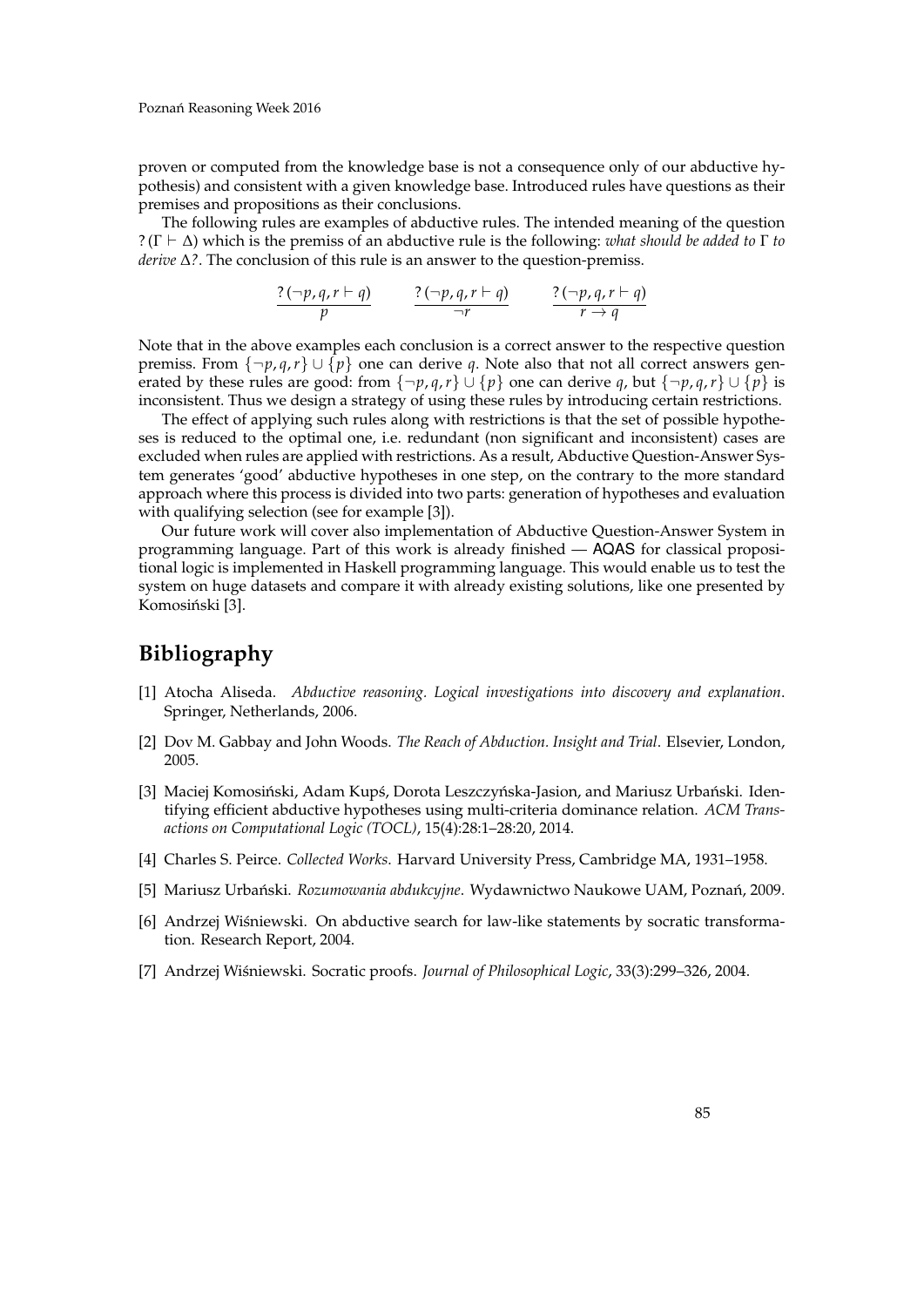proven or computed from the knowledge base is not a consequence only of our abductive hypothesis) and consistent with a given knowledge base. Introduced rules have questions as their premises and propositions as their conclusions.

The following rules are examples of abductive rules. The intended meaning of the question $?(\Gamma \vdash \Delta)$ which is the premiss of an abductive rule is the following: *what should be added to* $\Gamma$ *to derive* $\Delta$*?*. The conclusion of this rule is an answer to the question-premiss.

$$\frac{?(\neg p, q, r \vdash q)}{p} \qquad \frac{?(\neg p, q, r \vdash q)}{\neg r} \qquad \frac{?(\neg p, q, r \vdash q)}{r \rightarrow q}$$

Note that in the above examples each conclusion is a correct answer to the respective question premiss. From $\{\neg p, q, r\} \cup \{p\}$ one can derive $q$. Note also that not all correct answers generated by these rules are good: from $\{\neg p, q, r\} \cup \{p\}$ one can derive $q$, but $\{\neg p, q, r\} \cup \{p\}$ is inconsistent. Thus we design a strategy of using these rules by introducing certain restrictions.

The effect of applying such rules along with restrictions is that the set of possible hypotheses is reduced to the optimal one, i.e. redundant (non significant and inconsistent) cases are excluded when rules are applied with restrictions. As a result, Abductive Question-Answer System generates 'good' abductive hypotheses in one step, on the contrary to the more standard approach where this process is divided into two parts: generation of hypotheses and evaluation with qualifying selection (see for example [3]).

Our future work will cover also implementation of Abductive Question-Answer System in programming language. Part of this work is already finished — AQAS for classical propositional logic is implemented in Haskell programming language. This would enable us to test the system on huge datasets and compare it with already existing solutions, like one presented by Komosiński [3].

## Bibliography

[1] Atocha Aliseda. *Abductive reasoning. Logical investigations into discovery and explanation*. Springer, Netherlands, 2006.

[2] Dov M. Gabbay and John Woods. *The Reach of Abduction. Insight and Trial*. Elsevier, London, 2005.

[3] Maciej Komosiński, Adam Kupś, Dorota Leszczyńska-Jasion, and Mariusz Urbański. Identifying efficient abductive hypotheses using multi-criteria dominance relation. *ACM Transactions on Computational Logic (TOCL)*, 15(4):28:1–28:20, 2014.

[4] Charles S. Peirce. *Collected Works*. Harvard University Press, Cambridge MA, 1931–1958.

[5] Mariusz Urbański. *Rozumowania abdukcyjne*. Wydawnictwo Naukowe UAM, Poznań, 2009.

[6] Andrzej Wiśniewski. On abductive search for law-like statements by socratic transformation. Research Report, 2004.

[7] Andrzej Wiśniewski. Socratic proofs. *Journal of Philosophical Logic*, 33(3):299–326, 2004.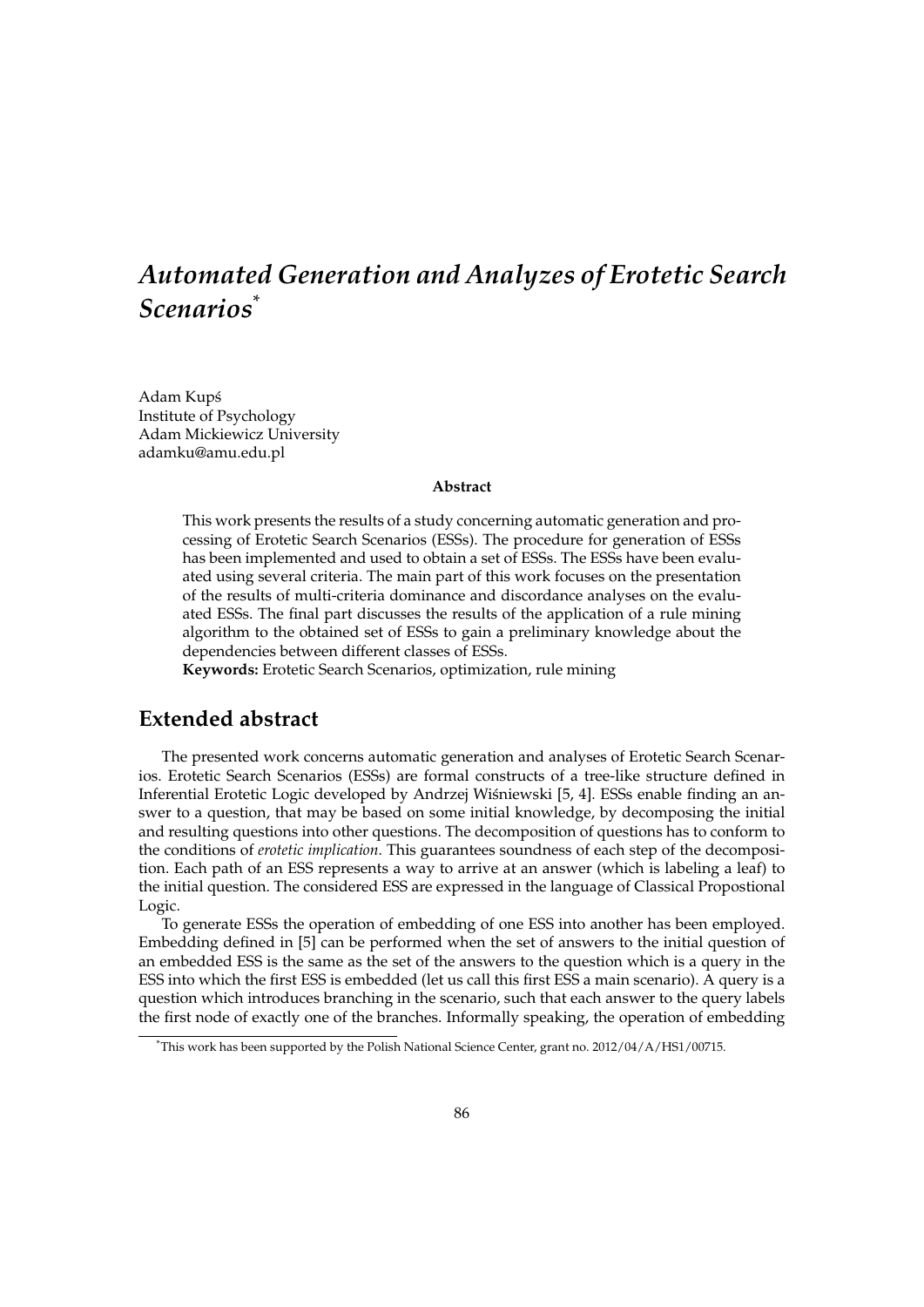# *Automated Generation and Analyzes of Erotetic Search Scenarios*[*]

Adam Kupś
Institute of Psychology
Adam Mickiewicz University
adamku@amu.edu.pl

**Abstract**

This work presents the results of a study concerning automatic generation and processing of Erotetic Search Scenarios (ESSs). The procedure for generation of ESSs has been implemented and used to obtain a set of ESSs. The ESSs have been evaluated using several criteria. The main part of this work focuses on the presentation of the results of multi-criteria dominance and discordance analyses on the evaluated ESSs. The final part discusses the results of the application of a rule mining algorithm to the obtained set of ESSs to gain a preliminary knowledge about the dependencies between different classes of ESSs.

**Keywords:** Erotetic Search Scenarios, optimization, rule mining

## Extended abstract

The presented work concerns automatic generation and analyses of Erotetic Search Scenarios. Erotetic Search Scenarios (ESSs) are formal constructs of a tree-like structure defined in Inferential Erotetic Logic developed by Andrzej Wiśniewski [5, 4]. ESSs enable finding an answer to a question, that may be based on some initial knowledge, by decomposing the initial and resulting questions into other questions. The decomposition of questions has to conform to the conditions of *erotetic implication*. This guarantees soundness of each step of the decomposition. Each path of an ESS represents a way to arrive at an answer (which is labeling a leaf) to the initial question. The considered ESS are expressed in the language of Classical Propostional Logic.

To generate ESSs the operation of embedding of one ESS into another has been employed. Embedding defined in [5] can be performed when the set of answers to the initial question of an embedded ESS is the same as the set of the answers to the question which is a query in the ESS into which the first ESS is embedded (let us call this first ESS a main scenario). A query is a question which introduces branching in the scenario, such that each answer to the query labels the first node of exactly one of the branches. Informally speaking, the operation of embedding

[*] This work has been supported by the Polish National Science Center, grant no. 2012/04/A/HS1/00715.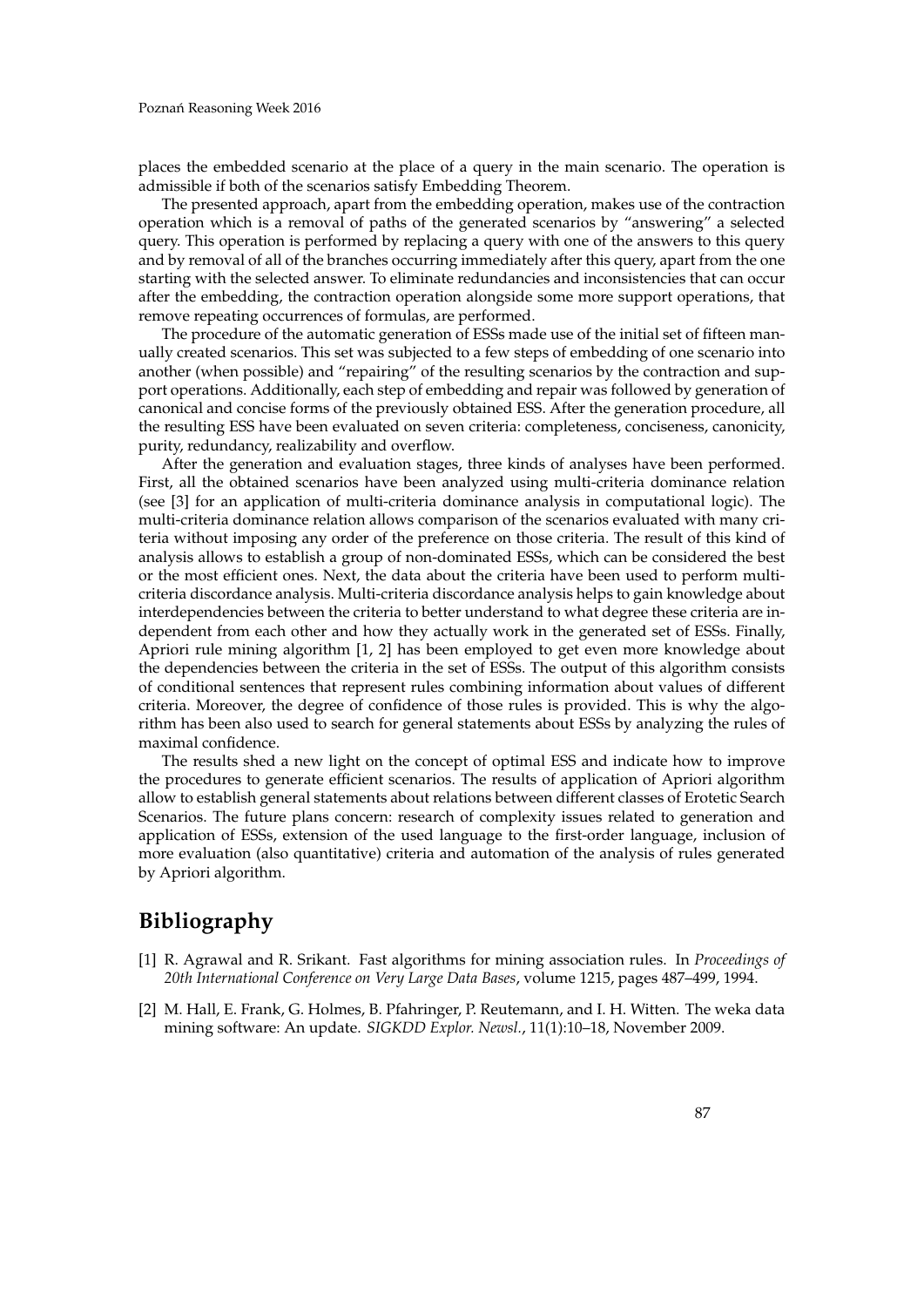places the embedded scenario at the place of a query in the main scenario. The operation is admissible if both of the scenarios satisfy Embedding Theorem.

The presented approach, apart from the embedding operation, makes use of the contraction operation which is a removal of paths of the generated scenarios by "answering" a selected query. This operation is performed by replacing a query with one of the answers to this query and by removal of all of the branches occurring immediately after this query, apart from the one starting with the selected answer. To eliminate redundancies and inconsistencies that can occur after the embedding, the contraction operation alongside some more support operations, that remove repeating occurrences of formulas, are performed.

The procedure of the automatic generation of ESSs made use of the initial set of fifteen manually created scenarios. This set was subjected to a few steps of embedding of one scenario into another (when possible) and "repairing" of the resulting scenarios by the contraction and support operations. Additionally, each step of embedding and repair was followed by generation of canonical and concise forms of the previously obtained ESS. After the generation procedure, all the resulting ESS have been evaluated on seven criteria: completeness, conciseness, canonicity, purity, redundancy, realizability and overflow.

After the generation and evaluation stages, three kinds of analyses have been performed. First, all the obtained scenarios have been analyzed using multi-criteria dominance relation (see [3] for an application of multi-criteria dominance analysis in computational logic). The multi-criteria dominance relation allows comparison of the scenarios evaluated with many criteria without imposing any order of the preference on those criteria. The result of this kind of analysis allows to establish a group of non-dominated ESSs, which can be considered the best or the most efficient ones. Next, the data about the criteria have been used to perform multi-criteria discordance analysis. Multi-criteria discordance analysis helps to gain knowledge about interdependencies between the criteria to better understand to what degree these criteria are independent from each other and how they actually work in the generated set of ESSs. Finally, Apriori rule mining algorithm [1, 2] has been employed to get even more knowledge about the dependencies between the criteria in the set of ESSs. The output of this algorithm consists of conditional sentences that represent rules combining information about values of different criteria. Moreover, the degree of confidence of those rules is provided. This is why the algorithm has been also used to search for general statements about ESSs by analyzing the rules of maximal confidence.

The results shed a new light on the concept of optimal ESS and indicate how to improve the procedures to generate efficient scenarios. The results of application of Apriori algorithm allow to establish general statements about relations between different classes of Erotetic Search Scenarios. The future plans concern: research of complexity issues related to generation and application of ESSs, extension of the used language to the first-order language, inclusion of more evaluation (also quantitative) criteria and automation of the analysis of rules generated by Apriori algorithm.

## Bibliography

[1] R. Agrawal and R. Srikant. Fast algorithms for mining association rules. In *Proceedings of 20th International Conference on Very Large Data Bases*, volume 1215, pages 487–499, 1994.

[2] M. Hall, E. Frank, G. Holmes, B. Pfahringer, P. Reutemann, and I. H. Witten. The weka data mining software: An update. *SIGKDD Explor. Newsl.*, 11(1):10–18, November 2009.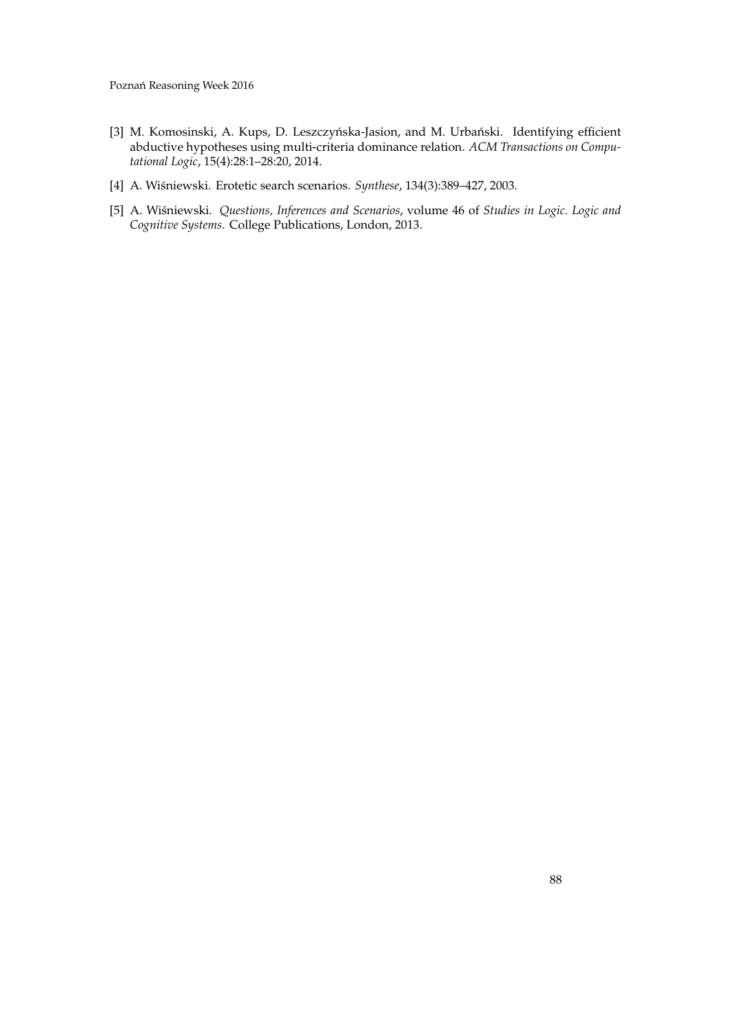[3] M. Komosinski, A. Kups, D. Leszczyńska-Jasion, and M. Urbański. Identifying efficient abductive hypotheses using multi-criteria dominance relation. *ACM Transactions on Computational Logic*, 15(4):28:1–28:20, 2014.

[4] A. Wiśniewski. Erotetic search scenarios. *Synthese*, 134(3):389–427, 2003.

[5] A. Wiśniewski. *Questions, Inferences and Scenarios*, volume 46 of *Studies in Logic. Logic and Cognitive Systems*. College Publications, London, 2013.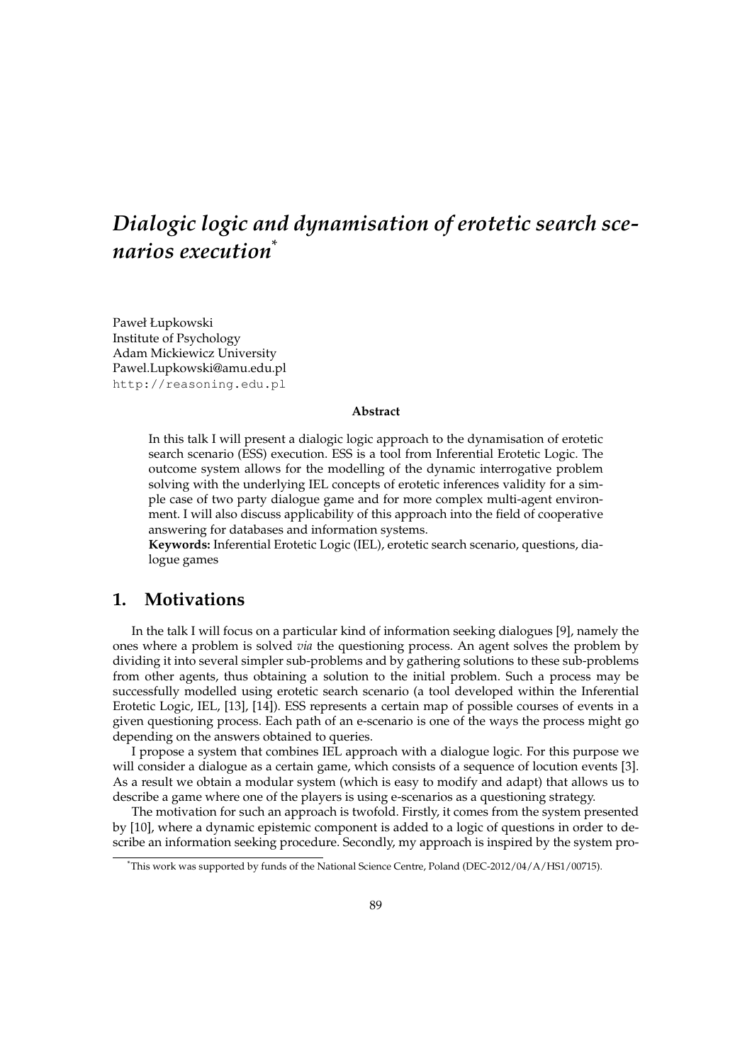# *Dialogic logic and dynamisation of erotetic search scenarios execution*[*]

Paweł Łupkowski
Institute of Psychology
Adam Mickiewicz University
Pawel.Lupkowski@amu.edu.pl
http://reasoning.edu.pl

**Abstract**

In this talk I will present a dialogic logic approach to the dynamisation of erotetic search scenario (ESS) execution. ESS is a tool from Inferential Erotetic Logic. The outcome system allows for the modelling of the dynamic interrogative problem solving with the underlying IEL concepts of erotetic inferences validity for a simple case of two party dialogue game and for more complex multi-agent environment. I will also discuss applicability of this approach into the field of cooperative answering for databases and information systems.

**Keywords:** Inferential Erotetic Logic (IEL), erotetic search scenario, questions, dialogue games

## 1. Motivations

In the talk I will focus on a particular kind of information seeking dialogues [9], namely the ones where a problem is solved *via* the questioning process. An agent solves the problem by dividing it into several simpler sub-problems and by gathering solutions to these sub-problems from other agents, thus obtaining a solution to the initial problem. Such a process may be successfully modelled using erotetic search scenario (a tool developed within the Inferential Erotetic Logic, IEL, [13], [14]). ESS represents a certain map of possible courses of events in a given questioning process. Each path of an e-scenario is one of the ways the process might go depending on the answers obtained to queries.

I propose a system that combines IEL approach with a dialogue logic. For this purpose we will consider a dialogue as a certain game, which consists of a sequence of locution events [3]. As a result we obtain a modular system (which is easy to modify and adapt) that allows us to describe a game where one of the players is using e-scenarios as a questioning strategy.

The motivation for such an approach is twofold. Firstly, it comes from the system presented by [10], where a dynamic epistemic component is added to a logic of questions in order to describe an information seeking procedure. Secondly, my approach is inspired by the system pro-

[*] This work was supported by funds of the National Science Centre, Poland (DEC-2012/04/A/HS1/00715).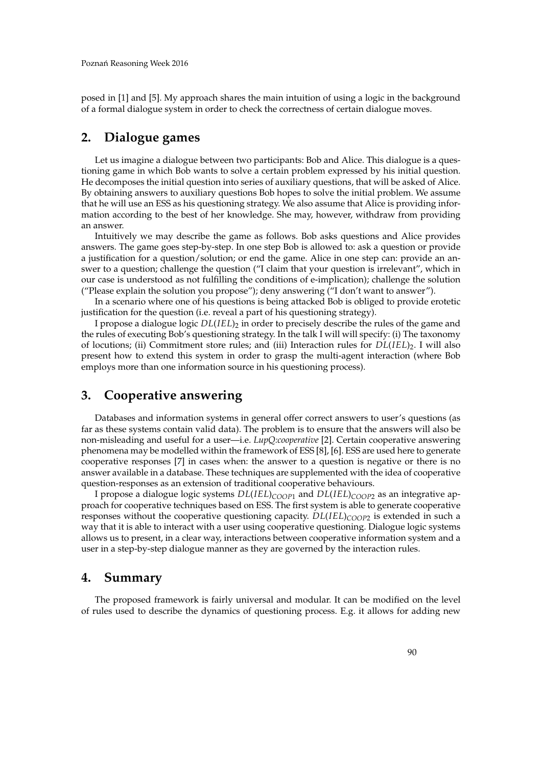posed in [1] and [5]. My approach shares the main intuition of using a logic in the background of a formal dialogue system in order to check the correctness of certain dialogue moves.

## 2. Dialogue games

Let us imagine a dialogue between two participants: Bob and Alice. This dialogue is a questioning game in which Bob wants to solve a certain problem expressed by his initial question. He decomposes the initial question into series of auxiliary questions, that will be asked of Alice. By obtaining answers to auxiliary questions Bob hopes to solve the initial problem. We assume that he will use an ESS as his questioning strategy. We also assume that Alice is providing information according to the best of her knowledge. She may, however, withdraw from providing an answer.

Intuitively we may describe the game as follows. Bob asks questions and Alice provides answers. The game goes step-by-step. In one step Bob is allowed to: ask a question or provide a justification for a question/solution; or end the game. Alice in one step can: provide an answer to a question; challenge the question ("I claim that your question is irrelevant", which in our case is understood as not fulfilling the conditions of e-implication); challenge the solution ("Please explain the solution you propose"); deny answering ("I don't want to answer").

In a scenario where one of his questions is being attacked Bob is obliged to provide erotetic justification for the question (i.e. reveal a part of his questioning strategy).

I propose a dialogue logic $DL(IEL)_2$ in order to precisely describe the rules of the game and the rules of executing Bob's questioning strategy. In the talk I will will specify: (i) The taxonomy of locutions; (ii) Commitment store rules; and (iii) Interaction rules for $DL(IEL)_2$. I will also present how to extend this system in order to grasp the multi-agent interaction (where Bob employs more than one information source in his questioning process).

## 3. Cooperative answering

Databases and information systems in general offer correct answers to user's questions (as far as these systems contain valid data). The problem is to ensure that the answers will also be non-misleading and useful for a user—i.e. *LupQ:cooperative* [2]. Certain cooperative answering phenomena may be modelled within the framework of ESS [8], [6]. ESS are used here to generate cooperative responses [7] in cases when: the answer to a question is negative or there is no answer available in a database. These techniques are supplemented with the idea of cooperative question-responses as an extension of traditional cooperative behaviours.

I propose a dialogue logic systems $DL(IEL)_{COOP1}$ and $DL(IEL)_{COOP2}$ as an integrative approach for cooperative techniques based on ESS. The first system is able to generate cooperative responses without the cooperative questioning capacity. $DL(IEL)_{COOP2}$ is extended in such a way that it is able to interact with a user using cooperative questioning. Dialogue logic systems allows us to present, in a clear way, interactions between cooperative information system and a user in a step-by-step dialogue manner as they are governed by the interaction rules.

## 4. Summary

The proposed framework is fairly universal and modular. It can be modified on the level of rules used to describe the dynamics of questioning process. E.g. it allows for adding new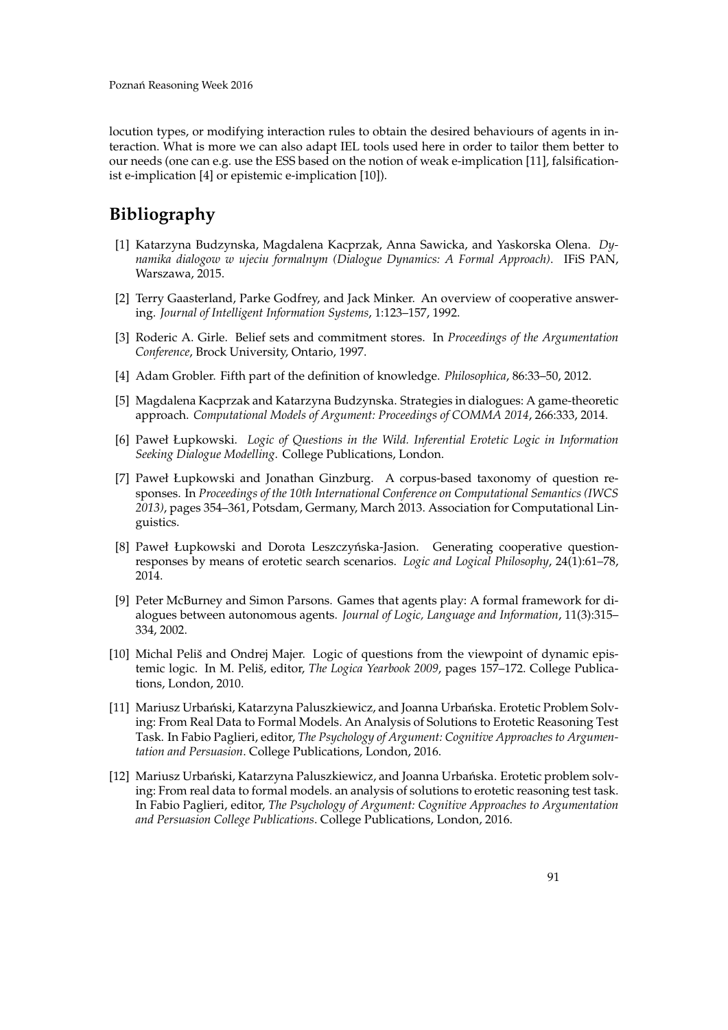locution types, or modifying interaction rules to obtain the desired behaviours of agents in interaction. What is more we can also adapt IEL tools used here in order to tailor them better to our needs (one can e.g. use the ESS based on the notion of weak e-implication [11], falsificationist e-implication [4] or epistemic e-implication [10]).

## Bibliography

[1] Katarzyna Budzynska, Magdalena Kacprzak, Anna Sawicka, and Yaskorska Olena. *Dynamika dialogow w ujeciu formalnym (Dialogue Dynamics: A Formal Approach)*. IFiS PAN, Warszawa, 2015.

[2] Terry Gaasterland, Parke Godfrey, and Jack Minker. An overview of cooperative answering. *Journal of Intelligent Information Systems*, 1:123–157, 1992.

[3] Roderic A. Girle. Belief sets and commitment stores. In *Proceedings of the Argumentation Conference*, Brock University, Ontario, 1997.

[4] Adam Grobler. Fifth part of the definition of knowledge. *Philosophica*, 86:33–50, 2012.

[5] Magdalena Kacprzak and Katarzyna Budzynska. Strategies in dialogues: A game-theoretic approach. *Computational Models of Argument: Proceedings of COMMA 2014*, 266:333, 2014.

[6] Paweł Łupkowski. *Logic of Questions in the Wild. Inferential Erotetic Logic in Information Seeking Dialogue Modelling*. College Publications, London.

[7] Paweł Łupkowski and Jonathan Ginzburg. A corpus-based taxonomy of question responses. In *Proceedings of the 10th International Conference on Computational Semantics (IWCS 2013)*, pages 354–361, Potsdam, Germany, March 2013. Association for Computational Linguistics.

[8] Paweł Łupkowski and Dorota Leszczyńska-Jasion. Generating cooperative question-responses by means of erotetic search scenarios. *Logic and Logical Philosophy*, 24(1):61–78, 2014.

[9] Peter McBurney and Simon Parsons. Games that agents play: A formal framework for dialogues between autonomous agents. *Journal of Logic, Language and Information*, 11(3):315–334, 2002.

[10] Michal Peliš and Ondrej Majer. Logic of questions from the viewpoint of dynamic epistemic logic. In M. Peliš, editor, *The Logica Yearbook 2009*, pages 157–172. College Publications, London, 2010.

[11] Mariusz Urbański, Katarzyna Paluszkiewicz, and Joanna Urbańska. Erotetic Problem Solving: From Real Data to Formal Models. An Analysis of Solutions to Erotetic Reasoning Test Task. In Fabio Paglieri, editor, *The Psychology of Argument: Cognitive Approaches to Argumentation and Persuasion*. College Publications, London, 2016.

[12] Mariusz Urbański, Katarzyna Paluszkiewicz, and Joanna Urbańska. Erotetic problem solving: From real data to formal models. an analysis of solutions to erotetic reasoning test task. In Fabio Paglieri, editor, *The Psychology of Argument: Cognitive Approaches to Argumentation and Persuasion College Publications*. College Publications, London, 2016.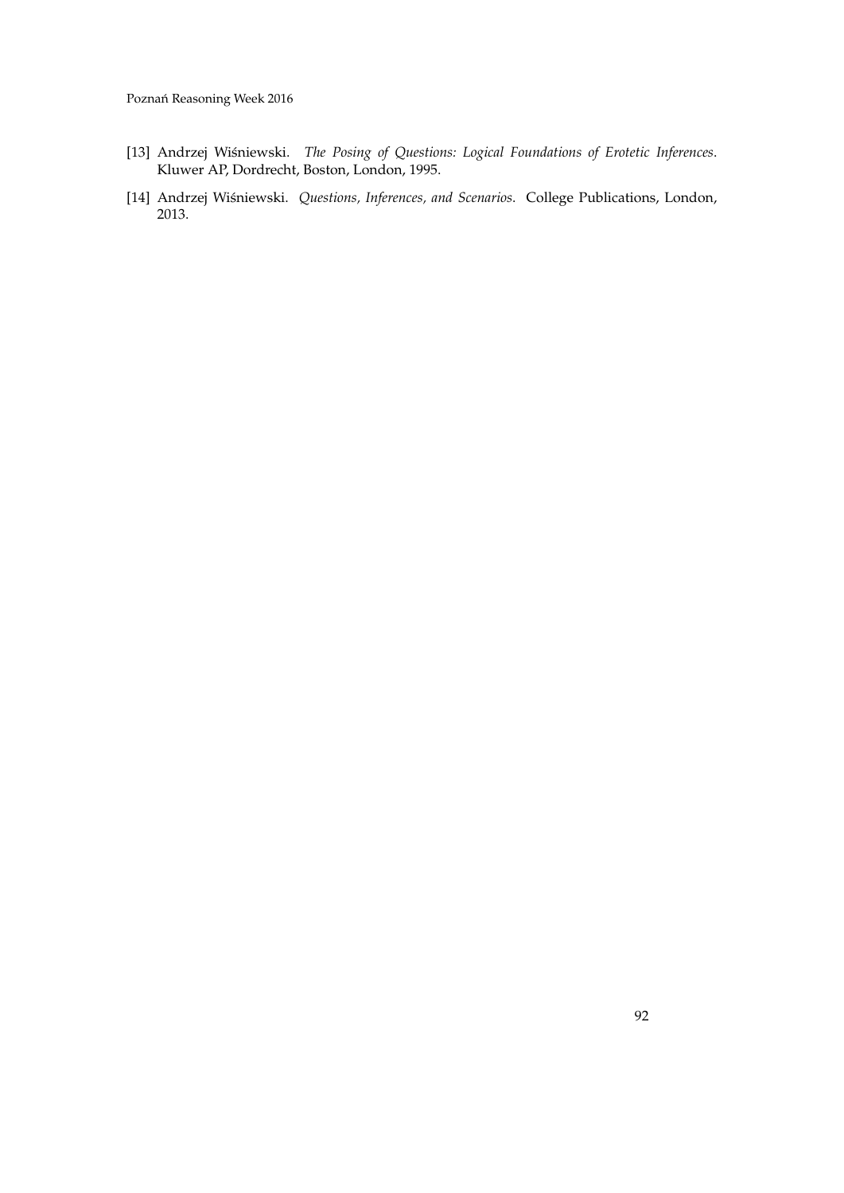[13] Andrzej Wiśniewski. *The Posing of Questions: Logical Foundations of Erotetic Inferences*. Kluwer AP, Dordrecht, Boston, London, 1995.

[14] Andrzej Wiśniewski. *Questions, Inferences, and Scenarios*. College Publications, London, 2013.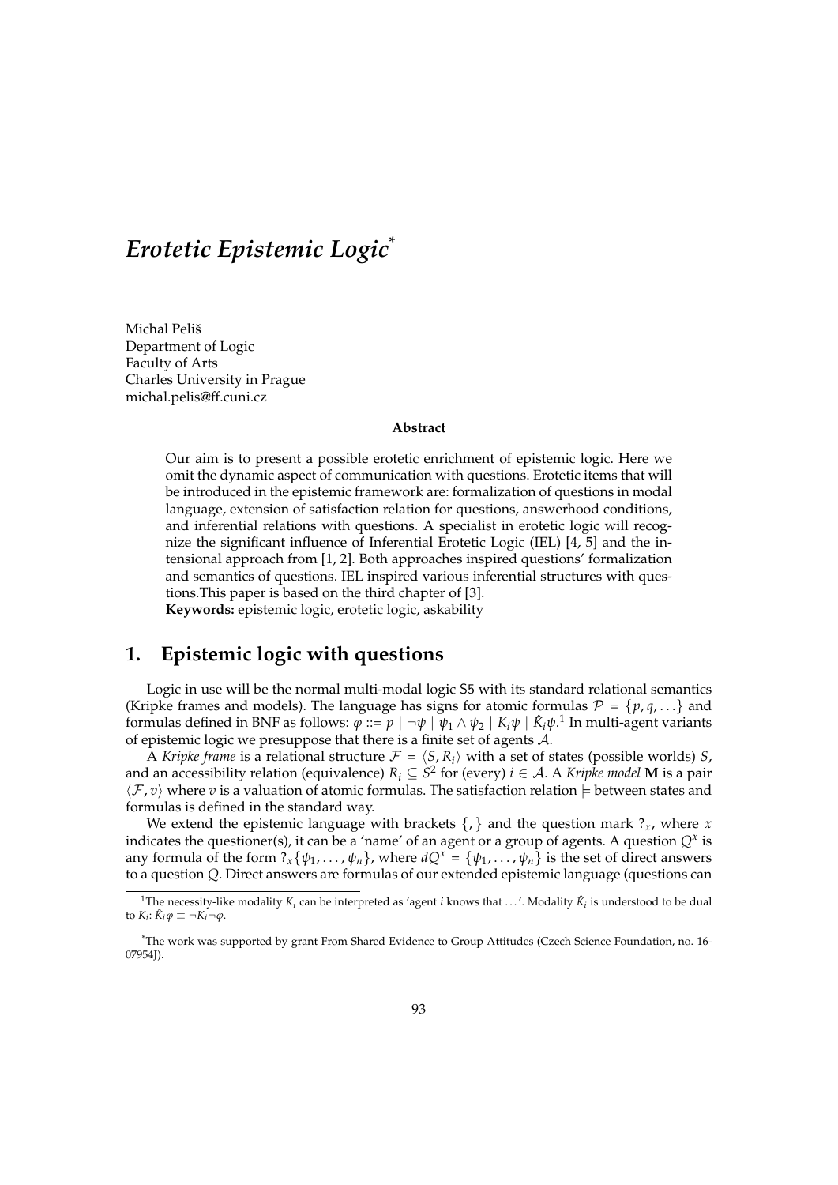# *Erotetic Epistemic Logic*[*]

Michal Peliš  
Department of Logic  
Faculty of Arts  
Charles University in Prague  
michal.pelis@ff.cuni.cz

**Abstract**

Our aim is to present a possible erotetic enrichment of epistemic logic. Here we omit the dynamic aspect of communication with questions. Erotetic items that will be introduced in the epistemic framework are: formalization of questions in modal language, extension of satisfaction relation for questions, answerhood conditions, and inferential relations with questions. A specialist in erotetic logic will recognize the significant influence of Inferential Erotetic Logic (IEL) [4, 5] and the intensional approach from [1, 2]. Both approaches inspired questions' formalization and semantics of questions. IEL inspired various inferential structures with questions.This paper is based on the third chapter of [3].

**Keywords:** epistemic logic, erotetic logic, askability

## 1. Epistemic logic with questions

Logic in use will be the normal multi-modal logic S5 with its standard relational semantics (Kripke frames and models). The language has signs for atomic formulas $\mathcal{P} = \{p, q, \ldots\}$ and formulas defined in BNF as follows: $\varphi ::= p \mid \neg\psi \mid \psi_1 \wedge \psi_2 \mid K_i\psi \mid \hat{K}_i\psi$.[1] In multi-agent variants of epistemic logic we presuppose that there is a finite set of agents $\mathcal{A}$.

A *Kripke frame* is a relational structure $\mathcal{F} = \langle S, R_i \rangle$ with a set of states (possible worlds) $S$, and an accessibility relation (equivalence) $R_i \subseteq S^2$ for (every) $i \in \mathcal{A}$. A *Kripke model* $\mathbf{M}$ is a pair $\langle \mathcal{F}, v \rangle$ where $v$ is a valuation of atomic formulas. The satisfaction relation $\models$ between states and formulas is defined in the standard way.

We extend the epistemic language with brackets $\{,\}$ and the question mark $?_x$, where $x$ indicates the questioner(s), it can be a 'name' of an agent or a group of agents. A question $Q^x$ is any formula of the form $?_x\{\psi_1, \ldots, \psi_n\}$, where $dQ^x = \{\psi_1, \ldots, \psi_n\}$ is the set of direct answers to a question $Q$. Direct answers are formulas of our extended epistemic language (questions can

---

[1] The necessity-like modality $K_i$ can be interpreted as 'agent $i$ knows that …'. Modality $\hat{K}_i$ is understood to be dual to $K_i$: $\hat{K}_i\varphi \equiv \neg K_i\neg\varphi$.

[*] The work was supported by grant From Shared Evidence to Group Attitudes (Czech Science Foundation, no. 16-07954J).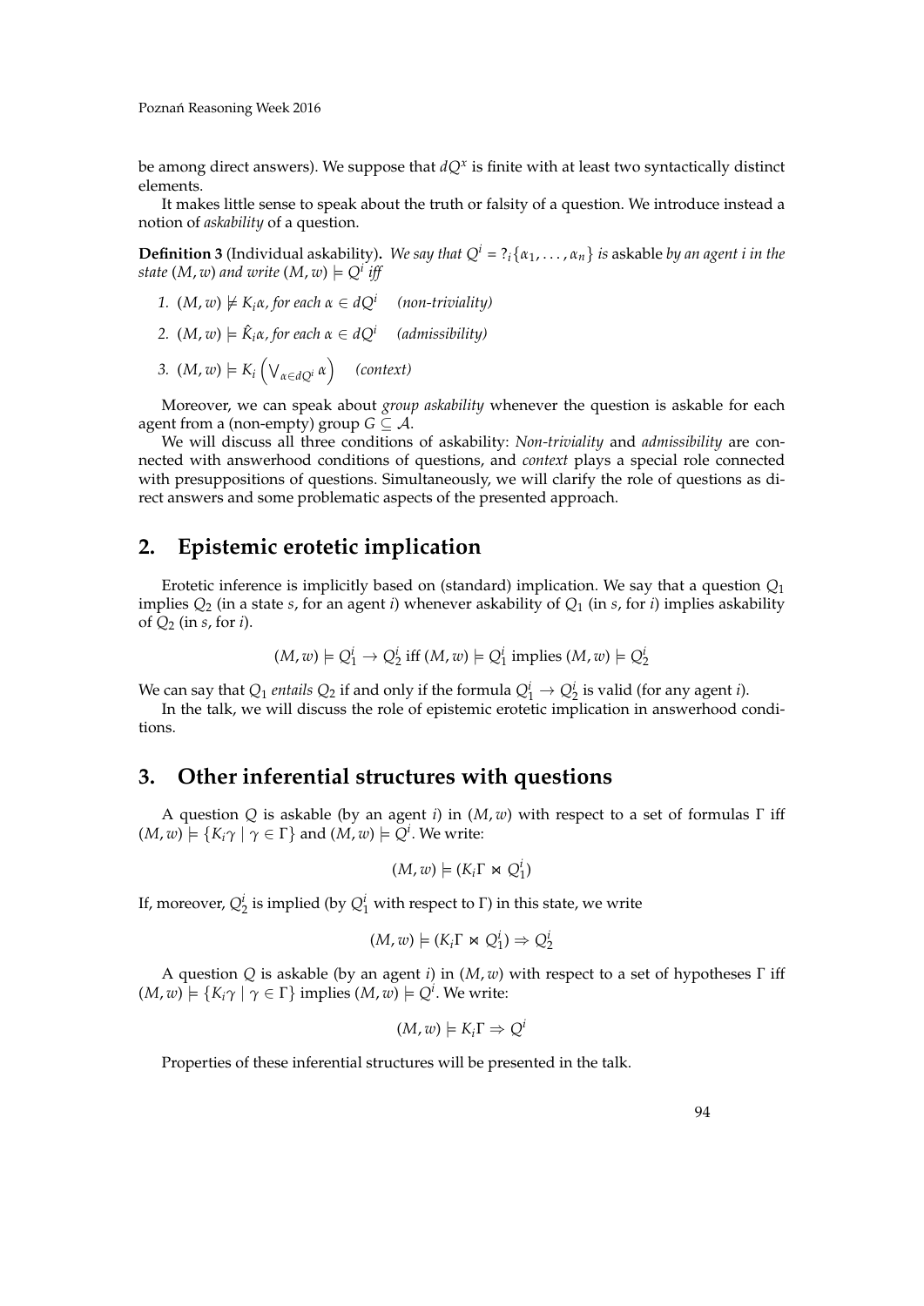be among direct answers). We suppose that $dQ^x$ is finite with at least two syntactically distinct elements.

It makes little sense to speak about the truth or falsity of a question. We introduce instead a notion of *askability* of a question.

**Definition 3** (Individual askability)**.** *We say that $Q^i = ?_i\{\alpha_1, \ldots, \alpha_n\}$ is* askable *by an agent $i$ in the state $(M, w)$ and write $(M, w) \models Q^i$ iff*

1. $(M, w) \not\models K_i\alpha$*, for each* $\alpha \in dQ^i$ *(non-triviality)*
2. $(M, w) \models \hat{K}_i\alpha$*, for each* $\alpha \in dQ^i$ *(admissibility)*
3. $(M, w) \models K_i\left(\bigvee_{\alpha \in dQ^i} \alpha\right)$ *(context)*

Moreover, we can speak about *group askability* whenever the question is askable for each agent from a (non-empty) group $G \subseteq \mathcal{A}$.

We will discuss all three conditions of askability: *Non-triviality* and *admissibility* are connected with answerhood conditions of questions, and *context* plays a special role connected with presuppositions of questions. Simultaneously, we will clarify the role of questions as direct answers and some problematic aspects of the presented approach.

## 2. Epistemic erotetic implication

Erotetic inference is implicitly based on (standard) implication. We say that a question $Q_1$ implies $Q_2$ (in a state $s$, for an agent $i$) whenever askability of $Q_1$ (in $s$, for $i$) implies askability of $Q_2$ (in $s$, for $i$).

$$(M, w) \models Q_1^i \rightarrow Q_2^i \text{ iff } (M, w) \models Q_1^i \text{ implies } (M, w) \models Q_2^i$$

We can say that $Q_1$ *entails* $Q_2$ if and only if the formula $Q_1^i \rightarrow Q_2^i$ is valid (for any agent $i$).

In the talk, we will discuss the role of epistemic erotetic implication in answerhood conditions.

## 3. Other inferential structures with questions

A question $Q$ is askable (by an agent $i$) in $(M, w)$ with respect to a set of formulas $\Gamma$ iff $(M, w) \models \{K_i\gamma \mid \gamma \in \Gamma\}$ and $(M, w) \models Q^i$. We write:

$$(M, w) \models (K_i\Gamma \bowtie Q_1^i)$$

If, moreover, $Q_2^i$ is implied (by $Q_1^i$ with respect to $\Gamma$) in this state, we write

$$(M, w) \models (K_i\Gamma \bowtie Q_1^i) \Rightarrow Q_2^i$$

A question $Q$ is askable (by an agent $i$) in $(M, w)$ with respect to a set of hypotheses $\Gamma$ iff $(M, w) \models \{K_i\gamma \mid \gamma \in \Gamma\}$ implies $(M, w) \models Q^i$. We write:

$$(M, w) \models K_i\Gamma \Rightarrow Q^i$$

Properties of these inferential structures will be presented in the talk.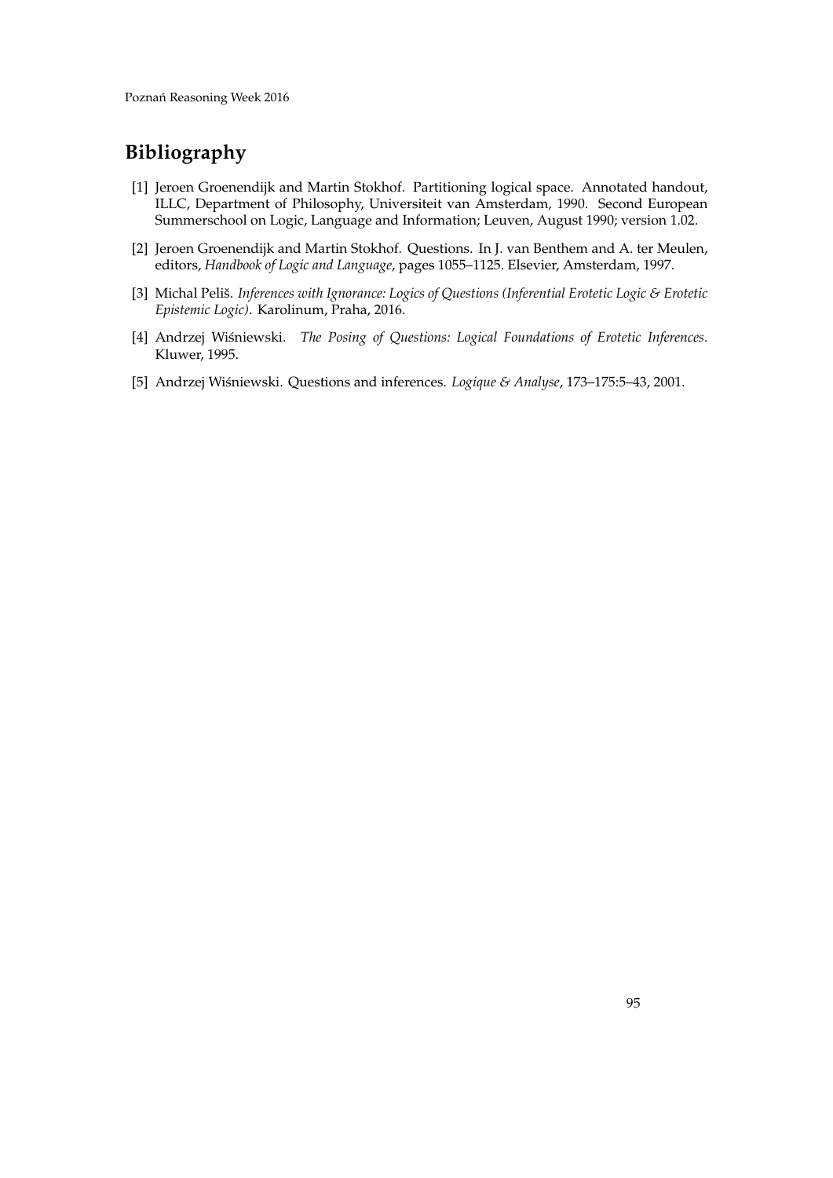## Bibliography

[1] Jeroen Groenendijk and Martin Stokhof. Partitioning logical space. Annotated handout, ILLC, Department of Philosophy, Universiteit van Amsterdam, 1990. Second European Summerschool on Logic, Language and Information; Leuven, August 1990; version 1.02.

[2] Jeroen Groenendijk and Martin Stokhof. Questions. In J. van Benthem and A. ter Meulen, editors, *Handbook of Logic and Language*, pages 1055–1125. Elsevier, Amsterdam, 1997.

[3] Michal Peliš. *Inferences with Ignorance: Logics of Questions (Inferential Erotetic Logic & Erotetic Epistemic Logic)*. Karolinum, Praha, 2016.

[4] Andrzej Wiśniewski. *The Posing of Questions: Logical Foundations of Erotetic Inferences*. Kluwer, 1995.

[5] Andrzej Wiśniewski. Questions and inferences. *Logique & Analyse*, 173–175:5–43, 2001.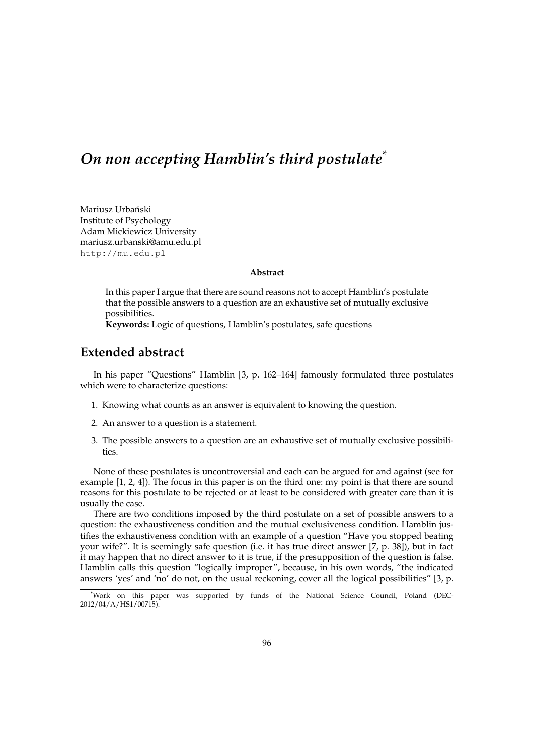#### *On non accepting Hamblin's third postulate*[*]

Mariusz Urbański
Institute of Psychology
Adam Mickiewicz University
mariusz.urbanski@amu.edu.pl
http://mu.edu.pl

**Abstract**

In this paper I argue that there are sound reasons not to accept Hamblin's postulate that the possible answers to a question are an exhaustive set of mutually exclusive possibilities.

**Keywords:** Logic of questions, Hamblin's postulates, safe questions

## Extended abstract

In his paper "Questions" Hamblin [3, p. 162–164] famously formulated three postulates which were to characterize questions:

1. Knowing what counts as an answer is equivalent to knowing the question.
2. An answer to a question is a statement.
3. The possible answers to a question are an exhaustive set of mutually exclusive possibilities.

None of these postulates is uncontroversial and each can be argued for and against (see for example [1, 2, 4]). The focus in this paper is on the third one: my point is that there are sound reasons for this postulate to be rejected or at least to be considered with greater care than it is usually the case.

There are two conditions imposed by the third postulate on a set of possible answers to a question: the exhaustiveness condition and the mutual exclusiveness condition. Hamblin justifies the exhaustiveness condition with an example of a question "Have you stopped beating your wife?". It is seemingly safe question (i.e. it has true direct answer [7, p. 38]), but in fact it may happen that no direct answer to it is true, if the presupposition of the question is false. Hamblin calls this question "logically improper", because, in his own words, "the indicated answers 'yes' and 'no' do not, on the usual reckoning, cover all the logical possibilities" [3, p.

[*] Work on this paper was supported by funds of the National Science Council, Poland (DEC-2012/04/A/HS1/00715).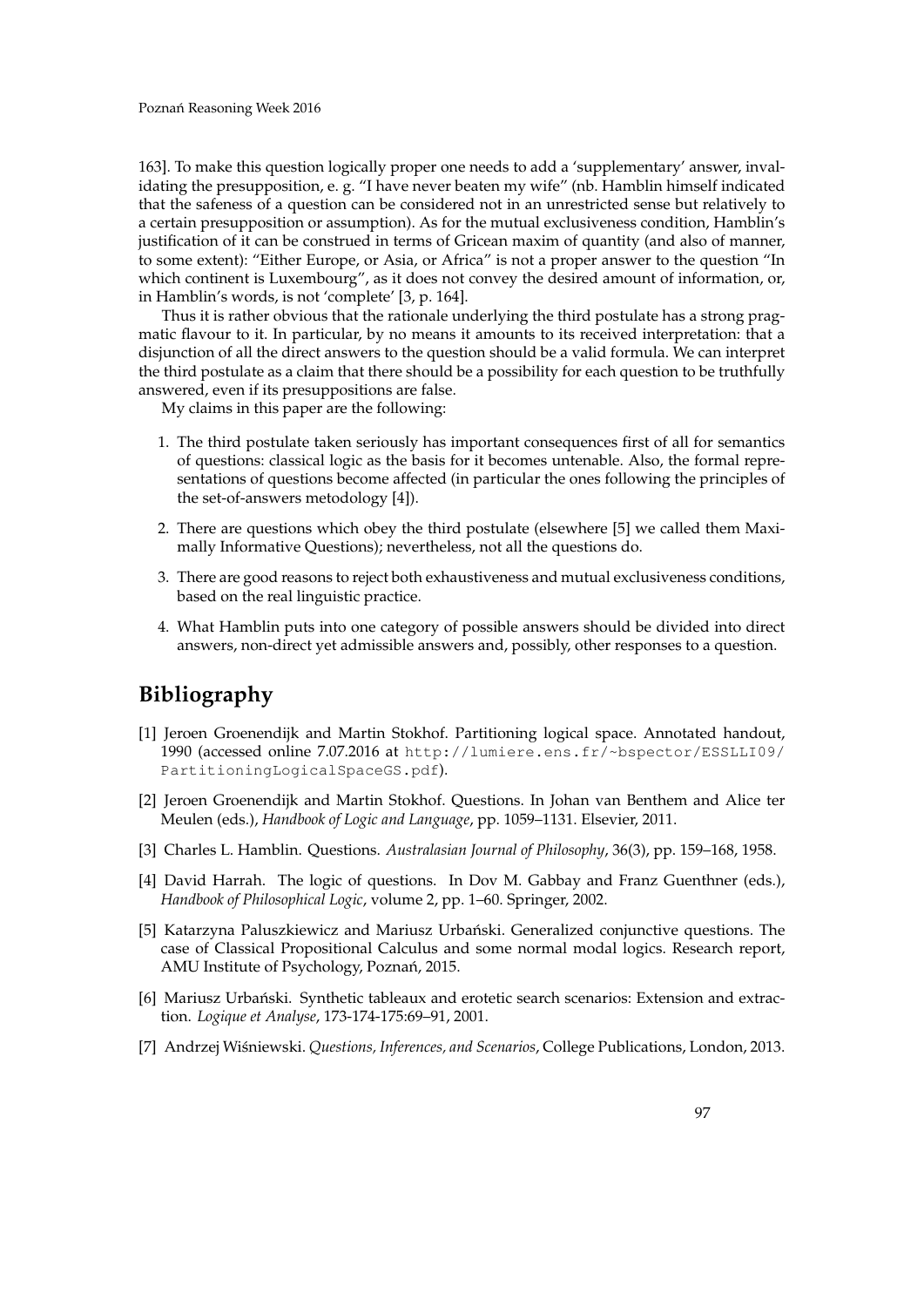163]. To make this question logically proper one needs to add a 'supplementary' answer, invalidating the presupposition, e. g. "I have never beaten my wife" (nb. Hamblin himself indicated that the safeness of a question can be considered not in an unrestricted sense but relatively to a certain presupposition or assumption). As for the mutual exclusiveness condition, Hamblin's justification of it can be construed in terms of Gricean maxim of quantity (and also of manner, to some extent): "Either Europe, or Asia, or Africa" is not a proper answer to the question "In which continent is Luxembourg", as it does not convey the desired amount of information, or, in Hamblin's words, is not 'complete' [3, p. 164].

Thus it is rather obvious that the rationale underlying the third postulate has a strong pragmatic flavour to it. In particular, by no means it amounts to its received interpretation: that a disjunction of all the direct answers to the question should be a valid formula. We can interpret the third postulate as a claim that there should be a possibility for each question to be truthfully answered, even if its presuppositions are false.

My claims in this paper are the following:

1. The third postulate taken seriously has important consequences first of all for semantics of questions: classical logic as the basis for it becomes untenable. Also, the formal representations of questions become affected (in particular the ones following the principles of the set-of-answers metodology [4]).
2. There are questions which obey the third postulate (elsewhere [5] we called them Maximally Informative Questions); nevertheless, not all the questions do.
3. There are good reasons to reject both exhaustiveness and mutual exclusiveness conditions, based on the real linguistic practice.
4. What Hamblin puts into one category of possible answers should be divided into direct answers, non-direct yet admissible answers and, possibly, other responses to a question.

## Bibliography

[1] Jeroen Groenendijk and Martin Stokhof. Partitioning logical space. Annotated handout, 1990 (accessed online 7.07.2016 at http://lumiere.ens.fr/~bspector/ESSLLI09/PartitioningLogicalSpaceGS.pdf).

[2] Jeroen Groenendijk and Martin Stokhof. Questions. In Johan van Benthem and Alice ter Meulen (eds.), *Handbook of Logic and Language*, pp. 1059–1131. Elsevier, 2011.

[3] Charles L. Hamblin. Questions. *Australasian Journal of Philosophy*, 36(3), pp. 159–168, 1958.

[4] David Harrah. The logic of questions. In Dov M. Gabbay and Franz Guenthner (eds.), *Handbook of Philosophical Logic*, volume 2, pp. 1–60. Springer, 2002.

[5] Katarzyna Paluszkiewicz and Mariusz Urbański. Generalized conjunctive questions. The case of Classical Propositional Calculus and some normal modal logics. Research report, AMU Institute of Psychology, Poznań, 2015.

[6] Mariusz Urbański. Synthetic tableaux and erotetic search scenarios: Extension and extraction. *Logique et Analyse*, 173-174-175:69–91, 2001.

[7] Andrzej Wiśniewski. *Questions, Inferences, and Scenarios*, College Publications, London, 2013.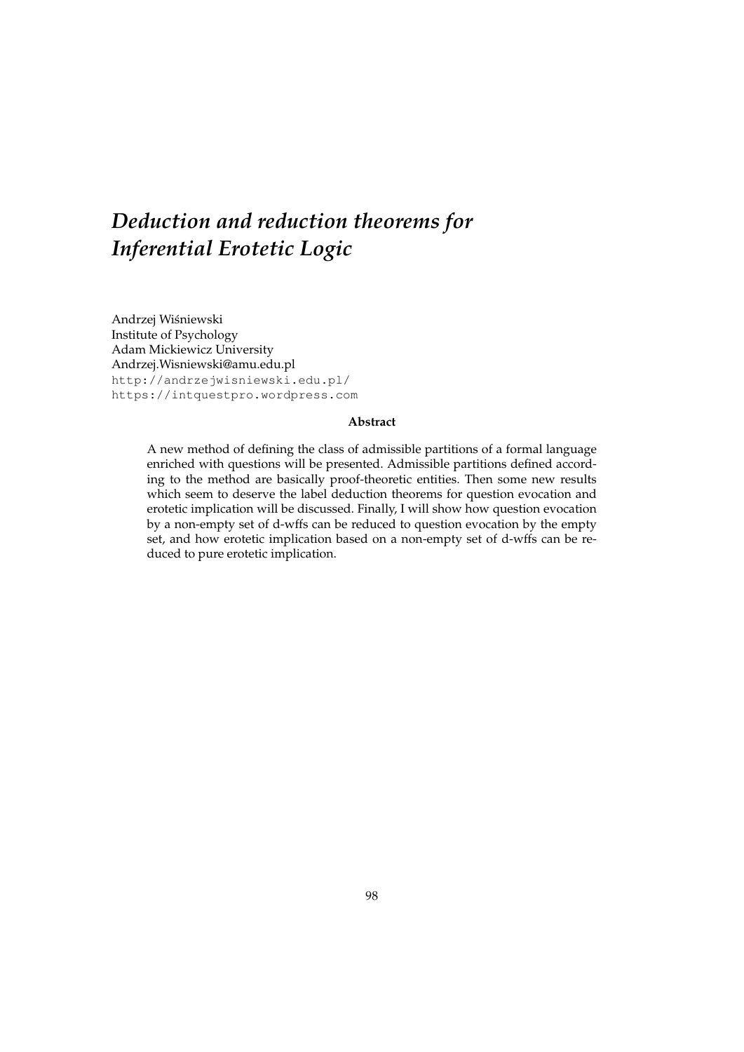# *Deduction and reduction theorems for Inferential Erotetic Logic*

Andrzej Wiśniewski
Institute of Psychology
Adam Mickiewicz University
Andrzej.Wisniewski@amu.edu.pl
`http://andrzejwisniewski.edu.pl/`
`https://intquestpro.wordpress.com`

**Abstract**

A new method of defining the class of admissible partitions of a formal language enriched with questions will be presented. Admissible partitions defined according to the method are basically proof-theoretic entities. Then some new results which seem to deserve the label deduction theorems for question evocation and erotetic implication will be discussed. Finally, I will show how question evocation by a non-empty set of d-wffs can be reduced to question evocation by the empty set, and how erotetic implication based on a non-empty set of d-wffs can be reduced to pure erotetic implication.